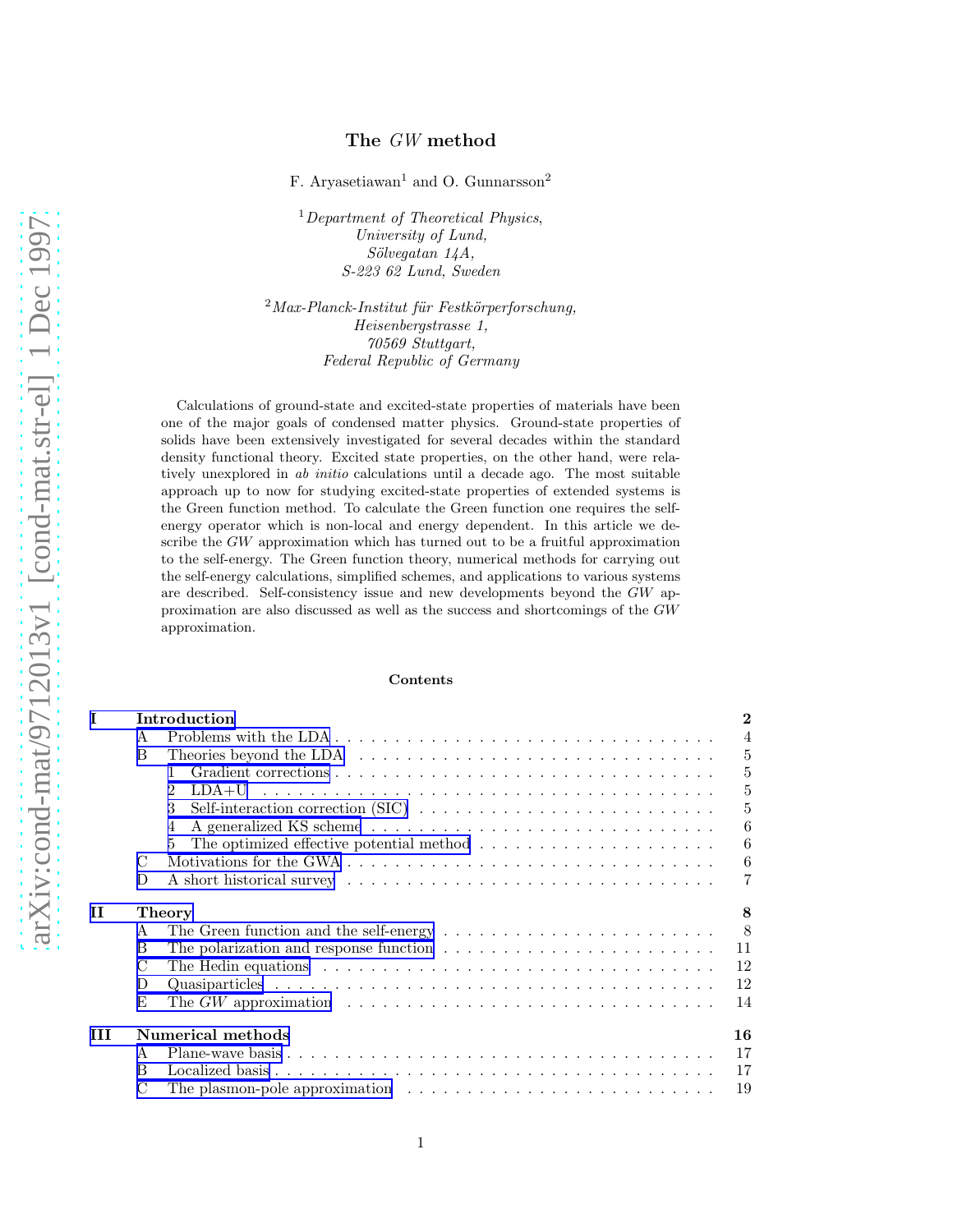# The *GW* method

F. Aryasetiawan[1] and O. Gunnarsson[2]

[1] *Department of Theoretical Physics,*
*University of Lund,*
*Sölvegatan 14A,*
*S-223 62 Lund, Sweden*

[2] *Max-Planck-Institut für Festkörperforschung,*
*Heisenbergstrasse 1,*
*70569 Stuttgart,*
*Federal Republic of Germany*

Calculations of ground-state and excited-state properties of materials have been one of the major goals of condensed matter physics. Ground-state properties of solids have been extensively investigated for several decades within the standard density functional theory. Excited state properties, on the other hand, were relatively unexplored in *ab initio* calculations until a decade ago. The most suitable approach up to now for studying excited-state properties of extended systems is the Green function method. To calculate the Green function one requires the self-energy operator which is non-local and energy dependent. In this article we describe the *GW* approximation which has turned out to be a fruitful approximation to the self-energy. The Green function theory, numerical methods for carrying out the self-energy calculations, simplified schemes, and applications to various systems are described. Self-consistency issue and new developments beyond the *GW* approximation are also discussed as well as the success and shortcomings of the *GW* approximation.

## Contents

- **I Introduction** ..... **2**
  - A Problems with the LDA ..... 4
  - B Theories beyond the LDA ..... 5
    - 1 Gradient corrections ..... 5
    - 2 LDA+U ..... 5
    - 3 Self-interaction correction (SIC) ..... 5
    - 4 A generalized KS scheme ..... 6
    - 5 The optimized effective potential method ..... 6
  - C Motivations for the GWA ..... 6
  - D A short historical survey ..... 7
- **II Theory** ..... **8**
  - A The Green function and the self-energy ..... 8
  - B The polarization and response function ..... 11
  - C The Hedin equations ..... 12
  - D Quasiparticles ..... 12
  - E The *GW* approximation ..... 14
- **III Numerical methods** ..... **16**
  - A Plane-wave basis ..... 17
  - B Localized basis ..... 17
  - C The plasmon-pole approximation ..... 19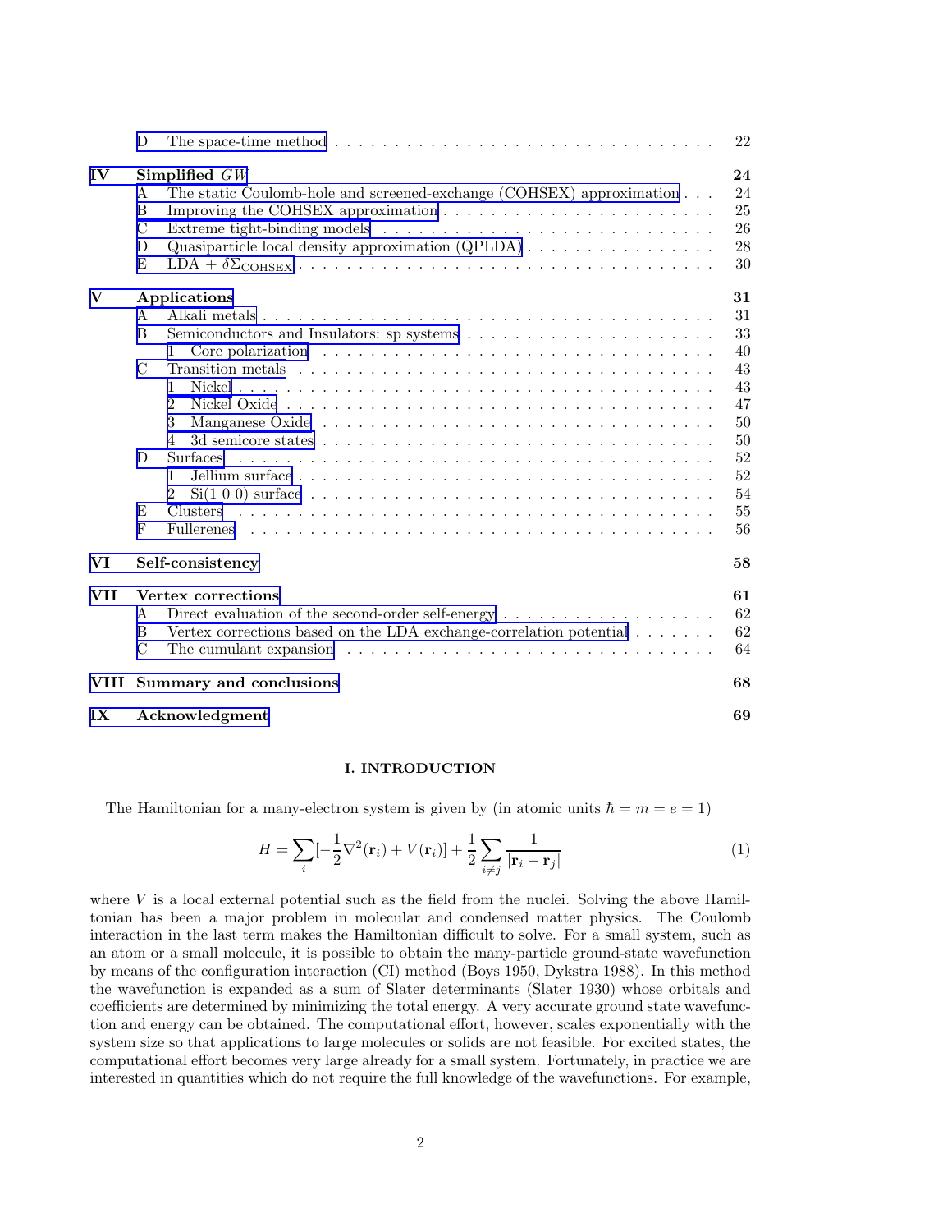| | | |
|---|---|---|
| D | The space-time method | 22 |
| **IV** | **Simplified $GW$** | **24** |
| A | The static Coulomb-hole and screened-exchange (COHSEX) approximation | 24 |
| B | Improving the COHSEX approximation | 25 |
| C | Extreme tight-binding models | 26 |
| D | Quasiparticle local density approximation (QPLDA) | 28 |
| E | LDA + $\delta\Sigma_{\text{COHSEX}}$ | 30 |
| **V** | **Applications** | **31** |
| A | Alkali metals | 31 |
| B | Semiconductors and Insulators: sp systems | 33 |
| 1 | Core polarization | 40 |
| C | Transition metals | 43 |
| 1 | Nickel | 43 |
| 2 | Nickel Oxide | 47 |
| 3 | Manganese Oxide | 50 |
| 4 | 3d semicore states | 50 |
| D | Surfaces | 52 |
| 1 | Jellium surface | 52 |
| 2 | Si(1 0 0) surface | 54 |
| E | Clusters | 55 |
| F | Fullerenes | 56 |
| **VI** | **Self-consistency** | **58** |
| **VII** | **Vertex corrections** | **61** |
| A | Direct evaluation of the second-order self-energy | 62 |
| B | Vertex corrections based on the LDA exchange-correlation potential | 62 |
| C | The cumulant expansion | 64 |
| **VIII** | **Summary and conclusions** | **68** |
| **IX** | **Acknowledgment** | **69** |

## I. INTRODUCTION

The Hamiltonian for a many-electron system is given by (in atomic units $\hbar = m = e = 1$)

$$H = \sum_i [-\frac{1}{2}\nabla^2(\mathbf{r}_i) + V(\mathbf{r}_i)] + \frac{1}{2}\sum_{i \neq j} \frac{1}{|\mathbf{r}_i - \mathbf{r}_j|} \tag{1}$$

where $V$ is a local external potential such as the field from the nuclei. Solving the above Hamiltonian has been a major problem in molecular and condensed matter physics. The Coulomb interaction in the last term makes the Hamiltonian difficult to solve. For a small system, such as an atom or a small molecule, it is possible to obtain the many-particle ground-state wavefunction by means of the configuration interaction (CI) method (Boys 1950, Dykstra 1988). In this method the wavefunction is expanded as a sum of Slater determinants (Slater 1930) whose orbitals and coefficients are determined by minimizing the total energy. A very accurate ground state wavefunction and energy can be obtained. The computational effort, however, scales exponentially with the system size so that applications to large molecules or solids are not feasible. For excited states, the computational effort becomes very large already for a small system. Fortunately, in practice we are interested in quantities which do not require the full knowledge of the wavefunctions. For example,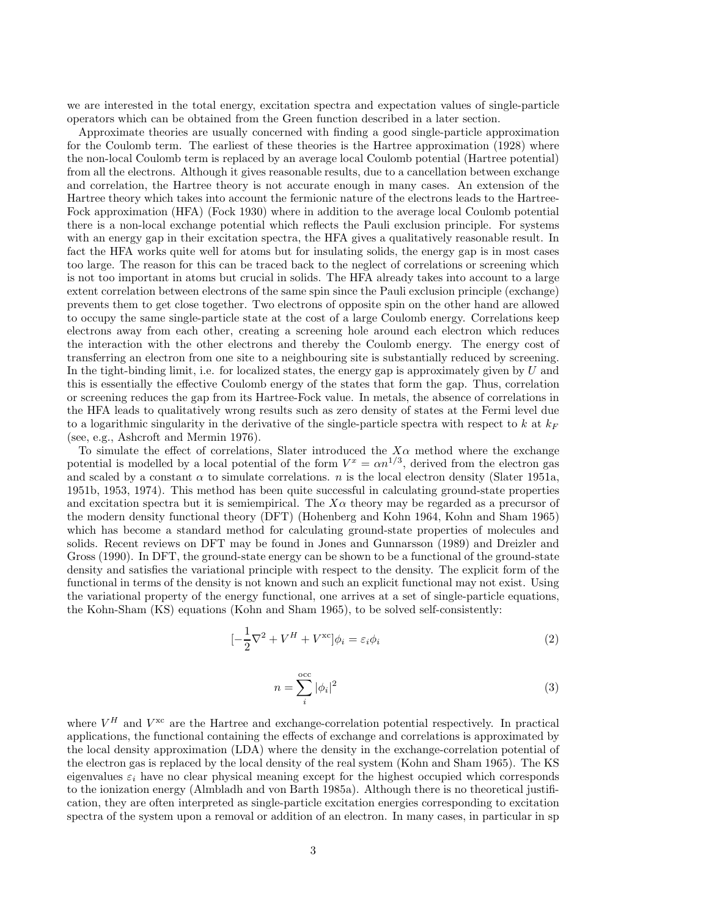we are interested in the total energy, excitation spectra and expectation values of single-particle operators which can be obtained from the Green function described in a later section.

Approximate theories are usually concerned with finding a good single-particle approximation for the Coulomb term. The earliest of these theories is the Hartree approximation (1928) where the non-local Coulomb term is replaced by an average local Coulomb potential (Hartree potential) from all the electrons. Although it gives reasonable results, due to a cancellation between exchange and correlation, the Hartree theory is not accurate enough in many cases. An extension of the Hartree theory which takes into account the fermionic nature of the electrons leads to the Hartree-Fock approximation (HFA) (Fock 1930) where in addition to the average local Coulomb potential there is a non-local exchange potential which reflects the Pauli exclusion principle. For systems with an energy gap in their excitation spectra, the HFA gives a qualitatively reasonable result. In fact the HFA works quite well for atoms but for insulating solids, the energy gap is in most cases too large. The reason for this can be traced back to the neglect of correlations or screening which is not too important in atoms but crucial in solids. The HFA already takes into account to a large extent correlation between electrons of the same spin since the Pauli exclusion principle (exchange) prevents them to get close together. Two electrons of opposite spin on the other hand are allowed to occupy the same single-particle state at the cost of a large Coulomb energy. Correlations keep electrons away from each other, creating a screening hole around each electron which reduces the interaction with the other electrons and thereby the Coulomb energy. The energy cost of transferring an electron from one site to a neighbouring site is substantially reduced by screening. In the tight-binding limit, i.e. for localized states, the energy gap is approximately given by $U$ and this is essentially the effective Coulomb energy of the states that form the gap. Thus, correlation or screening reduces the gap from its Hartree-Fock value. In metals, the absence of correlations in the HFA leads to qualitatively wrong results such as zero density of states at the Fermi level due to a logarithmic singularity in the derivative of the single-particle spectra with respect to $k$ at $k_F$ (see, e.g., Ashcroft and Mermin 1976).

To simulate the effect of correlations, Slater introduced the $X\alpha$ method where the exchange potential is modelled by a local potential of the form $V^x = \alpha n^{1/3}$, derived from the electron gas and scaled by a constant $\alpha$ to simulate correlations. $n$ is the local electron density (Slater 1951a, 1951b, 1953, 1974). This method has been quite successful in calculating ground-state properties and excitation spectra but it is semiempirical. The $X\alpha$ theory may be regarded as a precursor of the modern density functional theory (DFT) (Hohenberg and Kohn 1964, Kohn and Sham 1965) which has become a standard method for calculating ground-state properties of molecules and solids. Recent reviews on DFT may be found in Jones and Gunnarsson (1989) and Dreizler and Gross (1990). In DFT, the ground-state energy can be shown to be a functional of the ground-state density and satisfies the variational principle with respect to the density. The explicit form of the functional in terms of the density is not known and such an explicit functional may not exist. Using the variational property of the energy functional, one arrives at a set of single-particle equations, the Kohn-Sham (KS) equations (Kohn and Sham 1965), to be solved self-consistently:

$$[-\frac{1}{2}\nabla^2 + V^H + V^{\mathrm{xc}}]\phi_i = \varepsilon_i \phi_i \tag{2}$$

$$n = \sum_i^{\mathrm{occ}} |\phi_i|^2 \tag{3}$$

where $V^H$ and $V^{\mathrm{xc}}$ are the Hartree and exchange-correlation potential respectively. In practical applications, the functional containing the effects of exchange and correlations is approximated by the local density approximation (LDA) where the density in the exchange-correlation potential of the electron gas is replaced by the local density of the real system (Kohn and Sham 1965). The KS eigenvalues $\varepsilon_i$ have no clear physical meaning except for the highest occupied which corresponds to the ionization energy (Almbladh and von Barth 1985a). Although there is no theoretical justification, they are often interpreted as single-particle excitation energies corresponding to excitation spectra of the system upon a removal or addition of an electron. In many cases, in particular in sp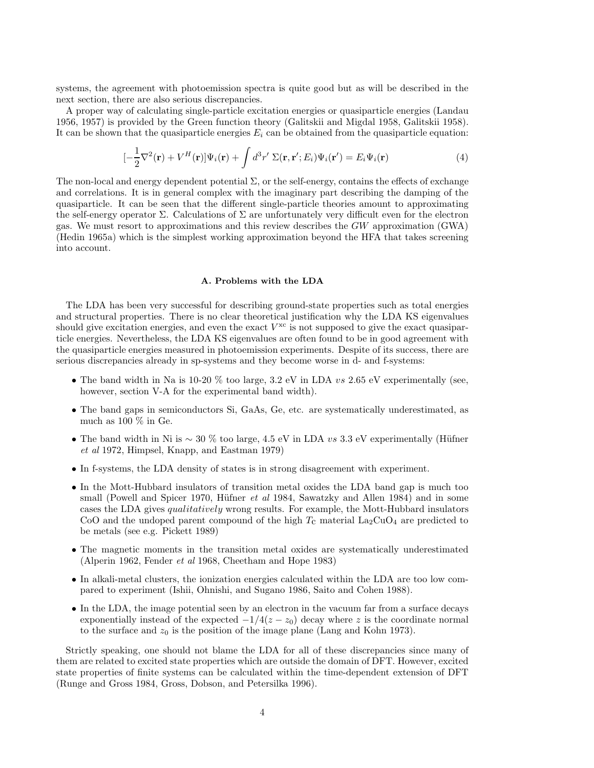systems, the agreement with photoemission spectra is quite good but as will be described in the next section, there are also serious discrepancies.

A proper way of calculating single-particle excitation energies or quasiparticle energies (Landau 1956, 1957) is provided by the Green function theory (Galitskii and Migdal 1958, Galitskii 1958). It can be shown that the quasiparticle energies $E_i$ can be obtained from the quasiparticle equation:

$$[-\frac{1}{2}\nabla^2(\mathbf{r}) + V^H(\mathbf{r})]\Psi_i(\mathbf{r}) + \int d^3r' \, \Sigma(\mathbf{r}, \mathbf{r}'; E_i)\Psi_i(\mathbf{r}') = E_i\Psi_i(\mathbf{r}) \tag{4}$$

The non-local and energy dependent potential $\Sigma$, or the self-energy, contains the effects of exchange and correlations. It is in general complex with the imaginary part describing the damping of the quasiparticle. It can be seen that the different single-particle theories amount to approximating the self-energy operator $\Sigma$. Calculations of $\Sigma$ are unfortunately very difficult even for the electron gas. We must resort to approximations and this review describes the $GW$ approximation (GWA) (Hedin 1965a) which is the simplest working approximation beyond the HFA that takes screening into account.

### A. Problems with the LDA

The LDA has been very successful for describing ground-state properties such as total energies and structural properties. There is no clear theoretical justification why the LDA KS eigenvalues should give excitation energies, and even the exact $V^{\text{xc}}$ is not supposed to give the exact quasiparticle energies. Nevertheless, the LDA KS eigenvalues are often found to be in good agreement with the quasiparticle energies measured in photoemission experiments. Despite of its success, there are serious discrepancies already in sp-systems and they become worse in d- and f-systems:

- The band width in Na is 10-20 % too large, 3.2 eV in LDA *vs* 2.65 eV experimentally (see, however, section V-A for the experimental band width).
- The band gaps in semiconductors Si, GaAs, Ge, etc. are systematically underestimated, as much as 100 % in Ge.
- The band width in Ni is $\sim$ 30 % too large, 4.5 eV in LDA *vs* 3.3 eV experimentally (Hüfner *et al* 1972, Himpsel, Knapp, and Eastman 1979)
- In f-systems, the LDA density of states is in strong disagreement with experiment.
- In the Mott-Hubbard insulators of transition metal oxides the LDA band gap is much too small (Powell and Spicer 1970, Hüfner *et al* 1984, Sawatzky and Allen 1984) and in some cases the LDA gives *qualitatively* wrong results. For example, the Mott-Hubbard insulators CoO and the undoped parent compound of the high $T_{\text{C}}$ material $La_2CuO_4$ are predicted to be metals (see e.g. Pickett 1989)
- The magnetic moments in the transition metal oxides are systematically underestimated (Alperin 1962, Fender *et al* 1968, Cheetham and Hope 1983)
- In alkali-metal clusters, the ionization energies calculated within the LDA are too low compared to experiment (Ishii, Ohnishi, and Sugano 1986, Saito and Cohen 1988).
- In the LDA, the image potential seen by an electron in the vacuum far from a surface decays exponentially instead of the expected $-1/4(z - z_0)$ decay where $z$ is the coordinate normal to the surface and $z_0$ is the position of the image plane (Lang and Kohn 1973).

Strictly speaking, one should not blame the LDA for all of these discrepancies since many of them are related to excited state properties which are outside the domain of DFT. However, excited state properties of finite systems can be calculated within the time-dependent extension of DFT (Runge and Gross 1984, Gross, Dobson, and Petersilka 1996).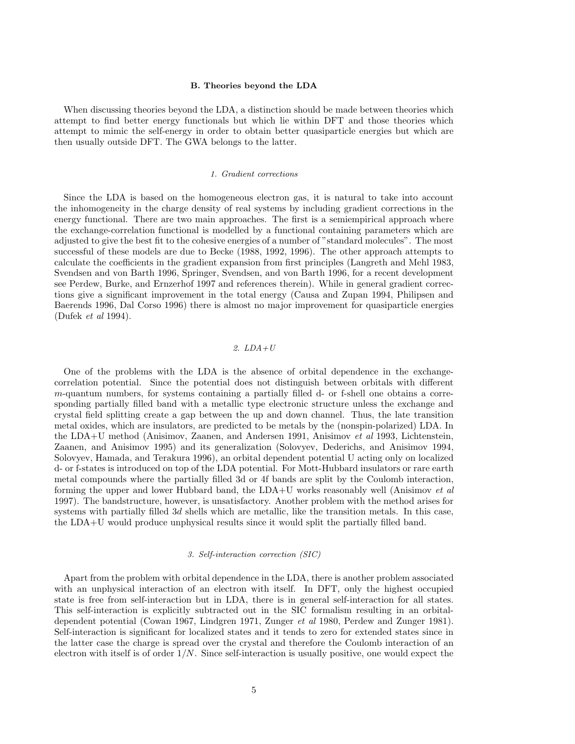### B. Theories beyond the LDA

When discussing theories beyond the LDA, a distinction should be made between theories which attempt to find better energy functionals but which lie within DFT and those theories which attempt to mimic the self-energy in order to obtain better quasiparticle energies but which are then usually outside DFT. The GWA belongs to the latter.

#### *1. Gradient corrections*

Since the LDA is based on the homogeneous electron gas, it is natural to take into account the inhomogeneity in the charge density of real systems by including gradient corrections in the energy functional. There are two main approaches. The first is a semiempirical approach where the exchange-correlation functional is modelled by a functional containing parameters which are adjusted to give the best fit to the cohesive energies of a number of "standard molecules". The most successful of these models are due to Becke (1988, 1992, 1996). The other approach attempts to calculate the coefficients in the gradient expansion from first principles (Langreth and Mehl 1983, Svendsen and von Barth 1996, Springer, Svendsen, and von Barth 1996, for a recent development see Perdew, Burke, and Ernzerhof 1997 and references therein). While in general gradient corrections give a significant improvement in the total energy (Causa and Zupan 1994, Philipsen and Baerends 1996, Dal Corso 1996) there is almost no major improvement for quasiparticle energies (Dufek *et al* 1994).

#### *2. LDA+U*

One of the problems with the LDA is the absence of orbital dependence in the exchange-correlation potential. Since the potential does not distinguish between orbitals with different $m$-quantum numbers, for systems containing a partially filled d- or f-shell one obtains a corresponding partially filled band with a metallic type electronic structure unless the exchange and crystal field splitting create a gap between the up and down channel. Thus, the late transition metal oxides, which are insulators, are predicted to be metals by the (nonspin-polarized) LDA. In the LDA+U method (Anisimov, Zaanen, and Andersen 1991, Anisimov *et al* 1993, Lichtenstein, Zaanen, and Anisimov 1995) and its generalization (Solovyev, Dederichs, and Anisimov 1994, Solovyev, Hamada, and Terakura 1996), an orbital dependent potential U acting only on localized d- or f-states is introduced on top of the LDA potential. For Mott-Hubbard insulators or rare earth metal compounds where the partially filled 3d or 4f bands are split by the Coulomb interaction, forming the upper and lower Hubbard band, the LDA+U works reasonably well (Anisimov *et al* 1997). The bandstructure, however, is unsatisfactory. Another problem with the method arises for systems with partially filled 3*d* shells which are metallic, like the transition metals. In this case, the LDA+U would produce unphysical results since it would split the partially filled band.

#### *3. Self-interaction correction (SIC)*

Apart from the problem with orbital dependence in the LDA, there is another problem associated with an unphysical interaction of an electron with itself. In DFT, only the highest occupied state is free from self-interaction but in LDA, there is in general self-interaction for all states. This self-interaction is explicitly subtracted out in the SIC formalism resulting in an orbital-dependent potential (Cowan 1967, Lindgren 1971, Zunger *et al* 1980, Perdew and Zunger 1981). Self-interaction is significant for localized states and it tends to zero for extended states since in the latter case the charge is spread over the crystal and therefore the Coulomb interaction of an electron with itself is of order $1/N$. Since self-interaction is usually positive, one would expect the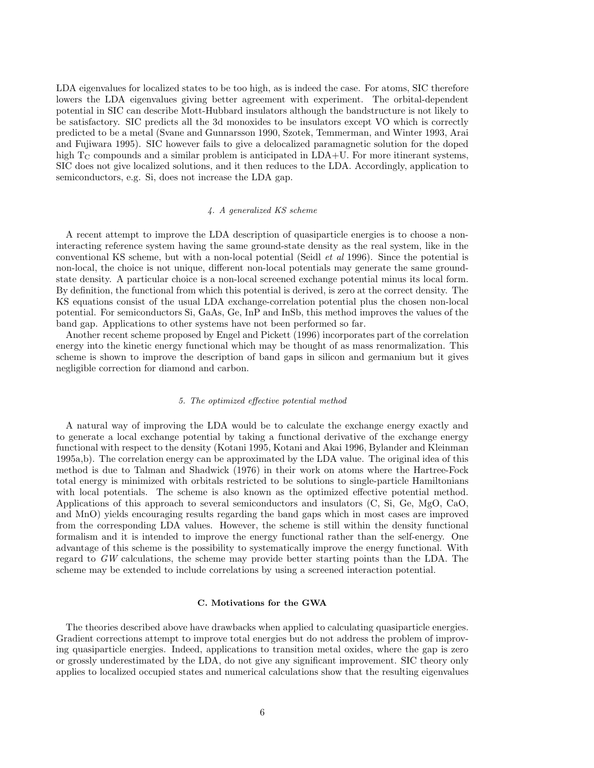LDA eigenvalues for localized states to be too high, as is indeed the case. For atoms, SIC therefore lowers the LDA eigenvalues giving better agreement with experiment. The orbital-dependent potential in SIC can describe Mott-Hubbard insulators although the bandstructure is not likely to be satisfactory. SIC predicts all the 3d monoxides to be insulators except VO which is correctly predicted to be a metal (Svane and Gunnarsson 1990, Szotek, Temmerman, and Winter 1993, Arai and Fujiwara 1995). SIC however fails to give a delocalized paramagnetic solution for the doped high $T_C$ compounds and a similar problem is anticipated in LDA+U. For more itinerant systems, SIC does not give localized solutions, and it then reduces to the LDA. Accordingly, application to semiconductors, e.g. Si, does not increase the LDA gap.

#### *4. A generalized KS scheme*

A recent attempt to improve the LDA description of quasiparticle energies is to choose a non-interacting reference system having the same ground-state density as the real system, like in the conventional KS scheme, but with a non-local potential (Seidl *et al* 1996). Since the potential is non-local, the choice is not unique, different non-local potentials may generate the same ground-state density. A particular choice is a non-local screened exchange potential minus its local form. By definition, the functional from which this potential is derived, is zero at the correct density. The KS equations consist of the usual LDA exchange-correlation potential plus the chosen non-local potential. For semiconductors Si, GaAs, Ge, InP and InSb, this method improves the values of the band gap. Applications to other systems have not been performed so far.

Another recent scheme proposed by Engel and Pickett (1996) incorporates part of the correlation energy into the kinetic energy functional which may be thought of as mass renormalization. This scheme is shown to improve the description of band gaps in silicon and germanium but it gives negligible correction for diamond and carbon.

#### *5. The optimized effective potential method*

A natural way of improving the LDA would be to calculate the exchange energy exactly and to generate a local exchange potential by taking a functional derivative of the exchange energy functional with respect to the density (Kotani 1995, Kotani and Akai 1996, Bylander and Kleinman 1995a,b). The correlation energy can be approximated by the LDA value. The original idea of this method is due to Talman and Shadwick (1976) in their work on atoms where the Hartree-Fock total energy is minimized with orbitals restricted to be solutions to single-particle Hamiltonians with local potentials. The scheme is also known as the optimized effective potential method. Applications of this approach to several semiconductors and insulators (C, Si, Ge, MgO, CaO, and MnO) yields encouraging results regarding the band gaps which in most cases are improved from the corresponding LDA values. However, the scheme is still within the density functional formalism and it is intended to improve the energy functional rather than the self-energy. One advantage of this scheme is the possibility to systematically improve the energy functional. With regard to $GW$ calculations, the scheme may provide better starting points than the LDA. The scheme may be extended to include correlations by using a screened interaction potential.

### C. Motivations for the GWA

The theories described above have drawbacks when applied to calculating quasiparticle energies. Gradient corrections attempt to improve total energies but do not address the problem of improving quasiparticle energies. Indeed, applications to transition metal oxides, where the gap is zero or grossly underestimated by the LDA, do not give any significant improvement. SIC theory only applies to localized occupied states and numerical calculations show that the resulting eigenvalues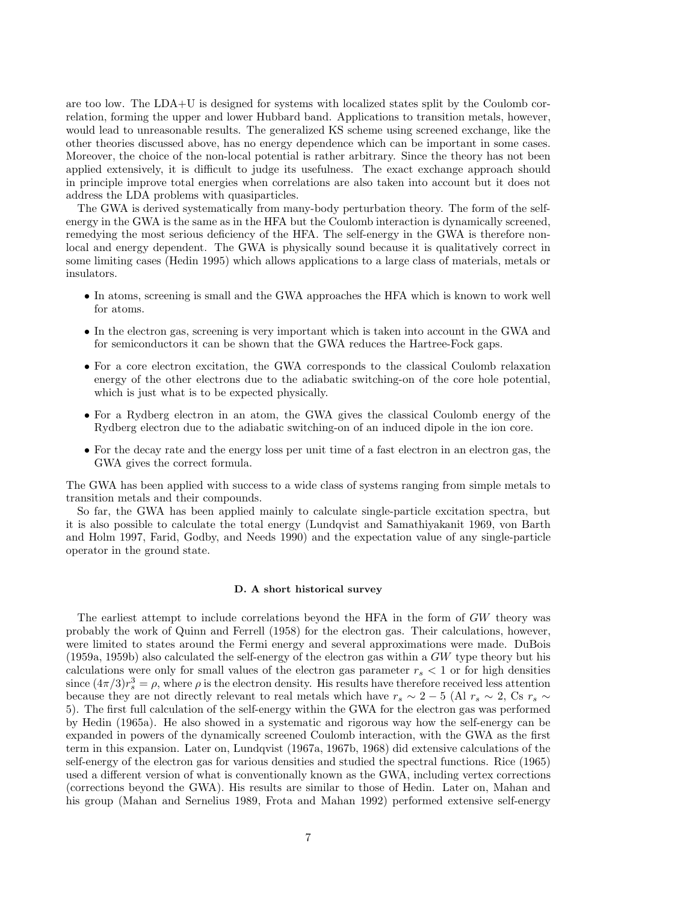are too low. The LDA+U is designed for systems with localized states split by the Coulomb correlation, forming the upper and lower Hubbard band. Applications to transition metals, however, would lead to unreasonable results. The generalized KS scheme using screened exchange, like the other theories discussed above, has no energy dependence which can be important in some cases. Moreover, the choice of the non-local potential is rather arbitrary. Since the theory has not been applied extensively, it is difficult to judge its usefulness. The exact exchange approach should in principle improve total energies when correlations are also taken into account but it does not address the LDA problems with quasiparticles.

The GWA is derived systematically from many-body perturbation theory. The form of the self-energy in the GWA is the same as in the HFA but the Coulomb interaction is dynamically screened, remedying the most serious deficiency of the HFA. The self-energy in the GWA is therefore non-local and energy dependent. The GWA is physically sound because it is qualitatively correct in some limiting cases (Hedin 1995) which allows applications to a large class of materials, metals or insulators.

- In atoms, screening is small and the GWA approaches the HFA which is known to work well for atoms.
- In the electron gas, screening is very important which is taken into account in the GWA and for semiconductors it can be shown that the GWA reduces the Hartree-Fock gaps.
- For a core electron excitation, the GWA corresponds to the classical Coulomb relaxation energy of the other electrons due to the adiabatic switching-on of the core hole potential, which is just what is to be expected physically.
- For a Rydberg electron in an atom, the GWA gives the classical Coulomb energy of the Rydberg electron due to the adiabatic switching-on of an induced dipole in the ion core.
- For the decay rate and the energy loss per unit time of a fast electron in an electron gas, the GWA gives the correct formula.

The GWA has been applied with success to a wide class of systems ranging from simple metals to transition metals and their compounds.

So far, the GWA has been applied mainly to calculate single-particle excitation spectra, but it is also possible to calculate the total energy (Lundqvist and Samathiyakanit 1969, von Barth and Holm 1997, Farid, Godby, and Needs 1990) and the expectation value of any single-particle operator in the ground state.

### D. A short historical survey

The earliest attempt to include correlations beyond the HFA in the form of $GW$ theory was probably the work of Quinn and Ferrell (1958) for the electron gas. Their calculations, however, were limited to states around the Fermi energy and several approximations were made. DuBois (1959a, 1959b) also calculated the self-energy of the electron gas within a $GW$ type theory but his calculations were only for small values of the electron gas parameter $r_s < 1$ or for high densities since $(4\pi/3)r_s^3 = \rho$, where $\rho$ is the electron density. His results have therefore received less attention because they are not directly relevant to real metals which have $r_s \sim 2-5$ (Al $r_s \sim 2$, Cs $r_s \sim 5$). The first full calculation of the self-energy within the GWA for the electron gas was performed by Hedin (1965a). He also showed in a systematic and rigorous way how the self-energy can be expanded in powers of the dynamically screened Coulomb interaction, with the GWA as the first term in this expansion. Later on, Lundqvist (1967a, 1967b, 1968) did extensive calculations of the self-energy of the electron gas for various densities and studied the spectral functions. Rice (1965) used a different version of what is conventionally known as the GWA, including vertex corrections (corrections beyond the GWA). His results are similar to those of Hedin. Later on, Mahan and his group (Mahan and Sernelius 1989, Frota and Mahan 1992) performed extensive self-energy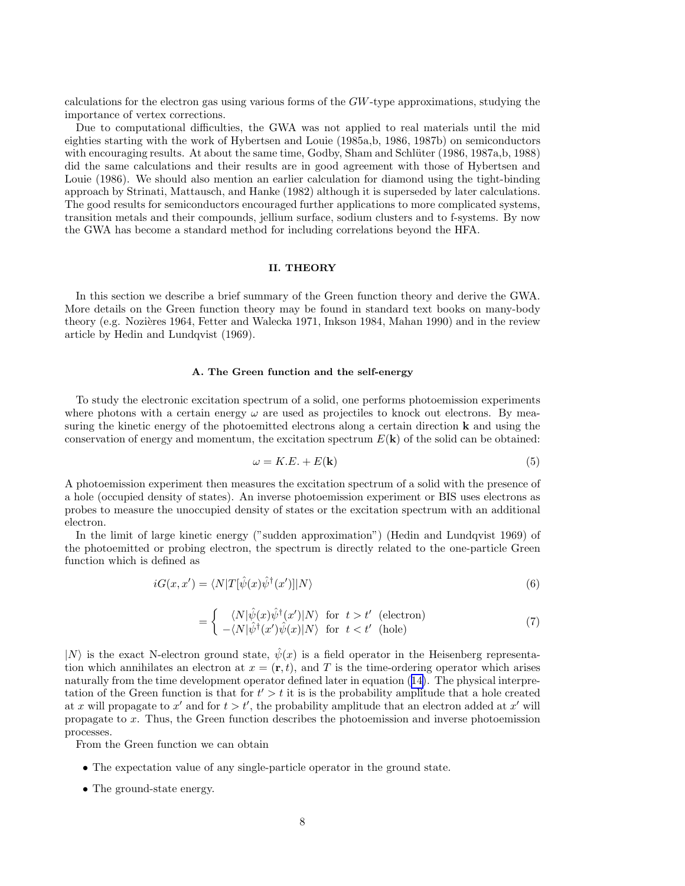calculations for the electron gas using various forms of the $GW$-type approximations, studying the importance of vertex corrections.

Due to computational difficulties, the GWA was not applied to real materials until the mid eighties starting with the work of Hybertsen and Louie (1985a,b, 1986, 1987b) on semiconductors with encouraging results. At about the same time, Godby, Sham and Schlüter (1986, 1987a,b, 1988) did the same calculations and their results are in good agreement with those of Hybertsen and Louie (1986). We should also mention an earlier calculation for diamond using the tight-binding approach by Strinati, Mattausch, and Hanke (1982) although it is superseded by later calculations. The good results for semiconductors encouraged further applications to more complicated systems, transition metals and their compounds, jellium surface, sodium clusters and to f-systems. By now the GWA has become a standard method for including correlations beyond the HFA.

## II. THEORY

In this section we describe a brief summary of the Green function theory and derive the GWA. More details on the Green function theory may be found in standard text books on many-body theory (e.g. Nozières 1964, Fetter and Walecka 1971, Inkson 1984, Mahan 1990) and in the review article by Hedin and Lundqvist (1969).

### A. The Green function and the self-energy

To study the electronic excitation spectrum of a solid, one performs photoemission experiments where photons with a certain energy $\omega$ are used as projectiles to knock out electrons. By measuring the kinetic energy of the photoemitted electrons along a certain direction $\mathbf{k}$ and using the conservation of energy and momentum, the excitation spectrum $E(\mathbf{k})$ of the solid can be obtained:

$$\omega = K.E. + E(\mathbf{k}) \tag{5}$$

A photoemission experiment then measures the excitation spectrum of a solid with the presence of a hole (occupied density of states). An inverse photoemission experiment or BIS uses electrons as probes to measure the unoccupied density of states or the excitation spectrum with an additional electron.

In the limit of large kinetic energy ("sudden approximation") (Hedin and Lundqvist 1969) of the photoemitted or probing electron, the spectrum is directly related to the one-particle Green function which is defined as

$$iG(x, x') = \langle N|T[\hat{\psi}(x)\hat{\psi}^{\dagger}(x')]|N\rangle \tag{6}$$

$$= \begin{cases} \langle N|\hat{\psi}(x)\hat{\psi}^{\dagger}(x')|N\rangle & \text{for } t > t' \text{ (electron)} \\ -\langle N|\hat{\psi}^{\dagger}(x')\hat{\psi}(x)|N\rangle & \text{for } t < t' \text{ (hole)} \end{cases} \tag{7}$$

$|N\rangle$ is the exact N-electron ground state, $\hat{\psi}(x)$ is a field operator in the Heisenberg representation which annihilates an electron at $x = (\mathbf{r}, t)$, and $T$ is the time-ordering operator which arises naturally from the time development operator defined later in equation (14). The physical interpretation of the Green function is that for $t' > t$ it is is the probability amplitude that a hole created at $x$ will propagate to $x'$ and for $t > t'$, the probability amplitude that an electron added at $x'$ will propagate to $x$. Thus, the Green function describes the photoemission and inverse photoemission processes.

From the Green function we can obtain

- The expectation value of any single-particle operator in the ground state.
- The ground-state energy.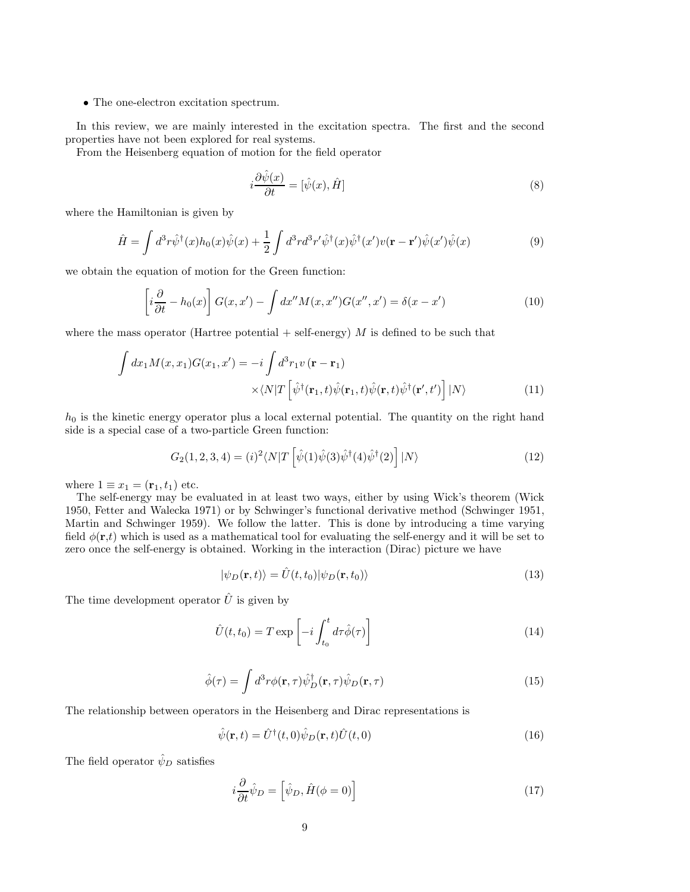- The one-electron excitation spectrum.

In this review, we are mainly interested in the excitation spectra. The first and the second properties have not been explored for real systems.

From the Heisenberg equation of motion for the field operator

$$i\frac{\partial \hat{\psi}(x)}{\partial t} = [\hat{\psi}(x), \hat{H}] \tag{8}$$

where the Hamiltonian is given by

$$\hat{H} = \int d^3r \hat{\psi}^\dagger(x) h_0(x) \hat{\psi}(x) + \frac{1}{2}\int d^3r d^3r' \hat{\psi}^\dagger(x)\hat{\psi}^\dagger(x') v(\mathbf{r}-\mathbf{r}')\hat{\psi}(x')\hat{\psi}(x) \tag{9}$$

we obtain the equation of motion for the Green function:

$$\left[i\frac{\partial}{\partial t} - h_0(x)\right] G(x,x') - \int dx'' M(x,x'')G(x'',x') = \delta(x-x') \tag{10}$$

where the mass operator (Hartree potential + self-energy) $M$ is defined to be such that

$$\int dx_1 M(x,x_1)G(x_1,x') = -i\int d^3r_1 v\left(\mathbf{r}-\mathbf{r}_1\right) \times \langle N|T\left[\hat{\psi}^\dagger(\mathbf{r}_1,t)\hat{\psi}(\mathbf{r}_1,t)\hat{\psi}(\mathbf{r},t)\hat{\psi}^\dagger(\mathbf{r}',t')\right]|N\rangle \tag{11}$$

$h_0$ is the kinetic energy operator plus a local external potential. The quantity on the right hand side is a special case of a two-particle Green function:

$$G_2(1,2,3,4) = (i)^2\langle N|T\left[\hat{\psi}(1)\hat{\psi}(3)\hat{\psi}^\dagger(4)\hat{\psi}^\dagger(2)\right]|N\rangle \tag{12}$$

where $1 \equiv x_1 = (\mathbf{r}_1, t_1)$ etc.

The self-energy may be evaluated in at least two ways, either by using Wick's theorem (Wick 1950, Fetter and Walecka 1971) or by Schwinger's functional derivative method (Schwinger 1951, Martin and Schwinger 1959). We follow the latter. This is done by introducing a time varying field $\phi(\mathbf{r},t)$ which is used as a mathematical tool for evaluating the self-energy and it will be set to zero once the self-energy is obtained. Working in the interaction (Dirac) picture we have

$$|\psi_D(\mathbf{r},t)\rangle = \hat{U}(t,t_0)|\psi_D(\mathbf{r},t_0)\rangle \tag{13}$$

The time development operator $\hat{U}$ is given by

$$\hat{U}(t,t_0) = T\exp\left[-i\int_{t_0}^{t} d\tau \hat{\phi}(\tau)\right] \tag{14}$$

$$\hat{\phi}(\tau) = \int d^3r \phi(\mathbf{r},\tau)\hat{\psi}_D^\dagger(\mathbf{r},\tau)\hat{\psi}_D(\mathbf{r},\tau) \tag{15}$$

The relationship between operators in the Heisenberg and Dirac representations is

$$\hat{\psi}(\mathbf{r},t) = \hat{U}^\dagger(t,0)\hat{\psi}_D(\mathbf{r},t)\hat{U}(t,0) \tag{16}$$

The field operator $\hat{\psi}_D$ satisfies

$$i\frac{\partial}{\partial t}\hat{\psi}_D = \left[\hat{\psi}_D, \hat{H}(\phi=0)\right] \tag{17}$$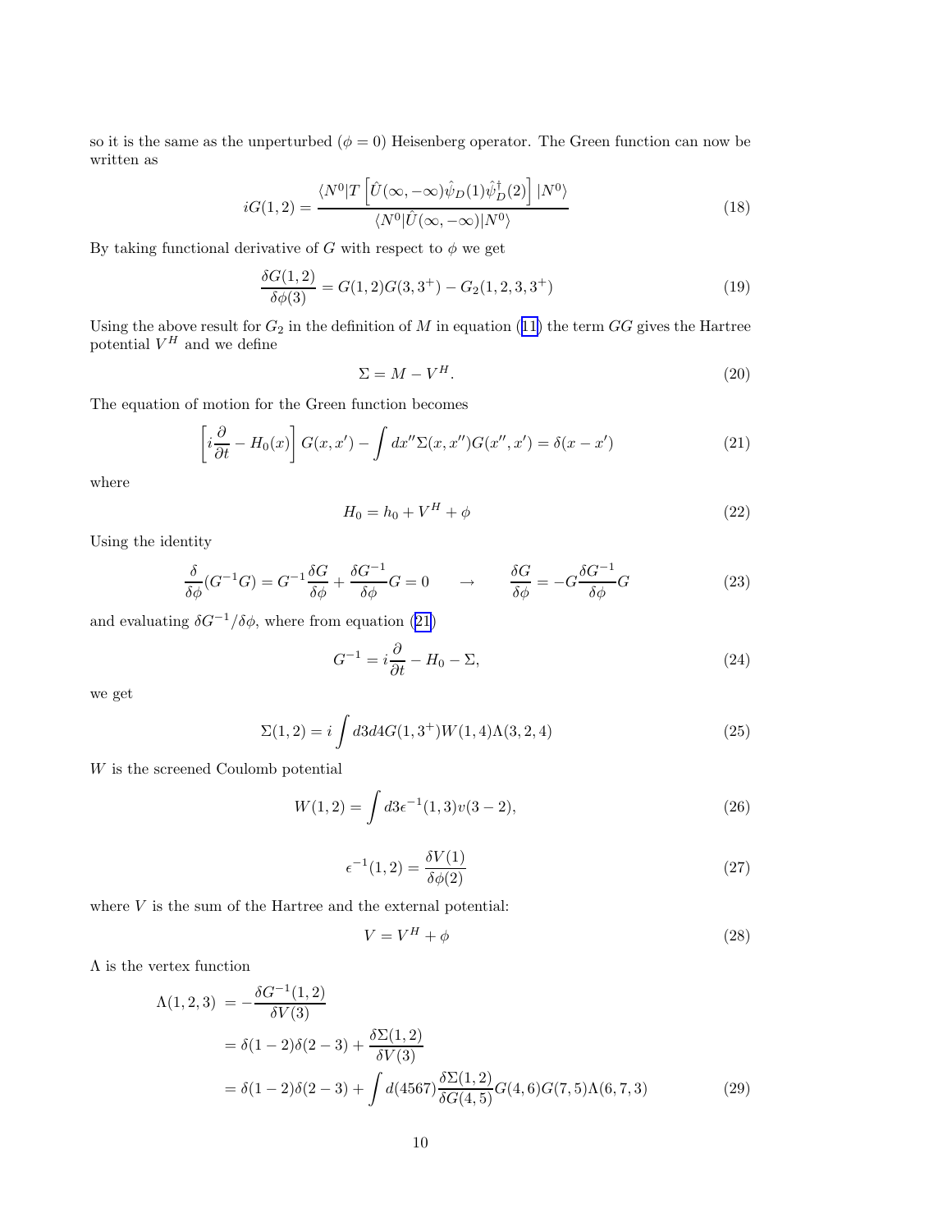so it is the same as the unperturbed ($\phi = 0$) Heisenberg operator. The Green function can now be written as

$$iG(1,2) = \frac{\langle N^0 | T \left[ \hat{U}(\infty, -\infty) \hat{\psi}_D(1) \hat{\psi}_D^\dagger(2) \right] | N^0 \rangle}{\langle N^0 | \hat{U}(\infty, -\infty) | N^0 \rangle} \tag{18}$$

By taking functional derivative of $G$ with respect to $\phi$ we get

$$\frac{\delta G(1,2)}{\delta \phi(3)} = G(1,2)G(3,3^+) - G_2(1,2,3,3^+) \tag{19}$$

Using the above result for $G_2$ in the definition of $M$ in equation (11) the term $GG$ gives the Hartree potential $V^H$ and we define

$$\Sigma = M - V^H. \tag{20}$$

The equation of motion for the Green function becomes

$$\left[ i\frac{\partial}{\partial t} - H_0(x) \right] G(x,x') - \int dx'' \Sigma(x,x'') G(x'',x') = \delta(x - x') \tag{21}$$

where

$$H_0 = h_0 + V^H + \phi \tag{22}$$

Using the identity

$$\frac{\delta}{\delta \phi}(G^{-1}G) = G^{-1}\frac{\delta G}{\delta \phi} + \frac{\delta G^{-1}}{\delta \phi}G = 0 \qquad \rightarrow \qquad \frac{\delta G}{\delta \phi} = -G\frac{\delta G^{-1}}{\delta \phi}G \tag{23}$$

and evaluating $\delta G^{-1}/\delta \phi$, where from equation (21)

$$G^{-1} = i\frac{\partial}{\partial t} - H_0 - \Sigma, \tag{24}$$

we get

$$\Sigma(1,2) = i\int d3d4 G(1,3^+)W(1,4)\Lambda(3,2,4) \tag{25}$$

$W$ is the screened Coulomb potential

$$W(1,2) = \int d3 \epsilon^{-1}(1,3)v(3-2), \tag{26}$$

$$\epsilon^{-1}(1,2) = \frac{\delta V(1)}{\delta \phi(2)} \tag{27}$$

where $V$ is the sum of the Hartree and the external potential:

$$V = V^H + \phi \tag{28}$$

$\Lambda$ is the vertex function

$$\begin{aligned}
\Lambda(1,2,3) &= -\frac{\delta G^{-1}(1,2)}{\delta V(3)} \\
&= \delta(1-2)\delta(2-3) + \frac{\delta \Sigma(1,2)}{\delta V(3)} \\
&= \delta(1-2)\delta(2-3) + \int d(4567)\frac{\delta \Sigma(1,2)}{\delta G(4,5)}G(4,6)G(7,5)\Lambda(6,7,3)
\end{aligned} \tag{29}$$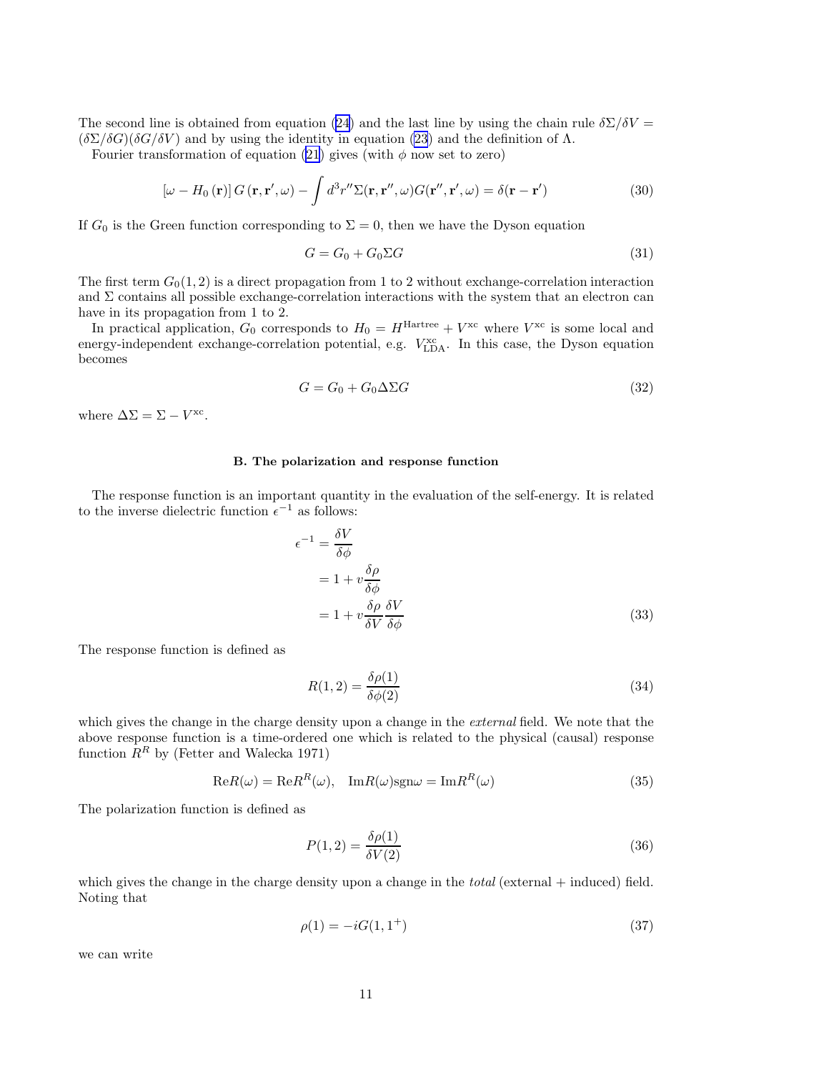The second line is obtained from equation (24) and the last line by using the chain rule $\delta\Sigma/\delta V = (\delta\Sigma/\delta G)(\delta G/\delta V)$ and by using the identity in equation (23) and the definition of $\Lambda$.

Fourier transformation of equation (21) gives (with $\phi$ now set to zero)

$$[\omega - H_0(\mathbf{r})]\, G(\mathbf{r},\mathbf{r}',\omega) - \int d^3r''\Sigma(\mathbf{r},\mathbf{r}'',\omega)G(\mathbf{r}'',\mathbf{r}',\omega) = \delta(\mathbf{r}-\mathbf{r}') \tag{30}$$

If $G_0$ is the Green function corresponding to $\Sigma = 0$, then we have the Dyson equation

$$G = G_0 + G_0\Sigma G \tag{31}$$

The first term $G_0(1,2)$ is a direct propagation from 1 to 2 without exchange-correlation interaction and $\Sigma$ contains all possible exchange-correlation interactions with the system that an electron can have in its propagation from 1 to 2.

In practical application, $G_0$ corresponds to $H_0 = H^{\text{Hartree}} + V^{\text{xc}}$ where $V^{\text{xc}}$ is some local and energy-independent exchange-correlation potential, e.g. $V^{\text{xc}}_{\text{LDA}}$. In this case, the Dyson equation becomes

$$G = G_0 + G_0\Delta\Sigma G \tag{32}$$

where $\Delta\Sigma = \Sigma - V^{\text{xc}}$.

### B. The polarization and response function

The response function is an important quantity in the evaluation of the self-energy. It is related to the inverse dielectric function $\epsilon^{-1}$ as follows:

$$\begin{aligned}
\epsilon^{-1} &= \frac{\delta V}{\delta\phi} \\
&= 1 + v\frac{\delta\rho}{\delta\phi} \\
&= 1 + v\frac{\delta\rho}{\delta V}\frac{\delta V}{\delta\phi}
\end{aligned} \tag{33}$$

The response function is defined as

$$R(1,2) = \frac{\delta\rho(1)}{\delta\phi(2)} \tag{34}$$

which gives the change in the charge density upon a change in the *external* field. We note that the above response function is a time-ordered one which is related to the physical (causal) response function $R^R$ by (Fetter and Walecka 1971)

$$\text{Re}R(\omega) = \text{Re}R^R(\omega), \quad \text{Im}R(\omega)\text{sgn}\omega = \text{Im}R^R(\omega) \tag{35}$$

The polarization function is defined as

$$P(1,2) = \frac{\delta\rho(1)}{\delta V(2)} \tag{36}$$

which gives the change in the charge density upon a change in the *total* (external + induced) field. Noting that

$$\rho(1) = -iG(1,1^+) \tag{37}$$

we can write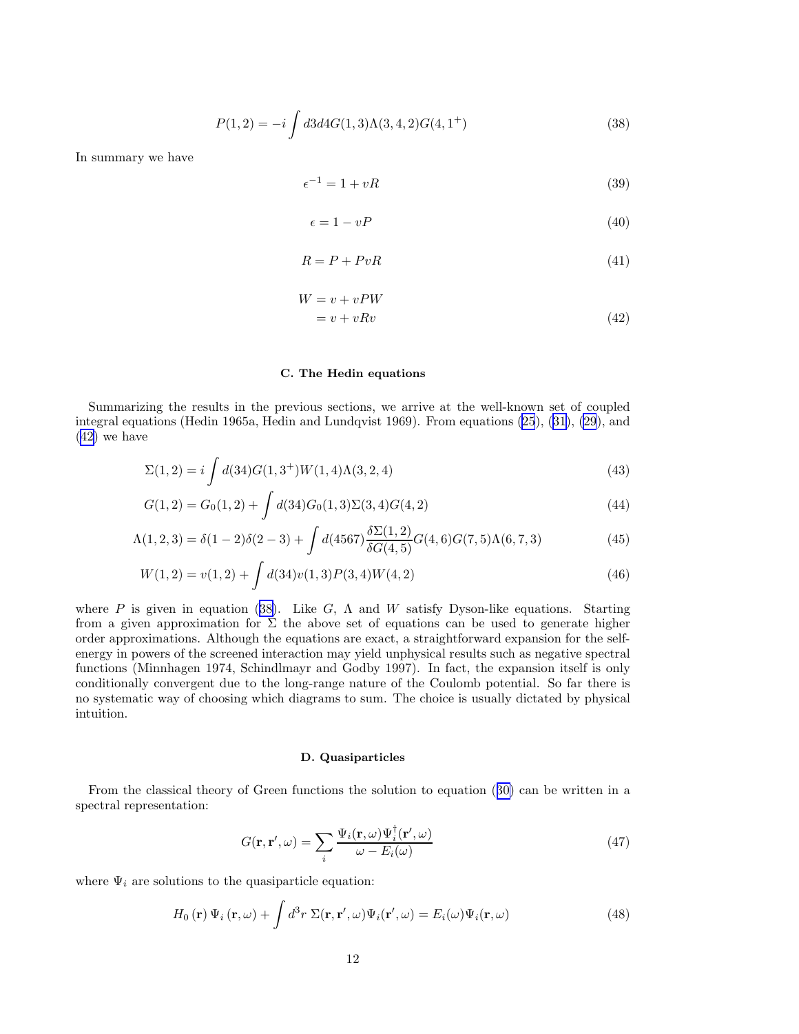$$P(1,2) = -i \int d3d4 G(1,3)\Lambda(3,4,2)G(4,1^+) \tag{38}$$

In summary we have

$$\epsilon^{-1} = 1 + vR \tag{39}$$

$$\epsilon = 1 - vP \tag{40}$$

$$R = P + PvR \tag{41}$$

$$\begin{aligned} W &= v + vPW \\ &= v + vRv \end{aligned} \tag{42}$$

### C. The Hedin equations

Summarizing the results in the previous sections, we arrive at the well-known set of coupled integral equations (Hedin 1965a, Hedin and Lundqvist 1969). From equations (25), (31), (29), and (42) we have

$$\Sigma(1,2) = i \int d(34) G(1,3^+)W(1,4)\Lambda(3,2,4) \tag{43}$$

$$G(1,2) = G_0(1,2) + \int d(34) G_0(1,3)\Sigma(3,4)G(4,2) \tag{44}$$

$$\Lambda(1,2,3) = \delta(1-2)\delta(2-3) + \int d(4567) \frac{\delta\Sigma(1,2)}{\delta G(4,5)} G(4,6)G(7,5)\Lambda(6,7,3) \tag{45}$$

$$W(1,2) = v(1,2) + \int d(34) v(1,3)P(3,4)W(4,2) \tag{46}$$

where $P$ is given in equation (38). Like $G$, $\Lambda$ and $W$ satisfy Dyson-like equations. Starting from a given approximation for $\Sigma$ the above set of equations can be used to generate higher order approximations. Although the equations are exact, a straightforward expansion for the self-energy in powers of the screened interaction may yield unphysical results such as negative spectral functions (Minnhagen 1974, Schindlmayr and Godby 1997). In fact, the expansion itself is only conditionally convergent due to the long-range nature of the Coulomb potential. So far there is no systematic way of choosing which diagrams to sum. The choice is usually dictated by physical intuition.

### D. Quasiparticles

From the classical theory of Green functions the solution to equation (30) can be written in a spectral representation:

$$G(\mathbf{r}, \mathbf{r}', \omega) = \sum_i \frac{\Psi_i(\mathbf{r}, \omega)\Psi_i^\dagger(\mathbf{r}', \omega)}{\omega - E_i(\omega)} \tag{47}$$

where $\Psi_i$ are solutions to the quasiparticle equation:

$$H_0(\mathbf{r})\,\Psi_i(\mathbf{r}, \omega) + \int d^3r\; \Sigma(\mathbf{r}, \mathbf{r}', \omega)\Psi_i(\mathbf{r}', \omega) = E_i(\omega)\Psi_i(\mathbf{r}, \omega) \tag{48}$$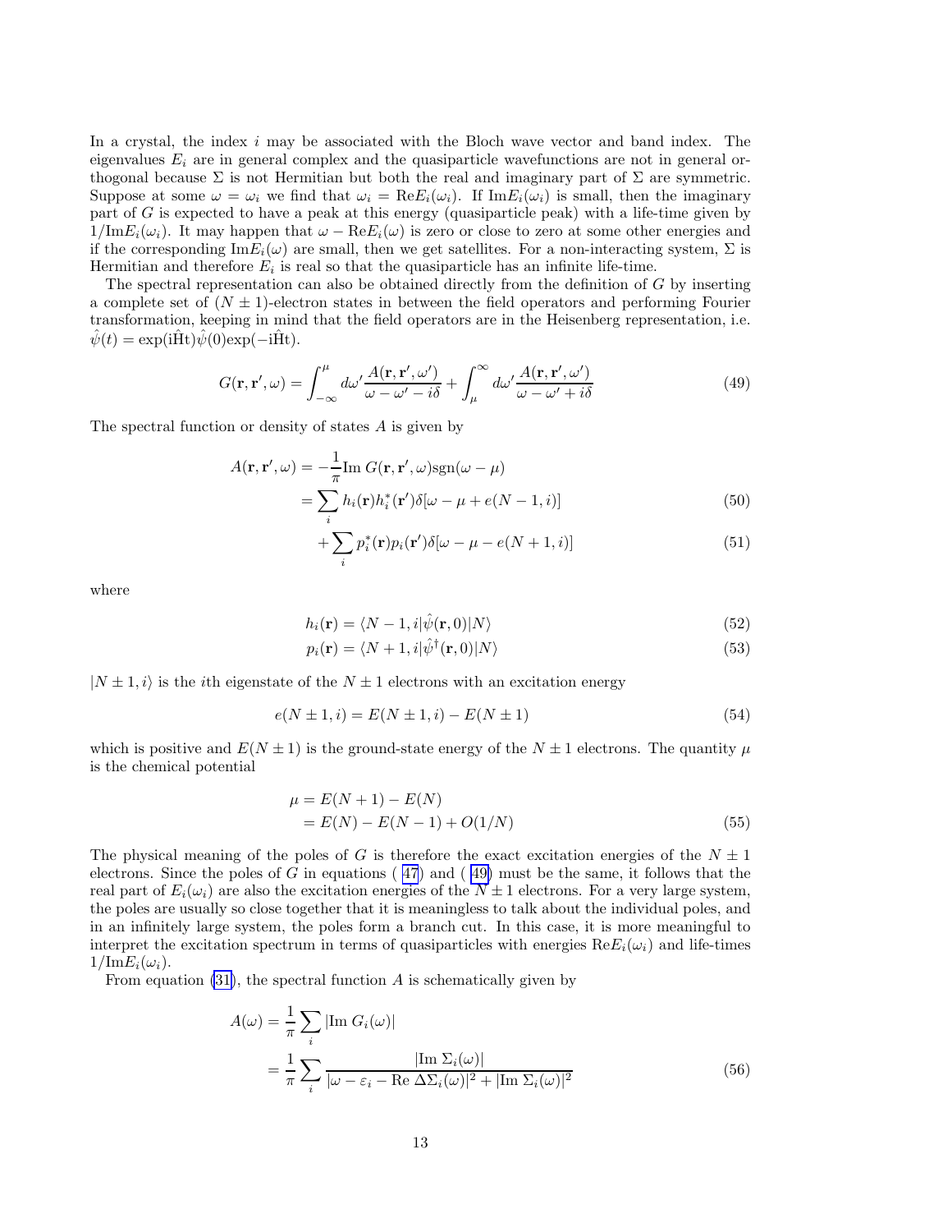In a crystal, the index $i$ may be associated with the Bloch wave vector and band index. The eigenvalues $E_i$ are in general complex and the quasiparticle wavefunctions are not in general orthogonal because $\Sigma$ is not Hermitian but both the real and imaginary part of $\Sigma$ are symmetric. Suppose at some $\omega = \omega_i$ we find that $\omega_i = \text{Re}E_i(\omega_i)$. If $\text{Im}E_i(\omega_i)$ is small, then the imaginary part of $G$ is expected to have a peak at this energy (quasiparticle peak) with a life-time given by $1/\text{Im}E_i(\omega_i)$. It may happen that $\omega - \text{Re}E_i(\omega)$ is zero or close to zero at some other energies and if the corresponding $\text{Im}E_i(\omega)$ are small, then we get satellites. For a non-interacting system, $\Sigma$ is Hermitian and therefore $E_i$ is real so that the quasiparticle has an infinite life-time.

The spectral representation can also be obtained directly from the definition of $G$ by inserting a complete set of $(N \pm 1)$-electron states in between the field operators and performing Fourier transformation, keeping in mind that the field operators are in the Heisenberg representation, i.e. $\hat{\psi}(t) = \exp(\mathrm{i}\hat{\mathrm{H}}\mathrm{t})\hat{\psi}(0)\exp(-\mathrm{i}\hat{\mathrm{H}}\mathrm{t})$.

$$
G(\mathbf{r}, \mathbf{r}', \omega) = \int_{-\infty}^{\mu} d\omega' \frac{A(\mathbf{r}, \mathbf{r}', \omega')}{\omega - \omega' - i\delta} + \int_{\mu}^{\infty} d\omega' \frac{A(\mathbf{r}, \mathbf{r}', \omega')}{\omega - \omega' + i\delta} \tag{49}
$$

The spectral function or density of states $A$ is given by

$$
\begin{aligned}
A(\mathbf{r}, \mathbf{r}', \omega) &= -\frac{1}{\pi} \text{Im } G(\mathbf{r}, \mathbf{r}', \omega) \text{sgn}(\omega - \mu) \\
&= \sum_i h_i(\mathbf{r}) h_i^*(\mathbf{r}') \delta[\omega - \mu + e(N-1, i)] \qquad (50) \\
&\quad + \sum_i p_i^*(\mathbf{r}) p_i(\mathbf{r}') \delta[\omega - \mu - e(N+1, i)] \qquad (51)
\end{aligned}
$$

where

$$
h_i(\mathbf{r}) = \langle N-1, i | \hat{\psi}(\mathbf{r}, 0) | N \rangle \tag{52}
$$

$$
p_i(\mathbf{r}) = \langle N+1, i | \hat{\psi}^\dagger(\mathbf{r}, 0) | N \rangle \tag{53}
$$

$|N \pm 1, i\rangle$ is the $i$th eigenstate of the $N \pm 1$ electrons with an excitation energy

$$
e(N \pm 1, i) = E(N \pm 1, i) - E(N \pm 1) \tag{54}
$$

which is positive and $E(N \pm 1)$ is the ground-state energy of the $N \pm 1$ electrons. The quantity $\mu$ is the chemical potential

$$
\begin{aligned}
\mu &= E(N+1) - E(N) \\
&= E(N) - E(N-1) + O(1/N)
\end{aligned} \tag{55}
$$

The physical meaning of the poles of $G$ is therefore the exact excitation energies of the $N \pm 1$ electrons. Since the poles of $G$ in equations (47) and (49) must be the same, it follows that the real part of $E_i(\omega_i)$ are also the excitation energies of the $N \pm 1$ electrons. For a very large system, the poles are usually so close together that it is meaningless to talk about the individual poles, and in an infinitely large system, the poles form a branch cut. In this case, it is more meaningful to interpret the excitation spectrum in terms of quasiparticles with energies $\text{Re}E_i(\omega_i)$ and life-times $1/\text{Im}E_i(\omega_i)$.

From equation (31), the spectral function $A$ is schematically given by

$$
\begin{aligned}
A(\omega) &= \frac{1}{\pi} \sum_i |\text{Im } G_i(\omega)| \\
&= \frac{1}{\pi} \sum_i \frac{|\text{Im } \Sigma_i(\omega)|}{|\omega - \varepsilon_i - \text{Re } \Delta\Sigma_i(\omega)|^2 + |\text{Im } \Sigma_i(\omega)|^2}
\end{aligned} \tag{56}
$$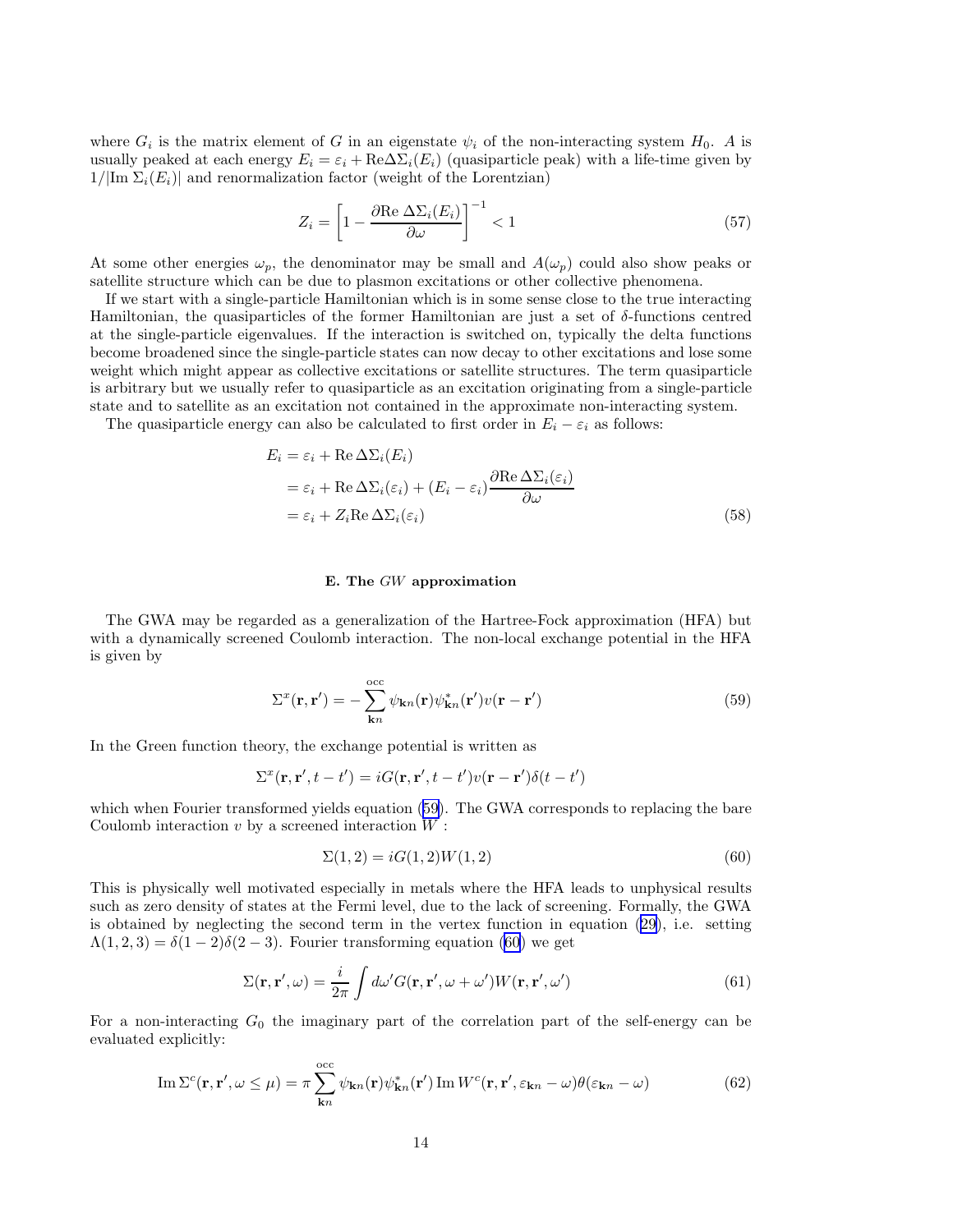where $G_i$ is the matrix element of $G$ in an eigenstate $\psi_i$ of the non-interacting system $H_0$. $A$ is usually peaked at each energy $E_i = \varepsilon_i + \mathrm{Re}\Delta\Sigma_i(E_i)$ (quasiparticle peak) with a life-time given by $1/|\mathrm{Im}\,\Sigma_i(E_i)|$ and renormalization factor (weight of the Lorentzian)

$$Z_i = \left[1 - \frac{\partial \mathrm{Re}\,\Delta\Sigma_i(E_i)}{\partial\omega}\right]^{-1} < 1 \tag{57}$$

At some other energies $\omega_p$, the denominator may be small and $A(\omega_p)$ could also show peaks or satellite structure which can be due to plasmon excitations or other collective phenomena.

If we start with a single-particle Hamiltonian which is in some sense close to the true interacting Hamiltonian, the quasiparticles of the former Hamiltonian are just a set of $\delta$-functions centred at the single-particle eigenvalues. If the interaction is switched on, typically the delta functions become broadened since the single-particle states can now decay to other excitations and lose some weight which might appear as collective excitations or satellite structures. The term quasiparticle is arbitrary but we usually refer to quasiparticle as an excitation originating from a single-particle state and to satellite as an excitation not contained in the approximate non-interacting system.

The quasiparticle energy can also be calculated to first order in $E_i - \varepsilon_i$ as follows:

$$\begin{aligned}
E_i &= \varepsilon_i + \mathrm{Re}\,\Delta\Sigma_i(E_i) \\
&= \varepsilon_i + \mathrm{Re}\,\Delta\Sigma_i(\varepsilon_i) + (E_i - \varepsilon_i)\frac{\partial \mathrm{Re}\,\Delta\Sigma_i(\varepsilon_i)}{\partial\omega} \\
&= \varepsilon_i + Z_i \mathrm{Re}\,\Delta\Sigma_i(\varepsilon_i)
\end{aligned} \tag{58}$$

### E. The $GW$ approximation

The GWA may be regarded as a generalization of the Hartree-Fock approximation (HFA) but with a dynamically screened Coulomb interaction. The non-local exchange potential in the HFA is given by

$$\Sigma^x(\mathbf{r},\mathbf{r}') = -\sum_{\mathbf{k}n}^{\mathrm{occ}} \psi_{\mathbf{k}n}(\mathbf{r})\psi^*_{\mathbf{k}n}(\mathbf{r}')v(\mathbf{r}-\mathbf{r}') \tag{59}$$

In the Green function theory, the exchange potential is written as

$$\Sigma^x(\mathbf{r},\mathbf{r}',t-t') = iG(\mathbf{r},\mathbf{r}',t-t')v(\mathbf{r}-\mathbf{r}')\delta(t-t')$$

which when Fourier transformed yields equation (59). The GWA corresponds to replacing the bare Coulomb interaction $v$ by a screened interaction $W$ :

$$\Sigma(1,2) = iG(1,2)W(1,2) \tag{60}$$

This is physically well motivated especially in metals where the HFA leads to unphysical results such as zero density of states at the Fermi level, due to the lack of screening. Formally, the GWA is obtained by neglecting the second term in the vertex function in equation (29), i.e. setting $\Lambda(1,2,3) = \delta(1-2)\delta(2-3)$. Fourier transforming equation (60) we get

$$\Sigma(\mathbf{r},\mathbf{r}',\omega) = \frac{i}{2\pi}\int d\omega' G(\mathbf{r},\mathbf{r}',\omega+\omega')W(\mathbf{r},\mathbf{r}',\omega') \tag{61}$$

For a non-interacting $G_0$ the imaginary part of the correlation part of the self-energy can be evaluated explicitly:

$$\mathrm{Im}\,\Sigma^c(\mathbf{r},\mathbf{r}',\omega\le\mu) = \pi\sum_{\mathbf{k}n}^{\mathrm{occ}} \psi_{\mathbf{k}n}(\mathbf{r})\psi^*_{\mathbf{k}n}(\mathbf{r}')\,\mathrm{Im}\,W^c(\mathbf{r},\mathbf{r}',\varepsilon_{\mathbf{k}n}-\omega)\theta(\varepsilon_{\mathbf{k}n}-\omega) \tag{62}$$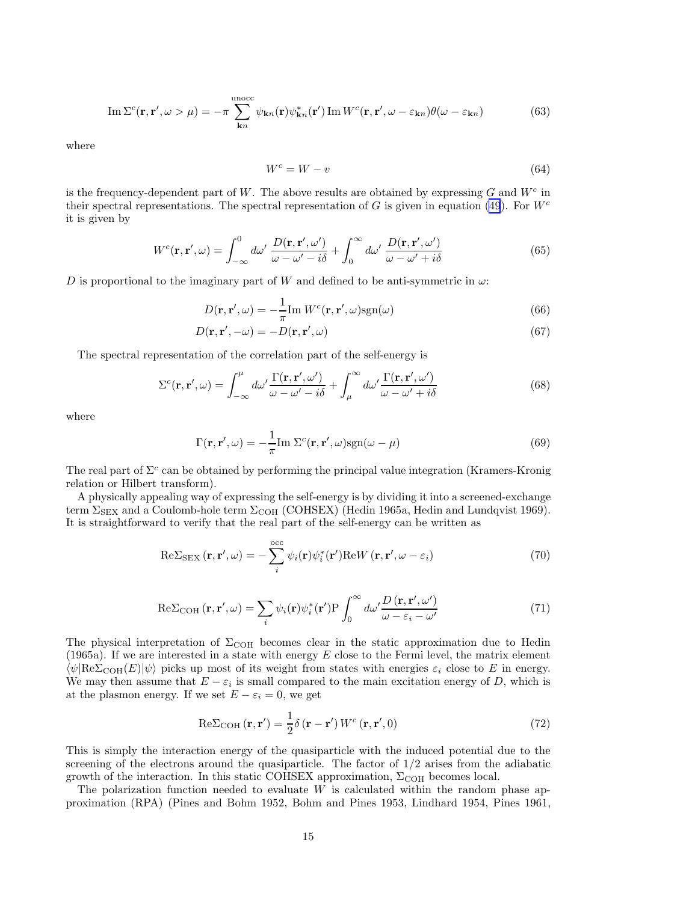$$\text{Im}\,\Sigma^c(\mathbf{r},\mathbf{r}',\omega>\mu) = -\pi \sum_{\mathbf{k}n}^{\text{unocc}} \psi_{\mathbf{k}n}(\mathbf{r})\psi^*_{\mathbf{k}n}(\mathbf{r}')\,\text{Im}\,W^c(\mathbf{r},\mathbf{r}',\omega-\varepsilon_{\mathbf{k}n})\theta(\omega-\varepsilon_{\mathbf{k}n}) \tag{63}$$

where

$$W^c = W - v \tag{64}$$

is the frequency-dependent part of $W$. The above results are obtained by expressing $G$ and $W^c$ in their spectral representations. The spectral representation of $G$ is given in equation (49). For $W^c$ it is given by

$$W^c(\mathbf{r},\mathbf{r}',\omega) = \int_{-\infty}^{0} d\omega' \,\frac{D(\mathbf{r},\mathbf{r}',\omega')}{\omega-\omega'-i\delta} + \int_{0}^{\infty} d\omega' \,\frac{D(\mathbf{r},\mathbf{r}',\omega')}{\omega-\omega'+i\delta} \tag{65}$$

$D$ is proportional to the imaginary part of $W$ and defined to be anti-symmetric in $\omega$:

$$D(\mathbf{r},\mathbf{r}',\omega) = -\frac{1}{\pi}\text{Im}\,W^c(\mathbf{r},\mathbf{r}',\omega)\text{sgn}(\omega) \tag{66}$$

$$D(\mathbf{r},\mathbf{r}',-\omega) = -D(\mathbf{r},\mathbf{r}',\omega) \tag{67}$$

The spectral representation of the correlation part of the self-energy is

$$\Sigma^c(\mathbf{r},\mathbf{r}',\omega) = \int_{-\infty}^{\mu} d\omega' \frac{\Gamma(\mathbf{r},\mathbf{r}',\omega')}{\omega-\omega'-i\delta} + \int_{\mu}^{\infty} d\omega' \frac{\Gamma(\mathbf{r},\mathbf{r}',\omega')}{\omega-\omega'+i\delta} \tag{68}$$

where

$$\Gamma(\mathbf{r},\mathbf{r}',\omega) = -\frac{1}{\pi}\text{Im}\,\Sigma^c(\mathbf{r},\mathbf{r}',\omega)\text{sgn}(\omega-\mu) \tag{69}$$

The real part of $\Sigma^c$ can be obtained by performing the principal value integration (Kramers-Kronig relation or Hilbert transform).

A physically appealing way of expressing the self-energy is by dividing it into a screened-exchange term $\Sigma_{\text{SEX}}$ and a Coulomb-hole term $\Sigma_{\text{COH}}$ (COHSEX) (Hedin 1965a, Hedin and Lundqvist 1969). It is straightforward to verify that the real part of the self-energy can be written as

$$\text{Re}\Sigma_{\text{SEX}}\left(\mathbf{r},\mathbf{r}',\omega\right) = -\sum_{i}^{\text{occ}} \psi_i(\mathbf{r})\psi_i^*(\mathbf{r}')\text{Re}W\left(\mathbf{r},\mathbf{r}',\omega-\varepsilon_i\right) \tag{70}$$

$$\text{Re}\Sigma_{\text{COH}}\left(\mathbf{r},\mathbf{r}',\omega\right) = \sum_{i} \psi_i(\mathbf{r})\psi_i^*(\mathbf{r}')\text{P}\int_{0}^{\infty} d\omega' \frac{D\left(\mathbf{r},\mathbf{r}',\omega'\right)}{\omega-\varepsilon_i-\omega'} \tag{71}$$

The physical interpretation of $\Sigma_{\text{COH}}$ becomes clear in the static approximation due to Hedin (1965a). If we are interested in a state with energy $E$ close to the Fermi level, the matrix element $\langle\psi|\text{Re}\Sigma_{\text{COH}}(E)|\psi\rangle$ picks up most of its weight from states with energies $\varepsilon_i$ close to $E$ in energy. We may then assume that $E-\varepsilon_i$ is small compared to the main excitation energy of $D$, which is at the plasmon energy. If we set $E-\varepsilon_i = 0$, we get

$$\text{Re}\Sigma_{\text{COH}}\left(\mathbf{r},\mathbf{r}'\right) = \frac{1}{2}\delta\left(\mathbf{r}-\mathbf{r}'\right)W^c\left(\mathbf{r},\mathbf{r}',0\right) \tag{72}$$

This is simply the interaction energy of the quasiparticle with the induced potential due to the screening of the electrons around the quasiparticle. The factor of 1/2 arises from the adiabatic growth of the interaction. In this static COHSEX approximation, $\Sigma_{\text{COH}}$ becomes local.

The polarization function needed to evaluate $W$ is calculated within the random phase approximation (RPA) (Pines and Bohm 1952, Bohm and Pines 1953, Lindhard 1954, Pines 1961,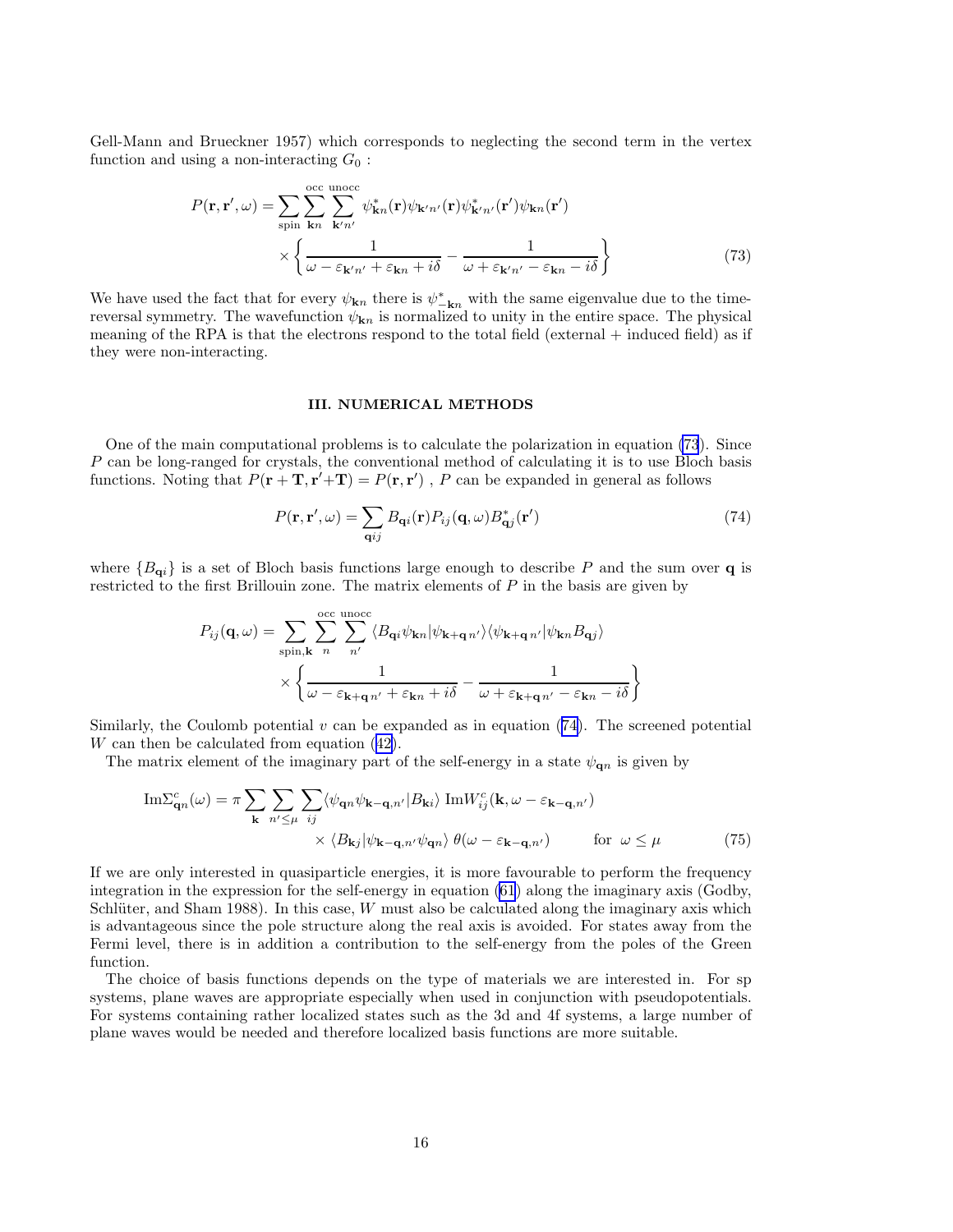Gell-Mann and Brueckner 1957) which corresponds to neglecting the second term in the vertex function and using a non-interacting $G_0$ :

$$P(\mathbf{r},\mathbf{r}',\omega) = \sum_{\text{spin}} \sum_{\mathbf{k}n}^{\text{occ}} \sum_{\mathbf{k}'n'}^{\text{unocc}} \psi^*_{\mathbf{k}n}(\mathbf{r})\psi_{\mathbf{k}'n'}(\mathbf{r})\psi^*_{\mathbf{k}'n'}(\mathbf{r}')\psi_{\mathbf{k}n}(\mathbf{r}') \times \left\{ \frac{1}{\omega - \varepsilon_{\mathbf{k}'n'} + \varepsilon_{\mathbf{k}n} + i\delta} - \frac{1}{\omega + \varepsilon_{\mathbf{k}'n'} - \varepsilon_{\mathbf{k}n} - i\delta} \right\} \tag{73}$$

We have used the fact that for every $\psi_{\mathbf{k}n}$ there is $\psi^*_{-\mathbf{k}n}$ with the same eigenvalue due to the time-reversal symmetry. The wavefunction $\psi_{\mathbf{k}n}$ is normalized to unity in the entire space. The physical meaning of the RPA is that the electrons respond to the total field (external + induced field) as if they were non-interacting.

### III. NUMERICAL METHODS

One of the main computational problems is to calculate the polarization in equation (73). Since $P$ can be long-ranged for crystals, the conventional method of calculating it is to use Bloch basis functions. Noting that $P(\mathbf{r}+\mathbf{T},\mathbf{r}'+\mathbf{T}) = P(\mathbf{r},\mathbf{r}')$ , $P$ can be expanded in general as follows

$$P(\mathbf{r},\mathbf{r}',\omega) = \sum_{\mathbf{q}ij} B_{\mathbf{q}i}(\mathbf{r}) P_{ij}(\mathbf{q},\omega) B^*_{\mathbf{q}j}(\mathbf{r}') \tag{74}$$

where $\{B_{\mathbf{q}i}\}$ is a set of Bloch basis functions large enough to describe $P$ and the sum over $\mathbf{q}$ is restricted to the first Brillouin zone. The matrix elements of $P$ in the basis are given by

$$P_{ij}(\mathbf{q},\omega) = \sum_{\text{spin},\mathbf{k}} \sum_{n}^{\text{occ}} \sum_{n'}^{\text{unocc}} \langle B_{\mathbf{q}i}\psi_{\mathbf{k}n}|\psi_{\mathbf{k}+\mathbf{q}\,n'}\rangle\langle\psi_{\mathbf{k}+\mathbf{q}\,n'}|\psi_{\mathbf{k}n}B_{\mathbf{q}j}\rangle \times \left\{ \frac{1}{\omega - \varepsilon_{\mathbf{k}+\mathbf{q}\,n'} + \varepsilon_{\mathbf{k}n} + i\delta} - \frac{1}{\omega + \varepsilon_{\mathbf{k}+\mathbf{q}\,n'} - \varepsilon_{\mathbf{k}n} - i\delta} \right\}$$

Similarly, the Coulomb potential $v$ can be expanded as in equation (74). The screened potential $W$ can then be calculated from equation (42).

The matrix element of the imaginary part of the self-energy in a state $\psi_{\mathbf{q}n}$ is given by

$$\text{Im}\Sigma^c_{\mathbf{q}n}(\omega) = \pi \sum_{\mathbf{k}} \sum_{n' \leq \mu} \sum_{ij} \langle \psi_{\mathbf{q}n}\psi_{\mathbf{k}-\mathbf{q},n'}|B_{\mathbf{k}i}\rangle \,\text{Im}W^c_{ij}(\mathbf{k},\omega - \varepsilon_{\mathbf{k}-\mathbf{q},n'}) \times \langle B_{\mathbf{k}j}|\psi_{\mathbf{k}-\mathbf{q},n'}\psi_{\mathbf{q}n}\rangle\, \theta(\omega - \varepsilon_{\mathbf{k}-\mathbf{q},n'}) \qquad \text{for } \omega \leq \mu \tag{75}$$

If we are only interested in quasiparticle energies, it is more favourable to perform the frequency integration in the expression for the self-energy in equation (61) along the imaginary axis (Godby, Schlüter, and Sham 1988). In this case, $W$ must also be calculated along the imaginary axis which is advantageous since the pole structure along the real axis is avoided. For states away from the Fermi level, there is in addition a contribution to the self-energy from the poles of the Green function.

The choice of basis functions depends on the type of materials we are interested in. For sp systems, plane waves are appropriate especially when used in conjunction with pseudopotentials. For systems containing rather localized states such as the 3d and 4f systems, a large number of plane waves would be needed and therefore localized basis functions are more suitable.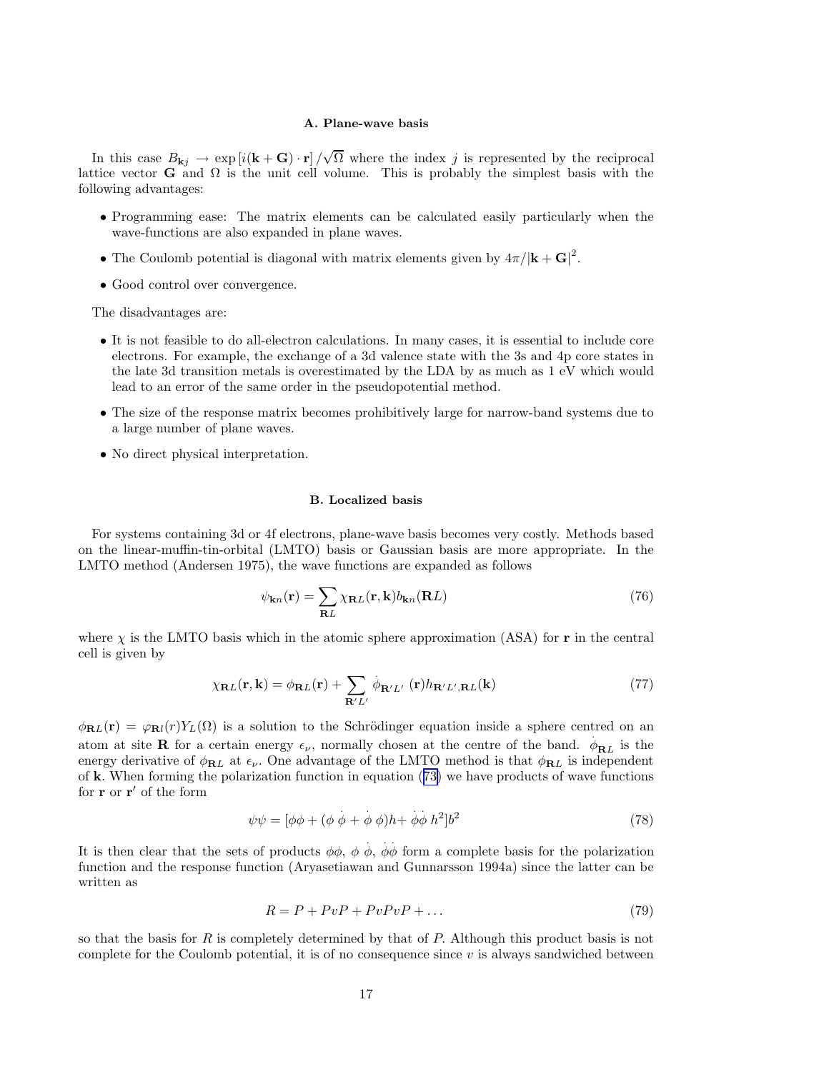### A. Plane-wave basis

In this case $B_{\mathbf{k}j} \to \exp\left[i(\mathbf{k}+\mathbf{G})\cdot\mathbf{r}\right]/\sqrt{\Omega}$ where the index $j$ is represented by the reciprocal lattice vector $\mathbf{G}$ and $\Omega$ is the unit cell volume. This is probably the simplest basis with the following advantages:

- Programming ease: The matrix elements can be calculated easily particularly when the wave-functions are also expanded in plane waves.
- The Coulomb potential is diagonal with matrix elements given by $4\pi/\left|\mathbf{k}+\mathbf{G}\right|^2$.
- Good control over convergence.

The disadvantages are:

- It is not feasible to do all-electron calculations. In many cases, it is essential to include core electrons. For example, the exchange of a 3d valence state with the 3s and 4p core states in the late 3d transition metals is overestimated by the LDA by as much as 1 eV which would lead to an error of the same order in the pseudopotential method.
- The size of the response matrix becomes prohibitively large for narrow-band systems due to a large number of plane waves.
- No direct physical interpretation.

### B. Localized basis

For systems containing 3d or 4f electrons, plane-wave basis becomes very costly. Methods based on the linear-muffin-tin-orbital (LMTO) basis or Gaussian basis are more appropriate. In the LMTO method (Andersen 1975), the wave functions are expanded as follows

$$\psi_{\mathbf{k}n}(\mathbf{r}) = \sum_{\mathbf{R}L} \chi_{\mathbf{R}L}(\mathbf{r},\mathbf{k}) b_{\mathbf{k}n}(\mathbf{R}L) \tag{76}$$

where $\chi$ is the LMTO basis which in the atomic sphere approximation (ASA) for $\mathbf{r}$ in the central cell is given by

$$\chi_{\mathbf{R}L}(\mathbf{r},\mathbf{k}) = \phi_{\mathbf{R}L}(\mathbf{r}) + \sum_{\mathbf{R}'L'} \dot{\phi}_{\mathbf{R}'L'}(\mathbf{r}) h_{\mathbf{R}'L',\mathbf{R}L}(\mathbf{k}) \tag{77}$$

$\phi_{\mathbf{R}L}(\mathbf{r}) = \varphi_{\mathbf{R}l}(r) Y_L(\Omega)$ is a solution to the Schrödinger equation inside a sphere centred on an atom at site $\mathbf{R}$ for a certain energy $\epsilon_\nu$, normally chosen at the centre of the band. $\dot{\phi}_{\mathbf{R}L}$ is the energy derivative of $\phi_{\mathbf{R}L}$ at $\epsilon_\nu$. One advantage of the LMTO method is that $\phi_{\mathbf{R}L}$ is independent of $\mathbf{k}$. When forming the polarization function in equation (73) we have products of wave functions for $\mathbf{r}$ or $\mathbf{r}'$ of the form

$$\psi\psi = [\phi\phi + (\phi\,\dot{\phi} + \dot{\phi}\,\phi)h + \dot{\phi}\dot{\phi}\,h^2]b^2 \tag{78}$$

It is then clear that the sets of products $\phi\phi$, $\phi\,\dot{\phi}$, $\dot{\phi}\dot{\phi}$ form a complete basis for the polarization function and the response function (Aryasetiawan and Gunnarsson 1994a) since the latter can be written as

$$R = P + PvP + PvPvP + \ldots \tag{79}$$

so that the basis for $R$ is completely determined by that of $P$. Although this product basis is not complete for the Coulomb potential, it is of no consequence since $v$ is always sandwiched between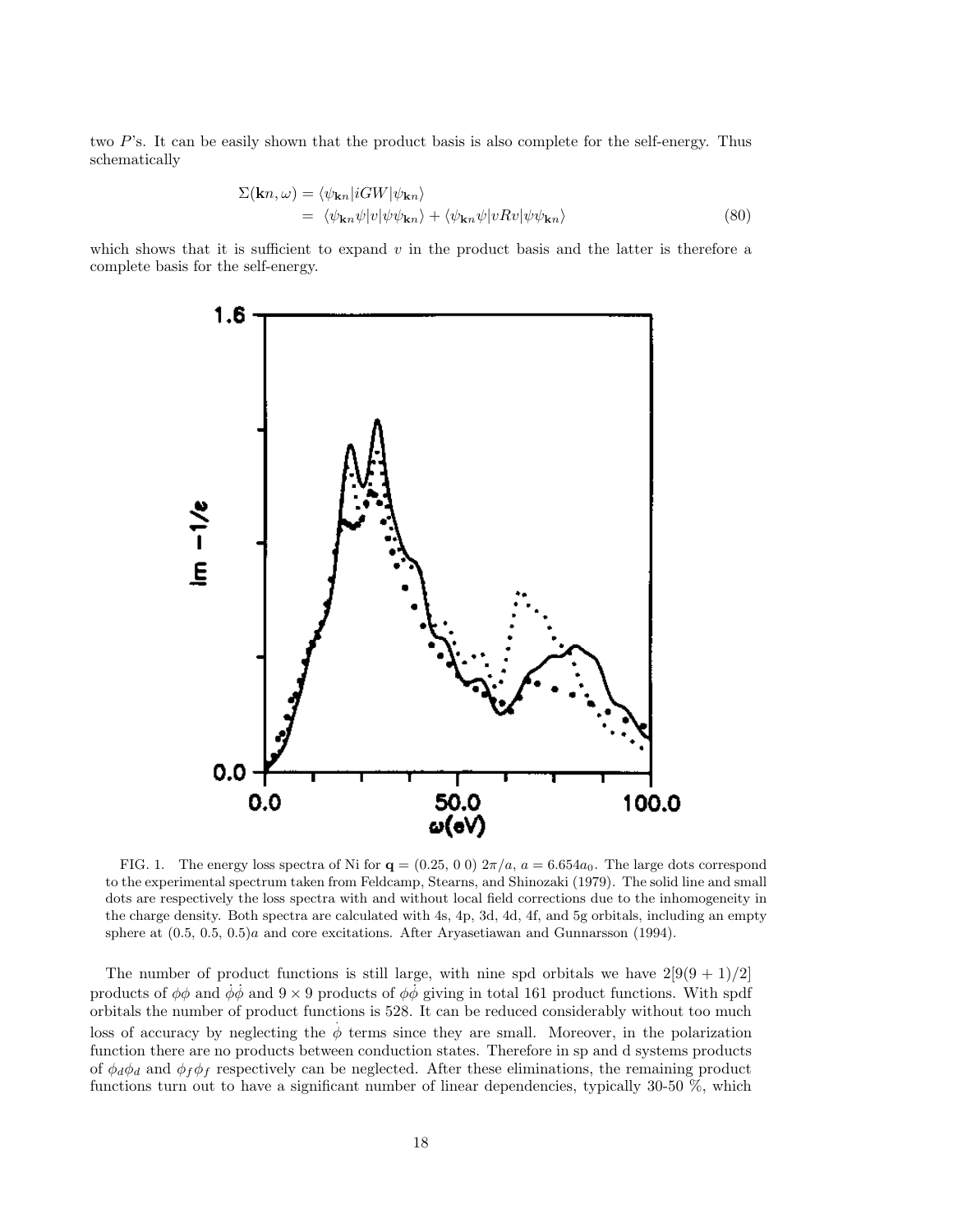two $P$'s. It can be easily shown that the product basis is also complete for the self-energy. Thus schematically

$$
\begin{aligned}
\Sigma(\mathbf{k}n, \omega) &= \langle \psi_{\mathbf{k}n} | iGW | \psi_{\mathbf{k}n} \rangle \\
&= \langle \psi_{\mathbf{k}n} \psi | v | \psi \psi_{\mathbf{k}n} \rangle + \langle \psi_{\mathbf{k}n} \psi | vRv | \psi \psi_{\mathbf{k}n} \rangle
\end{aligned} \tag{80}
$$

which shows that it is sufficient to expand $v$ in the product basis and the latter is therefore a complete basis for the self-energy.

FIG. 1. The energy loss spectra of Ni for $\mathbf{q} = (0.25, 0\ 0)\ 2\pi/a$, $a = 6.654a_0$. The large dots correspond to the experimental spectrum taken from Feldcamp, Stearns, and Shinozaki (1979). The solid line and small dots are respectively the loss spectra with and without local field corrections due to the inhomogeneity in the charge density. Both spectra are calculated with 4s, 4p, 3d, 4d, 4f, and 5g orbitals, including an empty sphere at (0.5, 0.5, 0.5)$a$ and core excitations. After Aryasetiawan and Gunnarsson (1994).

The number of product functions is still large, with nine spd orbitals we have $2[9(9+1)/2]$ products of $\phi\phi$ and $\dot{\phi}\dot{\phi}$ and $9 \times 9$ products of $\phi\dot{\phi}$ giving in total 161 product functions. With spdf orbitals the number of product functions is 528. It can be reduced considerably without too much loss of accuracy by neglecting the $\dot{\phi}$ terms since they are small. Moreover, in the polarization function there are no products between conduction states. Therefore in sp and d systems products of $\phi_d\phi_d$ and $\phi_f\phi_f$ respectively can be neglected. After these eliminations, the remaining product functions turn out to have a significant number of linear dependencies, typically 30-50 %, which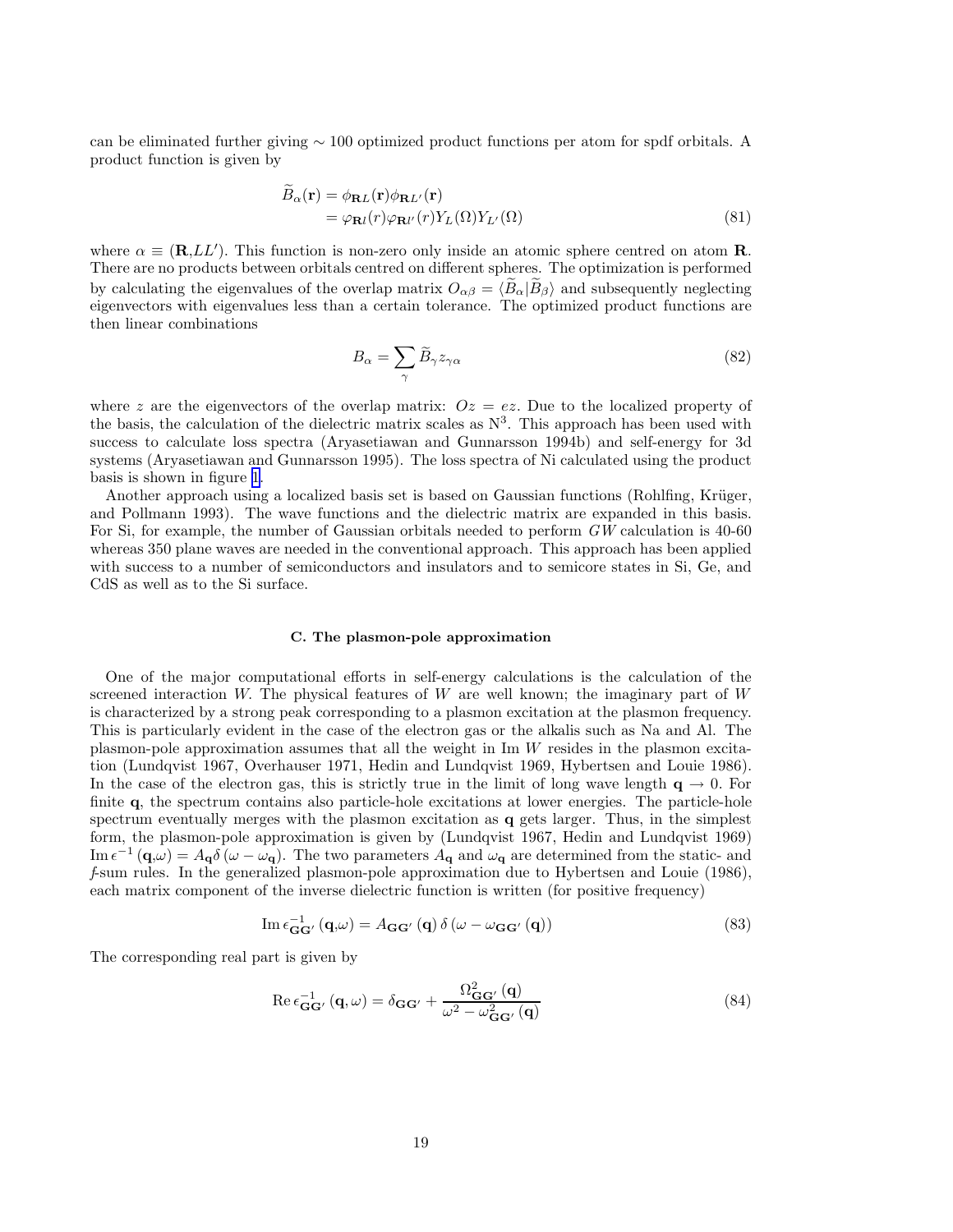can be eliminated further giving $\sim 100$ optimized product functions per atom for spdf orbitals. A product function is given by

$$
\begin{aligned}
\widetilde{B}_\alpha(\mathbf{r}) &= \phi_{\mathbf{R}L}(\mathbf{r})\phi_{\mathbf{R}L'}(\mathbf{r}) \\
&= \varphi_{\mathbf{R}l}(r)\varphi_{\mathbf{R}l'}(r)Y_L(\Omega)Y_{L'}(\Omega)
\end{aligned}
\tag{81}
$$

where $\alpha \equiv (\mathbf{R},LL')$. This function is non-zero only inside an atomic sphere centred on atom $\mathbf{R}$. There are no products between orbitals centred on different spheres. The optimization is performed by calculating the eigenvalues of the overlap matrix $O_{\alpha\beta} = \langle \widetilde{B}_\alpha | \widetilde{B}_\beta \rangle$ and subsequently neglecting eigenvectors with eigenvalues less than a certain tolerance. The optimized product functions are then linear combinations

$$
B_\alpha = \sum_\gamma \widetilde{B}_\gamma z_{\gamma\alpha} \tag{82}
$$

where $z$ are the eigenvectors of the overlap matrix: $Oz = ez$. Due to the localized property of the basis, the calculation of the dielectric matrix scales as $\mathrm{N}^3$. This approach has been used with success to calculate loss spectra (Aryasetiawan and Gunnarsson 1994b) and self-energy for 3d systems (Aryasetiawan and Gunnarsson 1995). The loss spectra of Ni calculated using the product basis is shown in figure 1.

Another approach using a localized basis set is based on Gaussian functions (Rohlfing, Krüger, and Pollmann 1993). The wave functions and the dielectric matrix are expanded in this basis. For Si, for example, the number of Gaussian orbitals needed to perform $GW$ calculation is 40-60 whereas 350 plane waves are needed in the conventional approach. This approach has been applied with success to a number of semiconductors and insulators and to semicore states in Si, Ge, and CdS as well as to the Si surface.

### C. The plasmon-pole approximation

One of the major computational efforts in self-energy calculations is the calculation of the screened interaction $W$. The physical features of $W$ are well known; the imaginary part of $W$ is characterized by a strong peak corresponding to a plasmon excitation at the plasmon frequency. This is particularly evident in the case of the electron gas or the alkalis such as Na and Al. The plasmon-pole approximation assumes that all the weight in Im $W$ resides in the plasmon excitation (Lundqvist 1967, Overhauser 1971, Hedin and Lundqvist 1969, Hybertsen and Louie 1986). In the case of the electron gas, this is strictly true in the limit of long wave length $\mathbf{q} \to 0$. For finite $\mathbf{q}$, the spectrum contains also particle-hole excitations at lower energies. The particle-hole spectrum eventually merges with the plasmon excitation as $\mathbf{q}$ gets larger. Thus, in the simplest form, the plasmon-pole approximation is given by (Lundqvist 1967, Hedin and Lundqvist 1969) $\mathrm{Im}\,\epsilon^{-1}(\mathbf{q},\omega) = A_\mathbf{q}\delta(\omega - \omega_\mathbf{q})$. The two parameters $A_\mathbf{q}$ and $\omega_\mathbf{q}$ are determined from the static- and $f$-sum rules. In the generalized plasmon-pole approximation due to Hybertsen and Louie (1986), each matrix component of the inverse dielectric function is written (for positive frequency)

$$
\mathrm{Im}\,\epsilon^{-1}_{\mathbf{GG}'}(\mathbf{q},\omega) = A_{\mathbf{GG}'}(\mathbf{q})\,\delta(\omega - \omega_{\mathbf{GG}'}(\mathbf{q})) \tag{83}
$$

The corresponding real part is given by

$$
\mathrm{Re}\,\epsilon^{-1}_{\mathbf{GG}'}(\mathbf{q},\omega) = \delta_{\mathbf{GG}'} + \frac{\Omega^2_{\mathbf{GG}'}(\mathbf{q})}{\omega^2 - \omega^2_{\mathbf{GG}'}(\mathbf{q})} \tag{84}
$$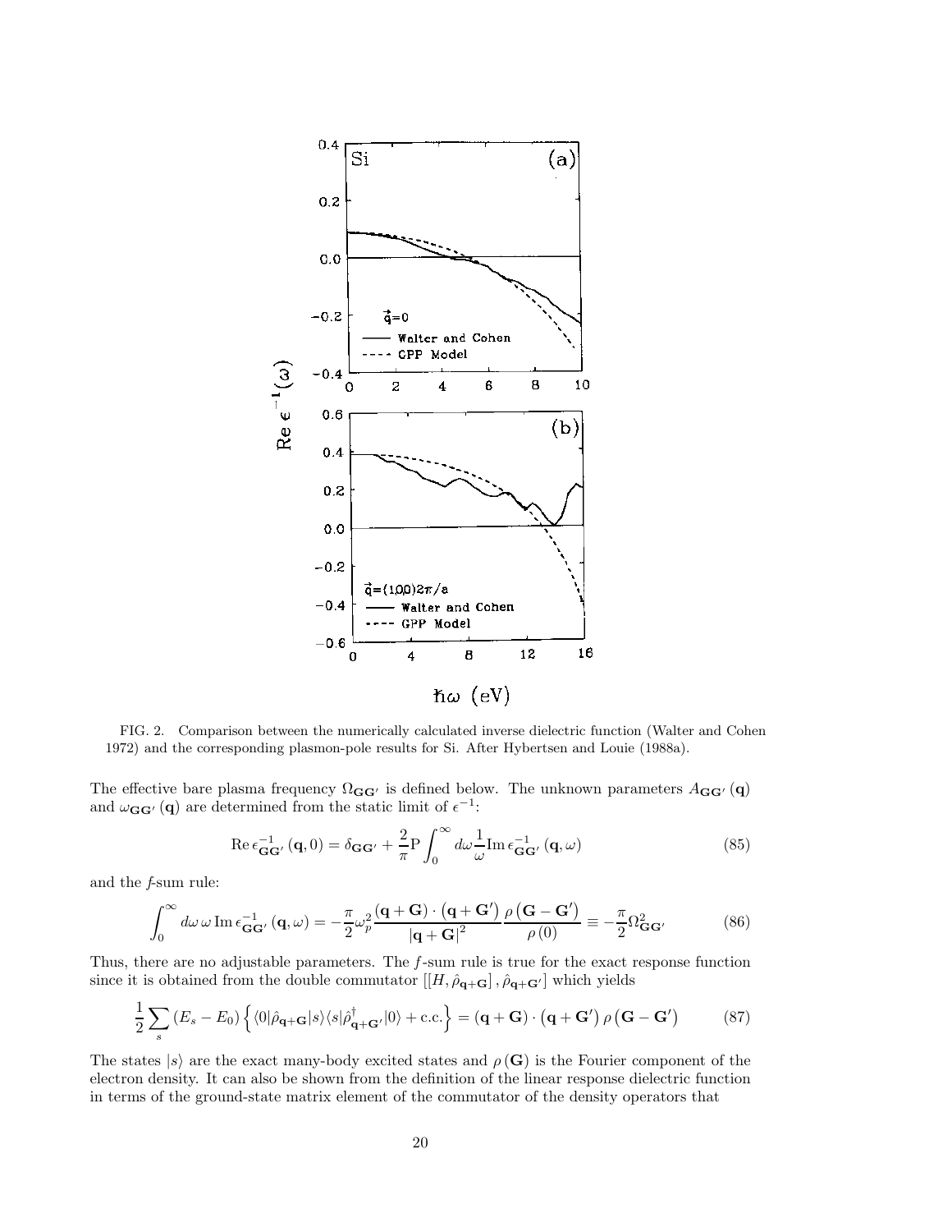FIG. 2. Comparison between the numerically calculated inverse dielectric function (Walter and Cohen 1972) and the corresponding plasmon-pole results for Si. After Hybertsen and Louie (1988a).

The effective bare plasma frequency $\Omega_{\mathbf{G}\mathbf{G}'}$ is defined below. The unknown parameters $A_{\mathbf{G}\mathbf{G}'}(\mathbf{q})$ and $\omega_{\mathbf{G}\mathbf{G}'}(\mathbf{q})$ are determined from the static limit of $\epsilon^{-1}$:

$$\operatorname{Re}\epsilon^{-1}_{\mathbf{G}\mathbf{G}'}(\mathbf{q},0) = \delta_{\mathbf{G}\mathbf{G}'} + \frac{2}{\pi}\mathrm{P}\int_0^\infty d\omega \frac{1}{\omega}\operatorname{Im}\epsilon^{-1}_{\mathbf{G}\mathbf{G}'}(\mathbf{q},\omega) \tag{85}$$

and the *f*-sum rule:

$$\int_0^\infty d\omega\,\omega\operatorname{Im}\epsilon^{-1}_{\mathbf{G}\mathbf{G}'}(\mathbf{q},\omega) = -\frac{\pi}{2}\omega_p^2\frac{(\mathbf{q}+\mathbf{G})\cdot(\mathbf{q}+\mathbf{G}')}{|\mathbf{q}+\mathbf{G}|^2}\frac{\rho(\mathbf{G}-\mathbf{G}')}{\rho(0)} \equiv -\frac{\pi}{2}\Omega^2_{\mathbf{G}\mathbf{G}'} \tag{86}$$

Thus, there are no adjustable parameters. The *f*-sum rule is true for the exact response function since it is obtained from the double commutator $[[H,\hat{\rho}_{\mathbf{q}+\mathbf{G}}],\hat{\rho}_{\mathbf{q}+\mathbf{G}'}]$ which yields

$$\frac{1}{2}\sum_s (E_s - E_0)\left\{\langle 0|\hat{\rho}_{\mathbf{q}+\mathbf{G}}|s\rangle\langle s|\hat{\rho}^\dagger_{\mathbf{q}+\mathbf{G}'}|0\rangle + \text{c.c.}\right\} = (\mathbf{q}+\mathbf{G})\cdot(\mathbf{q}+\mathbf{G}')\,\rho(\mathbf{G}-\mathbf{G}') \tag{87}$$

The states $|s\rangle$ are the exact many-body excited states and $\rho(\mathbf{G})$ is the Fourier component of the electron density. It can also be shown from the definition of the linear response dielectric function in terms of the ground-state matrix element of the commutator of the density operators that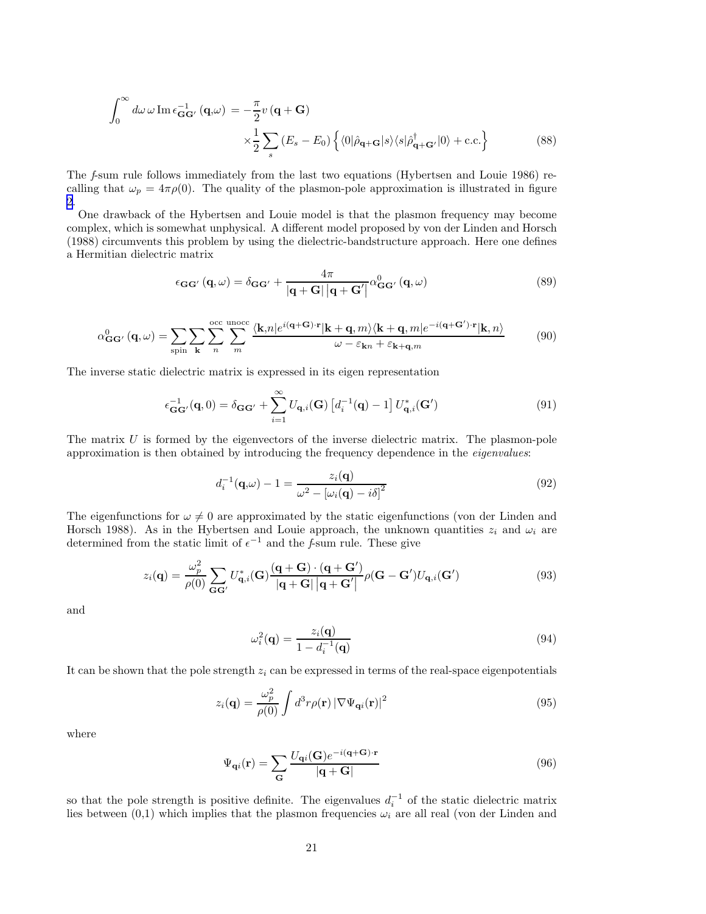$$\int_0^\infty d\omega\,\omega\,\mathrm{Im}\,\epsilon^{-1}_{\mathbf{GG}'}(\mathbf{q},\omega) = -\frac{\pi}{2}v(\mathbf{q}+\mathbf{G}) \times\frac{1}{2}\sum_s (E_s - E_0)\left\{\langle 0|\hat{\rho}_{\mathbf{q}+\mathbf{G}}|s\rangle\langle s|\hat{\rho}^\dagger_{\mathbf{q}+\mathbf{G}'}|0\rangle + \mathrm{c.c.}\right\} \tag{88}$$

The *f*-sum rule follows immediately from the last two equations (Hybertsen and Louie 1986) recalling that $\omega_p = 4\pi\rho(0)$. The quality of the plasmon-pole approximation is illustrated in figure 2.

One drawback of the Hybertsen and Louie model is that the plasmon frequency may become complex, which is somewhat unphysical. A different model proposed by von der Linden and Horsch (1988) circumvents this problem by using the dielectric-bandstructure approach. Here one defines a Hermitian dielectric matrix

$$\epsilon_{\mathbf{GG}'}(\mathbf{q},\omega) = \delta_{\mathbf{GG}'} + \frac{4\pi}{|\mathbf{q}+\mathbf{G}|\,|\mathbf{q}+\mathbf{G}'|}\alpha^0_{\mathbf{GG}'}(\mathbf{q},\omega) \tag{89}$$

$$\alpha^0_{\mathbf{GG}'}(\mathbf{q},\omega) = \sum_{\mathrm{spin}}\sum_{\mathbf{k}}\sum_n^{\mathrm{occ}}\sum_m^{\mathrm{unocc}} \frac{\langle \mathbf{k},n|e^{i(\mathbf{q}+\mathbf{G})\cdot\mathbf{r}}|\mathbf{k}+\mathbf{q},m\rangle\langle \mathbf{k}+\mathbf{q},m|e^{-i(\mathbf{q}+\mathbf{G}')\cdot\mathbf{r}}|\mathbf{k},n\rangle}{\omega - \varepsilon_{\mathbf{k}n} + \varepsilon_{\mathbf{k}+\mathbf{q},m}} \tag{90}$$

The inverse static dielectric matrix is expressed in its eigen representation

$$\epsilon^{-1}_{\mathbf{GG}'}(\mathbf{q},0) = \delta_{\mathbf{GG}'} + \sum_{i=1}^{\infty} U_{\mathbf{q},i}(\mathbf{G})\left[d_i^{-1}(\mathbf{q}) - 1\right]U^*_{\mathbf{q},i}(\mathbf{G}') \tag{91}$$

The matrix $U$ is formed by the eigenvectors of the inverse dielectric matrix. The plasmon-pole approximation is then obtained by introducing the frequency dependence in the *eigenvalues*:

$$d_i^{-1}(\mathbf{q},\omega) - 1 = \frac{z_i(\mathbf{q})}{\omega^2 - [\omega_i(\mathbf{q}) - i\delta]^2} \tag{92}$$

The eigenfunctions for $\omega \neq 0$ are approximated by the static eigenfunctions (von der Linden and Horsch 1988). As in the Hybertsen and Louie approach, the unknown quantities $z_i$ and $\omega_i$ are determined from the static limit of $\epsilon^{-1}$ and the *f*-sum rule. These give

$$z_i(\mathbf{q}) = \frac{\omega_p^2}{\rho(0)}\sum_{\mathbf{GG}'} U^*_{\mathbf{q},i}(\mathbf{G})\frac{(\mathbf{q}+\mathbf{G})\cdot(\mathbf{q}+\mathbf{G}')}{|\mathbf{q}+\mathbf{G}|\,|\mathbf{q}+\mathbf{G}'|}\rho(\mathbf{G}-\mathbf{G}')U_{\mathbf{q},i}(\mathbf{G}') \tag{93}$$

and

$$\omega_i^2(\mathbf{q}) = \frac{z_i(\mathbf{q})}{1 - d_i^{-1}(\mathbf{q})} \tag{94}$$

It can be shown that the pole strength $z_i$ can be expressed in terms of the real-space eigenpotentials

$$z_i(\mathbf{q}) = \frac{\omega_p^2}{\rho(0)}\int d^3r\,\rho(\mathbf{r})\,|\nabla\Psi_{\mathbf{q}i}(\mathbf{r})|^2 \tag{95}$$

where

$$\Psi_{\mathbf{q}i}(\mathbf{r}) = \sum_{\mathbf{G}} \frac{U_{\mathbf{q}i}(\mathbf{G})e^{-i(\mathbf{q}+\mathbf{G})\cdot\mathbf{r}}}{|\mathbf{q}+\mathbf{G}|} \tag{96}$$

so that the pole strength is positive definite. The eigenvalues $d_i^{-1}$ of the static dielectric matrix lies between (0,1) which implies that the plasmon frequencies $\omega_i$ are all real (von der Linden and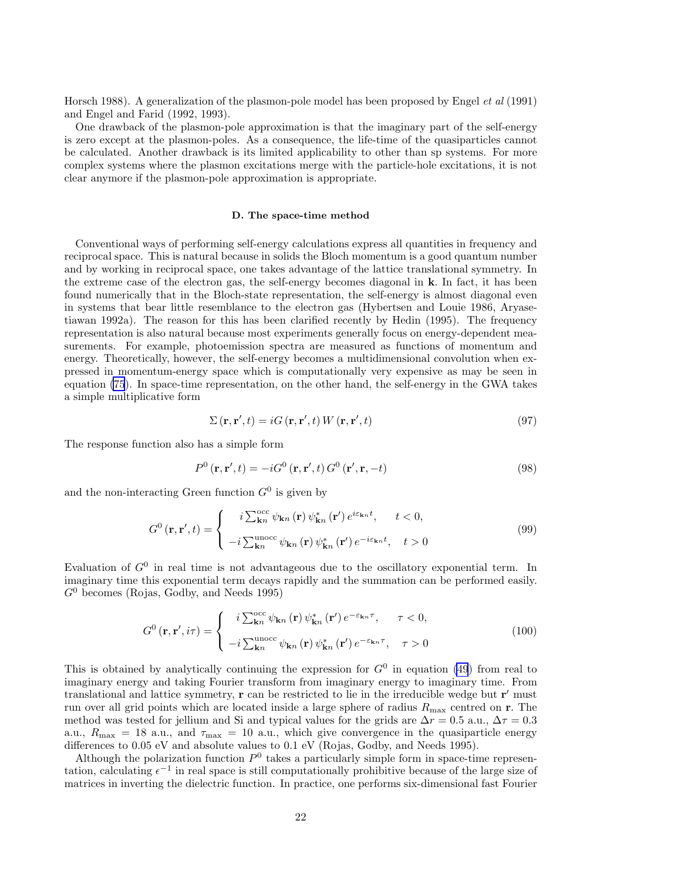Horsch 1988). A generalization of the plasmon-pole model has been proposed by Engel *et al* (1991) and Engel and Farid (1992, 1993).

One drawback of the plasmon-pole approximation is that the imaginary part of the self-energy is zero except at the plasmon-poles. As a consequence, the life-time of the quasiparticles cannot be calculated. Another drawback is its limited applicability to other than sp systems. For more complex systems where the plasmon excitations merge with the particle-hole excitations, it is not clear anymore if the plasmon-pole approximation is appropriate.

### D. The space-time method

Conventional ways of performing self-energy calculations express all quantities in frequency and reciprocal space. This is natural because in solids the Bloch momentum is a good quantum number and by working in reciprocal space, one takes advantage of the lattice translational symmetry. In the extreme case of the electron gas, the self-energy becomes diagonal in $\mathbf{k}$. In fact, it has been found numerically that in the Bloch-state representation, the self-energy is almost diagonal even in systems that bear little resemblance to the electron gas (Hybertsen and Louie 1986, Aryasetiawan 1992a). The reason for this has been clarified recently by Hedin (1995). The frequency representation is also natural because most experiments generally focus on energy-dependent measurements. For example, photoemission spectra are measured as functions of momentum and energy. Theoretically, however, the self-energy becomes a multidimensional convolution when expressed in momentum-energy space which is computationally very expensive as may be seen in equation (75). In space-time representation, on the other hand, the self-energy in the GWA takes a simple multiplicative form

$$\Sigma(\mathbf{r},\mathbf{r}',t) = iG(\mathbf{r},\mathbf{r}',t)\,W(\mathbf{r},\mathbf{r}',t) \tag{97}$$

The response function also has a simple form

$$P^0(\mathbf{r},\mathbf{r}',t) = -iG^0(\mathbf{r},\mathbf{r}',t)\,G^0(\mathbf{r}',\mathbf{r},-t) \tag{98}$$

and the non-interacting Green function $G^0$ is given by

$$G^0(\mathbf{r},\mathbf{r}',t) = \begin{cases} \;\; i\sum_{\mathbf{k}n}^{\text{occ}} \psi_{\mathbf{k}n}(\mathbf{r})\,\psi^*_{\mathbf{k}n}(\mathbf{r}')\,e^{i\varepsilon_{\mathbf{k}n}t}, & t<0, \\ -i\sum_{\mathbf{k}n}^{\text{unocc}} \psi_{\mathbf{k}n}(\mathbf{r})\,\psi^*_{\mathbf{k}n}(\mathbf{r}')\,e^{-i\varepsilon_{\mathbf{k}n}t}, & t>0 \end{cases} \tag{99}$$

Evaluation of $G^0$ in real time is not advantageous due to the oscillatory exponential term. In imaginary time this exponential term decays rapidly and the summation can be performed easily. $G^0$ becomes (Rojas, Godby, and Needs 1995)

$$G^0(\mathbf{r},\mathbf{r}',i\tau) = \begin{cases} \;\; i\sum_{\mathbf{k}n}^{\text{occ}} \psi_{\mathbf{k}n}(\mathbf{r})\,\psi^*_{\mathbf{k}n}(\mathbf{r}')\,e^{-\varepsilon_{\mathbf{k}n}\tau}, & \tau<0, \\ -i\sum_{\mathbf{k}n}^{\text{unocc}} \psi_{\mathbf{k}n}(\mathbf{r})\,\psi^*_{\mathbf{k}n}(\mathbf{r}')\,e^{-\varepsilon_{\mathbf{k}n}\tau}, & \tau>0 \end{cases} \tag{100}$$

This is obtained by analytically continuing the expression for $G^0$ in equation (49) from real to imaginary energy and taking Fourier transform from imaginary energy to imaginary time. From translational and lattice symmetry, $\mathbf{r}$ can be restricted to lie in the irreducible wedge but $\mathbf{r}'$ must run over all grid points which are located inside a large sphere of radius $R_{\max}$ centred on $\mathbf{r}$. The method was tested for jellium and Si and typical values for the grids are $\Delta r = 0.5$ a.u., $\Delta\tau = 0.3$ a.u., $R_{\max} = 18$ a.u., and $\tau_{\max} = 10$ a.u., which give convergence in the quasiparticle energy differences to 0.05 eV and absolute values to 0.1 eV (Rojas, Godby, and Needs 1995).

Although the polarization function $P^0$ takes a particularly simple form in space-time representation, calculating $\epsilon^{-1}$ in real space is still computationally prohibitive because of the large size of matrices in inverting the dielectric function. In practice, one performs six-dimensional fast Fourier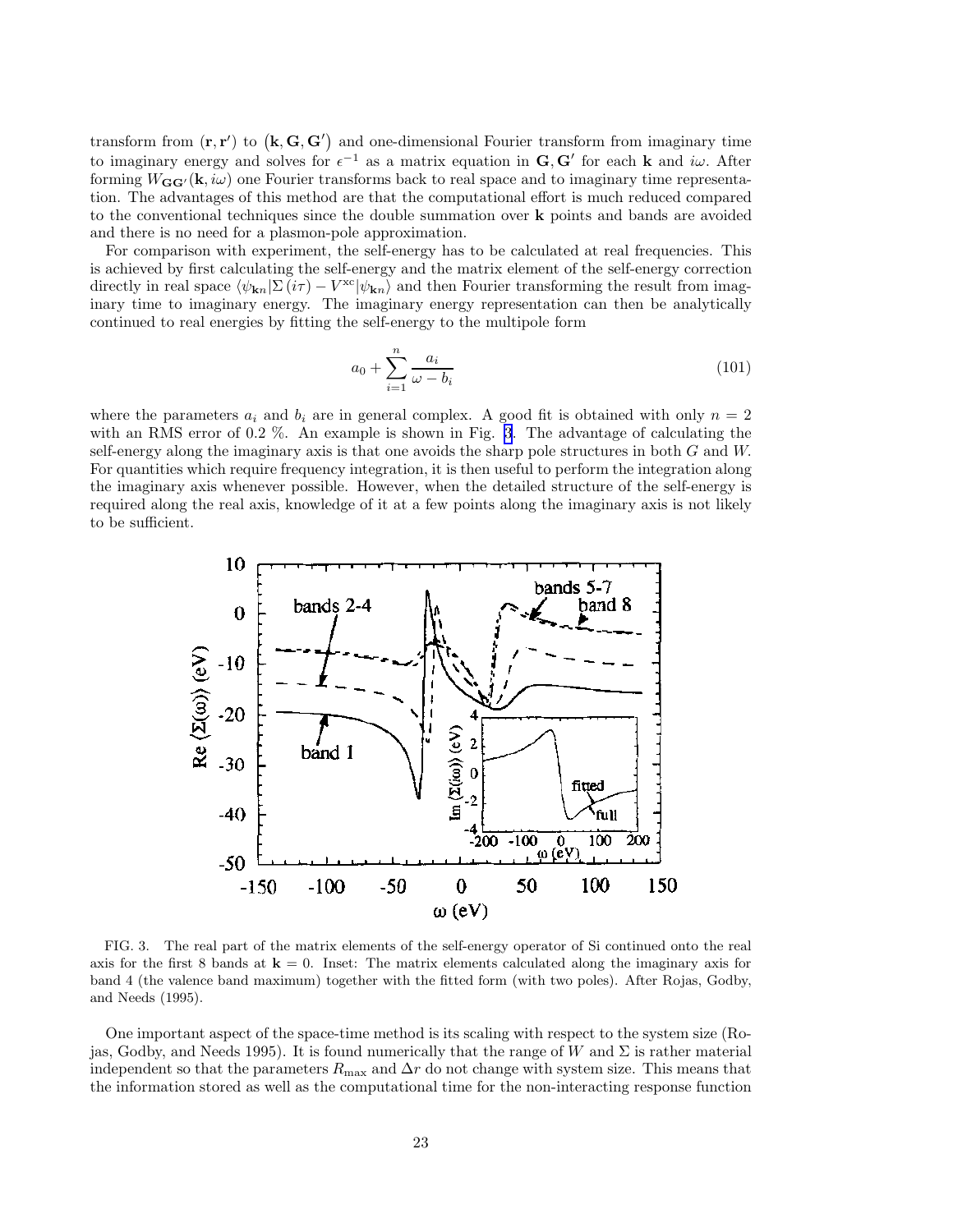transform from $(\mathbf{r}, \mathbf{r}')$ to $(\mathbf{k}, \mathbf{G}, \mathbf{G}')$ and one-dimensional Fourier transform from imaginary time to imaginary energy and solves for $\epsilon^{-1}$ as a matrix equation in $\mathbf{G}, \mathbf{G}'$ for each $\mathbf{k}$ and $i\omega$. After forming $W_{\mathbf{GG}'}(\mathbf{k}, i\omega)$ one Fourier transforms back to real space and to imaginary time representation. The advantages of this method are that the computational effort is much reduced compared to the conventional techniques since the double summation over $\mathbf{k}$ points and bands are avoided and there is no need for a plasmon-pole approximation.

For comparison with experiment, the self-energy has to be calculated at real frequencies. This is achieved by first calculating the self-energy and the matrix element of the self-energy correction directly in real space $\langle \psi_{\mathbf{k}n} | \Sigma(i\tau) - V^{\mathrm{xc}} | \psi_{\mathbf{k}n} \rangle$ and then Fourier transforming the result from imaginary time to imaginary energy. The imaginary energy representation can then be analytically continued to real energies by fitting the self-energy to the multipole form

$$a_0 + \sum_{i=1}^{n} \frac{a_i}{\omega - b_i} \tag{101}$$

where the parameters $a_i$ and $b_i$ are in general complex. A good fit is obtained with only $n = 2$ with an RMS error of 0.2 %. An example is shown in Fig. 3. The advantage of calculating the self-energy along the imaginary axis is that one avoids the sharp pole structures in both $G$ and $W$. For quantities which require frequency integration, it is then useful to perform the integration along the imaginary axis whenever possible. However, when the detailed structure of the self-energy is required along the real axis, knowledge of it at a few points along the imaginary axis is not likely to be sufficient.

FIG. 3. The real part of the matrix elements of the self-energy operator of Si continued onto the real axis for the first 8 bands at $\mathbf{k} = 0$. Inset: The matrix elements calculated along the imaginary axis for band 4 (the valence band maximum) together with the fitted form (with two poles). After Rojas, Godby, and Needs (1995).

One important aspect of the space-time method is its scaling with respect to the system size (Rojas, Godby, and Needs 1995). It is found numerically that the range of $W$ and $\Sigma$ is rather material independent so that the parameters $R_{\max}$ and $\Delta r$ do not change with system size. This means that the information stored as well as the computational time for the non-interacting response function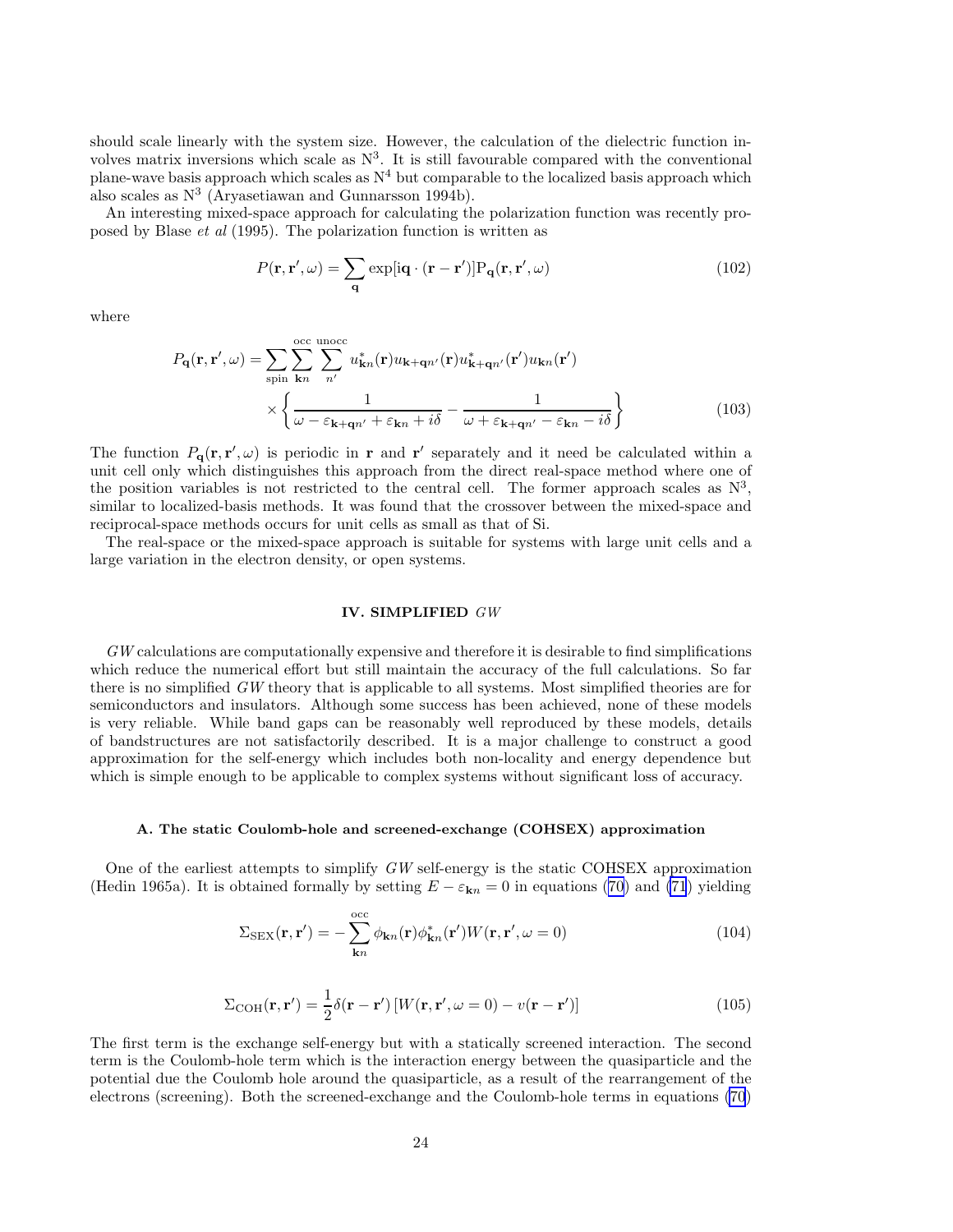should scale linearly with the system size. However, the calculation of the dielectric function involves matrix inversions which scale as $N^3$. It is still favourable compared with the conventional plane-wave basis approach which scales as $N^4$ but comparable to the localized basis approach which also scales as $N^3$ (Aryasetiawan and Gunnarsson 1994b).

An interesting mixed-space approach for calculating the polarization function was recently proposed by Blase *et al* (1995). The polarization function is written as

$$P(\mathbf{r},\mathbf{r}',\omega) = \sum_{\mathbf{q}} \exp[i\mathbf{q}\cdot(\mathbf{r}-\mathbf{r}')] \mathrm{P}_{\mathbf{q}}(\mathbf{r},\mathbf{r}',\omega) \tag{102}$$

where

$$P_{\mathbf{q}}(\mathbf{r},\mathbf{r}',\omega) = \sum_{\mathrm{spin}} \sum_{\mathbf{k}n}^{\mathrm{occ}} \sum_{n'}^{\mathrm{unocc}} u^*_{\mathbf{k}n}(\mathbf{r}) u_{\mathbf{k}+\mathbf{q}n'}(\mathbf{r}) u^*_{\mathbf{k}+\mathbf{q}n'}(\mathbf{r}') u_{\mathbf{k}n}(\mathbf{r}') \times \left\{ \frac{1}{\omega - \varepsilon_{\mathbf{k}+\mathbf{q}n'} + \varepsilon_{\mathbf{k}n} + i\delta} - \frac{1}{\omega + \varepsilon_{\mathbf{k}+\mathbf{q}n'} - \varepsilon_{\mathbf{k}n} - i\delta} \right\} \tag{103}$$

The function $P_{\mathbf{q}}(\mathbf{r},\mathbf{r}',\omega)$ is periodic in $\mathbf{r}$ and $\mathbf{r}'$ separately and it need be calculated within a unit cell only which distinguishes this approach from the direct real-space method where one of the position variables is not restricted to the central cell. The former approach scales as $N^3$, similar to localized-basis methods. It was found that the crossover between the mixed-space and reciprocal-space methods occurs for unit cells as small as that of Si.

The real-space or the mixed-space approach is suitable for systems with large unit cells and a large variation in the electron density, or open systems.

## IV. SIMPLIFIED $GW$

$GW$ calculations are computationally expensive and therefore it is desirable to find simplifications which reduce the numerical effort but still maintain the accuracy of the full calculations. So far there is no simplified $GW$ theory that is applicable to all systems. Most simplified theories are for semiconductors and insulators. Although some success has been achieved, none of these models is very reliable. While band gaps can be reasonably well reproduced by these models, details of bandstructures are not satisfactorily described. It is a major challenge to construct a good approximation for the self-energy which includes both non-locality and energy dependence but which is simple enough to be applicable to complex systems without significant loss of accuracy.

### A. The static Coulomb-hole and screened-exchange (COHSEX) approximation

One of the earliest attempts to simplify $GW$ self-energy is the static COHSEX approximation (Hedin 1965a). It is obtained formally by setting $E - \varepsilon_{\mathbf{k}n} = 0$ in equations (70) and (71) yielding

$$\Sigma_{\mathrm{SEX}}(\mathbf{r},\mathbf{r}') = -\sum_{\mathbf{k}n}^{\mathrm{occ}} \phi_{\mathbf{k}n}(\mathbf{r})\phi^*_{\mathbf{k}n}(\mathbf{r}') W(\mathbf{r},\mathbf{r}',\omega=0) \tag{104}$$

$$\Sigma_{\mathrm{COH}}(\mathbf{r},\mathbf{r}') = \frac{1}{2}\delta(\mathbf{r}-\mathbf{r}') \left[W(\mathbf{r},\mathbf{r}',\omega=0) - v(\mathbf{r}-\mathbf{r}')\right] \tag{105}$$

The first term is the exchange self-energy but with a statically screened interaction. The second term is the Coulomb-hole term which is the interaction energy between the quasiparticle and the potential due the Coulomb hole around the quasiparticle, as a result of the rearrangement of the electrons (screening). Both the screened-exchange and the Coulomb-hole terms in equations (70)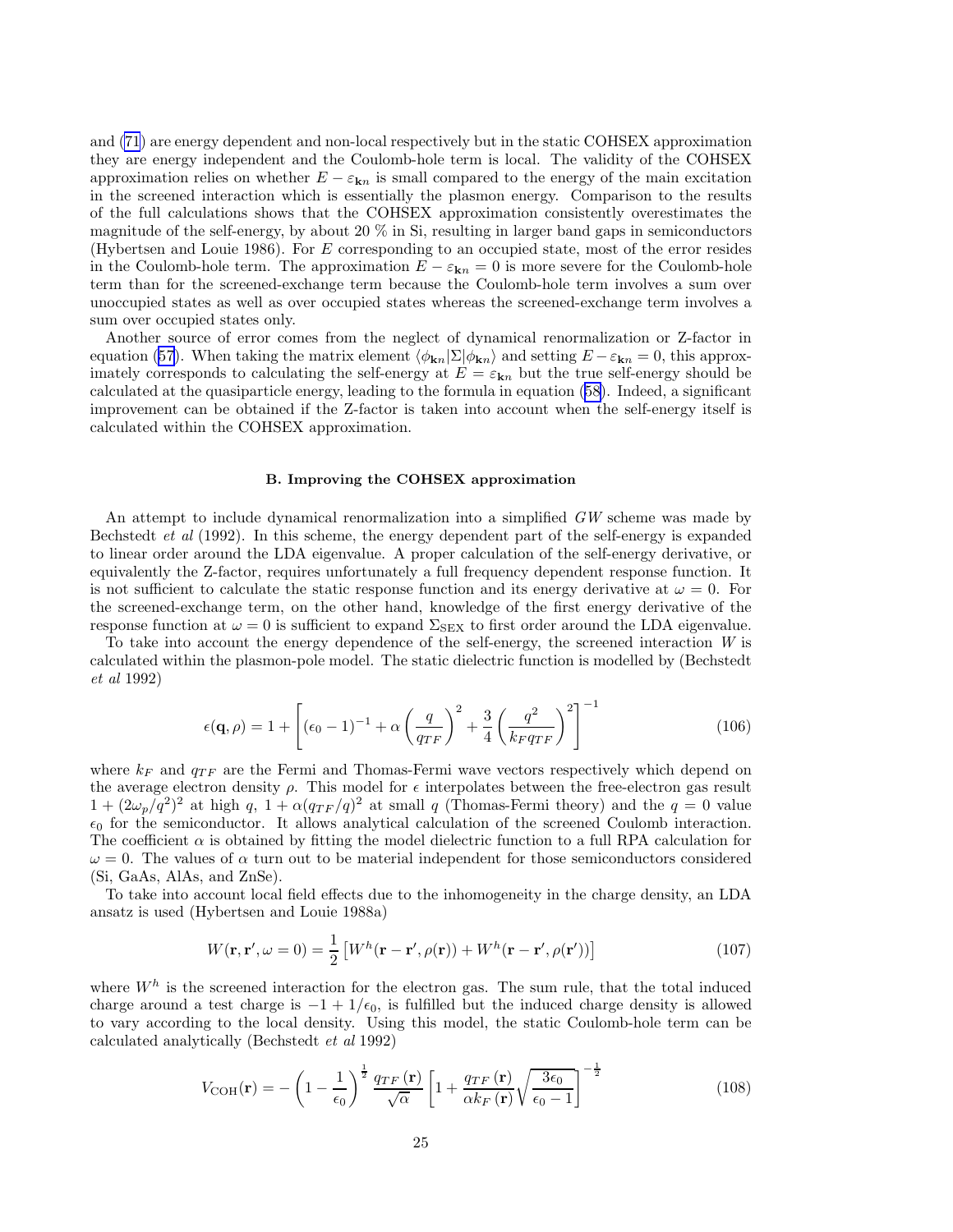and (71) are energy dependent and non-local respectively but in the static COHSEX approximation they are energy independent and the Coulomb-hole term is local. The validity of the COHSEX approximation relies on whether $E - \varepsilon_{\mathbf{k}n}$ is small compared to the energy of the main excitation in the screened interaction which is essentially the plasmon energy. Comparison to the results of the full calculations shows that the COHSEX approximation consistently overestimates the magnitude of the self-energy, by about 20 % in Si, resulting in larger band gaps in semiconductors (Hybertsen and Louie 1986). For $E$ corresponding to an occupied state, most of the error resides in the Coulomb-hole term. The approximation $E - \varepsilon_{\mathbf{k}n} = 0$ is more severe for the Coulomb-hole term than for the screened-exchange term because the Coulomb-hole term involves a sum over unoccupied states as well as over occupied states whereas the screened-exchange term involves a sum over occupied states only.

Another source of error comes from the neglect of dynamical renormalization or Z-factor in equation (57). When taking the matrix element $\langle \phi_{\mathbf{k}n} | \Sigma | \phi_{\mathbf{k}n} \rangle$ and setting $E - \varepsilon_{\mathbf{k}n} = 0$, this approximately corresponds to calculating the self-energy at $E = \varepsilon_{\mathbf{k}n}$ but the true self-energy should be calculated at the quasiparticle energy, leading to the formula in equation (58). Indeed, a significant improvement can be obtained if the Z-factor is taken into account when the self-energy itself is calculated within the COHSEX approximation.

### B. Improving the COHSEX approximation

An attempt to include dynamical renormalization into a simplified $GW$ scheme was made by Bechstedt *et al* (1992). In this scheme, the energy dependent part of the self-energy is expanded to linear order around the LDA eigenvalue. A proper calculation of the self-energy derivative, or equivalently the Z-factor, requires unfortunately a full frequency dependent response function. It is not sufficient to calculate the static response function and its energy derivative at $\omega = 0$. For the screened-exchange term, on the other hand, knowledge of the first energy derivative of the response function at $\omega = 0$ is sufficient to expand $\Sigma_{\mathrm{SEX}}$ to first order around the LDA eigenvalue.

To take into account the energy dependence of the self-energy, the screened interaction $W$ is calculated within the plasmon-pole model. The static dielectric function is modelled by (Bechstedt *et al* 1992)

$$\epsilon(\mathbf{q}, \rho) = 1 + \left[ (\epsilon_0 - 1)^{-1} + \alpha \left( \frac{q}{q_{TF}} \right)^2 + \frac{3}{4} \left( \frac{q^2}{k_F q_{TF}} \right)^2 \right]^{-1} \tag{106}$$

where $k_F$ and $q_{TF}$ are the Fermi and Thomas-Fermi wave vectors respectively which depend on the average electron density $\rho$. This model for $\epsilon$ interpolates between the free-electron gas result $1 + (2\omega_p/q^2)^2$ at high $q$, $1 + \alpha(q_{TF}/q)^2$ at small $q$ (Thomas-Fermi theory) and the $q = 0$ value $\epsilon_0$ for the semiconductor. It allows analytical calculation of the screened Coulomb interaction. The coefficient $\alpha$ is obtained by fitting the model dielectric function to a full RPA calculation for $\omega = 0$. The values of $\alpha$ turn out to be material independent for those semiconductors considered (Si, GaAs, AlAs, and ZnSe).

To take into account local field effects due to the inhomogeneity in the charge density, an LDA ansatz is used (Hybertsen and Louie 1988a)

$$W(\mathbf{r}, \mathbf{r}', \omega = 0) = \frac{1}{2} \left[ W^h(\mathbf{r} - \mathbf{r}', \rho(\mathbf{r})) + W^h(\mathbf{r} - \mathbf{r}', \rho(\mathbf{r}')) \right] \tag{107}$$

where $W^h$ is the screened interaction for the electron gas. The sum rule, that the total induced charge around a test charge is $-1 + 1/\epsilon_0$, is fulfilled but the induced charge density is allowed to vary according to the local density. Using this model, the static Coulomb-hole term can be calculated analytically (Bechstedt *et al* 1992)

$$V_{\mathrm{COH}}(\mathbf{r}) = -\left( 1 - \frac{1}{\epsilon_0} \right)^{\frac{1}{2}} \frac{q_{TF}(\mathbf{r})}{\sqrt{\alpha}} \left[ 1 + \frac{q_{TF}(\mathbf{r})}{\alpha k_F(\mathbf{r})} \sqrt{\frac{3\epsilon_0}{\epsilon_0 - 1}} \right]^{-\frac{1}{2}} \tag{108}$$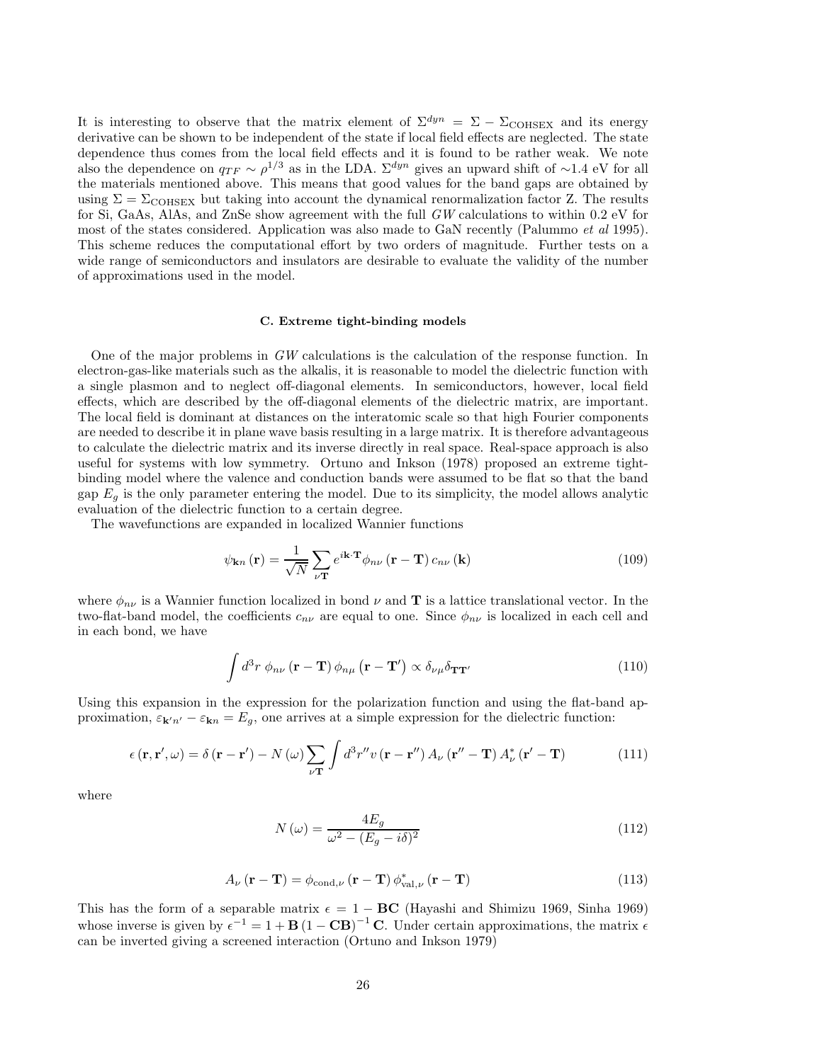It is interesting to observe that the matrix element of $\Sigma^{dyn} = \Sigma - \Sigma_{\rm COHSEX}$ and its energy derivative can be shown to be independent of the state if local field effects are neglected. The state dependence thus comes from the local field effects and it is found to be rather weak. We note also the dependence on $q_{TF} \sim \rho^{1/3}$ as in the LDA. $\Sigma^{dyn}$ gives an upward shift of $\sim$1.4 eV for all the materials mentioned above. This means that good values for the band gaps are obtained by using $\Sigma = \Sigma_{\rm COHSEX}$ but taking into account the dynamical renormalization factor Z. The results for Si, GaAs, AlAs, and ZnSe show agreement with the full $GW$ calculations to within 0.2 eV for most of the states considered. Application was also made to GaN recently (Palummo *et al* 1995). This scheme reduces the computational effort by two orders of magnitude. Further tests on a wide range of semiconductors and insulators are desirable to evaluate the validity of the number of approximations used in the model.

### C. Extreme tight-binding models

One of the major problems in $GW$ calculations is the calculation of the response function. In electron-gas-like materials such as the alkalis, it is reasonable to model the dielectric function with a single plasmon and to neglect off-diagonal elements. In semiconductors, however, local field effects, which are described by the off-diagonal elements of the dielectric matrix, are important. The local field is dominant at distances on the interatomic scale so that high Fourier components are needed to describe it in plane wave basis resulting in a large matrix. It is therefore advantageous to calculate the dielectric matrix and its inverse directly in real space. Real-space approach is also useful for systems with low symmetry. Ortuno and Inkson (1978) proposed an extreme tight-binding model where the valence and conduction bands were assumed to be flat so that the band gap $E_g$ is the only parameter entering the model. Due to its simplicity, the model allows analytic evaluation of the dielectric function to a certain degree.

The wavefunctions are expanded in localized Wannier functions

$$\psi_{\mathbf{k}n}\left(\mathbf{r}\right) = \frac{1}{\sqrt{N}} \sum_{\nu\mathbf{T}} e^{i\mathbf{k}\cdot\mathbf{T}} \phi_{n\nu}\left(\mathbf{r}-\mathbf{T}\right) c_{n\nu}\left(\mathbf{k}\right) \tag{109}$$

where $\phi_{n\nu}$ is a Wannier function localized in bond $\nu$ and $\mathbf{T}$ is a lattice translational vector. In the two-flat-band model, the coefficients $c_{n\nu}$ are equal to one. Since $\phi_{n\nu}$ is localized in each cell and in each bond, we have

$$\int d^3r \; \phi_{n\nu}\left(\mathbf{r}-\mathbf{T}\right) \phi_{n\mu}\left(\mathbf{r}-\mathbf{T}'\right) \propto \delta_{\nu\mu}\delta_{\mathbf{T}\mathbf{T}'} \tag{110}$$

Using this expansion in the expression for the polarization function and using the flat-band approximation, $\varepsilon_{\mathbf{k}'n'} - \varepsilon_{\mathbf{k}n} = E_g$, one arrives at a simple expression for the dielectric function:

$$\epsilon\left(\mathbf{r},\mathbf{r}',\omega\right) = \delta\left(\mathbf{r}-\mathbf{r}'\right) - N\left(\omega\right) \sum_{\nu\mathbf{T}} \int d^3r'' v\left(\mathbf{r}-\mathbf{r}''\right) A_\nu\left(\mathbf{r}''-\mathbf{T}\right) A^*_\nu\left(\mathbf{r}'-\mathbf{T}\right) \tag{111}$$

where

$$N\left(\omega\right) = \frac{4E_g}{\omega^2 - \left(E_g - i\delta\right)^2} \tag{112}$$

$$A_\nu\left(\mathbf{r}-\mathbf{T}\right) = \phi_{\mathrm{cond},\nu}\left(\mathbf{r}-\mathbf{T}\right) \phi^*_{\mathrm{val},\nu}\left(\mathbf{r}-\mathbf{T}\right) \tag{113}$$

This has the form of a separable matrix $\epsilon = 1 - \mathbf{BC}$ (Hayashi and Shimizu 1969, Sinha 1969) whose inverse is given by $\epsilon^{-1} = 1 + \mathbf{B}\left(1-\mathbf{CB}\right)^{-1}\mathbf{C}$. Under certain approximations, the matrix $\epsilon$ can be inverted giving a screened interaction (Ortuno and Inkson 1979)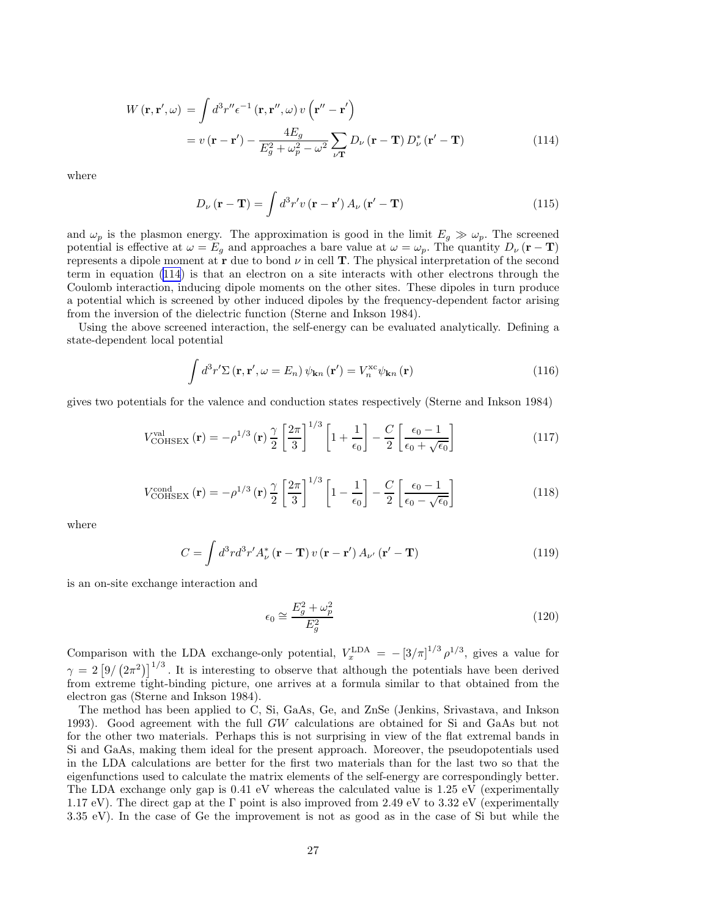$$
\begin{aligned}
W\left(\mathbf{r},\mathbf{r}',\omega\right) &= \int d^3r'' \epsilon^{-1}\left(\mathbf{r},\mathbf{r}'',\omega\right) v\left(\mathbf{r}''-\mathbf{r}'\right) \\
&= v\left(\mathbf{r}-\mathbf{r}'\right) - \frac{4E_g}{E_g^2+\omega_p^2-\omega^2}\sum_{\nu\mathbf{T}} D_\nu\left(\mathbf{r}-\mathbf{T}\right) D_\nu^*\left(\mathbf{r}'-\mathbf{T}\right)
\end{aligned}
\tag{114}
$$

where

$$
D_\nu\left(\mathbf{r}-\mathbf{T}\right) = \int d^3r' v\left(\mathbf{r}-\mathbf{r}'\right) A_\nu\left(\mathbf{r}'-\mathbf{T}\right) \tag{115}
$$

and $\omega_p$ is the plasmon energy. The approximation is good in the limit $E_g \gg \omega_p$. The screened potential is effective at $\omega = E_g$ and approaches a bare value at $\omega = \omega_p$. The quantity $D_\nu\left(\mathbf{r}-\mathbf{T}\right)$ represents a dipole moment at $\mathbf{r}$ due to bond $\nu$ in cell $\mathbf{T}$. The physical interpretation of the second term in equation (114) is that an electron on a site interacts with other electrons through the Coulomb interaction, inducing dipole moments on the other sites. These dipoles in turn produce a potential which is screened by other induced dipoles by the frequency-dependent factor arising from the inversion of the dielectric function (Sterne and Inkson 1984).

Using the above screened interaction, the self-energy can be evaluated analytically. Defining a state-dependent local potential

$$
\int d^3r' \Sigma\left(\mathbf{r},\mathbf{r}',\omega = E_n\right) \psi_{\mathbf{k}n}\left(\mathbf{r}'\right) = V_n^{\mathrm{xc}} \psi_{\mathbf{k}n}\left(\mathbf{r}\right) \tag{116}
$$

gives two potentials for the valence and conduction states respectively (Sterne and Inkson 1984)

$$
V_{\mathrm{COHSEX}}^{\mathrm{val}}\left(\mathbf{r}\right) = -\rho^{1/3}\left(\mathbf{r}\right)\frac{\gamma}{2}\left[\frac{2\pi}{3}\right]^{1/3}\left[1+\frac{1}{\epsilon_0}\right] - \frac{C}{2}\left[\frac{\epsilon_0-1}{\epsilon_0+\sqrt{\epsilon_0}}\right] \tag{117}
$$

$$
V_{\mathrm{COHSEX}}^{\mathrm{cond}}\left(\mathbf{r}\right) = -\rho^{1/3}\left(\mathbf{r}\right)\frac{\gamma}{2}\left[\frac{2\pi}{3}\right]^{1/3}\left[1-\frac{1}{\epsilon_0}\right] - \frac{C}{2}\left[\frac{\epsilon_0-1}{\epsilon_0-\sqrt{\epsilon_0}}\right] \tag{118}
$$

where

$$
C = \int d^3r d^3r' A_\nu^*\left(\mathbf{r}-\mathbf{T}\right) v\left(\mathbf{r}-\mathbf{r}'\right) A_{\nu'}\left(\mathbf{r}'-\mathbf{T}\right) \tag{119}
$$

is an on-site exchange interaction and

$$
\epsilon_0 \cong \frac{E_g^2+\omega_p^2}{E_g^2} \tag{120}
$$

Comparison with the LDA exchange-only potential, $V_x^{\mathrm{LDA}} = -\left[3/\pi\right]^{1/3}\rho^{1/3}$, gives a value for $\gamma = 2\left[9/\left(2\pi^2\right)\right]^{1/3}$. It is interesting to observe that although the potentials have been derived from extreme tight-binding picture, one arrives at a formula similar to that obtained from the electron gas (Sterne and Inkson 1984).

The method has been applied to C, Si, GaAs, Ge, and ZnSe (Jenkins, Srivastava, and Inkson 1993). Good agreement with the full *GW* calculations are obtained for Si and GaAs but not for the other two materials. Perhaps this is not surprising in view of the flat extremal bands in Si and GaAs, making them ideal for the present approach. Moreover, the pseudopotentials used in the LDA calculations are better for the first two materials than for the last two so that the eigenfunctions used to calculate the matrix elements of the self-energy are correspondingly better. The LDA exchange only gap is 0.41 eV whereas the calculated value is 1.25 eV (experimentally 1.17 eV). The direct gap at the Γ point is also improved from 2.49 eV to 3.32 eV (experimentally 3.35 eV). In the case of Ge the improvement is not as good as in the case of Si but while the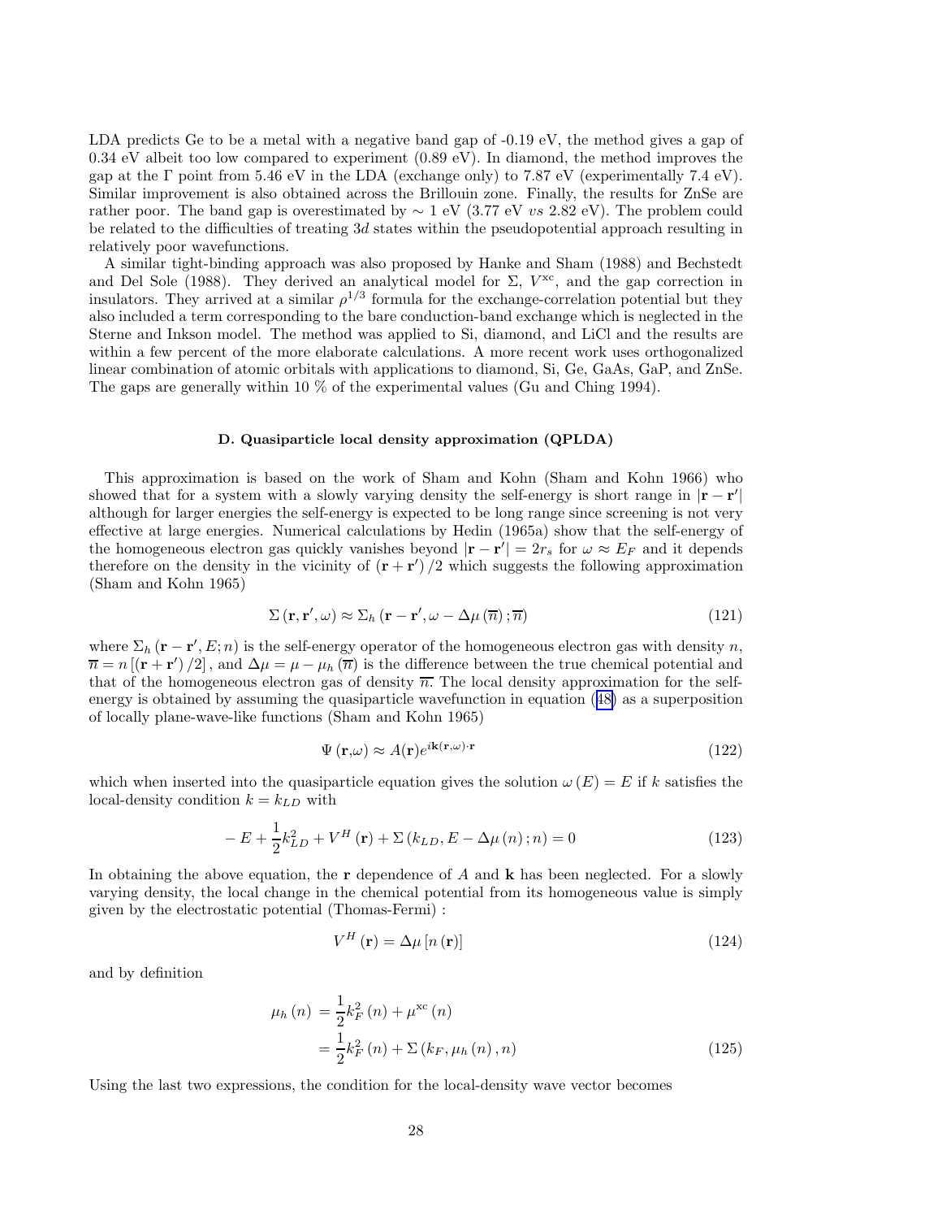LDA predicts Ge to be a metal with a negative band gap of -0.19 eV, the method gives a gap of 0.34 eV albeit too low compared to experiment (0.89 eV). In diamond, the method improves the gap at the $\Gamma$ point from 5.46 eV in the LDA (exchange only) to 7.87 eV (experimentally 7.4 eV). Similar improvement is also obtained across the Brillouin zone. Finally, the results for ZnSe are rather poor. The band gap is overestimated by $\sim 1$ eV (3.77 eV *vs* 2.82 eV). The problem could be related to the difficulties of treating $3d$ states within the pseudopotential approach resulting in relatively poor wavefunctions.

A similar tight-binding approach was also proposed by Hanke and Sham (1988) and Bechstedt and Del Sole (1988). They derived an analytical model for $\Sigma$, $V^{\rm xc}$, and the gap correction in insulators. They arrived at a similar $\rho^{1/3}$ formula for the exchange-correlation potential but they also included a term corresponding to the bare conduction-band exchange which is neglected in the Sterne and Inkson model. The method was applied to Si, diamond, and LiCl and the results are within a few percent of the more elaborate calculations. A more recent work uses orthogonalized linear combination of atomic orbitals with applications to diamond, Si, Ge, GaAs, GaP, and ZnSe. The gaps are generally within 10 % of the experimental values (Gu and Ching 1994).

### D. Quasiparticle local density approximation (QPLDA)

This approximation is based on the work of Sham and Kohn (Sham and Kohn 1966) who showed that for a system with a slowly varying density the self-energy is short range in $|\mathbf{r}-\mathbf{r}'|$ although for larger energies the self-energy is expected to be long range since screening is not very effective at large energies. Numerical calculations by Hedin (1965a) show that the self-energy of the homogeneous electron gas quickly vanishes beyond $|\mathbf{r}-\mathbf{r}'| = 2r_s$ for $\omega \approx E_F$ and it depends therefore on the density in the vicinity of $(\mathbf{r}+\mathbf{r}')/2$ which suggests the following approximation (Sham and Kohn 1965)

$$\Sigma(\mathbf{r},\mathbf{r}',\omega) \approx \Sigma_h\left(\mathbf{r}-\mathbf{r}',\omega-\Delta\mu(\overline{n});\overline{n}\right) \tag{121}$$

where $\Sigma_h(\mathbf{r}-\mathbf{r}',E;n)$ is the self-energy operator of the homogeneous electron gas with density $n$, $\overline{n} = n\left[(\mathbf{r}+\mathbf{r}')/2\right]$, and $\Delta\mu = \mu - \mu_h(\overline{n})$ is the difference between the true chemical potential and that of the homogeneous electron gas of density $\overline{n}$. The local density approximation for the self-energy is obtained by assuming the quasiparticle wavefunction in equation (48) as a superposition of locally plane-wave-like functions (Sham and Kohn 1965)

$$\Psi(\mathbf{r},\omega) \approx A(\mathbf{r})e^{i\mathbf{k}(\mathbf{r},\omega)\cdot\mathbf{r}} \tag{122}$$

which when inserted into the quasiparticle equation gives the solution $\omega(E) = E$ if $k$ satisfies the local-density condition $k = k_{LD}$ with

$$-E + \frac{1}{2}k_{LD}^2 + V^H(\mathbf{r}) + \Sigma\left(k_{LD}, E-\Delta\mu(n); n\right) = 0 \tag{123}$$

In obtaining the above equation, the $\mathbf{r}$ dependence of $A$ and $\mathbf{k}$ has been neglected. For a slowly varying density, the local change in the chemical potential from its homogeneous value is simply given by the electrostatic potential (Thomas-Fermi) :

$$V^H(\mathbf{r}) = \Delta\mu\left[n(\mathbf{r})\right] \tag{124}$$

and by definition

$$\begin{aligned}\mu_h(n) &= \frac{1}{2}k_F^2(n) + \mu^{\rm xc}(n) \\ &= \frac{1}{2}k_F^2(n) + \Sigma\left(k_F, \mu_h(n), n\right)\end{aligned} \tag{125}$$

Using the last two expressions, the condition for the local-density wave vector becomes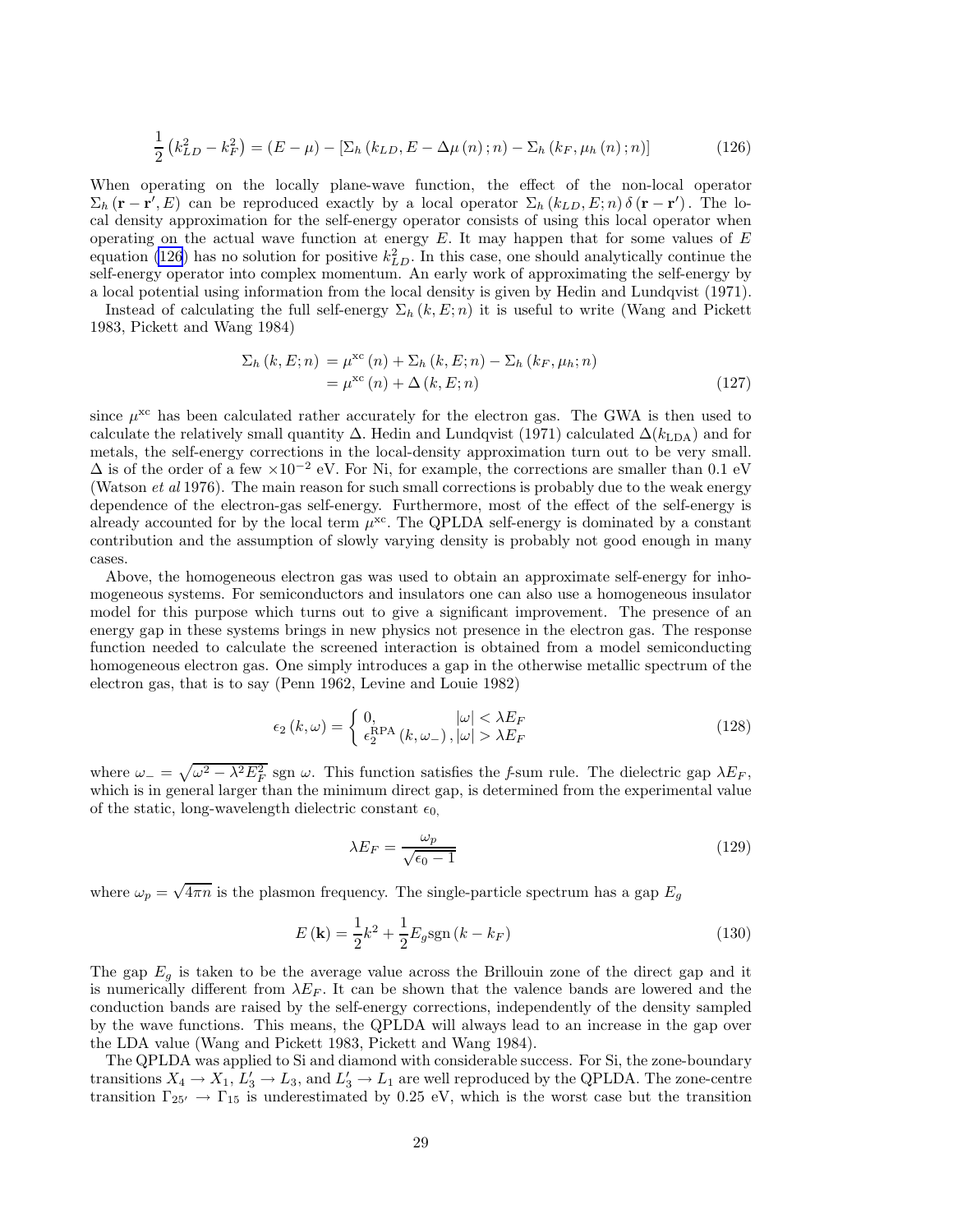$$\frac{1}{2}\left(k_{LD}^2 - k_F^2\right) = (E - \mu) - \left[\Sigma_h\left(k_{LD}, E - \Delta\mu\left(n\right); n\right) - \Sigma_h\left(k_F, \mu_h\left(n\right); n\right)\right] \tag{126}$$

When operating on the locally plane-wave function, the effect of the non-local operator $\Sigma_h\left(\mathbf{r} - \mathbf{r}', E\right)$ can be reproduced exactly by a local operator $\Sigma_h\left(k_{LD}, E; n\right)\delta\left(\mathbf{r} - \mathbf{r}'\right)$. The local density approximation for the self-energy operator consists of using this local operator when operating on the actual wave function at energy $E$. It may happen that for some values of $E$ equation (126) has no solution for positive $k_{LD}^2$. In this case, one should analytically continue the self-energy operator into complex momentum. An early work of approximating the self-energy by a local potential using information from the local density is given by Hedin and Lundqvist (1971).

Instead of calculating the full self-energy $\Sigma_h\left(k, E; n\right)$ it is useful to write (Wang and Pickett 1983, Pickett and Wang 1984)

$$\begin{aligned}
\Sigma_h\left(k, E; n\right) &= \mu^{\mathrm{xc}}\left(n\right) + \Sigma_h\left(k, E; n\right) - \Sigma_h\left(k_F, \mu_h; n\right) \\
&= \mu^{\mathrm{xc}}\left(n\right) + \Delta\left(k, E; n\right)
\end{aligned} \tag{127}$$

since $\mu^{\mathrm{xc}}$ has been calculated rather accurately for the electron gas. The GWA is then used to calculate the relatively small quantity $\Delta$. Hedin and Lundqvist (1971) calculated $\Delta(k_{\mathrm{LDA}})$ and for metals, the self-energy corrections in the local-density approximation turn out to be very small. $\Delta$ is of the order of a few $\times 10^{-2}$ eV. For Ni, for example, the corrections are smaller than 0.1 eV (Watson *et al* 1976). The main reason for such small corrections is probably due to the weak energy dependence of the electron-gas self-energy. Furthermore, most of the effect of the self-energy is already accounted for by the local term $\mu^{\mathrm{xc}}$. The QPLDA self-energy is dominated by a constant contribution and the assumption of slowly varying density is probably not good enough in many cases.

Above, the homogeneous electron gas was used to obtain an approximate self-energy for inhomogeneous systems. For semiconductors and insulators one can also use a homogeneous insulator model for this purpose which turns out to give a significant improvement. The presence of an energy gap in these systems brings in new physics not presence in the electron gas. The response function needed to calculate the screened interaction is obtained from a model semiconducting homogeneous electron gas. One simply introduces a gap in the otherwise metallic spectrum of the electron gas, that is to say (Penn 1962, Levine and Louie 1982)

$$\epsilon_2\left(k, \omega\right) = \begin{cases} 0, & |\omega| < \lambda E_F \\ \epsilon_2^{\mathrm{RPA}}\left(k, \omega_-\right), & |\omega| > \lambda E_F \end{cases} \tag{128}$$

where $\omega_- = \sqrt{\omega^2 - \lambda^2 E_F^2}\ \mathrm{sgn}\ \omega$. This function satisfies the *f*-sum rule. The dielectric gap $\lambda E_F$, which is in general larger than the minimum direct gap, is determined from the experimental value of the static, long-wavelength dielectric constant $\epsilon_0$,

$$\lambda E_F = \frac{\omega_p}{\sqrt{\epsilon_0 - 1}} \tag{129}$$

where $\omega_p = \sqrt{4\pi n}$ is the plasmon frequency. The single-particle spectrum has a gap $E_g$

$$E\left(\mathbf{k}\right) = \frac{1}{2}k^2 + \frac{1}{2}E_g \mathrm{sgn}\left(k - k_F\right) \tag{130}$$

The gap $E_g$ is taken to be the average value across the Brillouin zone of the direct gap and it is numerically different from $\lambda E_F$. It can be shown that the valence bands are lowered and the conduction bands are raised by the self-energy corrections, independently of the density sampled by the wave functions. This means, the QPLDA will always lead to an increase in the gap over the LDA value (Wang and Pickett 1983, Pickett and Wang 1984).

The QPLDA was applied to Si and diamond with considerable success. For Si, the zone-boundary transitions $X_4 \rightarrow X_1$, $L_3' \rightarrow L_3$, and $L_3' \rightarrow L_1$ are well reproduced by the QPLDA. The zone-centre transition $\Gamma_{25'} \rightarrow \Gamma_{15}$ is underestimated by 0.25 eV, which is the worst case but the transition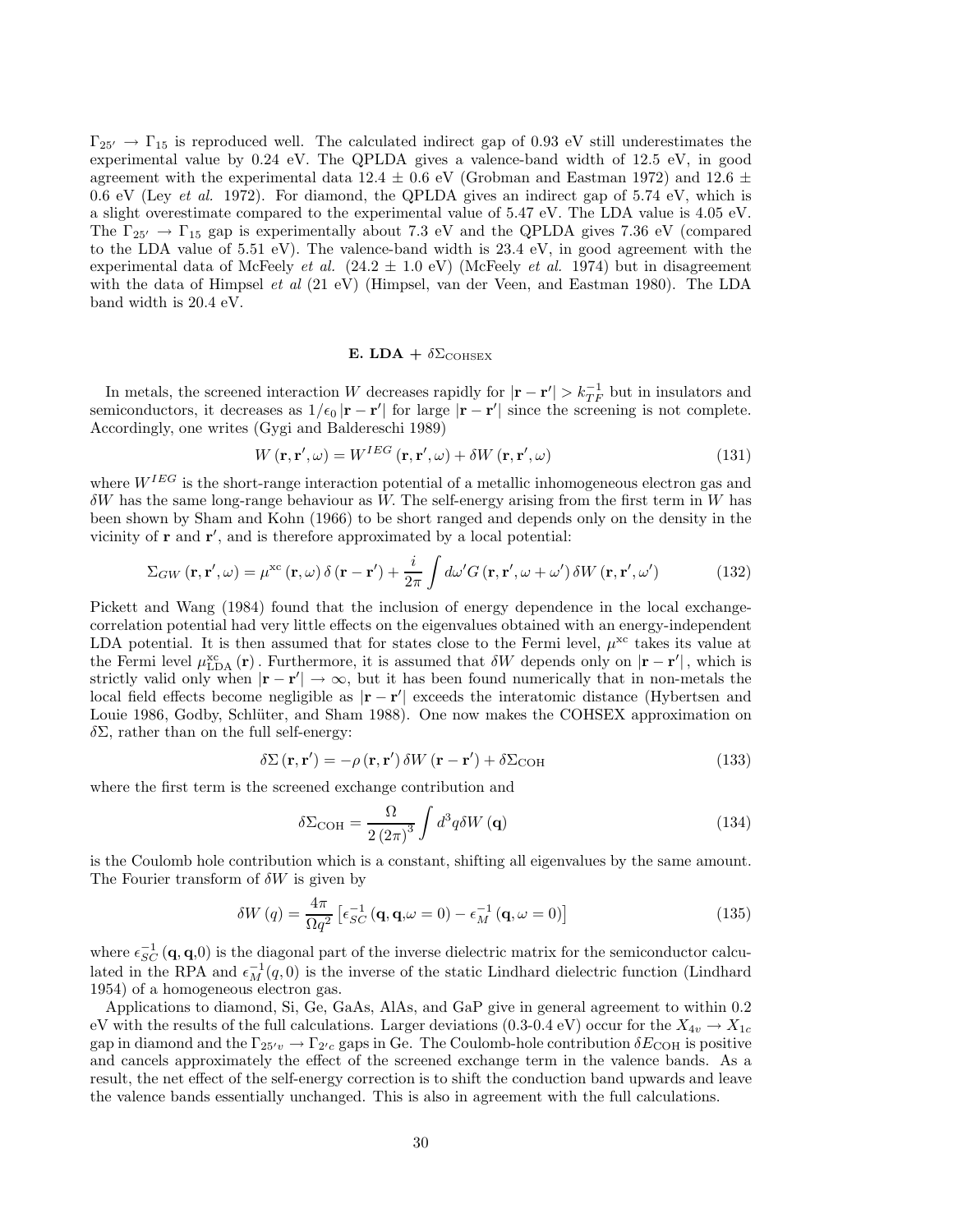$\Gamma_{25'} \rightarrow \Gamma_{15}$ is reproduced well. The calculated indirect gap of 0.93 eV still underestimates the experimental value by 0.24 eV. The QPLDA gives a valence-band width of 12.5 eV, in good agreement with the experimental data 12.4 ± 0.6 eV (Grobman and Eastman 1972) and 12.6 ± 0.6 eV (Ley *et al.* 1972). For diamond, the QPLDA gives an indirect gap of 5.74 eV, which is a slight overestimate compared to the experimental value of 5.47 eV. The LDA value is 4.05 eV. The $\Gamma_{25'} \rightarrow \Gamma_{15}$ gap is experimentally about 7.3 eV and the QPLDA gives 7.36 eV (compared to the LDA value of 5.51 eV). The valence-band width is 23.4 eV, in good agreement with the experimental data of McFeely *et al.* (24.2 ± 1.0 eV) (McFeely *et al.* 1974) but in disagreement with the data of Himpsel *et al* (21 eV) (Himpsel, van der Veen, and Eastman 1980). The LDA band width is 20.4 eV.

### E. LDA + $\delta\Sigma_{\text{COHSEX}}$

In metals, the screened interaction $W$ decreases rapidly for $|\mathbf{r}-\mathbf{r}'| > k_{TF}^{-1}$ but in insulators and semiconductors, it decreases as $1/\epsilon_0 |\mathbf{r}-\mathbf{r}'|$ for large $|\mathbf{r}-\mathbf{r}'|$ since the screening is not complete. Accordingly, one writes (Gygi and Baldereschi 1989)

$$W(\mathbf{r},\mathbf{r}',\omega) = W^{IEG}(\mathbf{r},\mathbf{r}',\omega) + \delta W(\mathbf{r},\mathbf{r}',\omega) \tag{131}$$

where $W^{IEG}$ is the short-range interaction potential of a metallic inhomogeneous electron gas and $\delta W$ has the same long-range behaviour as $W$. The self-energy arising from the first term in $W$ has been shown by Sham and Kohn (1966) to be short ranged and depends only on the density in the vicinity of $\mathbf{r}$ and $\mathbf{r}'$, and is therefore approximated by a local potential:

$$\Sigma_{GW}(\mathbf{r},\mathbf{r}',\omega) = \mu^{\text{xc}}(\mathbf{r},\omega)\,\delta(\mathbf{r}-\mathbf{r}') + \frac{i}{2\pi}\int d\omega' G(\mathbf{r},\mathbf{r}',\omega+\omega')\,\delta W(\mathbf{r},\mathbf{r}',\omega') \tag{132}$$

Pickett and Wang (1984) found that the inclusion of energy dependence in the local exchange-correlation potential had very little effects on the eigenvalues obtained with an energy-independent LDA potential. It is then assumed that for states close to the Fermi level, $\mu^{\text{xc}}$ takes its value at the Fermi level $\mu^{\text{xc}}_{\text{LDA}}(\mathbf{r})$. Furthermore, it is assumed that $\delta W$ depends only on $|\mathbf{r}-\mathbf{r}'|$, which is strictly valid only when $|\mathbf{r}-\mathbf{r}'| \rightarrow \infty$, but it has been found numerically that in non-metals the local field effects become negligible as $|\mathbf{r}-\mathbf{r}'|$ exceeds the interatomic distance (Hybertsen and Louie 1986, Godby, Schlüter, and Sham 1988). One now makes the COHSEX approximation on $\delta\Sigma$, rather than on the full self-energy:

$$\delta\Sigma(\mathbf{r},\mathbf{r}') = -\rho(\mathbf{r},\mathbf{r}')\,\delta W(\mathbf{r}-\mathbf{r}') + \delta\Sigma_{\text{COH}} \tag{133}$$

where the first term is the screened exchange contribution and

$$\delta\Sigma_{\text{COH}} = \frac{\Omega}{2(2\pi)^3}\int d^3q\,\delta W(\mathbf{q}) \tag{134}$$

is the Coulomb hole contribution which is a constant, shifting all eigenvalues by the same amount. The Fourier transform of $\delta W$ is given by

$$\delta W(q) = \frac{4\pi}{\Omega q^2}\left[\epsilon_{SC}^{-1}(\mathbf{q},\mathbf{q},\omega=0) - \epsilon_M^{-1}(\mathbf{q},\omega=0)\right] \tag{135}$$

where $\epsilon_{SC}^{-1}(\mathbf{q},\mathbf{q},0)$ is the diagonal part of the inverse dielectric matrix for the semiconductor calculated in the RPA and $\epsilon_M^{-1}(q,0)$ is the inverse of the static Lindhard dielectric function (Lindhard 1954) of a homogeneous electron gas.

Applications to diamond, Si, Ge, GaAs, AlAs, and GaP give in general agreement to within 0.2 eV with the results of the full calculations. Larger deviations (0.3-0.4 eV) occur for the $X_{4v} \rightarrow X_{1c}$ gap in diamond and the $\Gamma_{25'v} \rightarrow \Gamma_{2'c}$ gaps in Ge. The Coulomb-hole contribution $\delta E_{\text{COH}}$ is positive and cancels approximately the effect of the screened exchange term in the valence bands. As a result, the net effect of the self-energy correction is to shift the conduction band upwards and leave the valence bands essentially unchanged. This is also in agreement with the full calculations.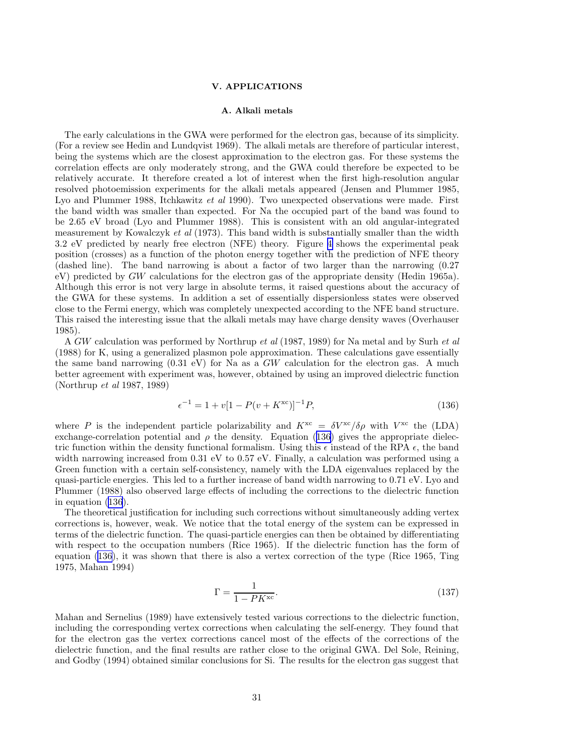## V. APPLICATIONS

### A. Alkali metals

The early calculations in the GWA were performed for the electron gas, because of its simplicity. (For a review see Hedin and Lundqvist 1969). The alkali metals are therefore of particular interest, being the systems which are the closest approximation to the electron gas. For these systems the correlation effects are only moderately strong, and the GWA could therefore be expected to be relatively accurate. It therefore created a lot of interest when the first high-resolution angular resolved photoemission experiments for the alkali metals appeared (Jensen and Plummer 1985, Lyo and Plummer 1988, Itchkawitz *et al* 1990). Two unexpected observations were made. First the band width was smaller than expected. For Na the occupied part of the band was found to be 2.65 eV broad (Lyo and Plummer 1988). This is consistent with an old angular-integrated measurement by Kowalczyk *et al* (1973). This band width is substantially smaller than the width 3.2 eV predicted by nearly free electron (NFE) theory. Figure 4 shows the experimental peak position (crosses) as a function of the photon energy together with the prediction of NFE theory (dashed line). The band narrowing is about a factor of two larger than the narrowing (0.27 eV) predicted by $GW$ calculations for the electron gas of the appropriate density (Hedin 1965a). Although this error is not very large in absolute terms, it raised questions about the accuracy of the GWA for these systems. In addition a set of essentially dispersionless states were observed close to the Fermi energy, which was completely unexpected according to the NFE band structure. This raised the interesting issue that the alkali metals may have charge density waves (Overhauser 1985).

A $GW$ calculation was performed by Northrup *et al* (1987, 1989) for Na metal and by Surh *et al* (1988) for K, using a generalized plasmon pole approximation. These calculations gave essentially the same band narrowing (0.31 eV) for Na as a $GW$ calculation for the electron gas. A much better agreement with experiment was, however, obtained by using an improved dielectric function (Northrup *et al* 1987, 1989)

$$\epsilon^{-1} = 1 + v[1 - P(v + K^{\rm xc})]^{-1} P, \tag{136}$$

where $P$ is the independent particle polarizability and $K^{\rm xc} = \delta V^{\rm xc}/\delta\rho$ with $V^{\rm xc}$ the (LDA) exchange-correlation potential and $\rho$ the density. Equation (136) gives the appropriate dielectric function within the density functional formalism. Using this $\epsilon$ instead of the RPA $\epsilon$, the band width narrowing increased from 0.31 eV to 0.57 eV. Finally, a calculation was performed using a Green function with a certain self-consistency, namely with the LDA eigenvalues replaced by the quasi-particle energies. This led to a further increase of band width narrowing to 0.71 eV. Lyo and Plummer (1988) also observed large effects of including the corrections to the dielectric function in equation (136).

The theoretical justification for including such corrections without simultaneously adding vertex corrections is, however, weak. We notice that the total energy of the system can be expressed in terms of the dielectric function. The quasi-particle energies can then be obtained by differentiating with respect to the occupation numbers (Rice 1965). If the dielectric function has the form of equation (136), it was shown that there is also a vertex correction of the type (Rice 1965, Ting 1975, Mahan 1994)

$$\Gamma = \frac{1}{1 - PK^{\rm xc}}. \tag{137}$$

Mahan and Sernelius (1989) have extensively tested various corrections to the dielectric function, including the corresponding vertex corrections when calculating the self-energy. They found that for the electron gas the vertex corrections cancel most of the effects of the corrections of the dielectric function, and the final results are rather close to the original GWA. Del Sole, Reining, and Godby (1994) obtained similar conclusions for Si. The results for the electron gas suggest that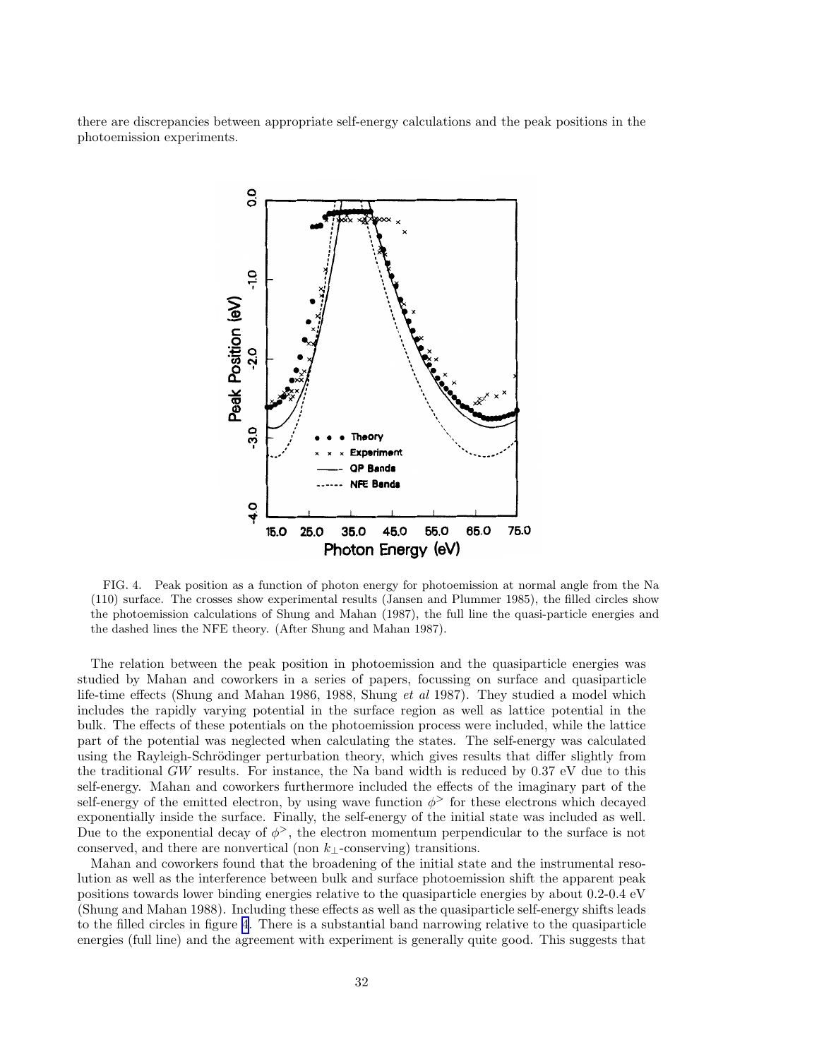there are discrepancies between appropriate self-energy calculations and the peak positions in the photoemission experiments.

FIG. 4. Peak position as a function of photon energy for photoemission at normal angle from the Na (110) surface. The crosses show experimental results (Jansen and Plummer 1985), the filled circles show the photoemission calculations of Shung and Mahan (1987), the full line the quasi-particle energies and the dashed lines the NFE theory. (After Shung and Mahan 1987).

The relation between the peak position in photoemission and the quasiparticle energies was studied by Mahan and coworkers in a series of papers, focussing on surface and quasiparticle life-time effects (Shung and Mahan 1986, 1988, Shung *et al* 1987). They studied a model which includes the rapidly varying potential in the surface region as well as lattice potential in the bulk. The effects of these potentials on the photoemission process were included, while the lattice part of the potential was neglected when calculating the states. The self-energy was calculated using the Rayleigh-Schrödinger perturbation theory, which gives results that differ slightly from the traditional $GW$ results. For instance, the Na band width is reduced by 0.37 eV due to this self-energy. Mahan and coworkers furthermore included the effects of the imaginary part of the self-energy of the emitted electron, by using wave function $\phi^{>}$ for these electrons which decayed exponentially inside the surface. Finally, the self-energy of the initial state was included as well. Due to the exponential decay of $\phi^{>}$, the electron momentum perpendicular to the surface is not conserved, and there are nonvertical (non $k_{\perp}$-conserving) transitions.

Mahan and coworkers found that the broadening of the initial state and the instrumental resolution as well as the interference between bulk and surface photoemission shift the apparent peak positions towards lower binding energies relative to the quasiparticle energies by about 0.2-0.4 eV (Shung and Mahan 1988). Including these effects as well as the quasiparticle self-energy shifts leads to the filled circles in figure 4. There is a substantial band narrowing relative to the quasiparticle energies (full line) and the agreement with experiment is generally quite good. This suggests that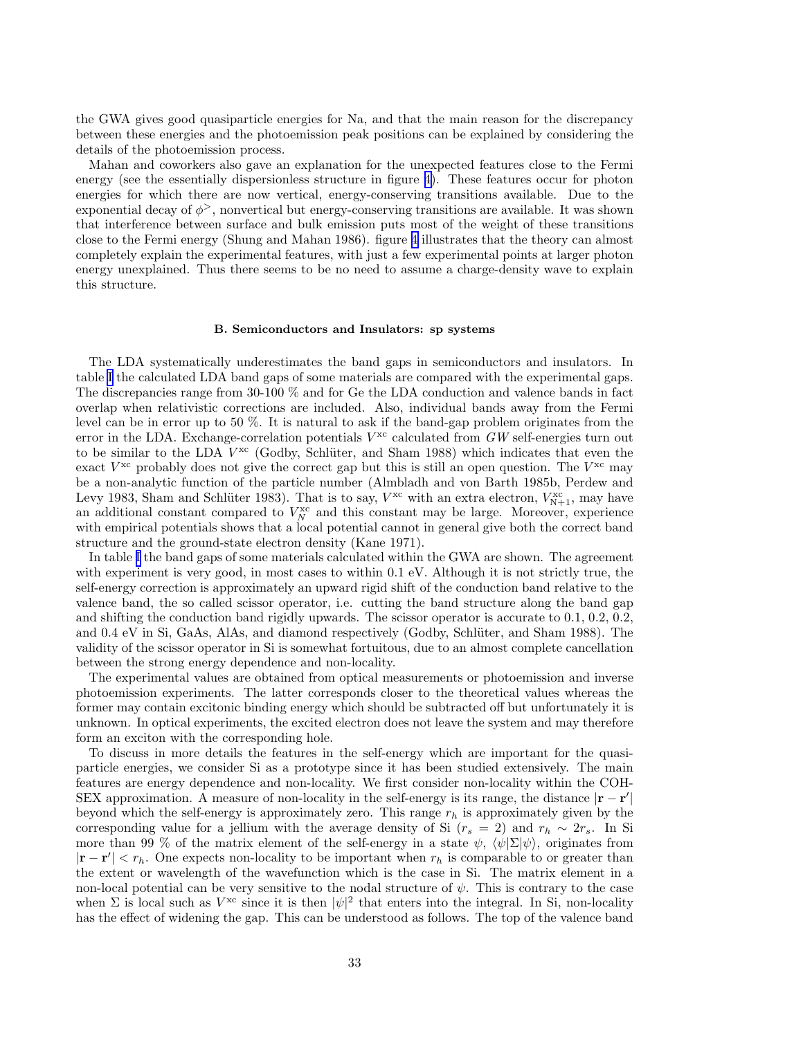the GWA gives good quasiparticle energies for Na, and that the main reason for the discrepancy between these energies and the photoemission peak positions can be explained by considering the details of the photoemission process.

Mahan and coworkers also gave an explanation for the unexpected features close to the Fermi energy (see the essentially dispersionless structure in figure 4). These features occur for photon energies for which there are now vertical, energy-conserving transitions available. Due to the exponential decay of $\phi^{>}$, nonvertical but energy-conserving transitions are available. It was shown that interference between surface and bulk emission puts most of the weight of these transitions close to the Fermi energy (Shung and Mahan 1986). figure 4 illustrates that the theory can almost completely explain the experimental features, with just a few experimental points at larger photon energy unexplained. Thus there seems to be no need to assume a charge-density wave to explain this structure.

### B. Semiconductors and Insulators: sp systems

The LDA systematically underestimates the band gaps in semiconductors and insulators. In table I the calculated LDA band gaps of some materials are compared with the experimental gaps. The discrepancies range from 30-100 % and for Ge the LDA conduction and valence bands in fact overlap when relativistic corrections are included. Also, individual bands away from the Fermi level can be in error up to 50 %. It is natural to ask if the band-gap problem originates from the error in the LDA. Exchange-correlation potentials $V^{\rm xc}$ calculated from $GW$ self-energies turn out to be similar to the LDA $V^{\rm xc}$ (Godby, Schlüter, and Sham 1988) which indicates that even the exact $V^{\rm xc}$ probably does not give the correct gap but this is still an open question. The $V^{\rm xc}$ may be a non-analytic function of the particle number (Almbladh and von Barth 1985b, Perdew and Levy 1983, Sham and Schlüter 1983). That is to say, $V^{\rm xc}$ with an extra electron, $V^{\rm xc}_{\rm N+1}$, may have an additional constant compared to $V^{\rm xc}_{N}$ and this constant may be large. Moreover, experience with empirical potentials shows that a local potential cannot in general give both the correct band structure and the ground-state electron density (Kane 1971).

In table I the band gaps of some materials calculated within the GWA are shown. The agreement with experiment is very good, in most cases to within 0.1 eV. Although it is not strictly true, the self-energy correction is approximately an upward rigid shift of the conduction band relative to the valence band, the so called scissor operator, i.e. cutting the band structure along the band gap and shifting the conduction band rigidly upwards. The scissor operator is accurate to 0.1, 0.2, 0.2, and 0.4 eV in Si, GaAs, AlAs, and diamond respectively (Godby, Schlüter, and Sham 1988). The validity of the scissor operator in Si is somewhat fortuitous, due to an almost complete cancellation between the strong energy dependence and non-locality.

The experimental values are obtained from optical measurements or photoemission and inverse photoemission experiments. The latter corresponds closer to the theoretical values whereas the former may contain excitonic binding energy which should be subtracted off but unfortunately it is unknown. In optical experiments, the excited electron does not leave the system and may therefore form an exciton with the corresponding hole.

To discuss in more details the features in the self-energy which are important for the quasiparticle energies, we consider Si as a prototype since it has been studied extensively. The main features are energy dependence and non-locality. We first consider non-locality within the COH-SEX approximation. A measure of non-locality in the self-energy is its range, the distance $|\mathbf{r} - \mathbf{r}'|$ beyond which the self-energy is approximately zero. This range $r_h$ is approximately given by the corresponding value for a jellium with the average density of Si ($r_s = 2$) and $r_h \sim 2r_s$. In Si more than 99 % of the matrix element of the self-energy in a state $\psi$, $\langle\psi|\Sigma|\psi\rangle$, originates from $|\mathbf{r} - \mathbf{r}'| < r_h$. One expects non-locality to be important when $r_h$ is comparable to or greater than the extent or wavelength of the wavefunction which is the case in Si. The matrix element in a non-local potential can be very sensitive to the nodal structure of $\psi$. This is contrary to the case when $\Sigma$ is local such as $V^{\rm xc}$ since it is then $|\psi|^2$ that enters into the integral. In Si, non-locality has the effect of widening the gap. This can be understood as follows. The top of the valence band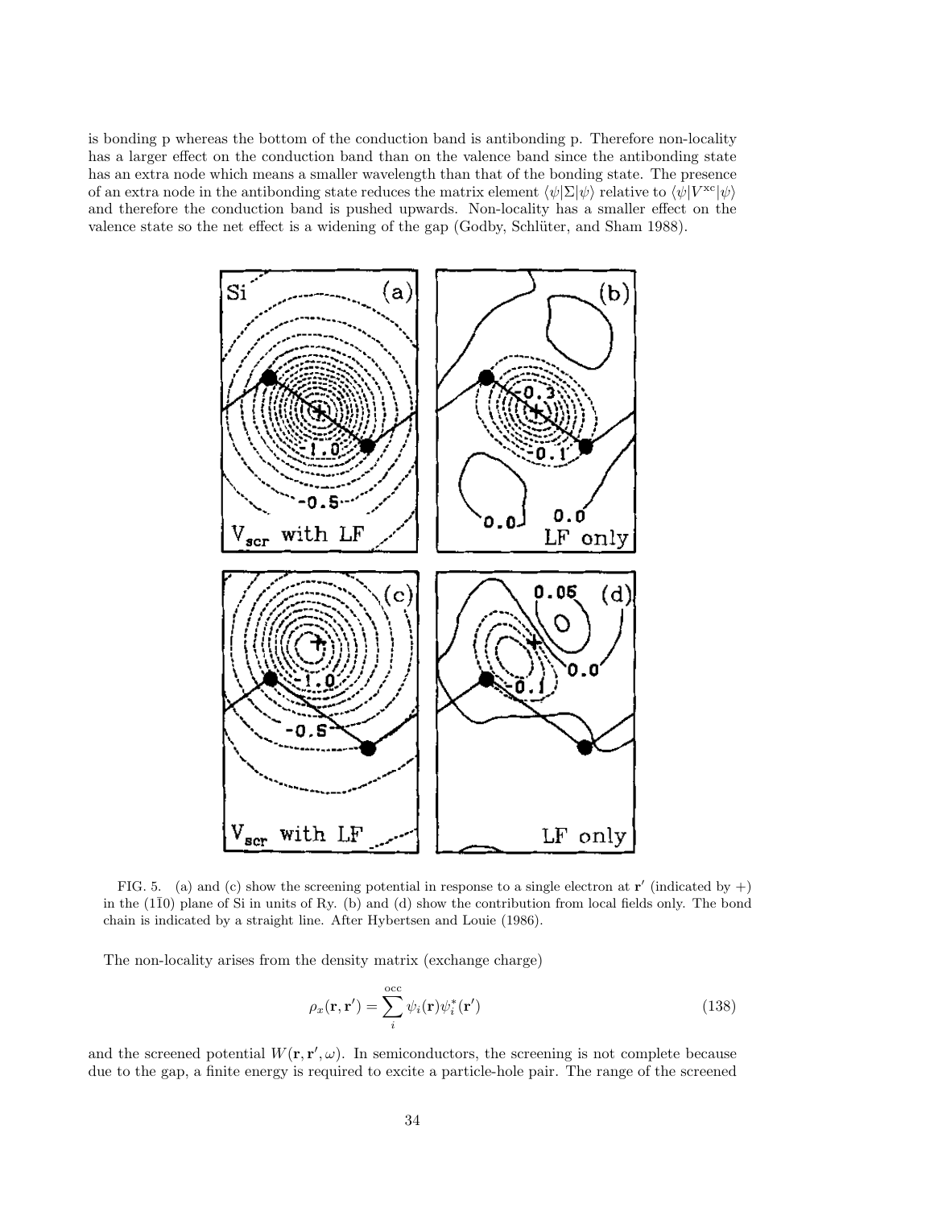is bonding p whereas the bottom of the conduction band is antibonding p. Therefore non-locality has a larger effect on the conduction band than on the valence band since the antibonding state has an extra node which means a smaller wavelength than that of the bonding state. The presence of an extra node in the antibonding state reduces the matrix element $\langle\psi|\Sigma|\psi\rangle$ relative to $\langle\psi|V^{\mathrm{xc}}|\psi\rangle$ and therefore the conduction band is pushed upwards. Non-locality has a smaller effect on the valence state so the net effect is a widening of the gap (Godby, Schlüter, and Sham 1988).

FIG. 5. (a) and (c) show the screening potential in response to a single electron at $\mathbf{r}'$ (indicated by +) in the $(1\bar{1}0)$ plane of Si in units of Ry. (b) and (d) show the contribution from local fields only. The bond chain is indicated by a straight line. After Hybertsen and Louie (1986).

The non-locality arises from the density matrix (exchange charge)

$$\rho_x(\mathbf{r},\mathbf{r}') = \sum_i^{\mathrm{occ}} \psi_i(\mathbf{r})\psi_i^*(\mathbf{r}') \tag{138}$$

and the screened potential $W(\mathbf{r},\mathbf{r}',\omega)$. In semiconductors, the screening is not complete because due to the gap, a finite energy is required to excite a particle-hole pair. The range of the screened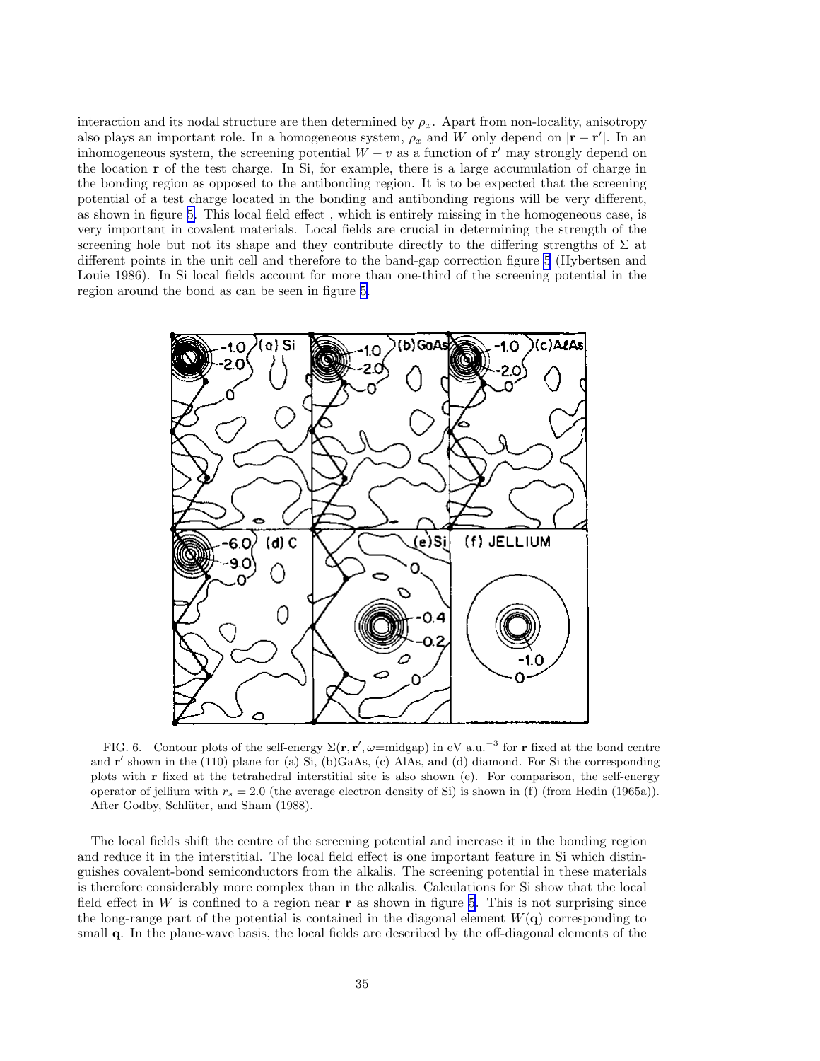interaction and its nodal structure are then determined by $\rho_x$. Apart from non-locality, anisotropy also plays an important role. In a homogeneous system, $\rho_x$ and $W$ only depend on $|\mathbf{r}-\mathbf{r}'|$. In an inhomogeneous system, the screening potential $W-v$ as a function of $\mathbf{r}'$ may strongly depend on the location $\mathbf{r}$ of the test charge. In Si, for example, there is a large accumulation of charge in the bonding region as opposed to the antibonding region. It is to be expected that the screening potential of a test charge located in the bonding and antibonding regions will be very different, as shown in figure 5. This local field effect , which is entirely missing in the homogeneous case, is very important in covalent materials. Local fields are crucial in determining the strength of the screening hole but not its shape and they contribute directly to the differing strengths of $\Sigma$ at different points in the unit cell and therefore to the band-gap correction figure 5 (Hybertsen and Louie 1986). In Si local fields account for more than one-third of the screening potential in the region around the bond as can be seen in figure 5.

FIG. 6. Contour plots of the self-energy $\Sigma(\mathbf{r},\mathbf{r}',\omega\text{=midgap})$ in eV a.u.$^{-3}$ for $\mathbf{r}$ fixed at the bond centre and $\mathbf{r}'$ shown in the (110) plane for (a) Si, (b)GaAs, (c) AlAs, and (d) diamond. For Si the corresponding plots with $\mathbf{r}$ fixed at the tetrahedral interstitial site is also shown (e). For comparison, the self-energy operator of jellium with $r_s = 2.0$ (the average electron density of Si) is shown in (f) (from Hedin (1965a)). After Godby, Schlüter, and Sham (1988).

The local fields shift the centre of the screening potential and increase it in the bonding region and reduce it in the interstitial. The local field effect is one important feature in Si which distinguishes covalent-bond semiconductors from the alkalis. The screening potential in these materials is therefore considerably more complex than in the alkalis. Calculations for Si show that the local field effect in $W$ is confined to a region near $\mathbf{r}$ as shown in figure 5. This is not surprising since the long-range part of the potential is contained in the diagonal element $W(\mathbf{q})$ corresponding to small $\mathbf{q}$. In the plane-wave basis, the local fields are described by the off-diagonal elements of the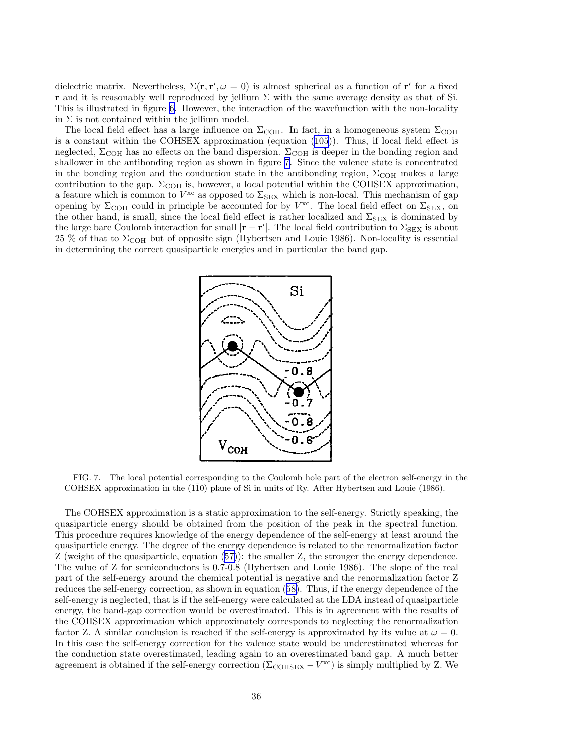dielectric matrix. Nevertheless, $\Sigma(\mathbf{r}, \mathbf{r}', \omega = 0)$ is almost spherical as a function of $\mathbf{r}'$ for a fixed $\mathbf{r}$ and it is reasonably well reproduced by jellium $\Sigma$ with the same average density as that of Si. This is illustrated in figure 6. However, the interaction of the wavefunction with the non-locality in $\Sigma$ is not contained within the jellium model.

The local field effect has a large influence on $\Sigma_{\mathrm{COH}}$. In fact, in a homogeneous system $\Sigma_{\mathrm{COH}}$ is a constant within the COHSEX approximation (equation (105)). Thus, if local field effect is neglected, $\Sigma_{\mathrm{COH}}$ has no effects on the band dispersion. $\Sigma_{\mathrm{COH}}$ is deeper in the bonding region and shallower in the antibonding region as shown in figure 7. Since the valence state is concentrated in the bonding region and the conduction state in the antibonding region, $\Sigma_{\mathrm{COH}}$ makes a large contribution to the gap. $\Sigma_{\mathrm{COH}}$ is, however, a local potential within the COHSEX approximation, a feature which is common to $V^{\mathrm{xc}}$ as opposed to $\Sigma_{\mathrm{SEX}}$ which is non-local. This mechanism of gap opening by $\Sigma_{\mathrm{COH}}$ could in principle be accounted for by $V^{\mathrm{xc}}$. The local field effect on $\Sigma_{\mathrm{SEX}}$, on the other hand, is small, since the local field effect is rather localized and $\Sigma_{\mathrm{SEX}}$ is dominated by the large bare Coulomb interaction for small $|\mathbf{r} - \mathbf{r}'|$. The local field contribution to $\Sigma_{\mathrm{SEX}}$ is about 25 % of that to $\Sigma_{\mathrm{COH}}$ but of opposite sign (Hybertsen and Louie 1986). Non-locality is essential in determining the correct quasiparticle energies and in particular the band gap.

FIG. 7. The local potential corresponding to the Coulomb hole part of the electron self-energy in the COHSEX approximation in the $(1\bar{1}0)$ plane of Si in units of Ry. After Hybertsen and Louie (1986).

The COHSEX approximation is a static approximation to the self-energy. Strictly speaking, the quasiparticle energy should be obtained from the position of the peak in the spectral function. This procedure requires knowledge of the energy dependence of the self-energy at least around the quasiparticle energy. The degree of the energy dependence is related to the renormalization factor Z (weight of the quasiparticle, equation (57)): the smaller Z, the stronger the energy dependence. The value of Z for semiconductors is 0.7-0.8 (Hybertsen and Louie 1986). The slope of the real part of the self-energy around the chemical potential is negative and the renormalization factor Z reduces the self-energy correction, as shown in equation (58). Thus, if the energy dependence of the self-energy is neglected, that is if the self-energy were calculated at the LDA instead of quasiparticle energy, the band-gap correction would be overestimated. This is in agreement with the results of the COHSEX approximation which approximately corresponds to neglecting the renormalization factor Z. A similar conclusion is reached if the self-energy is approximated by its value at $\omega = 0$. In this case the self-energy correction for the valence state would be underestimated whereas for the conduction state overestimated, leading again to an overestimated band gap. A much better agreement is obtained if the self-energy correction $(\Sigma_{\mathrm{COHSEX}} - V^{\mathrm{xc}})$ is simply multiplied by Z. We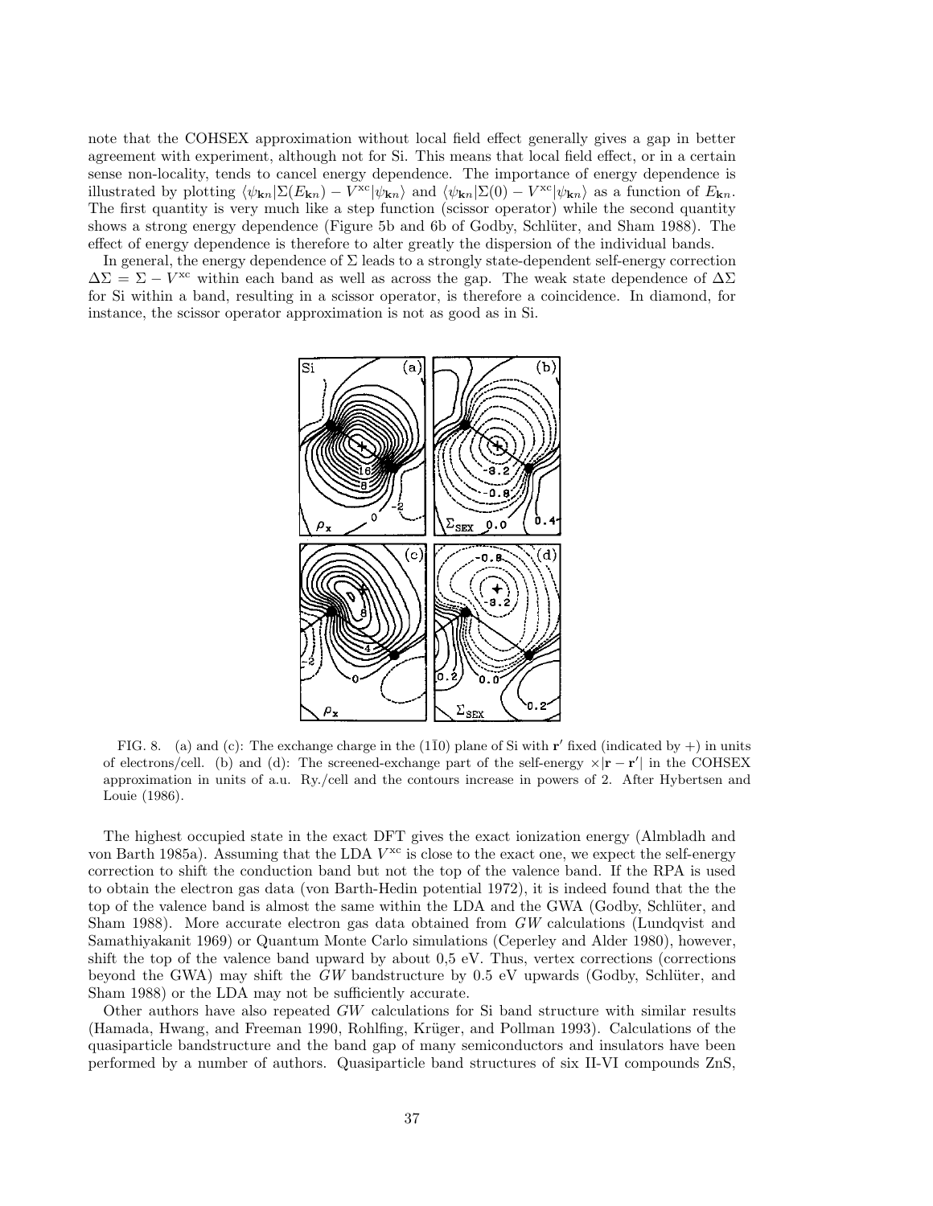note that the COHSEX approximation without local field effect generally gives a gap in better agreement with experiment, although not for Si. This means that local field effect, or in a certain sense non-locality, tends to cancel energy dependence. The importance of energy dependence is illustrated by plotting $\langle\psi_{\mathbf{k}n}|\Sigma(E_{\mathbf{k}n}) - V^{\rm xc}|\psi_{\mathbf{k}n}\rangle$ and $\langle\psi_{\mathbf{k}n}|\Sigma(0) - V^{\rm xc}|\psi_{\mathbf{k}n}\rangle$ as a function of $E_{\mathbf{k}n}$. The first quantity is very much like a step function (scissor operator) while the second quantity shows a strong energy dependence (Figure 5b and 6b of Godby, Schlüter, and Sham 1988). The effect of energy dependence is therefore to alter greatly the dispersion of the individual bands.

In general, the energy dependence of $\Sigma$ leads to a strongly state-dependent self-energy correction $\Delta\Sigma = \Sigma - V^{\rm xc}$ within each band as well as across the gap. The weak state dependence of $\Delta\Sigma$ for Si within a band, resulting in a scissor operator, is therefore a coincidence. In diamond, for instance, the scissor operator approximation is not as good as in Si.

FIG. 8. (a) and (c): The exchange charge in the $(1\bar{1}0)$ plane of Si with $\mathbf{r}'$ fixed (indicated by +) in units of electrons/cell. (b) and (d): The screened-exchange part of the self-energy $\times|\mathbf{r}-\mathbf{r}'|$ in the COHSEX approximation in units of a.u. Ry./cell and the contours increase in powers of 2. After Hybertsen and Louie (1986).

The highest occupied state in the exact DFT gives the exact ionization energy (Almbladh and von Barth 1985a). Assuming that the LDA $V^{\rm xc}$ is close to the exact one, we expect the self-energy correction to shift the conduction band but not the top of the valence band. If the RPA is used to obtain the electron gas data (von Barth-Hedin potential 1972), it is indeed found that the the top of the valence band is almost the same within the LDA and the GWA (Godby, Schlüter, and Sham 1988). More accurate electron gas data obtained from *GW* calculations (Lundqvist and Samathiyakanit 1969) or Quantum Monte Carlo simulations (Ceperley and Alder 1980), however, shift the top of the valence band upward by about 0,5 eV. Thus, vertex corrections (corrections beyond the GWA) may shift the *GW* bandstructure by 0.5 eV upwards (Godby, Schlüter, and Sham 1988) or the LDA may not be sufficiently accurate.

Other authors have also repeated *GW* calculations for Si band structure with similar results (Hamada, Hwang, and Freeman 1990, Rohlfing, Krüger, and Pollman 1993). Calculations of the quasiparticle bandstructure and the band gap of many semiconductors and insulators have been performed by a number of authors. Quasiparticle band structures of six II-VI compounds ZnS,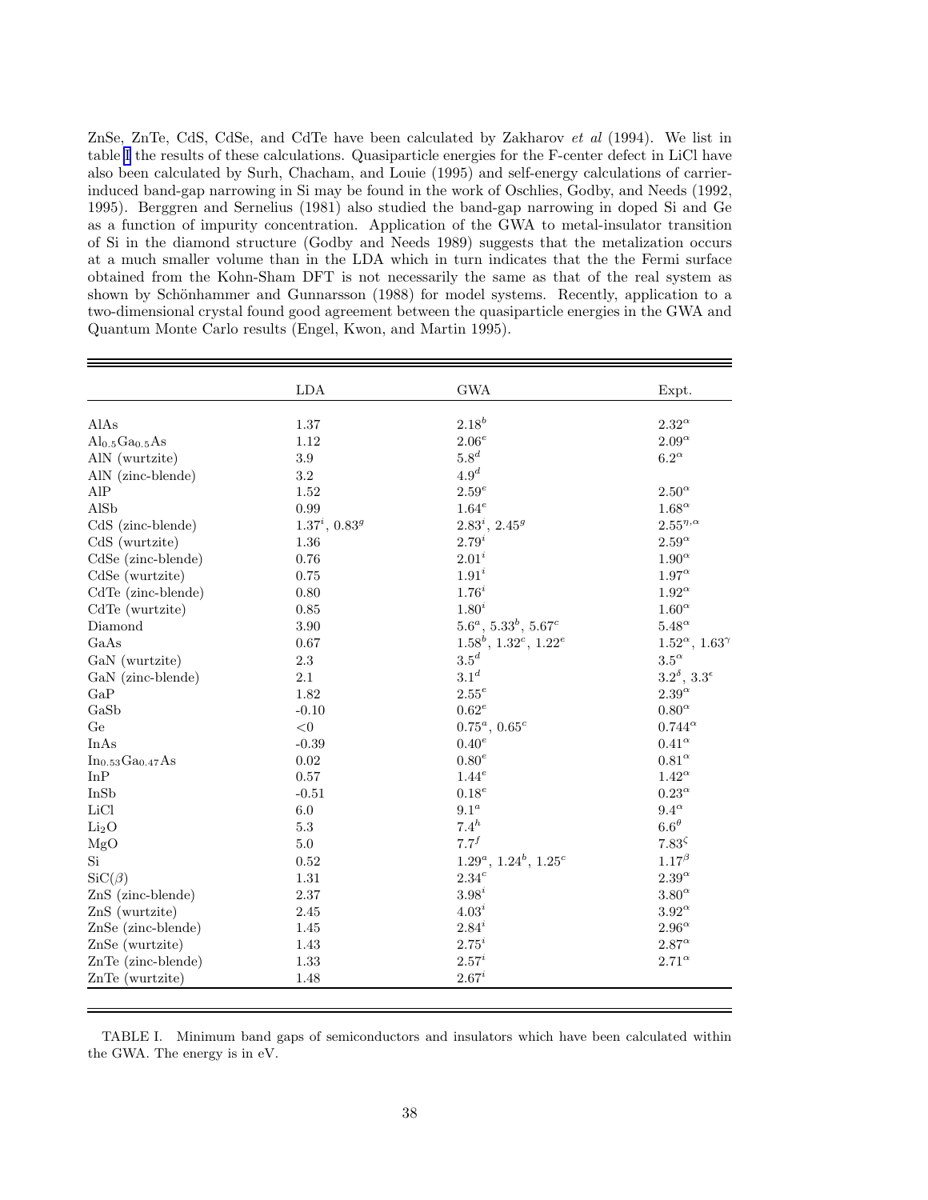ZnSe, ZnTe, CdS, CdSe, and CdTe have been calculated by Zakharov *et al* (1994). We list in table I the results of these calculations. Quasiparticle energies for the F-center defect in LiCl have also been calculated by Surh, Chacham, and Louie (1995) and self-energy calculations of carrier-induced band-gap narrowing in Si may be found in the work of Oschlies, Godby, and Needs (1992, 1995). Berggren and Sernelius (1981) also studied the band-gap narrowing in doped Si and Ge as a function of impurity concentration. Application of the GWA to metal-insulator transition of Si in the diamond structure (Godby and Needs 1989) suggests that the metalization occurs at a much smaller volume than in the LDA which in turn indicates that the the Fermi surface obtained from the Kohn-Sham DFT is not necessarily the same as that of the real system as shown by Schönhammer and Gunnarsson (1988) for model systems. Recently, application to a two-dimensional crystal found good agreement between the quasiparticle energies in the GWA and Quantum Monte Carlo results (Engel, Kwon, and Martin 1995).

| | LDA | GWA | Expt. |
|---|---|---|---|
| AlAs | 1.37 | $2.18^b$ | $2.32^\alpha$ |
| $Al_{0.5}Ga_{0.5}As$ | 1.12 | $2.06^e$ | $2.09^\alpha$ |
| AlN (wurtzite) | 3.9 | $5.8^d$ | $6.2^\alpha$ |
| AlN (zinc-blende) | 3.2 | $4.9^d$ | |
| AlP | 1.52 | $2.59^e$ | $2.50^\alpha$ |
| AlSb | 0.99 | $1.64^e$ | $1.68^\alpha$ |
| CdS (zinc-blende) | $1.37^i$, $0.83^g$ | $2.83^i$, $2.45^g$ | $2.55^{\eta,\alpha}$ |
| CdS (wurtzite) | 1.36 | $2.79^i$ | $2.59^\alpha$ |
| CdSe (zinc-blende) | 0.76 | $2.01^i$ | $1.90^\alpha$ |
| CdSe (wurtzite) | 0.75 | $1.91^i$ | $1.97^\alpha$ |
| CdTe (zinc-blende) | 0.80 | $1.76^i$ | $1.92^\alpha$ |
| CdTe (wurtzite) | 0.85 | $1.80^i$ | $1.60^\alpha$ |
| Diamond | 3.90 | $5.6^a$, $5.33^b$, $5.67^c$ | $5.48^\alpha$ |
| GaAs | 0.67 | $1.58^b$, $1.32^c$, $1.22^e$ | $1.52^\alpha$, $1.63^\gamma$ |
| GaN (wurtzite) | 2.3 | $3.5^d$ | $3.5^\alpha$ |
| GaN (zinc-blende) | 2.1 | $3.1^d$ | $3.2^\delta$, $3.3^\epsilon$ |
| GaP | 1.82 | $2.55^e$ | $2.39^\alpha$ |
| GaSb | -0.10 | $0.62^e$ | $0.80^\alpha$ |
| Ge | <0 | $0.75^a$, $0.65^c$ | $0.744^\alpha$ |
| InAs | -0.39 | $0.40^e$ | $0.41^\alpha$ |
| $In_{0.53}Ga_{0.47}As$ | 0.02 | $0.80^e$ | $0.81^\alpha$ |
| InP | 0.57 | $1.44^e$ | $1.42^\alpha$ |
| InSb | -0.51 | $0.18^e$ | $0.23^\alpha$ |
| LiCl | 6.0 | $9.1^a$ | $9.4^\alpha$ |
| $Li_2O$ | 5.3 | $7.4^h$ | $6.6^\theta$ |
| MgO | 5.0 | $7.7^f$ | $7.83^\zeta$ |
| Si | 0.52 | $1.29^a$, $1.24^b$, $1.25^c$ | $1.17^\beta$ |
| SiC($\beta$) | 1.31 | $2.34^c$ | $2.39^\alpha$ |
| ZnS (zinc-blende) | 2.37 | $3.98^i$ | $3.80^\alpha$ |
| ZnS (wurtzite) | 2.45 | $4.03^i$ | $3.92^\alpha$ |
| ZnSe (zinc-blende) | 1.45 | $2.84^i$ | $2.96^\alpha$ |
| ZnSe (wurtzite) | 1.43 | $2.75^i$ | $2.87^\alpha$ |
| ZnTe (zinc-blende) | 1.33 | $2.57^i$ | $2.71^\alpha$ |
| ZnTe (wurtzite) | 1.48 | $2.67^i$ | |

TABLE I. Minimum band gaps of semiconductors and insulators which have been calculated within the GWA. The energy is in eV.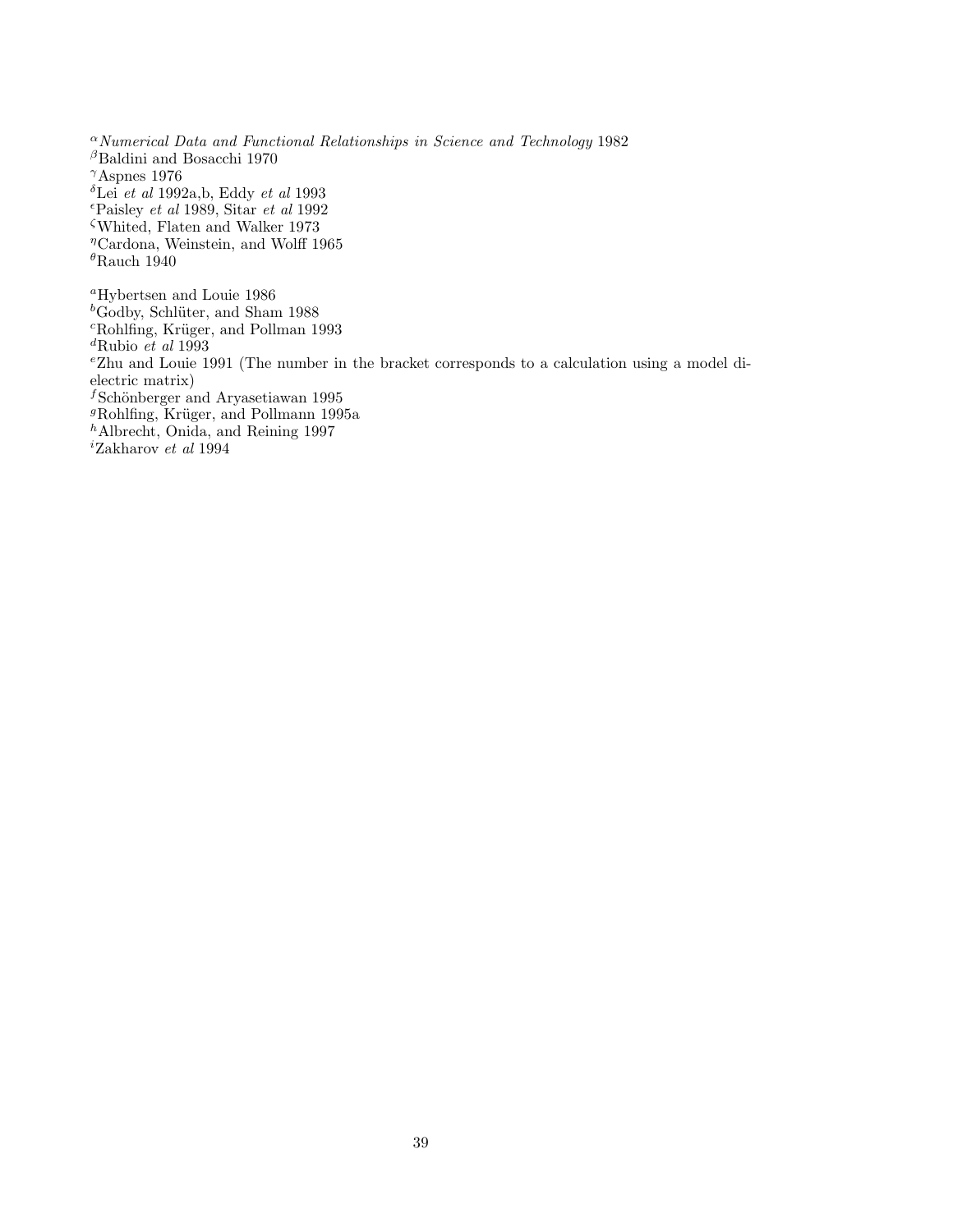[α] *Numerical Data and Functional Relationships in Science and Technology* 1982
[β] Baldini and Bosacchi 1970
[γ] Aspnes 1976
[δ] Lei *et al* 1992a,b, Eddy *et al* 1993
[ϵ] Paisley *et al* 1989, Sitar *et al* 1992
[ζ] Whited, Flaten and Walker 1973
[η] Cardona, Weinstein, and Wolff 1965
[θ] Rauch 1940

[a] Hybertsen and Louie 1986
[b] Godby, Schlüter, and Sham 1988
[c] Rohlfing, Krüger, and Pollman 1993
[d] Rubio *et al* 1993
[e] Zhu and Louie 1991 (The number in the bracket corresponds to a calculation using a model dielectric matrix)
[f] Schönberger and Aryasetiawan 1995
[g] Rohlfing, Krüger, and Pollmann 1995a
[h] Albrecht, Onida, and Reining 1997
[i] Zakharov *et al* 1994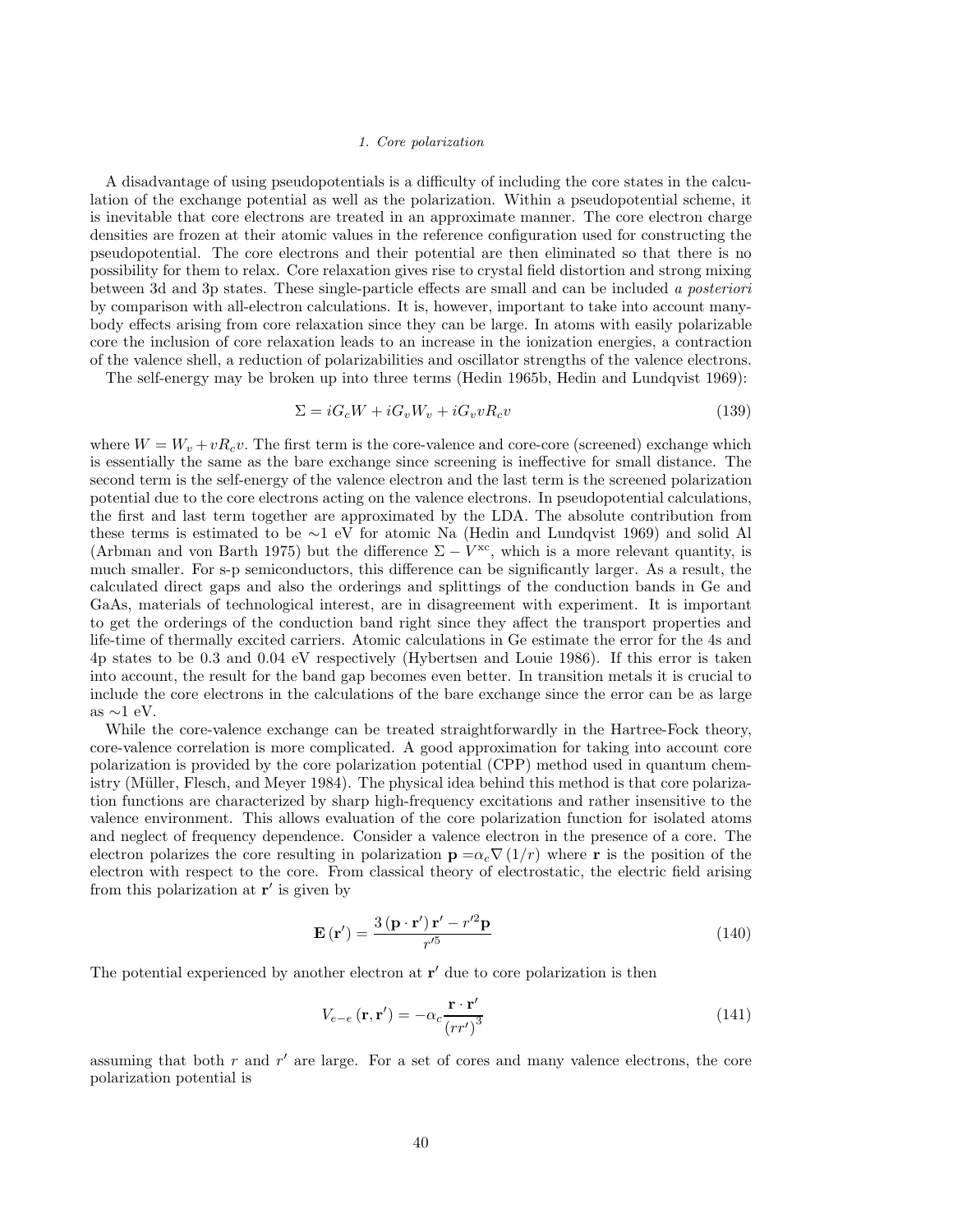### 1. Core polarization

A disadvantage of using pseudopotentials is a difficulty of including the core states in the calculation of the exchange potential as well as the polarization. Within a pseudopotential scheme, it is inevitable that core electrons are treated in an approximate manner. The core electron charge densities are frozen at their atomic values in the reference configuration used for constructing the pseudopotential. The core electrons and their potential are then eliminated so that there is no possibility for them to relax. Core relaxation gives rise to crystal field distortion and strong mixing between 3d and 3p states. These single-particle effects are small and can be included *a posteriori* by comparison with all-electron calculations. It is, however, important to take into account many-body effects arising from core relaxation since they can be large. In atoms with easily polarizable core the inclusion of core relaxation leads to an increase in the ionization energies, a contraction of the valence shell, a reduction of polarizabilities and oscillator strengths of the valence electrons.

The self-energy may be broken up into three terms (Hedin 1965b, Hedin and Lundqvist 1969):

$$\Sigma = iG_c W + iG_v W_v + iG_v v R_c v \tag{139}$$

where $W = W_v + vR_c v$. The first term is the core-valence and core-core (screened) exchange which is essentially the same as the bare exchange since screening is ineffective for small distance. The second term is the self-energy of the valence electron and the last term is the screened polarization potential due to the core electrons acting on the valence electrons. In pseudopotential calculations, the first and last term together are approximated by the LDA. The absolute contribution from these terms is estimated to be $\sim$1 eV for atomic Na (Hedin and Lundqvist 1969) and solid Al (Arbman and von Barth 1975) but the difference $\Sigma - V^{\mathrm{xc}}$, which is a more relevant quantity, is much smaller. For s-p semiconductors, this difference can be significantly larger. As a result, the calculated direct gaps and also the orderings and splittings of the conduction bands in Ge and GaAs, materials of technological interest, are in disagreement with experiment. It is important to get the orderings of the conduction band right since they affect the transport properties and life-time of thermally excited carriers. Atomic calculations in Ge estimate the error for the 4s and 4p states to be 0.3 and 0.04 eV respectively (Hybertsen and Louie 1986). If this error is taken into account, the result for the band gap becomes even better. In transition metals it is crucial to include the core electrons in the calculations of the bare exchange since the error can be as large as $\sim$1 eV.

While the core-valence exchange can be treated straightforwardly in the Hartree-Fock theory, core-valence correlation is more complicated. A good approximation for taking into account core polarization is provided by the core polarization potential (CPP) method used in quantum chemistry (Müller, Flesch, and Meyer 1984). The physical idea behind this method is that core polarization functions are characterized by sharp high-frequency excitations and rather insensitive to the valence environment. This allows evaluation of the core polarization function for isolated atoms and neglect of frequency dependence. Consider a valence electron in the presence of a core. The electron polarizes the core resulting in polarization $\mathbf{p} = \alpha_c \nabla (1/r)$ where $\mathbf{r}$ is the position of the electron with respect to the core. From classical theory of electrostatic, the electric field arising from this polarization at $\mathbf{r}'$ is given by

$$\mathbf{E}(\mathbf{r}') = \frac{3(\mathbf{p}\cdot\mathbf{r}')\mathbf{r}' - r'^2\mathbf{p}}{r'^5} \tag{140}$$

The potential experienced by another electron at $\mathbf{r}'$ due to core polarization is then

$$V_{e-e}(\mathbf{r}, \mathbf{r}') = -\alpha_c \frac{\mathbf{r}\cdot\mathbf{r}'}{(rr')^3} \tag{141}$$

assuming that both $r$ and $r'$ are large. For a set of cores and many valence electrons, the core polarization potential is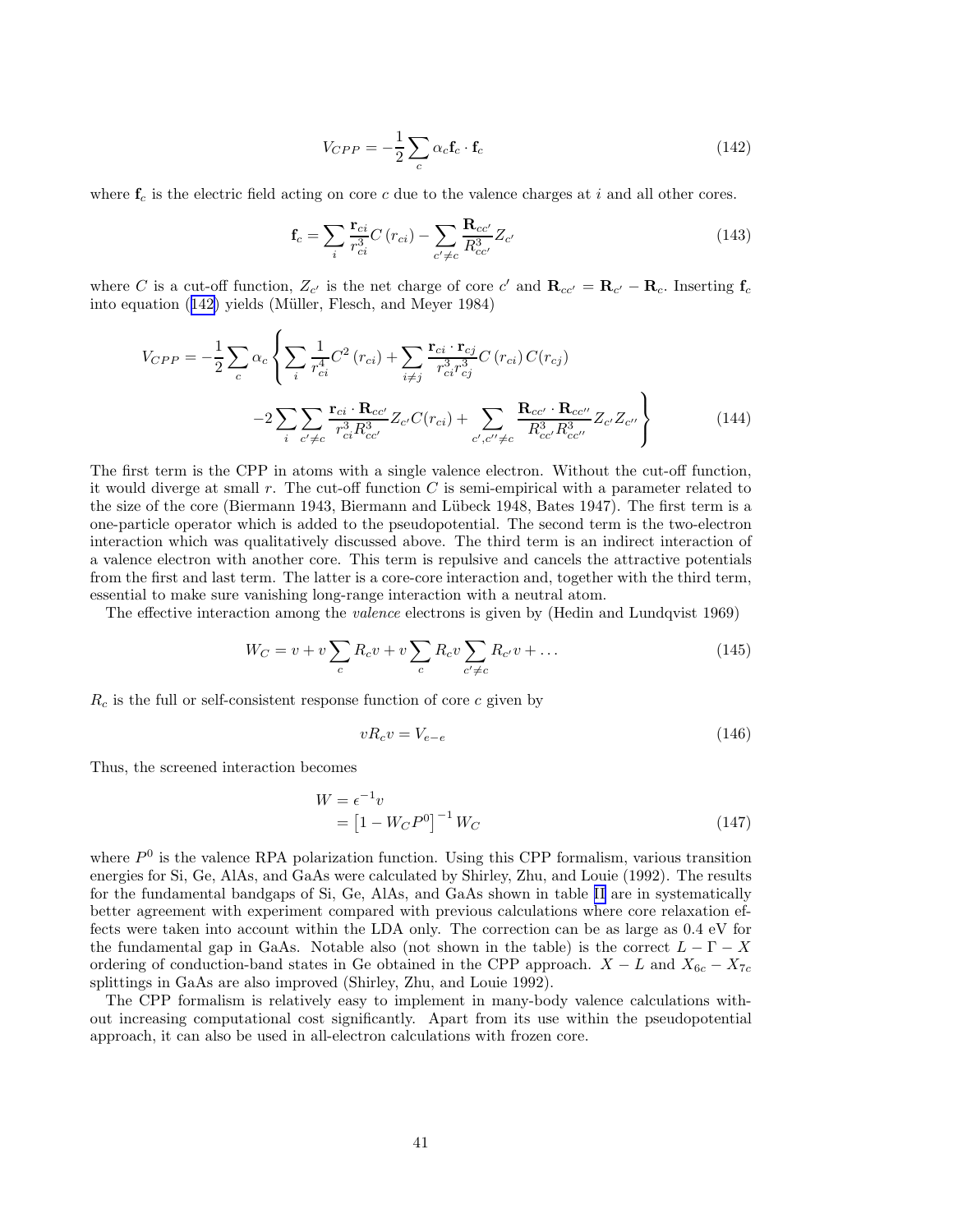$$V_{CPP} = -\frac{1}{2}\sum_c \alpha_c \mathbf{f}_c \cdot \mathbf{f}_c \tag{142}$$

where $\mathbf{f}_c$ is the electric field acting on core $c$ due to the valence charges at $i$ and all other cores.

$$\mathbf{f}_c = \sum_i \frac{\mathbf{r}_{ci}}{r_{ci}^3} C\left(r_{ci}\right) - \sum_{c' \neq c} \frac{\mathbf{R}_{cc'}}{R_{cc'}^3} Z_{c'} \tag{143}$$

where $C$ is a cut-off function, $Z_{c'}$ is the net charge of core $c'$ and $\mathbf{R}_{cc'} = \mathbf{R}_{c'} - \mathbf{R}_c$. Inserting $\mathbf{f}_c$ into equation (142) yields (Müller, Flesch, and Meyer 1984)

$$\begin{aligned} V_{CPP} = -\frac{1}{2}\sum_c \alpha_c \Bigg\{ & \sum_i \frac{1}{r_{ci}^4} C^2\left(r_{ci}\right) + \sum_{i \neq j} \frac{\mathbf{r}_{ci} \cdot \mathbf{r}_{cj}}{r_{ci}^3 r_{cj}^3} C\left(r_{ci}\right) C(r_{cj}) \\ & -2\sum_i \sum_{c' \neq c} \frac{\mathbf{r}_{ci} \cdot \mathbf{R}_{cc'}}{r_{ci}^3 R_{cc'}^3} Z_{c'} C(r_{ci}) + \sum_{c', c'' \neq c} \frac{\mathbf{R}_{cc'} \cdot \mathbf{R}_{cc''}}{R_{cc'}^3 R_{cc''}^3} Z_{c'} Z_{c''} \Bigg\} \end{aligned} \tag{144}$$

The first term is the CPP in atoms with a single valence electron. Without the cut-off function, it would diverge at small $r$. The cut-off function $C$ is semi-empirical with a parameter related to the size of the core (Biermann 1943, Biermann and Lübeck 1948, Bates 1947). The first term is a one-particle operator which is added to the pseudopotential. The second term is the two-electron interaction which was qualitatively discussed above. The third term is an indirect interaction of a valence electron with another core. This term is repulsive and cancels the attractive potentials from the first and last term. The latter is a core-core interaction and, together with the third term, essential to make sure vanishing long-range interaction with a neutral atom.

The effective interaction among the *valence* electrons is given by (Hedin and Lundqvist 1969)

$$W_C = v + v\sum_c R_c v + v\sum_c R_c v \sum_{c' \neq c} R_{c'} v + \ldots \tag{145}$$

$R_c$ is the full or self-consistent response function of core $c$ given by

$$v R_c v = V_{e-e} \tag{146}$$

Thus, the screened interaction becomes

$$\begin{aligned} W &= \epsilon^{-1} v \\ &= \left[1 - W_C P^0\right]^{-1} W_C \end{aligned} \tag{147}$$

where $P^0$ is the valence RPA polarization function. Using this CPP formalism, various transition energies for Si, Ge, AlAs, and GaAs were calculated by Shirley, Zhu, and Louie (1992). The results for the fundamental bandgaps of Si, Ge, AlAs, and GaAs shown in table II are in systematically better agreement with experiment compared with previous calculations where core relaxation effects were taken into account within the LDA only. The correction can be as large as 0.4 eV for the fundamental gap in GaAs. Notable also (not shown in the table) is the correct $L - \Gamma - X$ ordering of conduction-band states in Ge obtained in the CPP approach. $X - L$ and $X_{6c} - X_{7c}$ splittings in GaAs are also improved (Shirley, Zhu, and Louie 1992).

The CPP formalism is relatively easy to implement in many-body valence calculations without increasing computational cost significantly. Apart from its use within the pseudopotential approach, it can also be used in all-electron calculations with frozen core.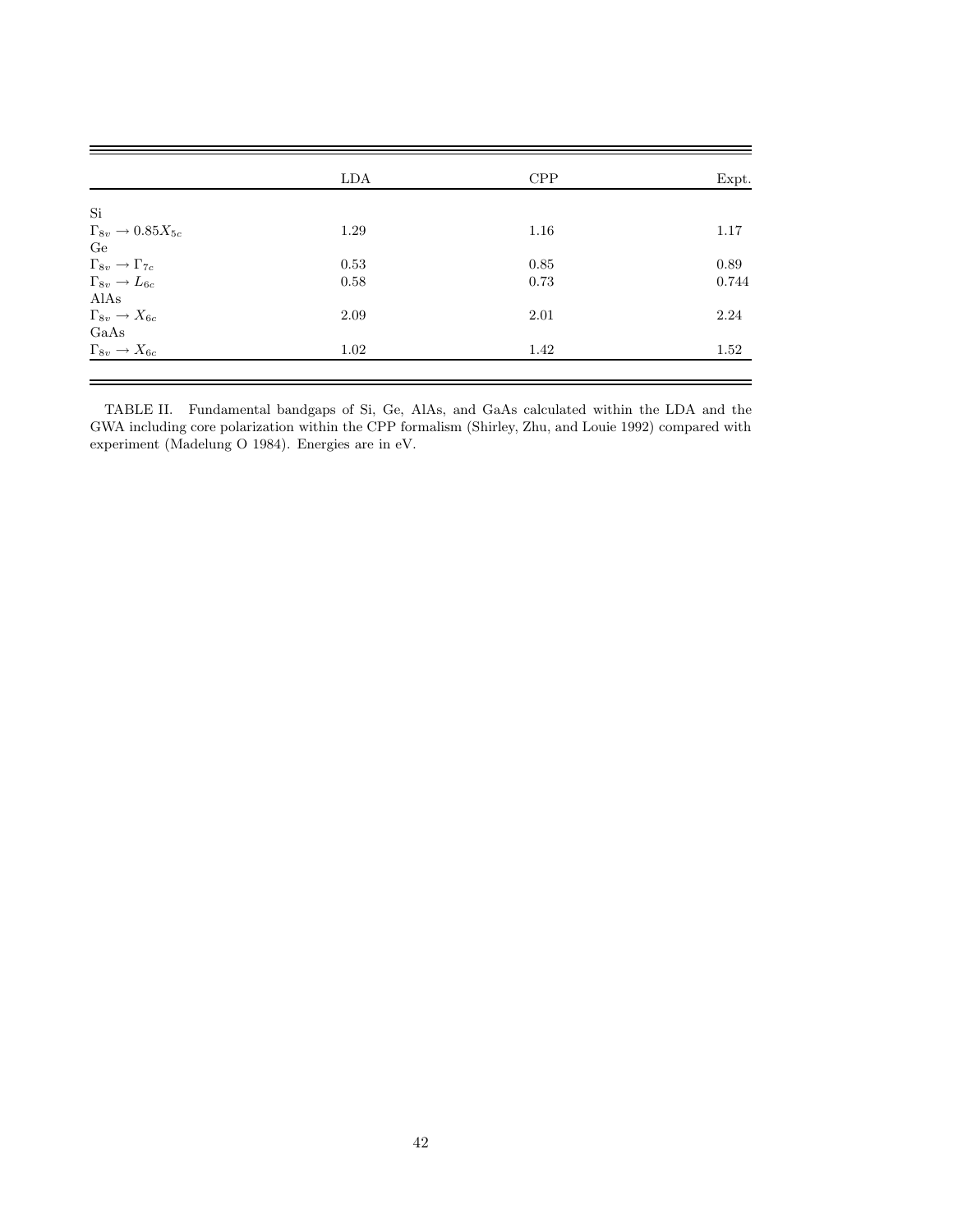| | LDA | CPP | Expt. |
|---|---|---|---|
| Si | | | |
| $\Gamma_{8v} \rightarrow 0.85X_{5c}$ | 1.29 | 1.16 | 1.17 |
| Ge | | | |
| $\Gamma_{8v} \rightarrow \Gamma_{7c}$ | 0.53 | 0.85 | 0.89 |
| $\Gamma_{8v} \rightarrow L_{6c}$ | 0.58 | 0.73 | 0.744 |
| AlAs | | | |
| $\Gamma_{8v} \rightarrow X_{6c}$ | 2.09 | 2.01 | 2.24 |
| GaAs | | | |
| $\Gamma_{8v} \rightarrow X_{6c}$ | 1.02 | 1.42 | 1.52 |

TABLE II. Fundamental bandgaps of Si, Ge, AlAs, and GaAs calculated within the LDA and the GWA including core polarization within the CPP formalism (Shirley, Zhu, and Louie 1992) compared with experiment (Madelung O 1984). Energies are in eV.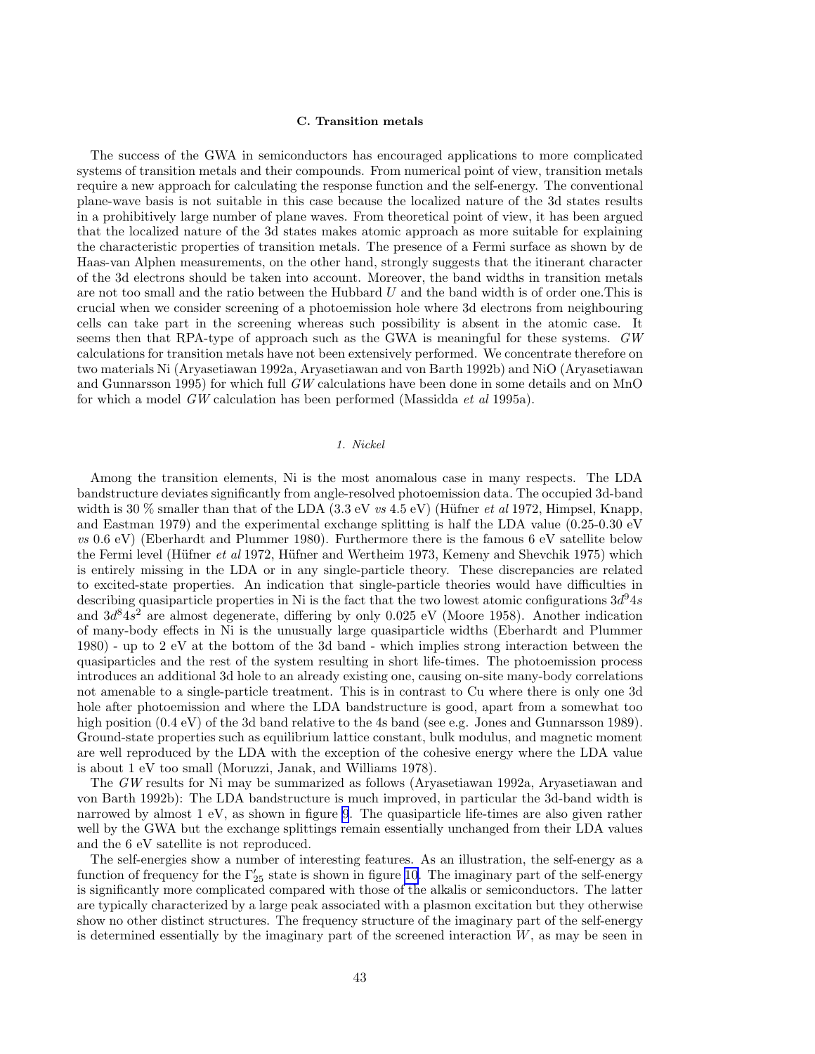### C. Transition metals

The success of the GWA in semiconductors has encouraged applications to more complicated systems of transition metals and their compounds. From numerical point of view, transition metals require a new approach for calculating the response function and the self-energy. The conventional plane-wave basis is not suitable in this case because the localized nature of the 3d states results in a prohibitively large number of plane waves. From theoretical point of view, it has been argued that the localized nature of the 3d states makes atomic approach as more suitable for explaining the characteristic properties of transition metals. The presence of a Fermi surface as shown by de Haas-van Alphen measurements, on the other hand, strongly suggests that the itinerant character of the 3d electrons should be taken into account. Moreover, the band widths in transition metals are not too small and the ratio between the Hubbard $U$ and the band width is of order one.This is crucial when we consider screening of a photoemission hole where 3d electrons from neighbouring cells can take part in the screening whereas such possibility is absent in the atomic case. It seems then that RPA-type of approach such as the GWA is meaningful for these systems. $GW$ calculations for transition metals have not been extensively performed. We concentrate therefore on two materials Ni (Aryasetiawan 1992a, Aryasetiawan and von Barth 1992b) and NiO (Aryasetiawan and Gunnarsson 1995) for which full $GW$ calculations have been done in some details and on MnO for which a model $GW$ calculation has been performed (Massidda *et al* 1995a).

#### *1. Nickel*

Among the transition elements, Ni is the most anomalous case in many respects. The LDA bandstructure deviates significantly from angle-resolved photoemission data. The occupied 3d-band width is 30 % smaller than that of the LDA (3.3 eV *vs* 4.5 eV) (Hüfner *et al* 1972, Himpsel, Knapp, and Eastman 1979) and the experimental exchange splitting is half the LDA value (0.25-0.30 eV *vs* 0.6 eV) (Eberhardt and Plummer 1980). Furthermore there is the famous 6 eV satellite below the Fermi level (Hüfner *et al* 1972, Hüfner and Wertheim 1973, Kemeny and Shevchik 1975) which is entirely missing in the LDA or in any single-particle theory. These discrepancies are related to excited-state properties. An indication that single-particle theories would have difficulties in describing quasiparticle properties in Ni is the fact that the two lowest atomic configurations $3d^9 4s$ and $3d^8 4s^2$ are almost degenerate, differing by only 0.025 eV (Moore 1958). Another indication of many-body effects in Ni is the unusually large quasiparticle widths (Eberhardt and Plummer 1980) - up to 2 eV at the bottom of the 3d band - which implies strong interaction between the quasiparticles and the rest of the system resulting in short life-times. The photoemission process introduces an additional 3d hole to an already existing one, causing on-site many-body correlations not amenable to a single-particle treatment. This is in contrast to Cu where there is only one 3d hole after photoemission and where the LDA bandstructure is good, apart from a somewhat too high position (0.4 eV) of the 3d band relative to the 4s band (see e.g. Jones and Gunnarsson 1989). Ground-state properties such as equilibrium lattice constant, bulk modulus, and magnetic moment are well reproduced by the LDA with the exception of the cohesive energy where the LDA value is about 1 eV too small (Moruzzi, Janak, and Williams 1978).

The $GW$ results for Ni may be summarized as follows (Aryasetiawan 1992a, Aryasetiawan and von Barth 1992b): The LDA bandstructure is much improved, in particular the 3d-band width is narrowed by almost 1 eV, as shown in figure 9. The quasiparticle life-times are also given rather well by the GWA but the exchange splittings remain essentially unchanged from their LDA values and the 6 eV satellite is not reproduced.

The self-energies show a number of interesting features. As an illustration, the self-energy as a function of frequency for the $\Gamma'_{25}$ state is shown in figure 10. The imaginary part of the self-energy is significantly more complicated compared with those of the alkalis or semiconductors. The latter are typically characterized by a large peak associated with a plasmon excitation but they otherwise show no other distinct structures. The frequency structure of the imaginary part of the self-energy is determined essentially by the imaginary part of the screened interaction $W$, as may be seen in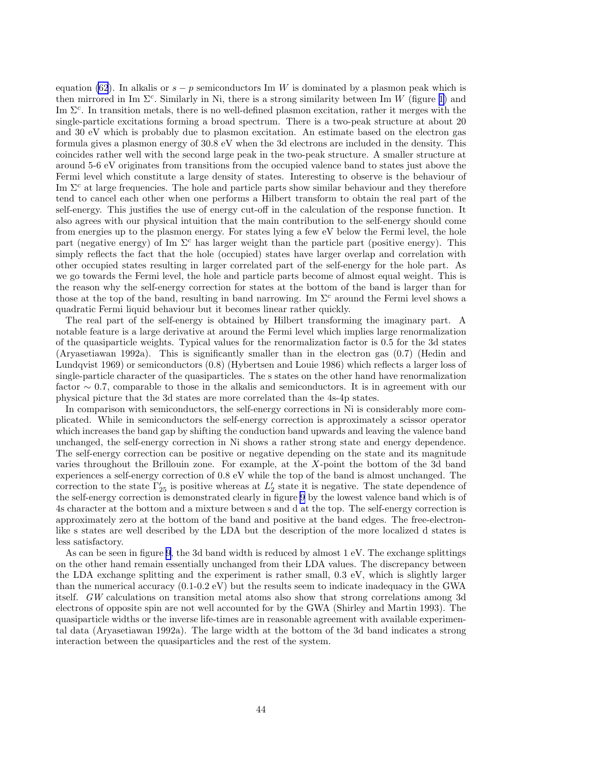equation (62). In alkalis or $s-p$ semiconductors Im $W$ is dominated by a plasmon peak which is then mirrored in Im $\Sigma^c$. Similarly in Ni, there is a strong similarity between Im $W$ (figure 1) and Im $\Sigma^c$. In transition metals, there is no well-defined plasmon excitation, rather it merges with the single-particle excitations forming a broad spectrum. There is a two-peak structure at about 20 and 30 eV which is probably due to plasmon excitation. An estimate based on the electron gas formula gives a plasmon energy of 30.8 eV when the 3d electrons are included in the density. This coincides rather well with the second large peak in the two-peak structure. A smaller structure at around 5-6 eV originates from transitions from the occupied valence band to states just above the Fermi level which constitute a large density of states. Interesting to observe is the behaviour of Im $\Sigma^c$ at large frequencies. The hole and particle parts show similar behaviour and they therefore tend to cancel each other when one performs a Hilbert transform to obtain the real part of the self-energy. This justifies the use of energy cut-off in the calculation of the response function. It also agrees with our physical intuition that the main contribution to the self-energy should come from energies up to the plasmon energy. For states lying a few eV below the Fermi level, the hole part (negative energy) of Im $\Sigma^c$ has larger weight than the particle part (positive energy). This simply reflects the fact that the hole (occupied) states have larger overlap and correlation with other occupied states resulting in larger correlated part of the self-energy for the hole part. As we go towards the Fermi level, the hole and particle parts become of almost equal weight. This is the reason why the self-energy correction for states at the bottom of the band is larger than for those at the top of the band, resulting in band narrowing. Im $\Sigma^c$ around the Fermi level shows a quadratic Fermi liquid behaviour but it becomes linear rather quickly.

The real part of the self-energy is obtained by Hilbert transforming the imaginary part. A notable feature is a large derivative at around the Fermi level which implies large renormalization of the quasiparticle weights. Typical values for the renormalization factor is 0.5 for the 3d states (Aryasetiawan 1992a). This is significantly smaller than in the electron gas (0.7) (Hedin and Lundqvist 1969) or semiconductors (0.8) (Hybertsen and Louie 1986) which reflects a larger loss of single-particle character of the quasiparticles. The s states on the other hand have renormalization factor $\sim 0.7$, comparable to those in the alkalis and semiconductors. It is in agreement with our physical picture that the 3d states are more correlated than the 4s-4p states.

In comparison with semiconductors, the self-energy corrections in Ni is considerably more complicated. While in semiconductors the self-energy correction is approximately a scissor operator which increases the band gap by shifting the conduction band upwards and leaving the valence band unchanged, the self-energy correction in Ni shows a rather strong state and energy dependence. The self-energy correction can be positive or negative depending on the state and its magnitude varies throughout the Brillouin zone. For example, at the $X$-point the bottom of the 3d band experiences a self-energy correction of 0.8 eV while the top of the band is almost unchanged. The correction to the state $\Gamma'_{25}$ is positive whereas at $L'_2$ state it is negative. The state dependence of the self-energy correction is demonstrated clearly in figure 9 by the lowest valence band which is of 4s character at the bottom and a mixture between s and d at the top. The self-energy correction is approximately zero at the bottom of the band and positive at the band edges. The free-electron-like s states are well described by the LDA but the description of the more localized d states is less satisfactory.

As can be seen in figure 9, the 3d band width is reduced by almost 1 eV. The exchange splittings on the other hand remain essentially unchanged from their LDA values. The discrepancy between the LDA exchange splitting and the experiment is rather small, 0.3 eV, which is slightly larger than the numerical accuracy (0.1-0.2 eV) but the results seem to indicate inadequacy in the GWA itself. $GW$ calculations on transition metal atoms also show that strong correlations among 3d electrons of opposite spin are not well accounted for by the GWA (Shirley and Martin 1993). The quasiparticle widths or the inverse life-times are in reasonable agreement with available experimental data (Aryasetiawan 1992a). The large width at the bottom of the 3d band indicates a strong interaction between the quasiparticles and the rest of the system.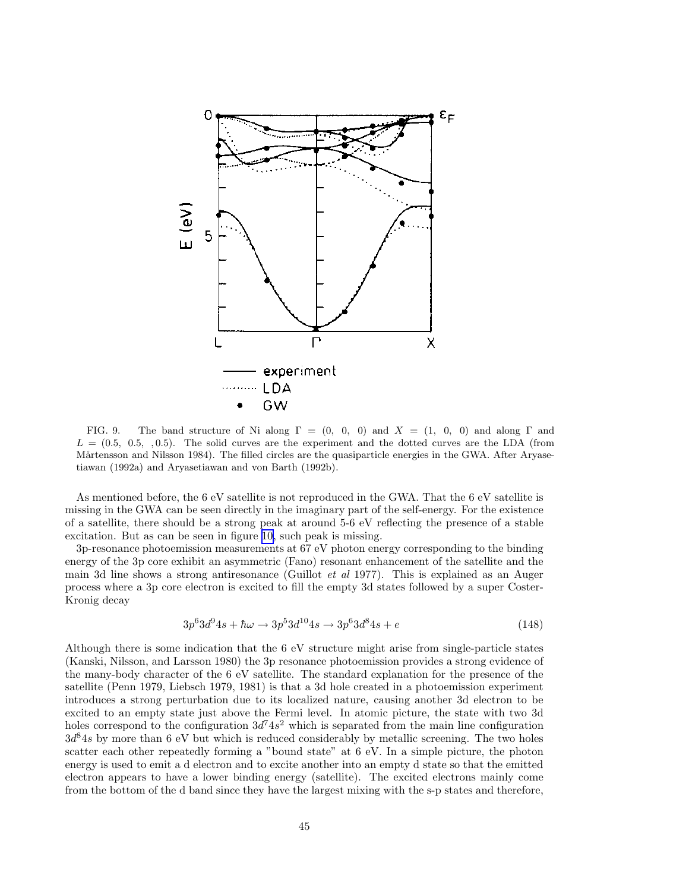FIG. 9. The band structure of Ni along $\Gamma = (0,\ 0,\ 0)$ and $X = (1,\ 0,\ 0)$ and along $\Gamma$ and $L = (0.5,\ 0.5,\ ,0.5)$. The solid curves are the experiment and the dotted curves are the LDA (from Mårtensson and Nilsson 1984). The filled circles are the quasiparticle energies in the GWA. After Aryasetiawan (1992a) and Aryasetiawan and von Barth (1992b).

As mentioned before, the 6 eV satellite is not reproduced in the GWA. That the 6 eV satellite is missing in the GWA can be seen directly in the imaginary part of the self-energy. For the existence of a satellite, there should be a strong peak at around 5-6 eV reflecting the presence of a stable excitation. But as can be seen in figure 10, such peak is missing.

3p-resonance photoemission measurements at 67 eV photon energy corresponding to the binding energy of the 3p core exhibit an asymmetric (Fano) resonant enhancement of the satellite and the main 3d line shows a strong antiresonance (Guillot *et al* 1977). This is explained as an Auger process where a 3p core electron is excited to fill the empty 3d states followed by a super Coster-Kronig decay

$$3p^6 3d^9 4s + \hbar\omega \rightarrow 3p^5 3d^{10} 4s \rightarrow 3p^6 3d^8 4s + e \tag{148}$$

Although there is some indication that the 6 eV structure might arise from single-particle states (Kanski, Nilsson, and Larsson 1980) the 3p resonance photoemission provides a strong evidence of the many-body character of the 6 eV satellite. The standard explanation for the presence of the satellite (Penn 1979, Liebsch 1979, 1981) is that a 3d hole created in a photoemission experiment introduces a strong perturbation due to its localized nature, causing another 3d electron to be excited to an empty state just above the Fermi level. In atomic picture, the state with two 3d holes correspond to the configuration $3d^7 4s^2$ which is separated from the main line configuration $3d^8 4s$ by more than 6 eV but which is reduced considerably by metallic screening. The two holes scatter each other repeatedly forming a "bound state" at 6 eV. In a simple picture, the photon energy is used to emit a d electron and to excite another into an empty d state so that the emitted electron appears to have a lower binding energy (satellite). The excited electrons mainly come from the bottom of the d band since they have the largest mixing with the s-p states and therefore,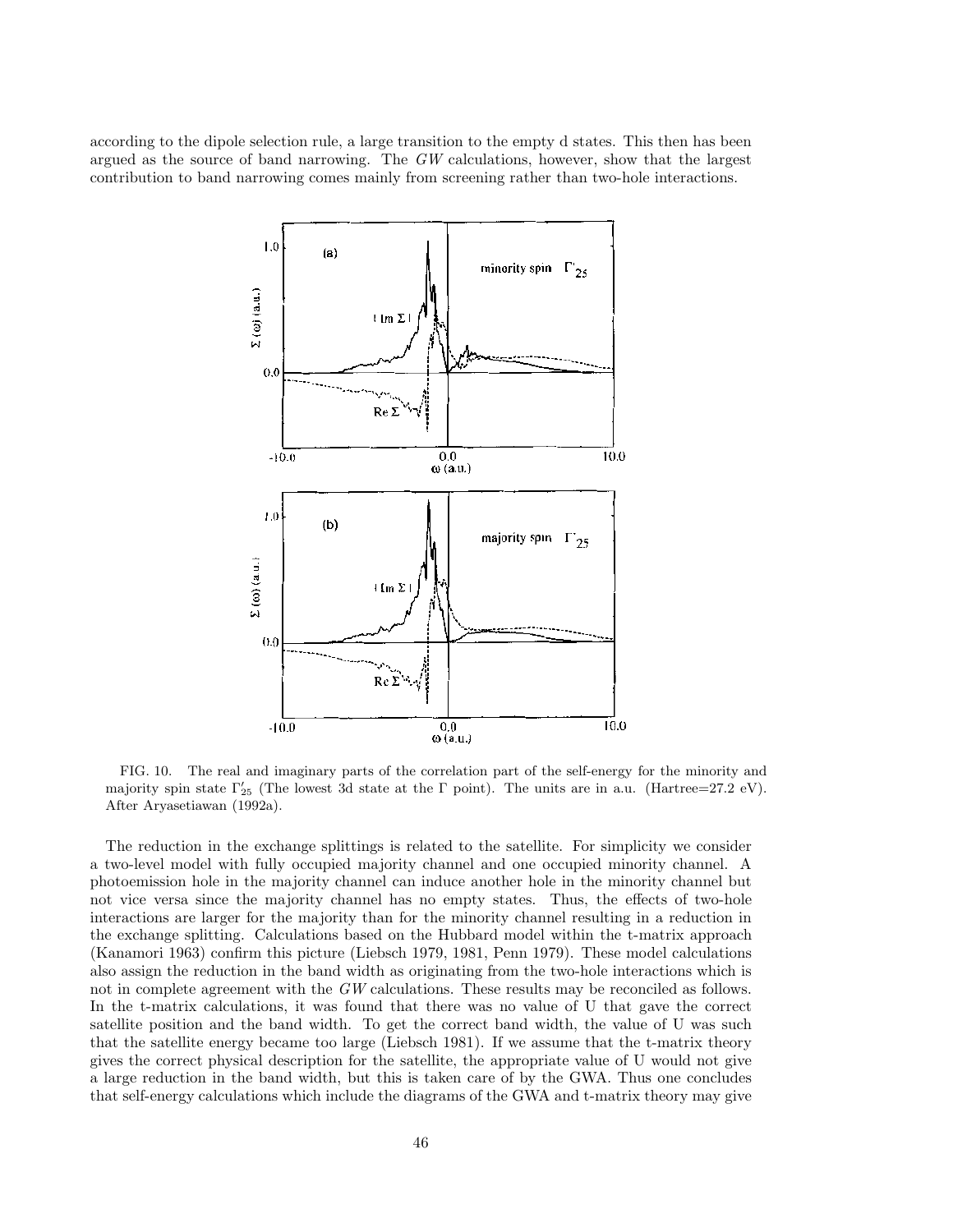according to the dipole selection rule, a large transition to the empty d states. This then has been argued as the source of band narrowing. The *GW* calculations, however, show that the largest contribution to band narrowing comes mainly from screening rather than two-hole interactions.

FIG. 10. The real and imaginary parts of the correlation part of the self-energy for the minority and majority spin state $\Gamma'_{25}$ (The lowest 3d state at the $\Gamma$ point). The units are in a.u. (Hartree=27.2 eV). After Aryasetiawan (1992a).

The reduction in the exchange splittings is related to the satellite. For simplicity we consider a two-level model with fully occupied majority channel and one occupied minority channel. A photoemission hole in the majority channel can induce another hole in the minority channel but not vice versa since the majority channel has no empty states. Thus, the effects of two-hole interactions are larger for the majority than for the minority channel resulting in a reduction in the exchange splitting. Calculations based on the Hubbard model within the t-matrix approach (Kanamori 1963) confirm this picture (Liebsch 1979, 1981, Penn 1979). These model calculations also assign the reduction in the band width as originating from the two-hole interactions which is not in complete agreement with the *GW* calculations. These results may be reconciled as follows. In the t-matrix calculations, it was found that there was no value of U that gave the correct satellite position and the band width. To get the correct band width, the value of U was such that the satellite energy became too large (Liebsch 1981). If we assume that the t-matrix theory gives the correct physical description for the satellite, the appropriate value of U would not give a large reduction in the band width, but this is taken care of by the GWA. Thus one concludes that self-energy calculations which include the diagrams of the GWA and t-matrix theory may give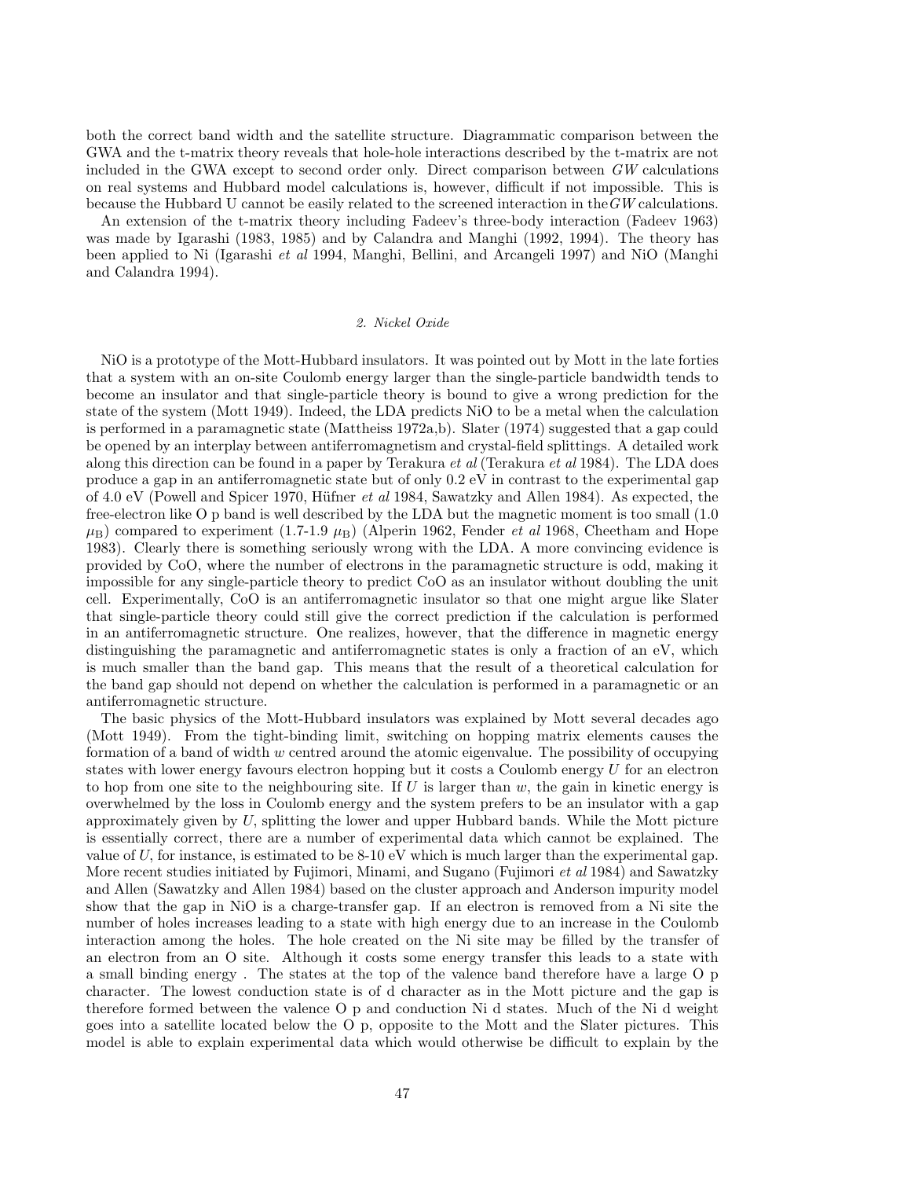both the correct band width and the satellite structure. Diagrammatic comparison between the GWA and the t-matrix theory reveals that hole-hole interactions described by the t-matrix are not included in the GWA except to second order only. Direct comparison between $GW$ calculations on real systems and Hubbard model calculations is, however, difficult if not impossible. This is because the Hubbard U cannot be easily related to the screened interaction in the $GW$ calculations.

An extension of the t-matrix theory including Fadeev's three-body interaction (Fadeev 1963) was made by Igarashi (1983, 1985) and by Calandra and Manghi (1992, 1994). The theory has been applied to Ni (Igarashi *et al* 1994, Manghi, Bellini, and Arcangeli 1997) and NiO (Manghi and Calandra 1994).

### *2. Nickel Oxide*

NiO is a prototype of the Mott-Hubbard insulators. It was pointed out by Mott in the late forties that a system with an on-site Coulomb energy larger than the single-particle bandwidth tends to become an insulator and that single-particle theory is bound to give a wrong prediction for the state of the system (Mott 1949). Indeed, the LDA predicts NiO to be a metal when the calculation is performed in a paramagnetic state (Mattheiss 1972a,b). Slater (1974) suggested that a gap could be opened by an interplay between antiferromagnetism and crystal-field splittings. A detailed work along this direction can be found in a paper by Terakura *et al* (Terakura *et al* 1984). The LDA does produce a gap in an antiferromagnetic state but of only 0.2 eV in contrast to the experimental gap of 4.0 eV (Powell and Spicer 1970, Hüfner *et al* 1984, Sawatzky and Allen 1984). As expected, the free-electron like O p band is well described by the LDA but the magnetic moment is too small (1.0 $\mu_B$) compared to experiment (1.7-1.9 $\mu_B$) (Alperin 1962, Fender *et al* 1968, Cheetham and Hope 1983). Clearly there is something seriously wrong with the LDA. A more convincing evidence is provided by CoO, where the number of electrons in the paramagnetic structure is odd, making it impossible for any single-particle theory to predict CoO as an insulator without doubling the unit cell. Experimentally, CoO is an antiferromagnetic insulator so that one might argue like Slater that single-particle theory could still give the correct prediction if the calculation is performed in an antiferromagnetic structure. One realizes, however, that the difference in magnetic energy distinguishing the paramagnetic and antiferromagnetic states is only a fraction of an eV, which is much smaller than the band gap. This means that the result of a theoretical calculation for the band gap should not depend on whether the calculation is performed in a paramagnetic or an antiferromagnetic structure.

The basic physics of the Mott-Hubbard insulators was explained by Mott several decades ago (Mott 1949). From the tight-binding limit, switching on hopping matrix elements causes the formation of a band of width $w$ centred around the atomic eigenvalue. The possibility of occupying states with lower energy favours electron hopping but it costs a Coulomb energy $U$ for an electron to hop from one site to the neighbouring site. If $U$ is larger than $w$, the gain in kinetic energy is overwhelmed by the loss in Coulomb energy and the system prefers to be an insulator with a gap approximately given by $U$, splitting the lower and upper Hubbard bands. While the Mott picture is essentially correct, there are a number of experimental data which cannot be explained. The value of $U$, for instance, is estimated to be 8-10 eV which is much larger than the experimental gap. More recent studies initiated by Fujimori, Minami, and Sugano (Fujimori *et al* 1984) and Sawatzky and Allen (Sawatzky and Allen 1984) based on the cluster approach and Anderson impurity model show that the gap in NiO is a charge-transfer gap. If an electron is removed from a Ni site the number of holes increases leading to a state with high energy due to an increase in the Coulomb interaction among the holes. The hole created on the Ni site may be filled by the transfer of an electron from an O site. Although it costs some energy transfer this leads to a state with a small binding energy . The states at the top of the valence band therefore have a large O p character. The lowest conduction state is of d character as in the Mott picture and the gap is therefore formed between the valence O p and conduction Ni d states. Much of the Ni d weight goes into a satellite located below the O p, opposite to the Mott and the Slater pictures. This model is able to explain experimental data which would otherwise be difficult to explain by the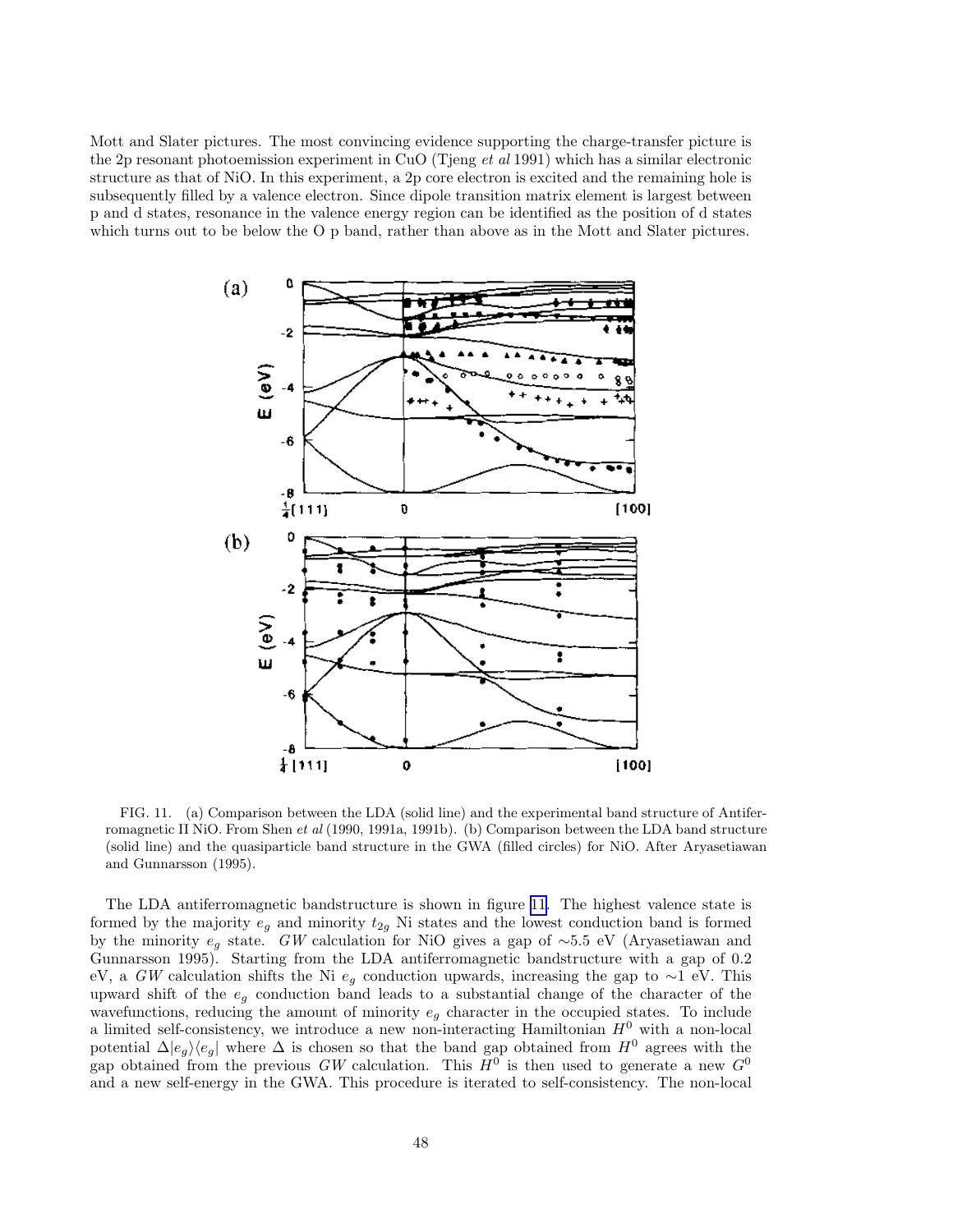Mott and Slater pictures. The most convincing evidence supporting the charge-transfer picture is the 2p resonant photoemission experiment in CuO (Tjeng *et al* 1991) which has a similar electronic structure as that of NiO. In this experiment, a 2p core electron is excited and the remaining hole is subsequently filled by a valence electron. Since dipole transition matrix element is largest between p and d states, resonance in the valence energy region can be identified as the position of d states which turns out to be below the O p band, rather than above as in the Mott and Slater pictures.

FIG. 11. (a) Comparison between the LDA (solid line) and the experimental band structure of Antiferromagnetic II NiO. From Shen *et al* (1990, 1991a, 1991b). (b) Comparison between the LDA band structure (solid line) and the quasiparticle band structure in the GWA (filled circles) for NiO. After Aryasetiawan and Gunnarsson (1995).

The LDA antiferromagnetic bandstructure is shown in figure 11. The highest valence state is formed by the majority $e_g$ and minority $t_{2g}$ Ni states and the lowest conduction band is formed by the minority $e_g$ state. *GW* calculation for NiO gives a gap of ∼5.5 eV (Aryasetiawan and Gunnarsson 1995). Starting from the LDA antiferromagnetic bandstructure with a gap of 0.2 eV, a *GW* calculation shifts the Ni $e_g$ conduction upwards, increasing the gap to ∼1 eV. This upward shift of the $e_g$ conduction band leads to a substantial change of the character of the wavefunctions, reducing the amount of minority $e_g$ character in the occupied states. To include a limited self-consistency, we introduce a new non-interacting Hamiltonian $H^0$ with a non-local potential $\Delta|e_g\rangle\langle e_g|$ where $\Delta$ is chosen so that the band gap obtained from $H^0$ agrees with the gap obtained from the previous *GW* calculation. This $H^0$ is then used to generate a new $G^0$ and a new self-energy in the GWA. This procedure is iterated to self-consistency. The non-local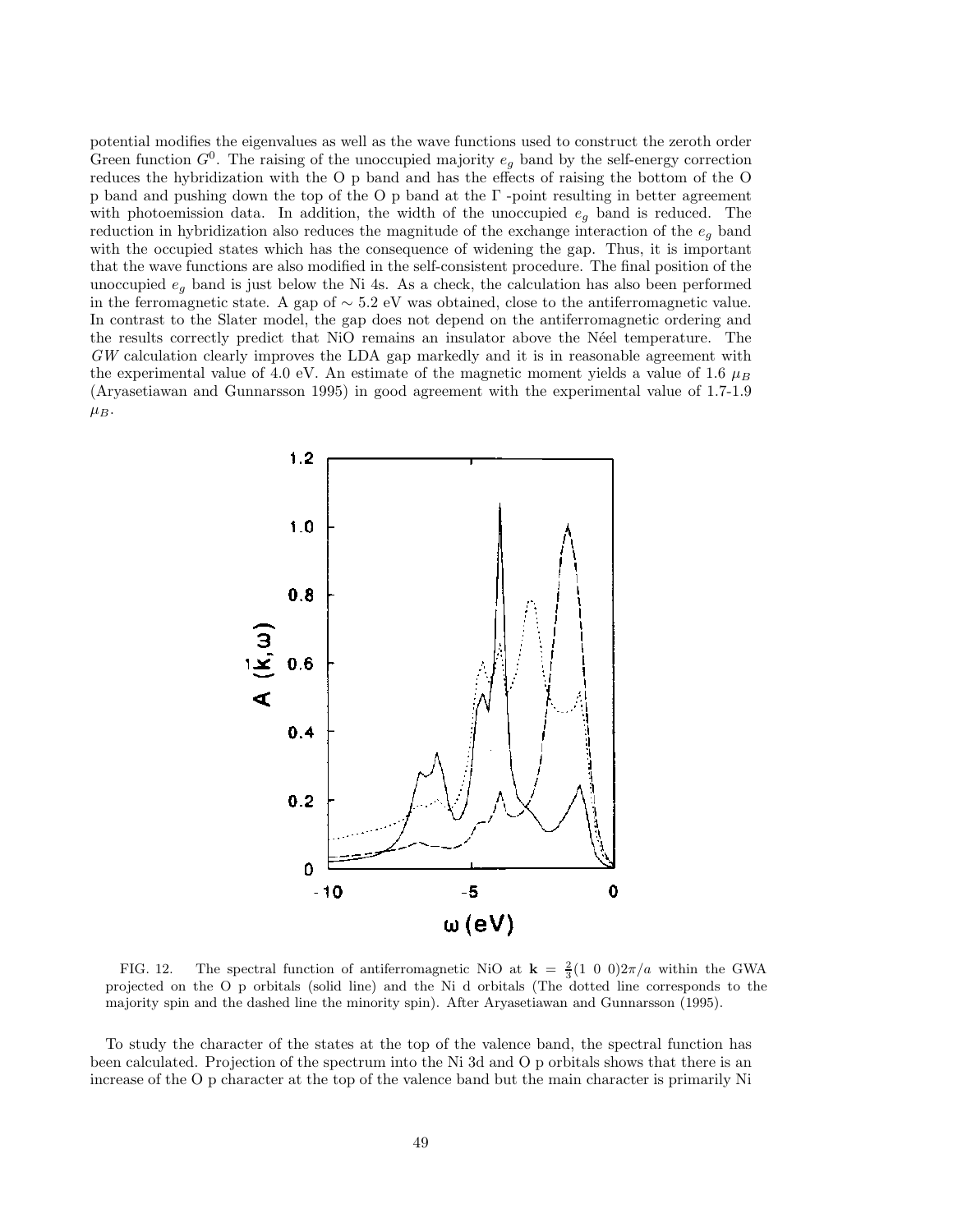potential modifies the eigenvalues as well as the wave functions used to construct the zeroth order Green function $G^0$. The raising of the unoccupied majority $e_g$ band by the self-energy correction reduces the hybridization with the O p band and has the effects of raising the bottom of the O p band and pushing down the top of the O p band at the Γ -point resulting in better agreement with photoemission data. In addition, the width of the unoccupied $e_g$ band is reduced. The reduction in hybridization also reduces the magnitude of the exchange interaction of the $e_g$ band with the occupied states which has the consequence of widening the gap. Thus, it is important that the wave functions are also modified in the self-consistent procedure. The final position of the unoccupied $e_g$ band is just below the Ni 4s. As a check, the calculation has also been performed in the ferromagnetic state. A gap of $\sim 5.2$ eV was obtained, close to the antiferromagnetic value. In contrast to the Slater model, the gap does not depend on the antiferromagnetic ordering and the results correctly predict that NiO remains an insulator above the Néel temperature. The $GW$ calculation clearly improves the LDA gap markedly and it is in reasonable agreement with the experimental value of 4.0 eV. An estimate of the magnetic moment yields a value of 1.6 $\mu_B$ (Aryasetiawan and Gunnarsson 1995) in good agreement with the experimental value of 1.7-1.9 $\mu_B$.

FIG. 12. The spectral function of antiferromagnetic NiO at $\mathbf{k} = \frac{2}{3}(1\ 0\ 0)2\pi/a$ within the GWA projected on the O p orbitals (solid line) and the Ni d orbitals (The dotted line corresponds to the majority spin and the dashed line the minority spin). After Aryasetiawan and Gunnarsson (1995).

To study the character of the states at the top of the valence band, the spectral function has been calculated. Projection of the spectrum into the Ni 3d and O p orbitals shows that there is an increase of the O p character at the top of the valence band but the main character is primarily Ni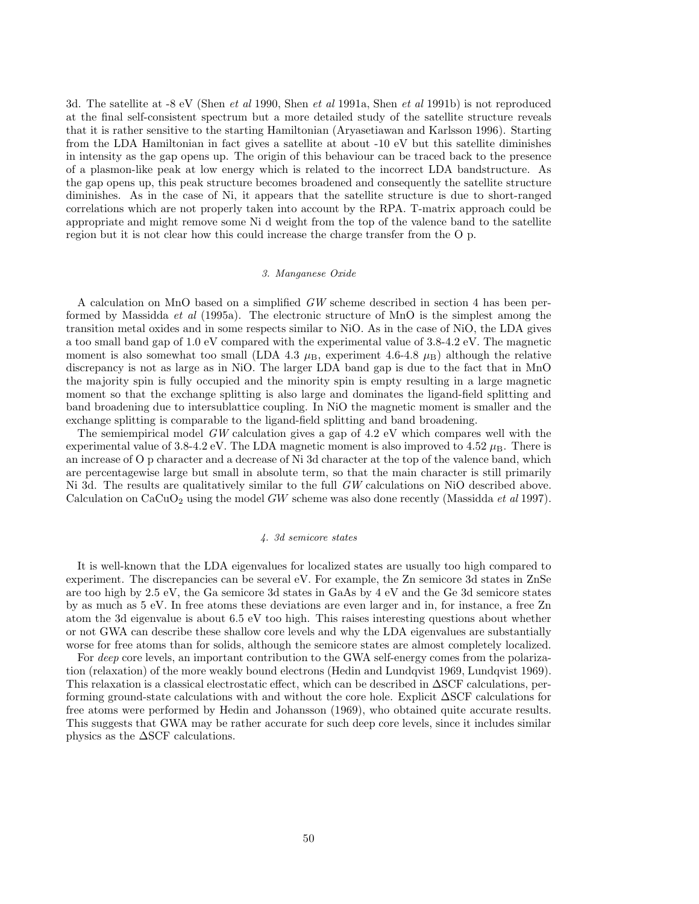3d. The satellite at -8 eV (Shen *et al* 1990, Shen *et al* 1991a, Shen *et al* 1991b) is not reproduced at the final self-consistent spectrum but a more detailed study of the satellite structure reveals that it is rather sensitive to the starting Hamiltonian (Aryasetiawan and Karlsson 1996). Starting from the LDA Hamiltonian in fact gives a satellite at about -10 eV but this satellite diminishes in intensity as the gap opens up. The origin of this behaviour can be traced back to the presence of a plasmon-like peak at low energy which is related to the incorrect LDA bandstructure. As the gap opens up, this peak structure becomes broadened and consequently the satellite structure diminishes. As in the case of Ni, it appears that the satellite structure is due to short-ranged correlations which are not properly taken into account by the RPA. T-matrix approach could be appropriate and might remove some Ni d weight from the top of the valence band to the satellite region but it is not clear how this could increase the charge transfer from the O p.

### *3. Manganese Oxide*

A calculation on MnO based on a simplified $GW$ scheme described in section 4 has been performed by Massidda *et al* (1995a). The electronic structure of MnO is the simplest among the transition metal oxides and in some respects similar to NiO. As in the case of NiO, the LDA gives a too small band gap of 1.0 eV compared with the experimental value of 3.8-4.2 eV. The magnetic moment is also somewhat too small (LDA 4.3 $\mu_B$, experiment 4.6-4.8 $\mu_B$) although the relative discrepancy is not as large as in NiO. The larger LDA band gap is due to the fact that in MnO the majority spin is fully occupied and the minority spin is empty resulting in a large magnetic moment so that the exchange splitting is also large and dominates the ligand-field splitting and band broadening due to intersublattice coupling. In NiO the magnetic moment is smaller and the exchange splitting is comparable to the ligand-field splitting and band broadening.

The semiempirical model $GW$ calculation gives a gap of 4.2 eV which compares well with the experimental value of 3.8-4.2 eV. The LDA magnetic moment is also improved to 4.52 $\mu_B$. There is an increase of O p character and a decrease of Ni 3d character at the top of the valence band, which are percentagewise large but small in absolute term, so that the main character is still primarily Ni 3d. The results are qualitatively similar to the full $GW$ calculations on NiO described above. Calculation on $CaCuO_2$ using the model $GW$ scheme was also done recently (Massidda *et al* 1997).

### *4. 3d semicore states*

It is well-known that the LDA eigenvalues for localized states are usually too high compared to experiment. The discrepancies can be several eV. For example, the Zn semicore 3d states in ZnSe are too high by 2.5 eV, the Ga semicore 3d states in GaAs by 4 eV and the Ge 3d semicore states by as much as 5 eV. In free atoms these deviations are even larger and in, for instance, a free Zn atom the 3d eigenvalue is about 6.5 eV too high. This raises interesting questions about whether or not GWA can describe these shallow core levels and why the LDA eigenvalues are substantially worse for free atoms than for solids, although the semicore states are almost completely localized.

For *deep* core levels, an important contribution to the GWA self-energy comes from the polarization (relaxation) of the more weakly bound electrons (Hedin and Lundqvist 1969, Lundqvist 1969). This relaxation is a classical electrostatic effect, which can be described in $\Delta$SCF calculations, performing ground-state calculations with and without the core hole. Explicit $\Delta$SCF calculations for free atoms were performed by Hedin and Johansson (1969), who obtained quite accurate results. This suggests that GWA may be rather accurate for such deep core levels, since it includes similar physics as the $\Delta$SCF calculations.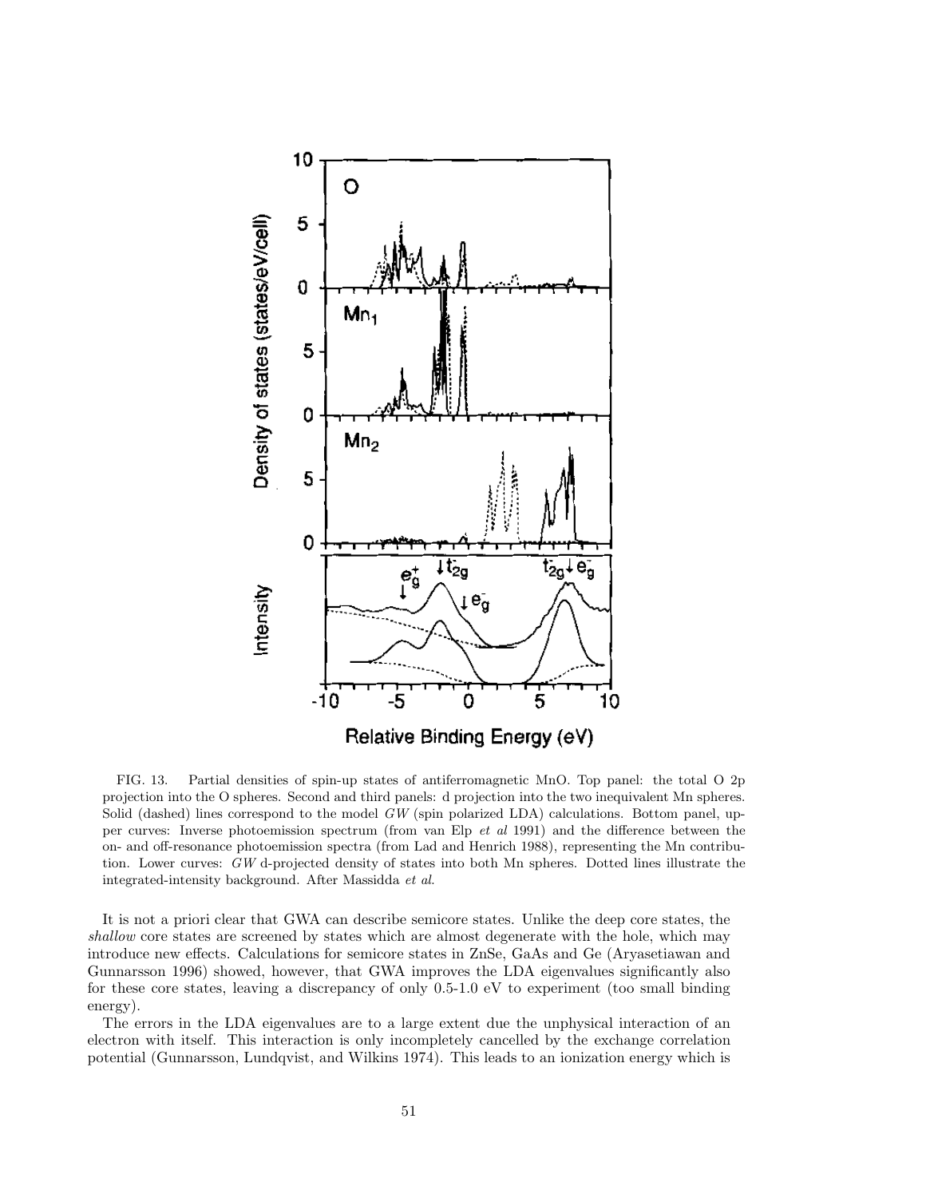FIG. 13. Partial densities of spin-up states of antiferromagnetic MnO. Top panel: the total O 2p projection into the O spheres. Second and third panels: d projection into the two inequivalent Mn spheres. Solid (dashed) lines correspond to the model $GW$ (spin polarized LDA) calculations. Bottom panel, upper curves: Inverse photoemission spectrum (from van Elp *et al* 1991) and the difference between the on- and off-resonance photoemission spectra (from Lad and Henrich 1988), representing the Mn contribution. Lower curves: $GW$ d-projected density of states into both Mn spheres. Dotted lines illustrate the integrated-intensity background. After Massidda *et al.*

It is not a priori clear that GWA can describe semicore states. Unlike the deep core states, the *shallow* core states are screened by states which are almost degenerate with the hole, which may introduce new effects. Calculations for semicore states in ZnSe, GaAs and Ge (Aryasetiawan and Gunnarsson 1996) showed, however, that GWA improves the LDA eigenvalues significantly also for these core states, leaving a discrepancy of only 0.5-1.0 eV to experiment (too small binding energy).

The errors in the LDA eigenvalues are to a large extent due the unphysical interaction of an electron with itself. This interaction is only incompletely cancelled by the exchange correlation potential (Gunnarsson, Lundqvist, and Wilkins 1974). This leads to an ionization energy which is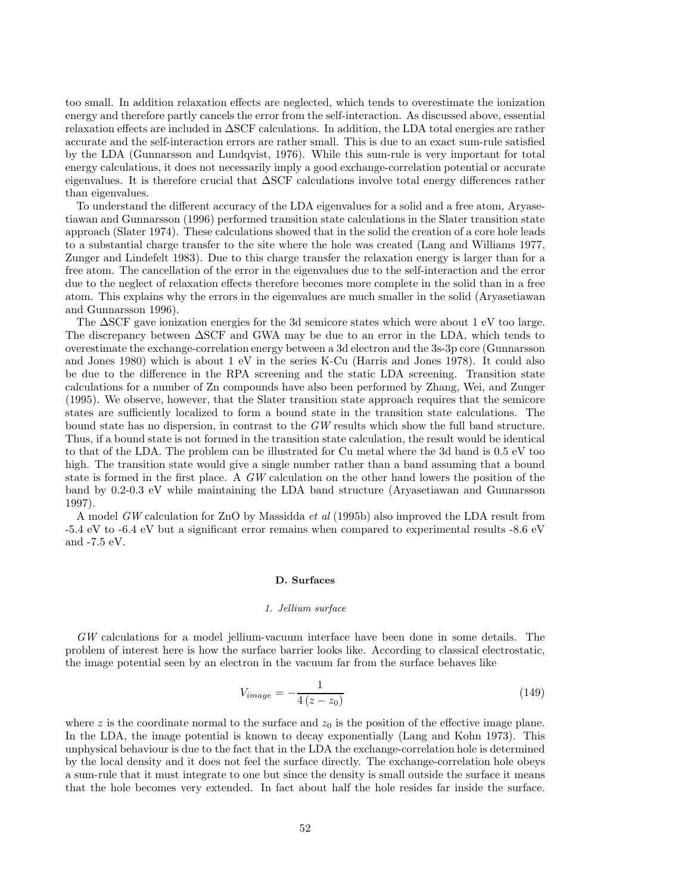too small. In addition relaxation effects are neglected, which tends to overestimate the ionization energy and therefore partly cancels the error from the self-interaction. As discussed above, essential relaxation effects are included in ΔSCF calculations. In addition, the LDA total energies are rather accurate and the self-interaction errors are rather small. This is due to an exact sum-rule satisfied by the LDA (Gunnarsson and Lundqvist, 1976). While this sum-rule is very important for total energy calculations, it does not necessarily imply a good exchange-correlation potential or accurate eigenvalues. It is therefore crucial that ΔSCF calculations involve total energy differences rather than eigenvalues.

To understand the different accuracy of the LDA eigenvalues for a solid and a free atom, Aryasetiawan and Gunnarsson (1996) performed transition state calculations in the Slater transition state approach (Slater 1974). These calculations showed that in the solid the creation of a core hole leads to a substantial charge transfer to the site where the hole was created (Lang and Williams 1977, Zunger and Lindefelt 1983). Due to this charge transfer the relaxation energy is larger than for a free atom. The cancellation of the error in the eigenvalues due to the self-interaction and the error due to the neglect of relaxation effects therefore becomes more complete in the solid than in a free atom. This explains why the errors in the eigenvalues are much smaller in the solid (Aryasetiawan and Gunnarsson 1996).

The ΔSCF gave ionization energies for the 3d semicore states which were about 1 eV too large. The discrepancy between ΔSCF and GWA may be due to an error in the LDA, which tends to overestimate the exchange-correlation energy between a 3d electron and the 3s-3p core (Gunnarsson and Jones 1980) which is about 1 eV in the series K-Cu (Harris and Jones 1978). It could also be due to the difference in the RPA screening and the static LDA screening. Transition state calculations for a number of Zn compounds have also been performed by Zhang, Wei, and Zunger (1995). We observe, however, that the Slater transition state approach requires that the semicore states are sufficiently localized to form a bound state in the transition state calculations. The bound state has no dispersion, in contrast to the *GW* results which show the full band structure. Thus, if a bound state is not formed in the transition state calculation, the result would be identical to that of the LDA. The problem can be illustrated for Cu metal where the 3d band is 0.5 eV too high. The transition state would give a single number rather than a band assuming that a bound state is formed in the first place. A *GW* calculation on the other hand lowers the position of the band by 0.2-0.3 eV while maintaining the LDA band structure (Aryasetiawan and Gunnarsson 1997).

A model *GW* calculation for ZnO by Massidda *et al* (1995b) also improved the LDA result from -5.4 eV to -6.4 eV but a significant error remains when compared to experimental results -8.6 eV and -7.5 eV.

### D. Surfaces

#### *1. Jellium surface*

*GW* calculations for a model jellium-vacuum interface have been done in some details. The problem of interest here is how the surface barrier looks like. According to classical electrostatic, the image potential seen by an electron in the vacuum far from the surface behaves like

$$V_{image} = -\frac{1}{4\,(z - z_0)} \tag{149}$$

where $z$ is the coordinate normal to the surface and $z_0$ is the position of the effective image plane. In the LDA, the image potential is known to decay exponentially (Lang and Kohn 1973). This unphysical behaviour is due to the fact that in the LDA the exchange-correlation hole is determined by the local density and it does not feel the surface directly. The exchange-correlation hole obeys a sum-rule that it must integrate to one but since the density is small outside the surface it means that the hole becomes very extended. In fact about half the hole resides far inside the surface.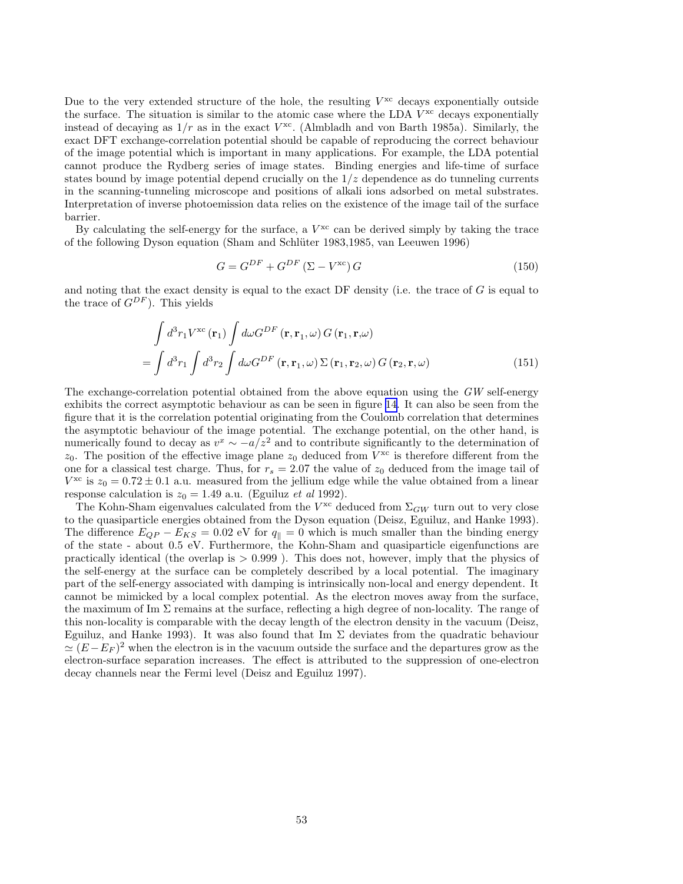Due to the very extended structure of the hole, the resulting $V^{\mathrm{xc}}$ decays exponentially outside the surface. The situation is similar to the atomic case where the LDA $V^{\mathrm{xc}}$ decays exponentially instead of decaying as $1/r$ as in the exact $V^{\mathrm{xc}}$. (Almbladh and von Barth 1985a). Similarly, the exact DFT exchange-correlation potential should be capable of reproducing the correct behaviour of the image potential which is important in many applications. For example, the LDA potential cannot produce the Rydberg series of image states. Binding energies and life-time of surface states bound by image potential depend crucially on the $1/z$ dependence as do tunneling currents in the scanning-tunneling microscope and positions of alkali ions adsorbed on metal substrates. Interpretation of inverse photoemission data relies on the existence of the image tail of the surface barrier.

By calculating the self-energy for the surface, a $V^{\mathrm{xc}}$ can be derived simply by taking the trace of the following Dyson equation (Sham and Schlüter 1983,1985, van Leeuwen 1996)

$$G = G^{DF} + G^{DF}\left(\Sigma - V^{\mathrm{xc}}\right)G \tag{150}$$

and noting that the exact density is equal to the exact DF density (i.e. the trace of $G$ is equal to the trace of $G^{DF}$). This yields

$$\begin{aligned}
&\int d^3r_1 V^{\mathrm{xc}}\left(\mathbf{r}_1\right)\int d\omega G^{DF}\left(\mathbf{r},\mathbf{r}_1,\omega\right)G\left(\mathbf{r}_1,\mathbf{r},\omega\right) \\
&= \int d^3r_1 \int d^3r_2 \int d\omega G^{DF}\left(\mathbf{r},\mathbf{r}_1,\omega\right)\Sigma\left(\mathbf{r}_1,\mathbf{r}_2,\omega\right)G\left(\mathbf{r}_2,\mathbf{r},\omega\right)
\end{aligned} \tag{151}$$

The exchange-correlation potential obtained from the above equation using the $GW$ self-energy exhibits the correct asymptotic behaviour as can be seen in figure 14. It can also be seen from the figure that it is the correlation potential originating from the Coulomb correlation that determines the asymptotic behaviour of the image potential. The exchange potential, on the other hand, is numerically found to decay as $v^x \sim -a/z^2$ and to contribute significantly to the determination of $z_0$. The position of the effective image plane $z_0$ deduced from $V^{\mathrm{xc}}$ is therefore different from the one for a classical test charge. Thus, for $r_s = 2.07$ the value of $z_0$ deduced from the image tail of $V^{\mathrm{xc}}$ is $z_0 = 0.72 \pm 0.1$ a.u. measured from the jellium edge while the value obtained from a linear response calculation is $z_0 = 1.49$ a.u. (Eguiluz *et al* 1992).

The Kohn-Sham eigenvalues calculated from the $V^{\mathrm{xc}}$ deduced from $\Sigma_{GW}$ turn out to very close to the quasiparticle energies obtained from the Dyson equation (Deisz, Eguiluz, and Hanke 1993). The difference $E_{QP} - E_{KS} = 0.02$ eV for $q_\parallel = 0$ which is much smaller than the binding energy of the state - about 0.5 eV. Furthermore, the Kohn-Sham and quasiparticle eigenfunctions are practically identical (the overlap is $> 0.999$ ). This does not, however, imply that the physics of the self-energy at the surface can be completely described by a local potential. The imaginary part of the self-energy associated with damping is intrinsically non-local and energy dependent. It cannot be mimicked by a local complex potential. As the electron moves away from the surface, the maximum of Im $\Sigma$ remains at the surface, reflecting a high degree of non-locality. The range of this non-locality is comparable with the decay length of the electron density in the vacuum (Deisz, Eguiluz, and Hanke 1993). It was also found that Im $\Sigma$ deviates from the quadratic behaviour $\simeq (E - E_F)^2$ when the electron is in the vacuum outside the surface and the departures grow as the electron-surface separation increases. The effect is attributed to the suppression of one-electron decay channels near the Fermi level (Deisz and Eguiluz 1997).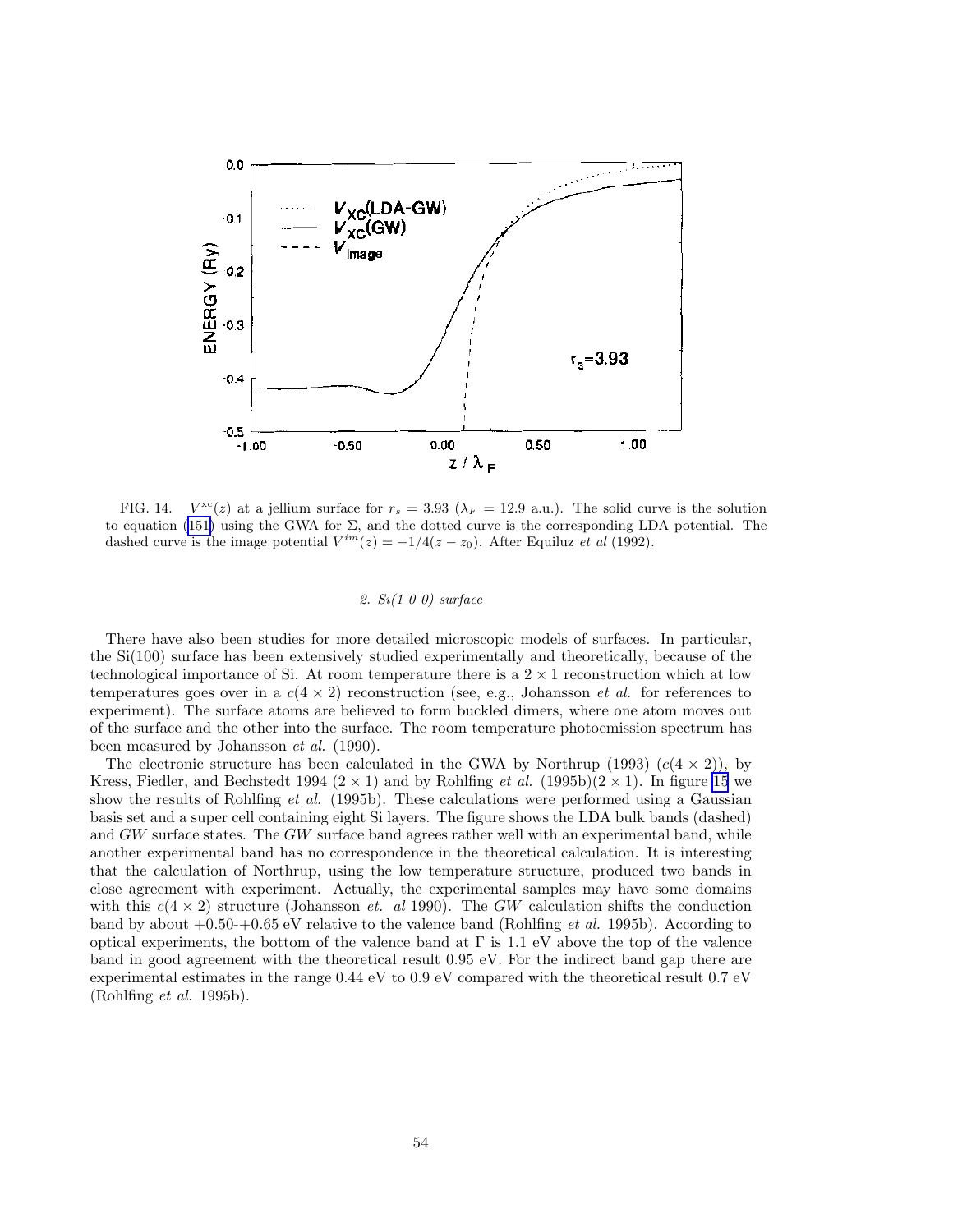FIG. 14. $V^{xc}(z)$ at a jellium surface for $r_s = 3.93$ ($\lambda_F = 12.9$ a.u.). The solid curve is the solution to equation (151) using the GWA for $\Sigma$, and the dotted curve is the corresponding LDA potential. The dashed curve is the image potential $V^{im}(z) = -1/4(z - z_0)$. After Equiluz *et al* (1992).

### *2. Si(1 0 0) surface*

There have also been studies for more detailed microscopic models of surfaces. In particular, the Si(100) surface has been extensively studied experimentally and theoretically, because of the technological importance of Si. At room temperature there is a $2 \times 1$ reconstruction which at low temperatures goes over in a $c(4 \times 2)$ reconstruction (see, e.g., Johansson *et al.* for references to experiment). The surface atoms are believed to form buckled dimers, where one atom moves out of the surface and the other into the surface. The room temperature photoemission spectrum has been measured by Johansson *et al.* (1990).

The electronic structure has been calculated in the GWA by Northrup (1993) ($c(4 \times 2)$), by Kress, Fiedler, and Bechstedt 1994 ($2 \times 1$) and by Rohlfing *et al.* (1995b)($2 \times 1$). In figure 15 we show the results of Rohlfing *et al.* (1995b). These calculations were performed using a Gaussian basis set and a super cell containing eight Si layers. The figure shows the LDA bulk bands (dashed) and $GW$ surface states. The $GW$ surface band agrees rather well with an experimental band, while another experimental band has no correspondence in the theoretical calculation. It is interesting that the calculation of Northrup, using the low temperature structure, produced two bands in close agreement with experiment. Actually, the experimental samples may have some domains with this $c(4 \times 2)$ structure (Johansson *et. al* 1990). The $GW$ calculation shifts the conduction band by about +0.50-+0.65 eV relative to the valence band (Rohlfing *et al.* 1995b). According to optical experiments, the bottom of the valence band at $\Gamma$ is 1.1 eV above the top of the valence band in good agreement with the theoretical result 0.95 eV. For the indirect band gap there are experimental estimates in the range 0.44 eV to 0.9 eV compared with the theoretical result 0.7 eV (Rohlfing *et al.* 1995b).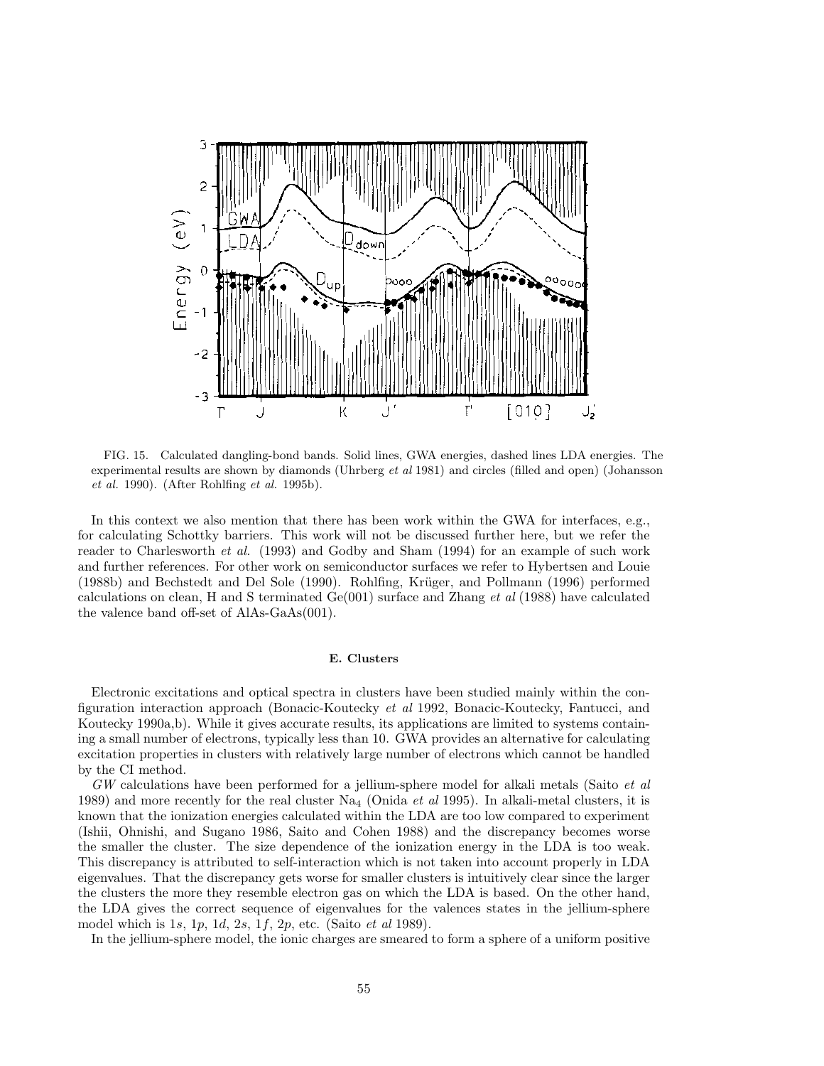FIG. 15. Calculated dangling-bond bands. Solid lines, GWA energies, dashed lines LDA energies. The experimental results are shown by diamonds (Uhrberg *et al* 1981) and circles (filled and open) (Johansson *et al.* 1990). (After Rohlfing *et al.* 1995b).

In this context we also mention that there has been work within the GWA for interfaces, e.g., for calculating Schottky barriers. This work will not be discussed further here, but we refer the reader to Charlesworth *et al.* (1993) and Godby and Sham (1994) for an example of such work and further references. For other work on semiconductor surfaces we refer to Hybertsen and Louie (1988b) and Bechstedt and Del Sole (1990). Rohlfing, Krüger, and Pollmann (1996) performed calculations on clean, H and S terminated Ge(001) surface and Zhang *et al* (1988) have calculated the valence band off-set of AlAs-GaAs(001).

### E. Clusters

Electronic excitations and optical spectra in clusters have been studied mainly within the configuration interaction approach (Bonacic-Koutecky *et al* 1992, Bonacic-Koutecky, Fantucci, and Koutecky 1990a,b). While it gives accurate results, its applications are limited to systems containing a small number of electrons, typically less than 10. GWA provides an alternative for calculating excitation properties in clusters with relatively large number of electrons which cannot be handled by the CI method.

*GW* calculations have been performed for a jellium-sphere model for alkali metals (Saito *et al* 1989) and more recently for the real cluster $Na_4$ (Onida *et al* 1995). In alkali-metal clusters, it is known that the ionization energies calculated within the LDA are too low compared to experiment (Ishii, Ohnishi, and Sugano 1986, Saito and Cohen 1988) and the discrepancy becomes worse the smaller the cluster. The size dependence of the ionization energy in the LDA is too weak. This discrepancy is attributed to self-interaction which is not taken into account properly in LDA eigenvalues. That the discrepancy gets worse for smaller clusters is intuitively clear since the larger the clusters the more they resemble electron gas on which the LDA is based. On the other hand, the LDA gives the correct sequence of eigenvalues for the valences states in the jellium-sphere model which is $1s$, $1p$, $1d$, $2s$, $1f$, $2p$, etc. (Saito *et al* 1989).

In the jellium-sphere model, the ionic charges are smeared to form a sphere of a uniform positive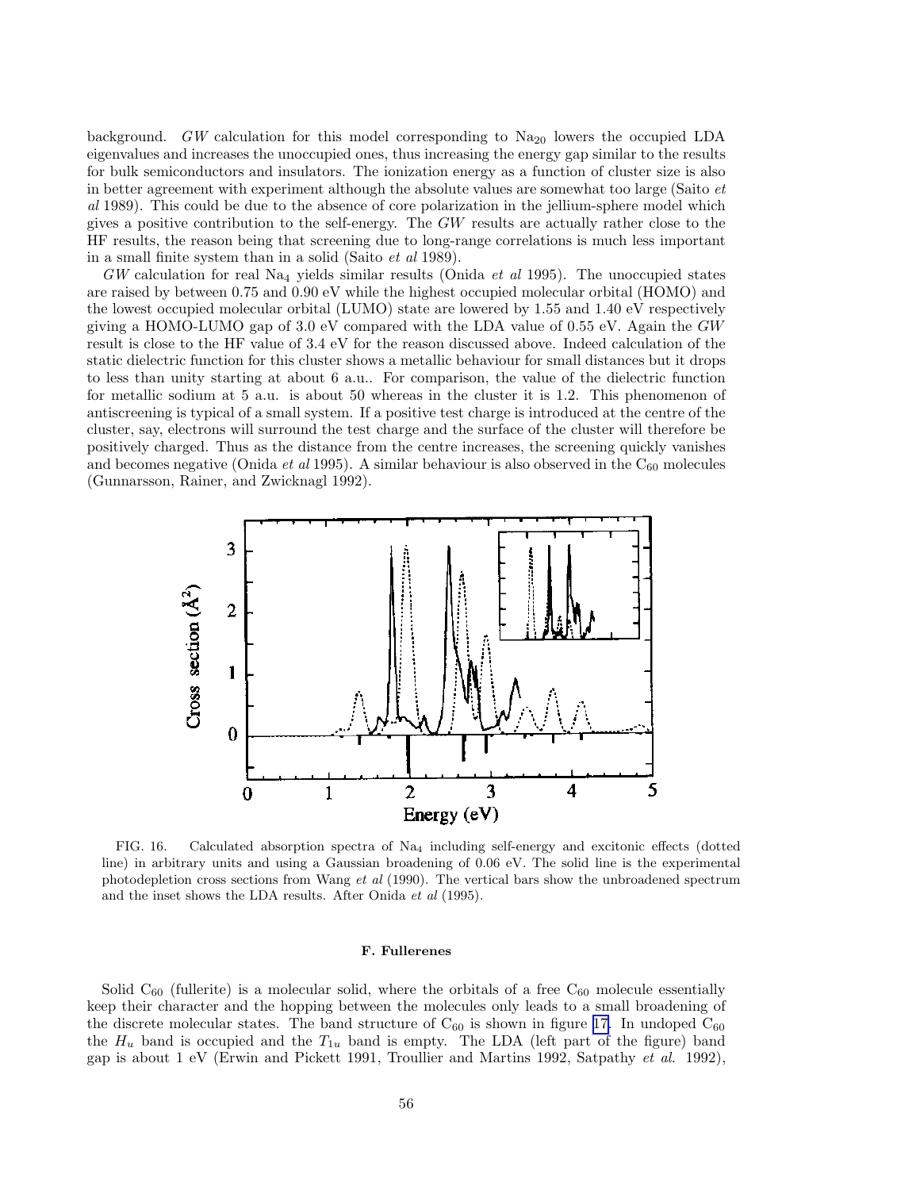background. *GW* calculation for this model corresponding to $Na_{20}$ lowers the occupied LDA eigenvalues and increases the unoccupied ones, thus increasing the energy gap similar to the results for bulk semiconductors and insulators. The ionization energy as a function of cluster size is also in better agreement with experiment although the absolute values are somewhat too large (Saito *et al* 1989). This could be due to the absence of core polarization in the jellium-sphere model which gives a positive contribution to the self-energy. The *GW* results are actually rather close to the HF results, the reason being that screening due to long-range correlations is much less important in a small finite system than in a solid (Saito *et al* 1989).

*GW* calculation for real $Na_4$ yields similar results (Onida *et al* 1995). The unoccupied states are raised by between 0.75 and 0.90 eV while the highest occupied molecular orbital (HOMO) and the lowest occupied molecular orbital (LUMO) state are lowered by 1.55 and 1.40 eV respectively giving a HOMO-LUMO gap of 3.0 eV compared with the LDA value of 0.55 eV. Again the *GW* result is close to the HF value of 3.4 eV for the reason discussed above. Indeed calculation of the static dielectric function for this cluster shows a metallic behaviour for small distances but it drops to less than unity starting at about 6 a.u.. For comparison, the value of the dielectric function for metallic sodium at 5 a.u. is about 50 whereas in the cluster it is 1.2. This phenomenon of antiscreening is typical of a small system. If a positive test charge is introduced at the centre of the cluster, say, electrons will surround the test charge and the surface of the cluster will therefore be positively charged. Thus as the distance from the centre increases, the screening quickly vanishes and becomes negative (Onida *et al* 1995). A similar behaviour is also observed in the $C_{60}$ molecules (Gunnarsson, Rainer, and Zwicknagl 1992).

FIG. 16. Calculated absorption spectra of $Na_4$ including self-energy and excitonic effects (dotted line) in arbitrary units and using a Gaussian broadening of 0.06 eV. The solid line is the experimental photodepletion cross sections from Wang *et al* (1990). The vertical bars show the unbroadened spectrum and the inset shows the LDA results. After Onida *et al* (1995).

#### F. Fullerenes

Solid $C_{60}$ (fullerite) is a molecular solid, where the orbitals of a free $C_{60}$ molecule essentially keep their character and the hopping between the molecules only leads to a small broadening of the discrete molecular states. The band structure of $C_{60}$ is shown in figure 17. In undoped $C_{60}$ the $H_u$ band is occupied and the $T_{1u}$ band is empty. The LDA (left part of the figure) band gap is about 1 eV (Erwin and Pickett 1991, Troullier and Martins 1992, Satpathy *et al.* 1992),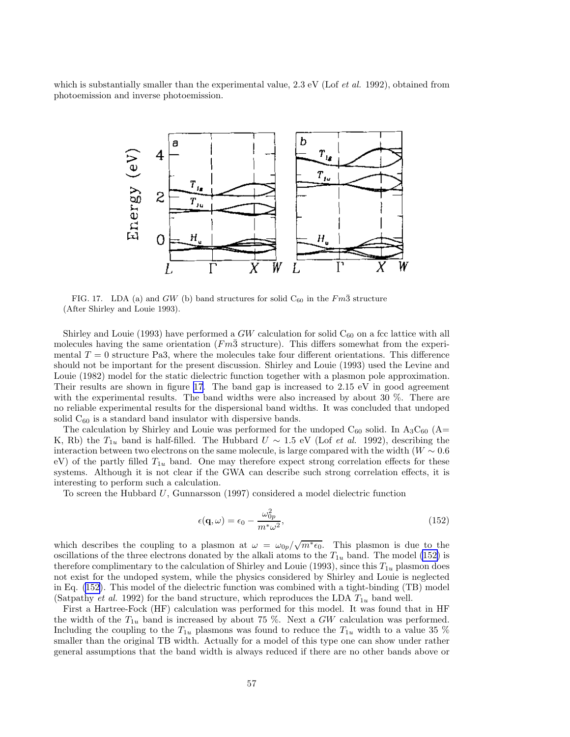which is substantially smaller than the experimental value, 2.3 eV (Lof *et al.* 1992), obtained from photoemission and inverse photoemission.

FIG. 17. LDA (a) and $GW$ (b) band structures for solid $C_{60}$ in the $Fm\bar{3}$ structure (After Shirley and Louie 1993).

Shirley and Louie (1993) have performed a $GW$ calculation for solid $C_{60}$ on a fcc lattice with all molecules having the same orientation ($Fm\bar{3}$ structure). This differs somewhat from the experimental $T = 0$ structure Pa3, where the molecules take four different orientations. This difference should not be important for the present discussion. Shirley and Louie (1993) used the Levine and Louie (1982) model for the static dielectric function together with a plasmon pole approximation. Their results are shown in figure 17. The band gap is increased to 2.15 eV in good agreement with the experimental results. The band widths were also increased by about 30 %. There are no reliable experimental results for the dispersional band widths. It was concluded that undoped solid $C_{60}$ is a standard band insulator with dispersive bands.

The calculation by Shirley and Louie was performed for the undoped $C_{60}$ solid. In $A_3C_{60}$ (A= K, Rb) the $T_{1u}$ band is half-filled. The Hubbard $U \sim 1.5$ eV (Lof *et al.* 1992), describing the interaction between two electrons on the same molecule, is large compared with the width ($W \sim 0.6$ eV) of the partly filled $T_{1u}$ band. One may therefore expect strong correlation effects for these systems. Although it is not clear if the GWA can describe such strong correlation effects, it is interesting to perform such a calculation.

To screen the Hubbard $U$, Gunnarsson (1997) considered a model dielectric function

$$\epsilon(\mathbf{q}, \omega) = \epsilon_0 - \frac{\omega_{0p}^2}{m^* \omega^2}, \tag{152}$$

which describes the coupling to a plasmon at $\omega = \omega_{0p}/\sqrt{m^* \epsilon_0}$. This plasmon is due to the oscillations of the three electrons donated by the alkali atoms to the $T_{1u}$ band. The model (152) is therefore complimentary to the calculation of Shirley and Louie (1993), since this $T_{1u}$ plasmon does not exist for the undoped system, while the physics considered by Shirley and Louie is neglected in Eq. (152). This model of the dielectric function was combined with a tight-binding (TB) model (Satpathy *et al.* 1992) for the band structure, which reproduces the LDA $T_{1u}$ band well.

First a Hartree-Fock (HF) calculation was performed for this model. It was found that in HF the width of the $T_{1u}$ band is increased by about 75 %. Next a $GW$ calculation was performed. Including the coupling to the $T_{1u}$ plasmons was found to reduce the $T_{1u}$ width to a value 35 % smaller than the original TB width. Actually for a model of this type one can show under rather general assumptions that the band width is always reduced if there are no other bands above or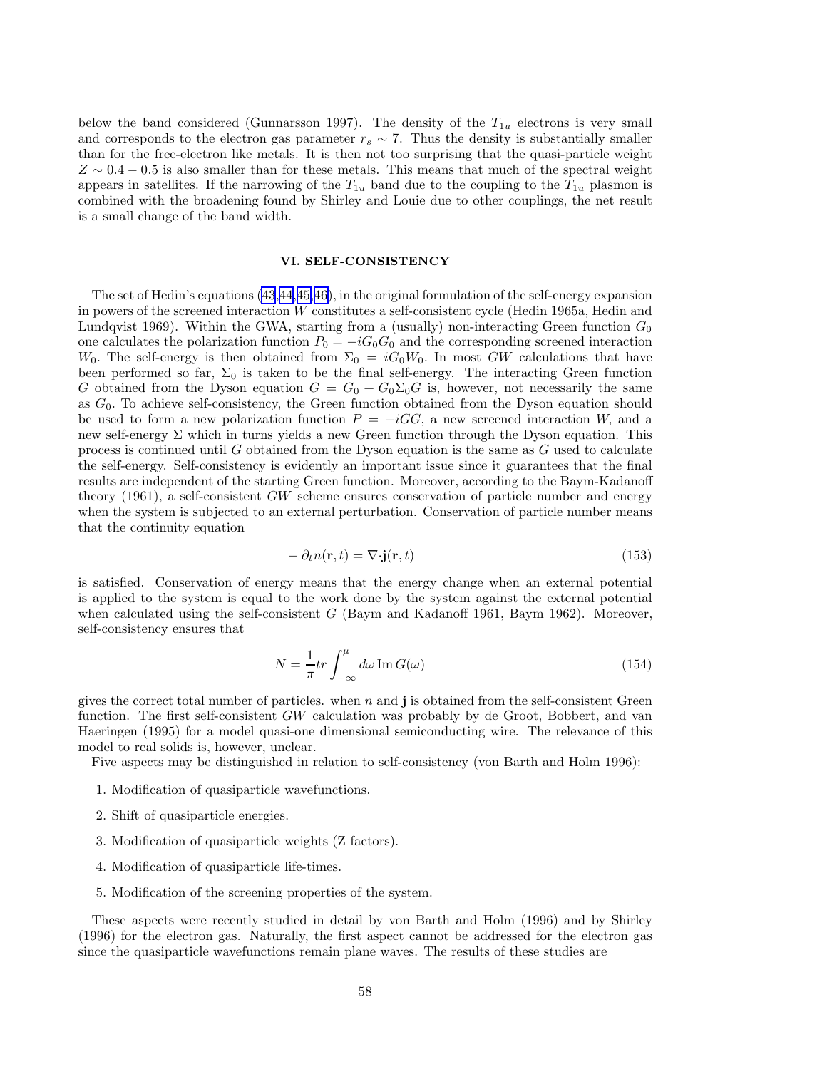below the band considered (Gunnarsson 1997). The density of the $T_{1u}$ electrons is very small and corresponds to the electron gas parameter $r_s \sim 7$. Thus the density is substantially smaller than for the free-electron like metals. It is then not too surprising that the quasi-particle weight $Z \sim 0.4 - 0.5$ is also smaller than for these metals. This means that much of the spectral weight appears in satellites. If the narrowing of the $T_{1u}$ band due to the coupling to the $T_{1u}$ plasmon is combined with the broadening found by Shirley and Louie due to other couplings, the net result is a small change of the band width.

## VI. SELF-CONSISTENCY

The set of Hedin's equations (43,44,45,46), in the original formulation of the self-energy expansion in powers of the screened interaction $W$ constitutes a self-consistent cycle (Hedin 1965a, Hedin and Lundqvist 1969). Within the GWA, starting from a (usually) non-interacting Green function $G_0$ one calculates the polarization function $P_0 = -iG_0G_0$ and the corresponding screened interaction $W_0$. The self-energy is then obtained from $\Sigma_0 = iG_0W_0$. In most $GW$ calculations that have been performed so far, $\Sigma_0$ is taken to be the final self-energy. The interacting Green function $G$ obtained from the Dyson equation $G = G_0 + G_0\Sigma_0 G$ is, however, not necessarily the same as $G_0$. To achieve self-consistency, the Green function obtained from the Dyson equation should be used to form a new polarization function $P = -iGG$, a new screened interaction $W$, and a new self-energy $\Sigma$ which in turns yields a new Green function through the Dyson equation. This process is continued until $G$ obtained from the Dyson equation is the same as $G$ used to calculate the self-energy. Self-consistency is evidently an important issue since it guarantees that the final results are independent of the starting Green function. Moreover, according to the Baym-Kadanoff theory (1961), a self-consistent $GW$ scheme ensures conservation of particle number and energy when the system is subjected to an external perturbation. Conservation of particle number means that the continuity equation

$$-\partial_t n(\mathbf{r},t) = \nabla\cdot\mathbf{j}(\mathbf{r},t) \tag{153}$$

is satisfied. Conservation of energy means that the energy change when an external potential is applied to the system is equal to the work done by the system against the external potential when calculated using the self-consistent $G$ (Baym and Kadanoff 1961, Baym 1962). Moreover, self-consistency ensures that

$$N = \frac{1}{\pi} tr \int_{-\infty}^{\mu} d\omega \, \mathrm{Im}\, G(\omega) \tag{154}$$

gives the correct total number of particles. when $n$ and $\mathbf{j}$ is obtained from the self-consistent Green function. The first self-consistent $GW$ calculation was probably by de Groot, Bobbert, and van Haeringen (1995) for a model quasi-one dimensional semiconducting wire. The relevance of this model to real solids is, however, unclear.

Five aspects may be distinguished in relation to self-consistency (von Barth and Holm 1996):

1. Modification of quasiparticle wavefunctions.
2. Shift of quasiparticle energies.
3. Modification of quasiparticle weights (Z factors).
4. Modification of quasiparticle life-times.
5. Modification of the screening properties of the system.

These aspects were recently studied in detail by von Barth and Holm (1996) and by Shirley (1996) for the electron gas. Naturally, the first aspect cannot be addressed for the electron gas since the quasiparticle wavefunctions remain plane waves. The results of these studies are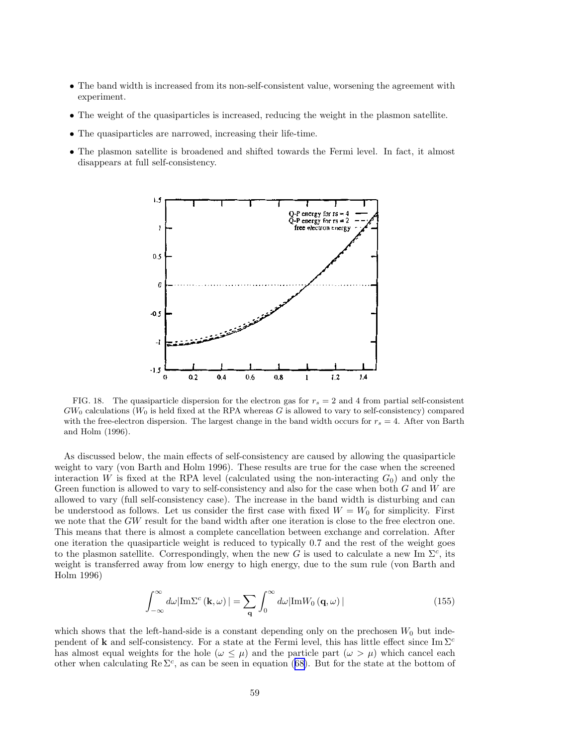- The band width is increased from its non-self-consistent value, worsening the agreement with experiment.
- The weight of the quasiparticles is increased, reducing the weight in the plasmon satellite.
- The quasiparticles are narrowed, increasing their life-time.
- The plasmon satellite is broadened and shifted towards the Fermi level. In fact, it almost disappears at full self-consistency.

FIG. 18. The quasiparticle dispersion for the electron gas for $r_s = 2$ and 4 from partial self-consistent $GW_0$ calculations ($W_0$ is held fixed at the RPA whereas $G$ is allowed to vary to self-consistency) compared with the free-electron dispersion. The largest change in the band width occurs for $r_s = 4$. After von Barth and Holm (1996).

As discussed below, the main effects of self-consistency are caused by allowing the quasiparticle weight to vary (von Barth and Holm 1996). These results are true for the case when the screened interaction $W$ is fixed at the RPA level (calculated using the non-interacting $G_0$) and only the Green function is allowed to vary to self-consistency and also for the case when both $G$ and $W$ are allowed to vary (full self-consistency case). The increase in the band width is disturbing and can be understood as follows. Let us consider the first case with fixed $W = W_0$ for simplicity. First we note that the $GW$ result for the band width after one iteration is close to the free electron one. This means that there is almost a complete cancellation between exchange and correlation. After one iteration the quasiparticle weight is reduced to typically 0.7 and the rest of the weight goes to the plasmon satellite. Correspondingly, when the new $G$ is used to calculate a new Im $\Sigma^c$, its weight is transferred away from low energy to high energy, due to the sum rule (von Barth and Holm 1996)

$$\int_{-\infty}^{\infty} d\omega |\text{Im}\Sigma^c(\mathbf{k}, \omega)| = \sum_{\mathbf{q}} \int_0^{\infty} d\omega |\text{Im}W_0(\mathbf{q}, \omega)| \tag{155}$$

which shows that the left-hand-side is a constant depending only on the prechosen $W_0$ but independent of $\mathbf{k}$ and self-consistency. For a state at the Fermi level, this has little effect since $\text{Im}\,\Sigma^c$ has almost equal weights for the hole ($\omega \leq \mu$) and the particle part ($\omega > \mu$) which cancel each other when calculating $\text{Re}\,\Sigma^c$, as can be seen in equation (68). But for the state at the bottom of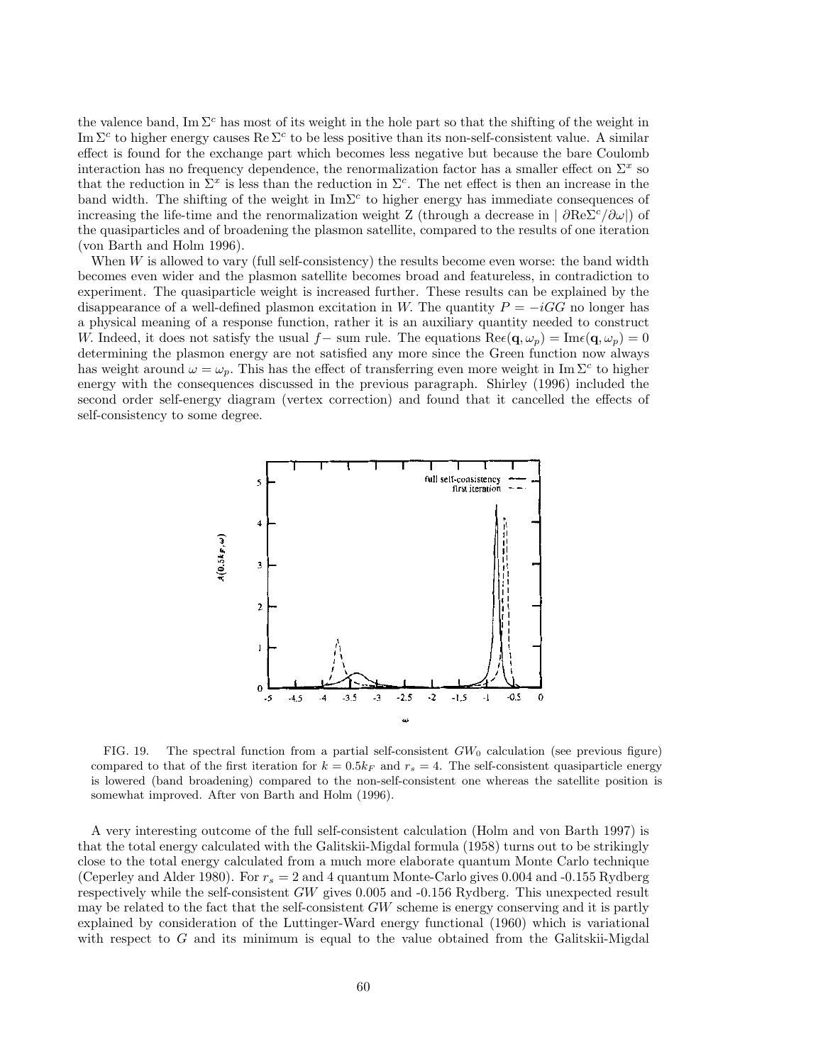the valence band, $\mathrm{Im}\,\Sigma^c$ has most of its weight in the hole part so that the shifting of the weight in $\mathrm{Im}\,\Sigma^c$ to higher energy causes $\mathrm{Re}\,\Sigma^c$ to be less positive than its non-self-consistent value. A similar effect is found for the exchange part which becomes less negative but because the bare Coulomb interaction has no frequency dependence, the renormalization factor has a smaller effect on $\Sigma^x$ so that the reduction in $\Sigma^x$ is less than the reduction in $\Sigma^c$. The net effect is then an increase in the band width. The shifting of the weight in $\mathrm{Im}\Sigma^c$ to higher energy has immediate consequences of increasing the life-time and the renormalization weight Z (through a decrease in $| \partial \mathrm{Re}\Sigma^c/\partial\omega|$) of the quasiparticles and of broadening the plasmon satellite, compared to the results of one iteration (von Barth and Holm 1996).

When $W$ is allowed to vary (full self-consistency) the results become even worse: the band width becomes even wider and the plasmon satellite becomes broad and featureless, in contradiction to experiment. The quasiparticle weight is increased further. These results can be explained by the disappearance of a well-defined plasmon excitation in W. The quantity $P = -iGG$ no longer has a physical meaning of a response function, rather it is an auxiliary quantity needed to construct W. Indeed, it does not satisfy the usual $f-$ sum rule. The equations $\mathrm{Re}\epsilon(\mathbf{q}, \omega_p) = \mathrm{Im}\epsilon(\mathbf{q}, \omega_p) = 0$ determining the plasmon energy are not satisfied any more since the Green function now always has weight around $\omega = \omega_p$. This has the effect of transferring even more weight in $\mathrm{Im}\,\Sigma^c$ to higher energy with the consequences discussed in the previous paragraph. Shirley (1996) included the second order self-energy diagram (vertex correction) and found that it cancelled the effects of self-consistency to some degree.

FIG. 19. The spectral function from a partial self-consistent $GW_0$ calculation (see previous figure) compared to that of the first iteration for $k = 0.5k_F$ and $r_s = 4$. The self-consistent quasiparticle energy is lowered (band broadening) compared to the non-self-consistent one whereas the satellite position is somewhat improved. After von Barth and Holm (1996).

A very interesting outcome of the full self-consistent calculation (Holm and von Barth 1997) is that the total energy calculated with the Galitskii-Migdal formula (1958) turns out to be strikingly close to the total energy calculated from a much more elaborate quantum Monte Carlo technique (Ceperley and Alder 1980). For $r_s = 2$ and 4 quantum Monte-Carlo gives 0.004 and -0.155 Rydberg respectively while the self-consistent $GW$ gives 0.005 and -0.156 Rydberg. This unexpected result may be related to the fact that the self-consistent $GW$ scheme is energy conserving and it is partly explained by consideration of the Luttinger-Ward energy functional (1960) which is variational with respect to $G$ and its minimum is equal to the value obtained from the Galitskii-Migdal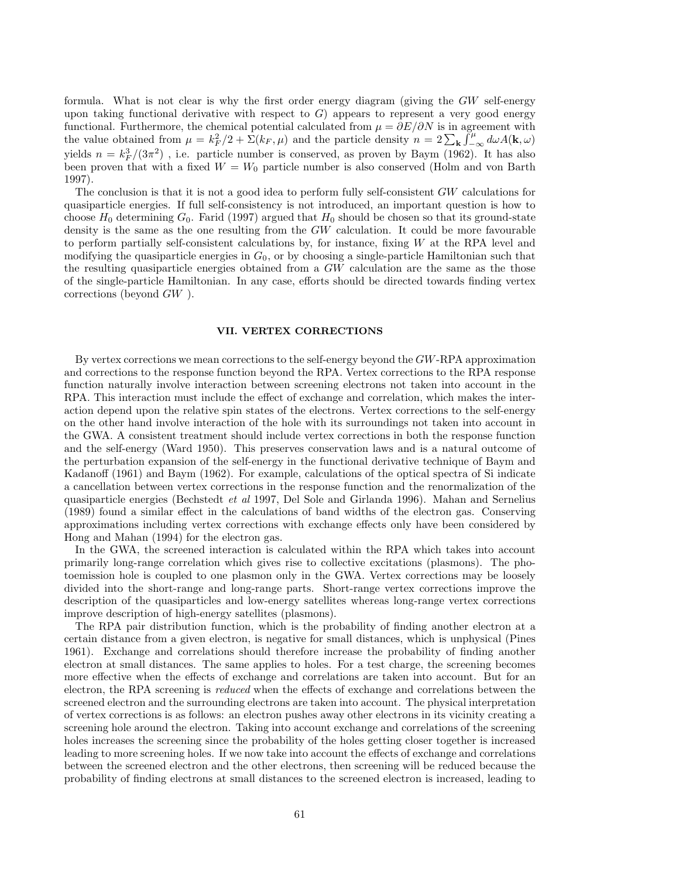formula. What is not clear is why the first order energy diagram (giving the $GW$ self-energy upon taking functional derivative with respect to $G$) appears to represent a very good energy functional. Furthermore, the chemical potential calculated from $\mu = \partial E/\partial N$ is in agreement with the value obtained from $\mu = k_F^2/2 + \Sigma(k_F, \mu)$ and the particle density $n = 2\sum_{\mathbf{k}} \int_{-\infty}^{\mu} d\omega A(\mathbf{k}, \omega)$ yields $n = k_F^3/(3\pi^2)$ , i.e. particle number is conserved, as proven by Baym (1962). It has also been proven that with a fixed $W = W_0$ particle number is also conserved (Holm and von Barth 1997).

The conclusion is that it is not a good idea to perform fully self-consistent $GW$ calculations for quasiparticle energies. If full self-consistency is not introduced, an important question is how to choose $H_0$ determining $G_0$. Farid (1997) argued that $H_0$ should be chosen so that its ground-state density is the same as the one resulting from the $GW$ calculation. It could be more favourable to perform partially self-consistent calculations by, for instance, fixing $W$ at the RPA level and modifying the quasiparticle energies in $G_0$, or by choosing a single-particle Hamiltonian such that the resulting quasiparticle energies obtained from a $GW$ calculation are the same as the those of the single-particle Hamiltonian. In any case, efforts should be directed towards finding vertex corrections (beyond $GW$ ).

## VII. VERTEX CORRECTIONS

By vertex corrections we mean corrections to the self-energy beyond the $GW$-RPA approximation and corrections to the response function beyond the RPA. Vertex corrections to the RPA response function naturally involve interaction between screening electrons not taken into account in the RPA. This interaction must include the effect of exchange and correlation, which makes the interaction depend upon the relative spin states of the electrons. Vertex corrections to the self-energy on the other hand involve interaction of the hole with its surroundings not taken into account in the GWA. A consistent treatment should include vertex corrections in both the response function and the self-energy (Ward 1950). This preserves conservation laws and is a natural outcome of the perturbation expansion of the self-energy in the functional derivative technique of Baym and Kadanoff (1961) and Baym (1962). For example, calculations of the optical spectra of Si indicate a cancellation between vertex corrections in the response function and the renormalization of the quasiparticle energies (Bechstedt *et al* 1997, Del Sole and Girlanda 1996). Mahan and Sernelius (1989) found a similar effect in the calculations of band widths of the electron gas. Conserving approximations including vertex corrections with exchange effects only have been considered by Hong and Mahan (1994) for the electron gas.

In the GWA, the screened interaction is calculated within the RPA which takes into account primarily long-range correlation which gives rise to collective excitations (plasmons). The photoemission hole is coupled to one plasmon only in the GWA. Vertex corrections may be loosely divided into the short-range and long-range parts. Short-range vertex corrections improve the description of the quasiparticles and low-energy satellites whereas long-range vertex corrections improve description of high-energy satellites (plasmons).

The RPA pair distribution function, which is the probability of finding another electron at a certain distance from a given electron, is negative for small distances, which is unphysical (Pines 1961). Exchange and correlations should therefore increase the probability of finding another electron at small distances. The same applies to holes. For a test charge, the screening becomes more effective when the effects of exchange and correlation are taken into account. But for an electron, the RPA screening is *reduced* when the effects of exchange and correlations between the screened electron and the surrounding electrons are taken into account. The physical interpretation of vertex corrections is as follows: an electron pushes away other electrons in its vicinity creating a screening hole around the electron. Taking into account exchange and correlations of the screening holes increases the screening since the probability of the holes getting closer together is increased leading to more screening holes. If we now take into account the effects of exchange and correlations between the screened electron and the other electrons, then screening will be reduced because the probability of finding electrons at small distances to the screened electron is increased, leading to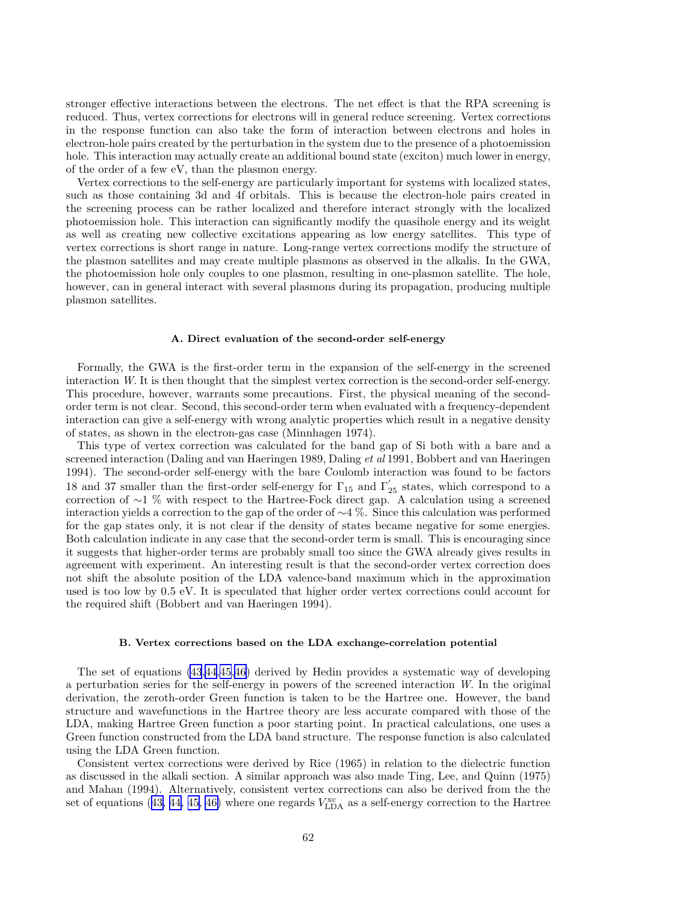stronger effective interactions between the electrons. The net effect is that the RPA screening is reduced. Thus, vertex corrections for electrons will in general reduce screening. Vertex corrections in the response function can also take the form of interaction between electrons and holes in electron-hole pairs created by the perturbation in the system due to the presence of a photoemission hole. This interaction may actually create an additional bound state (exciton) much lower in energy, of the order of a few eV, than the plasmon energy.

Vertex corrections to the self-energy are particularly important for systems with localized states, such as those containing 3d and 4f orbitals. This is because the electron-hole pairs created in the screening process can be rather localized and therefore interact strongly with the localized photoemission hole. This interaction can significantly modify the quasihole energy and its weight as well as creating new collective excitations appearing as low energy satellites. This type of vertex corrections is short range in nature. Long-range vertex corrections modify the structure of the plasmon satellites and may create multiple plasmons as observed in the alkalis. In the GWA, the photoemission hole only couples to one plasmon, resulting in one-plasmon satellite. The hole, however, can in general interact with several plasmons during its propagation, producing multiple plasmon satellites.

### A. Direct evaluation of the second-order self-energy

Formally, the GWA is the first-order term in the expansion of the self-energy in the screened interaction $W$. It is then thought that the simplest vertex correction is the second-order self-energy. This procedure, however, warrants some precautions. First, the physical meaning of the second-order term is not clear. Second, this second-order term when evaluated with a frequency-dependent interaction can give a self-energy with wrong analytic properties which result in a negative density of states, as shown in the electron-gas case (Minnhagen 1974).

This type of vertex correction was calculated for the band gap of Si both with a bare and a screened interaction (Daling and van Haeringen 1989, Daling *et al* 1991, Bobbert and van Haeringen 1994). The second-order self-energy with the bare Coulomb interaction was found to be factors 18 and 37 smaller than the first-order self-energy for $\Gamma_{15}$ and $\Gamma_{25}^{'}$ states, which correspond to a correction of $\sim$1 % with respect to the Hartree-Fock direct gap. A calculation using a screened interaction yields a correction to the gap of the order of $\sim$4 %. Since this calculation was performed for the gap states only, it is not clear if the density of states became negative for some energies. Both calculation indicate in any case that the second-order term is small. This is encouraging since it suggests that higher-order terms are probably small too since the GWA already gives results in agreement with experiment. An interesting result is that the second-order vertex correction does not shift the absolute position of the LDA valence-band maximum which in the approximation used is too low by 0.5 eV. It is speculated that higher order vertex corrections could account for the required shift (Bobbert and van Haeringen 1994).

### B. Vertex corrections based on the LDA exchange-correlation potential

The set of equations (43,44,45,46) derived by Hedin provides a systematic way of developing a perturbation series for the self-energy in powers of the screened interaction $W$. In the original derivation, the zeroth-order Green function is taken to be the Hartree one. However, the band structure and wavefunctions in the Hartree theory are less accurate compared with those of the LDA, making Hartree Green function a poor starting point. In practical calculations, one uses a Green function constructed from the LDA band structure. The response function is also calculated using the LDA Green function.

Consistent vertex corrections were derived by Rice (1965) in relation to the dielectric function as discussed in the alkali section. A similar approach was also made Ting, Lee, and Quinn (1975) and Mahan (1994). Alternatively, consistent vertex corrections can also be derived from the the set of equations (43, 44, 45, 46) where one regards $V^{\rm xc}_{\rm LDA}$ as a self-energy correction to the Hartree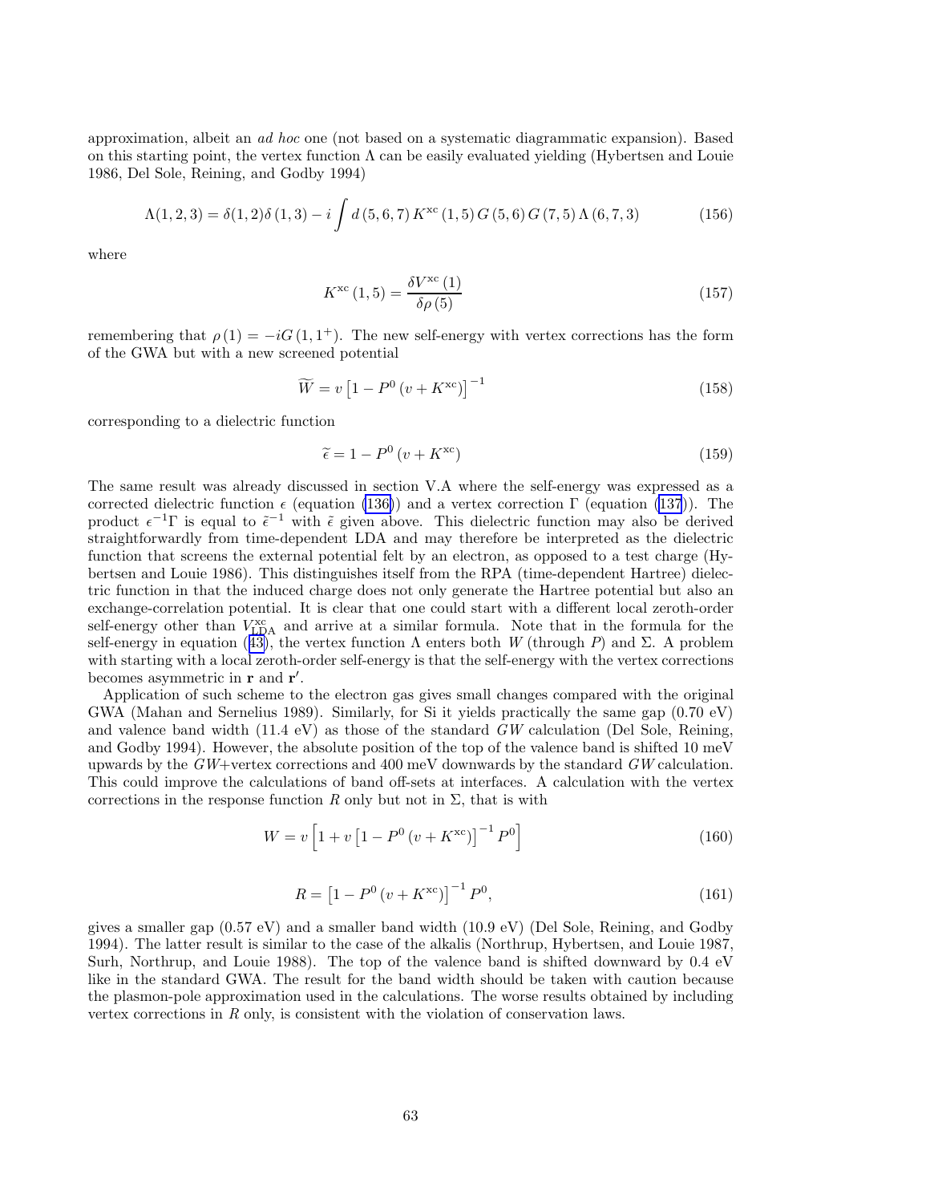approximation, albeit an *ad hoc* one (not based on a systematic diagrammatic expansion). Based on this starting point, the vertex function $\Lambda$ can be easily evaluated yielding (Hybertsen and Louie 1986, Del Sole, Reining, and Godby 1994)

$$\Lambda(1,2,3) = \delta(1,2)\delta(1,3) - i\int d(5,6,7)\, K^{\mathrm{xc}}(1,5)\, G(5,6)\, G(7,5)\, \Lambda(6,7,3) \tag{156}$$

where

$$K^{\mathrm{xc}}(1,5) = \frac{\delta V^{\mathrm{xc}}(1)}{\delta \rho(5)} \tag{157}$$

remembering that $\rho(1) = -iG(1,1^{+})$. The new self-energy with vertex corrections has the form of the GWA but with a new screened potential

$$\widetilde{W} = v\left[1 - P^{0}\left(v + K^{\mathrm{xc}}\right)\right]^{-1} \tag{158}$$

corresponding to a dielectric function

$$\widetilde{\epsilon} = 1 - P^{0}\left(v + K^{\mathrm{xc}}\right) \tag{159}$$

The same result was already discussed in section V.A where the self-energy was expressed as a corrected dielectric function $\epsilon$ (equation (136)) and a vertex correction $\Gamma$ (equation (137)). The product $\epsilon^{-1}\Gamma$ is equal to $\tilde{\epsilon}^{-1}$ with $\tilde{\epsilon}$ given above. This dielectric function may also be derived straightforwardly from time-dependent LDA and may therefore be interpreted as the dielectric function that screens the external potential felt by an electron, as opposed to a test charge (Hybertsen and Louie 1986). This distinguishes itself from the RPA (time-dependent Hartree) dielectric function in that the induced charge does not only generate the Hartree potential but also an exchange-correlation potential. It is clear that one could start with a different local zeroth-order self-energy other than $V^{\mathrm{xc}}_{\mathrm{LDA}}$ and arrive at a similar formula. Note that in the formula for the self-energy in equation (43), the vertex function $\Lambda$ enters both $W$ (through $P$) and $\Sigma$. A problem with starting with a local zeroth-order self-energy is that the self-energy with the vertex corrections becomes asymmetric in $\mathbf{r}$ and $\mathbf{r}'$.

Application of such scheme to the electron gas gives small changes compared with the original GWA (Mahan and Sernelius 1989). Similarly, for Si it yields practically the same gap (0.70 eV) and valence band width (11.4 eV) as those of the standard $GW$ calculation (Del Sole, Reining, and Godby 1994). However, the absolute position of the top of the valence band is shifted 10 meV upwards by the $GW$+vertex corrections and 400 meV downwards by the standard $GW$ calculation. This could improve the calculations of band off-sets at interfaces. A calculation with the vertex corrections in the response function $R$ only but not in $\Sigma$, that is with

$$W = v\left[1 + v\left[1 - P^{0}\left(v + K^{\mathrm{xc}}\right)\right]^{-1} P^{0}\right] \tag{160}$$

$$R = \left[1 - P^{0}\left(v + K^{\mathrm{xc}}\right)\right]^{-1} P^{0}, \tag{161}$$

gives a smaller gap (0.57 eV) and a smaller band width (10.9 eV) (Del Sole, Reining, and Godby 1994). The latter result is similar to the case of the alkalis (Northrup, Hybertsen, and Louie 1987, Surh, Northrup, and Louie 1988). The top of the valence band is shifted downward by 0.4 eV like in the standard GWA. The result for the band width should be taken with caution because the plasmon-pole approximation used in the calculations. The worse results obtained by including vertex corrections in $R$ only, is consistent with the violation of conservation laws.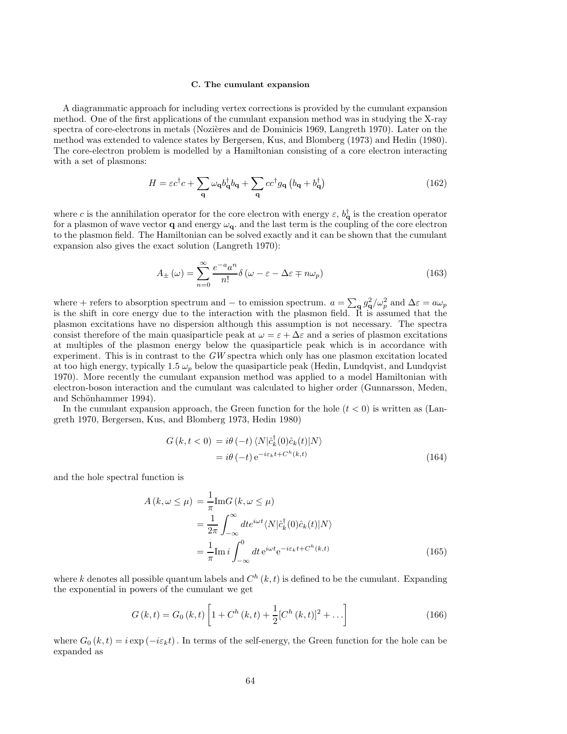### C. The cumulant expansion

A diagrammatic approach for including vertex corrections is provided by the cumulant expansion method. One of the first applications of the cumulant expansion method was in studying the X-ray spectra of core-electrons in metals (Nozières and de Dominicis 1969, Langreth 1970). Later on the method was extended to valence states by Bergersen, Kus, and Blomberg (1973) and Hedin (1980). The core-electron problem is modelled by a Hamiltonian consisting of a core electron interacting with a set of plasmons:

$$H = \varepsilon c^{\dagger}c + \sum_{\mathbf{q}} \omega_{\mathbf{q}} b^{\dagger}_{\mathbf{q}} b_{\mathbf{q}} + \sum_{\mathbf{q}} cc^{\dagger} g_{\mathbf{q}} \left(b_{\mathbf{q}} + b^{\dagger}_{\mathbf{q}}\right) \tag{162}$$

where $c$ is the annihilation operator for the core electron with energy $\varepsilon$, $b^{\dagger}_{\mathbf{q}}$ is the creation operator for a plasmon of wave vector $\mathbf{q}$ and energy $\omega_{\mathbf{q}}$. and the last term is the coupling of the core electron to the plasmon field. The Hamiltonian can be solved exactly and it can be shown that the cumulant expansion also gives the exact solution (Langreth 1970):

$$A_{\pm}(\omega) = \sum_{n=0}^{\infty} \frac{e^{-a}a^n}{n!} \delta\left(\omega - \varepsilon - \Delta\varepsilon \mp n\omega_p\right) \tag{163}$$

where $+$ refers to absorption spectrum and $-$ to emission spectrum. $a = \sum_{\mathbf{q}} g^2_{\mathbf{q}}/\omega^2_p$ and $\Delta\varepsilon = a\omega_p$ is the shift in core energy due to the interaction with the plasmon field. It is assumed that the plasmon excitations have no dispersion although this assumption is not necessary. The spectra consist therefore of the main quasiparticle peak at $\omega = \varepsilon + \Delta\varepsilon$ and a series of plasmon excitations at multiples of the plasmon energy below the quasiparticle peak which is in accordance with experiment. This is in contrast to the $GW$ spectra which only has one plasmon excitation located at too high energy, typically $1.5\ \omega_p$ below the quasiparticle peak (Hedin, Lundqvist, and Lundqvist 1970). More recently the cumulant expansion method was applied to a model Hamiltonian with electron-boson interaction and the cumulant was calculated to higher order (Gunnarsson, Meden, and Schönhammer 1994).

In the cumulant expansion approach, the Green function for the hole ($t < 0$) is written as (Langreth 1970, Bergersen, Kus, and Blomberg 1973, Hedin 1980)

$$\begin{aligned} G(k, t < 0) &= i\theta(-t) \langle N|\hat{c}^{\dagger}_k(0)\hat{c}_k(t)|N\rangle \\ &= i\theta(-t)\, \mathrm{e}^{-i\varepsilon_k t + C^h(k,t)} \end{aligned} \tag{164}$$

and the hole spectral function is

$$\begin{aligned} A(k, \omega \leq \mu) &= \frac{1}{\pi}\mathrm{Im}G(k, \omega \leq \mu) \\ &= \frac{1}{2\pi}\int_{-\infty}^{\infty} dt e^{i\omega t}\langle N|\hat{c}^{\dagger}_k(0)\hat{c}_k(t)|N\rangle \\ &= \frac{1}{\pi}\mathrm{Im}\, i\int_{-\infty}^{0} dt\, \mathrm{e}^{i\omega t}\mathrm{e}^{-i\varepsilon_k t + C^h(k,t)} \end{aligned} \tag{165}$$

where $k$ denotes all possible quantum labels and $C^h(k, t)$ is defined to be the cumulant. Expanding the exponential in powers of the cumulant we get

$$G(k, t) = G_0(k, t)\left[1 + C^h(k, t) + \frac{1}{2}[C^h(k, t)]^2 + \ldots\right] \tag{166}$$

where $G_0(k, t) = i\exp(-i\varepsilon_k t)$. In terms of the self-energy, the Green function for the hole can be expanded as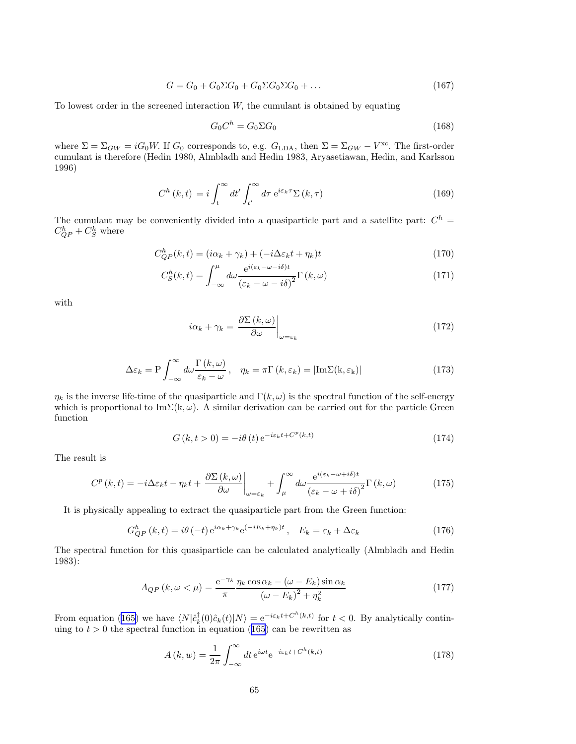$$G = G_0 + G_0 \Sigma G_0 + G_0 \Sigma G_0 \Sigma G_0 + \ldots \tag{167}$$

To lowest order in the screened interaction $W$, the cumulant is obtained by equating

$$G_0 C^h = G_0 \Sigma G_0 \tag{168}$$

where $\Sigma = \Sigma_{GW} = iG_0 W$. If $G_0$ corresponds to, e.g. $G_{\mathrm{LDA}}$, then $\Sigma = \Sigma_{GW} - V^{\mathrm{xc}}$. The first-order cumulant is therefore (Hedin 1980, Almbladh and Hedin 1983, Aryasetiawan, Hedin, and Karlsson 1996)

$$C^h(k,t) = i \int_t^\infty dt' \int_{t'}^\infty d\tau \, \mathrm{e}^{i\varepsilon_k \tau} \Sigma(k, \tau) \tag{169}$$

The cumulant may be conveniently divided into a quasiparticle part and a satellite part: $C^h = C^h_{QP} + C^h_S$ where

$$C^h_{QP}(k,t) = (i\alpha_k + \gamma_k) + (-i\Delta\varepsilon_k t + \eta_k) t \tag{170}$$

$$C^h_S(k,t) = \int_{-\infty}^{\mu} d\omega \frac{\mathrm{e}^{i(\varepsilon_k - \omega - i\delta)t}}{(\varepsilon_k - \omega - i\delta)^2} \Gamma(k,\omega) \tag{171}$$

with

$$i\alpha_k + \gamma_k = \left. \frac{\partial \Sigma(k,\omega)}{\partial \omega} \right|_{\omega = \varepsilon_k} \tag{172}$$

$$\Delta\varepsilon_k = \mathrm{P} \int_{-\infty}^{\infty} d\omega \frac{\Gamma(k,\omega)}{\varepsilon_k - \omega}, \quad \eta_k = \pi \Gamma(k, \varepsilon_k) = |\mathrm{Im}\Sigma(\mathrm{k}, \varepsilon_\mathrm{k})| \tag{173}$$

$\eta_k$ is the inverse life-time of the quasiparticle and $\Gamma(k,\omega)$ is the spectral function of the self-energy which is proportional to $\mathrm{Im}\Sigma(\mathrm{k},\omega)$. A similar derivation can be carried out for the particle Green function

$$G(k, t > 0) = -i\theta(t) \, \mathrm{e}^{-i\varepsilon_k t + C^p(k,t)} \tag{174}$$

The result is

$$C^p(k,t) = -i\Delta\varepsilon_k t - \eta_k t + \left. \frac{\partial \Sigma(k,\omega)}{\partial \omega} \right|_{\omega = \varepsilon_k} + \int_{\mu}^{\infty} d\omega \frac{\mathrm{e}^{i(\varepsilon_k - \omega + i\delta)t}}{(\varepsilon_k - \omega + i\delta)^2} \Gamma(k,\omega) \tag{175}$$

It is physically appealing to extract the quasiparticle part from the Green function:

$$G^h_{QP}(k,t) = i\theta(-t) \, \mathrm{e}^{i\alpha_k + \gamma_k} \mathrm{e}^{(-iE_k + \eta_k)t}, \quad E_k = \varepsilon_k + \Delta\varepsilon_k \tag{176}$$

The spectral function for this quasiparticle can be calculated analytically (Almbladh and Hedin 1983):

$$A_{QP}(k, \omega < \mu) = \frac{\mathrm{e}^{-\gamma_k}}{\pi} \frac{\eta_k \cos\alpha_k - (\omega - E_k)\sin\alpha_k}{(\omega - E_k)^2 + \eta_k^2} \tag{177}$$

From equation (165) we have $\langle N | \hat{c}^\dagger_k(0) \hat{c}_k(t) | N \rangle = \mathrm{e}^{-i\varepsilon_k t + C^h(k,t)}$ for $t < 0$. By analytically continuing to $t > 0$ the spectral function in equation (165) can be rewritten as

$$A(k,w) = \frac{1}{2\pi} \int_{-\infty}^{\infty} dt \, \mathrm{e}^{i\omega t} \mathrm{e}^{-i\varepsilon_k t + C^h(k,t)} \tag{178}$$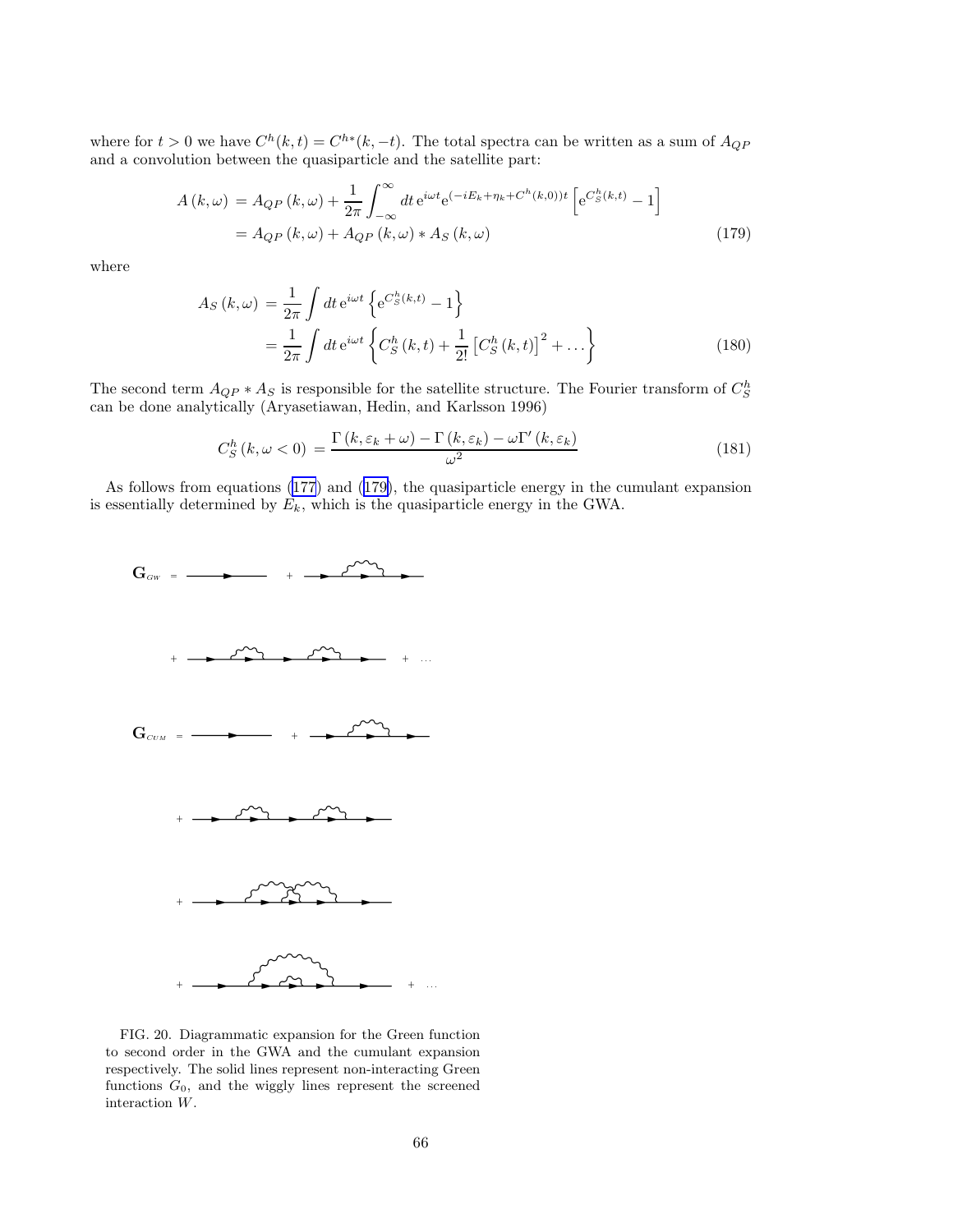where for $t > 0$ we have $C^h(k,t) = C^{h*}(k,-t)$. The total spectra can be written as a sum of $A_{QP}$ and a convolution between the quasiparticle and the satellite part:

$$
\begin{aligned}
A\left(k,\omega\right) &= A_{QP}\left(k,\omega\right) + \frac{1}{2\pi}\int_{-\infty}^{\infty} dt\, \mathrm{e}^{i\omega t}\mathrm{e}^{\left(-iE_k+\eta_k+C^h(k,0)\right)t}\left[\mathrm{e}^{C_S^h(k,t)}-1\right] \\
&= A_{QP}\left(k,\omega\right) + A_{QP}\left(k,\omega\right) * A_S\left(k,\omega\right)
\end{aligned}
\tag{179}
$$

where

$$
\begin{aligned}
A_S\left(k,\omega\right) &= \frac{1}{2\pi}\int dt\, \mathrm{e}^{i\omega t}\left\{\mathrm{e}^{C_S^h(k,t)}-1\right\} \\
&= \frac{1}{2\pi}\int dt\, \mathrm{e}^{i\omega t}\left\{C_S^h\left(k,t\right) + \frac{1}{2!}\left[C_S^h\left(k,t\right)\right]^2 + \ldots\right\}
\end{aligned}
\tag{180}
$$

The second term $A_{QP} * A_S$ is responsible for the satellite structure. The Fourier transform of $C_S^h$ can be done analytically (Aryasetiawan, Hedin, and Karlsson 1996)

$$
C_S^h\left(k,\omega<0\right) = \frac{\Gamma\left(k,\varepsilon_k+\omega\right) - \Gamma\left(k,\varepsilon_k\right) - \omega\Gamma'\left(k,\varepsilon_k\right)}{\omega^2}
\tag{181}
$$

As follows from equations (177) and (179), the quasiparticle energy in the cumulant expansion is essentially determined by $E_k$, which is the quasiparticle energy in the GWA.

FIG. 20. Diagrammatic expansion for the Green function to second order in the GWA and the cumulant expansion respectively. The solid lines represent non-interacting Green functions $G_0$, and the wiggly lines represent the screened interaction $W$.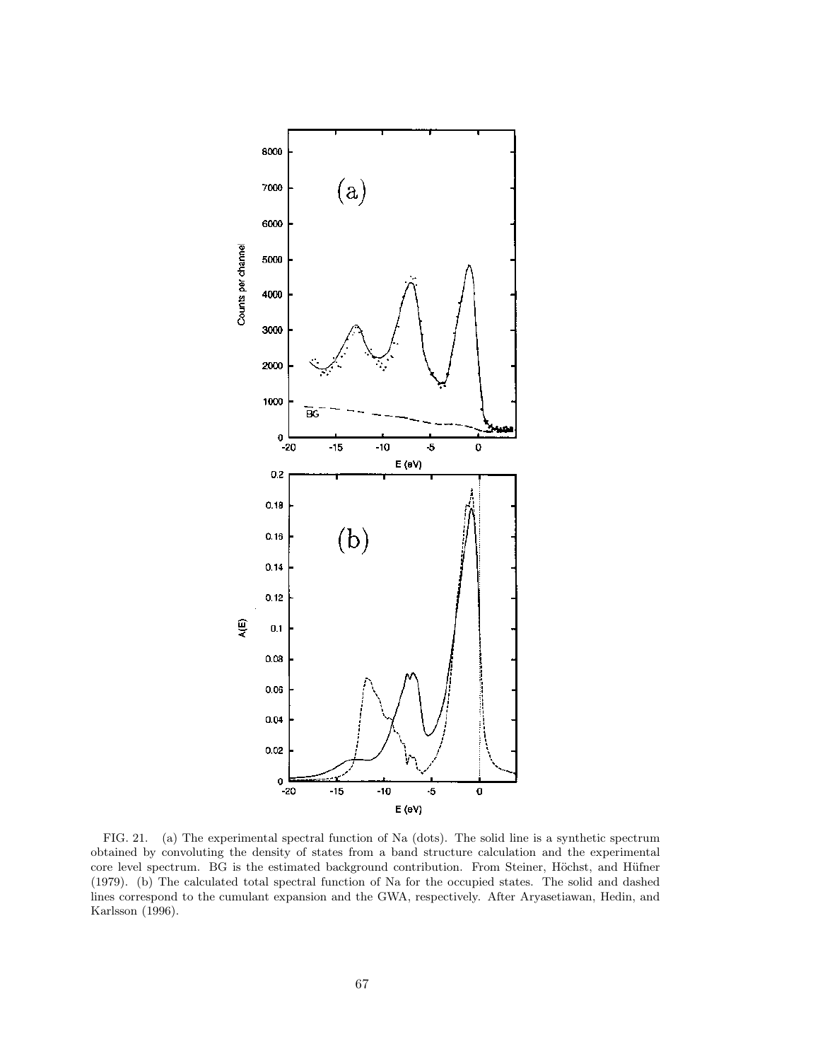FIG. 21. (a) The experimental spectral function of Na (dots). The solid line is a synthetic spectrum obtained by convoluting the density of states from a band structure calculation and the experimental core level spectrum. BG is the estimated background contribution. From Steiner, Höchst, and Hüfner (1979). (b) The calculated total spectral function of Na for the occupied states. The solid and dashed lines correspond to the cumulant expansion and the GWA, respectively. After Aryasetiawan, Hedin, and Karlsson (1996).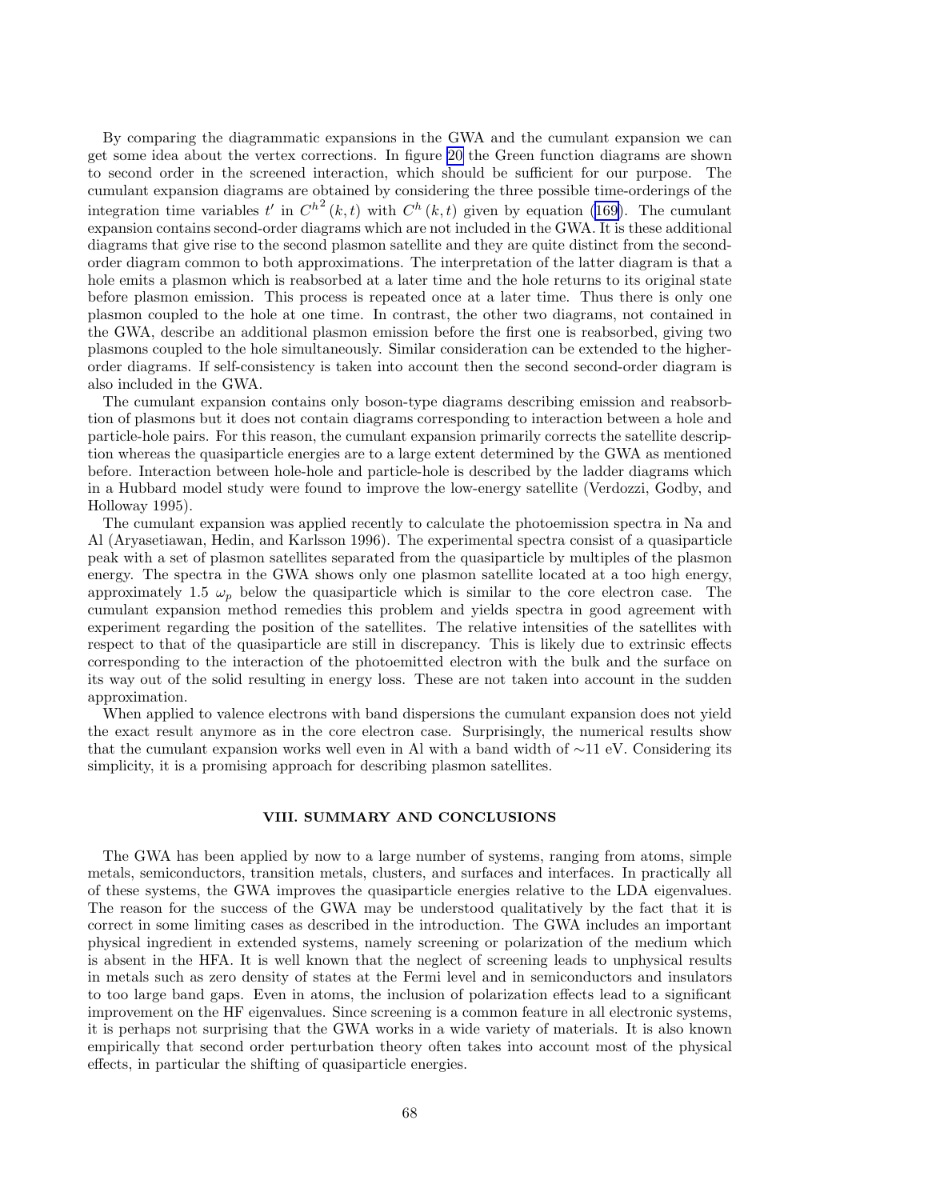By comparing the diagrammatic expansions in the GWA and the cumulant expansion we can get some idea about the vertex corrections. In figure 20 the Green function diagrams are shown to second order in the screened interaction, which should be sufficient for our purpose. The cumulant expansion diagrams are obtained by considering the three possible time-orderings of the integration time variables $t'$ in $C^{h^2}(k,t)$ with $C^h(k,t)$ given by equation (169). The cumulant expansion contains second-order diagrams which are not included in the GWA. It is these additional diagrams that give rise to the second plasmon satellite and they are quite distinct from the second-order diagram common to both approximations. The interpretation of the latter diagram is that a hole emits a plasmon which is reabsorbed at a later time and the hole returns to its original state before plasmon emission. This process is repeated once at a later time. Thus there is only one plasmon coupled to the hole at one time. In contrast, the other two diagrams, not contained in the GWA, describe an additional plasmon emission before the first one is reabsorbed, giving two plasmons coupled to the hole simultaneously. Similar consideration can be extended to the higher-order diagrams. If self-consistency is taken into account then the second second-order diagram is also included in the GWA.

The cumulant expansion contains only boson-type diagrams describing emission and reabsorption of plasmons but it does not contain diagrams corresponding to interaction between a hole and particle-hole pairs. For this reason, the cumulant expansion primarily corrects the satellite description whereas the quasiparticle energies are to a large extent determined by the GWA as mentioned before. Interaction between hole-hole and particle-hole is described by the ladder diagrams which in a Hubbard model study were found to improve the low-energy satellite (Verdozzi, Godby, and Holloway 1995).

The cumulant expansion was applied recently to calculate the photoemission spectra in Na and Al (Aryasetiawan, Hedin, and Karlsson 1996). The experimental spectra consist of a quasiparticle peak with a set of plasmon satellites separated from the quasiparticle by multiples of the plasmon energy. The spectra in the GWA shows only one plasmon satellite located at a too high energy, approximately 1.5 $\omega_p$ below the quasiparticle which is similar to the core electron case. The cumulant expansion method remedies this problem and yields spectra in good agreement with experiment regarding the position of the satellites. The relative intensities of the satellites with respect to that of the quasiparticle are still in discrepancy. This is likely due to extrinsic effects corresponding to the interaction of the photoemitted electron with the bulk and the surface on its way out of the solid resulting in energy loss. These are not taken into account in the sudden approximation.

When applied to valence electrons with band dispersions the cumulant expansion does not yield the exact result anymore as in the core electron case. Surprisingly, the numerical results show that the cumulant expansion works well even in Al with a band width of $\sim$11 eV. Considering its simplicity, it is a promising approach for describing plasmon satellites.

## VIII. SUMMARY AND CONCLUSIONS

The GWA has been applied by now to a large number of systems, ranging from atoms, simple metals, semiconductors, transition metals, clusters, and surfaces and interfaces. In practically all of these systems, the GWA improves the quasiparticle energies relative to the LDA eigenvalues. The reason for the success of the GWA may be understood qualitatively by the fact that it is correct in some limiting cases as described in the introduction. The GWA includes an important physical ingredient in extended systems, namely screening or polarization of the medium which is absent in the HFA. It is well known that the neglect of screening leads to unphysical results in metals such as zero density of states at the Fermi level and in semiconductors and insulators to too large band gaps. Even in atoms, the inclusion of polarization effects lead to a significant improvement on the HF eigenvalues. Since screening is a common feature in all electronic systems, it is perhaps not surprising that the GWA works in a wide variety of materials. It is also known empirically that second order perturbation theory often takes into account most of the physical effects, in particular the shifting of quasiparticle energies.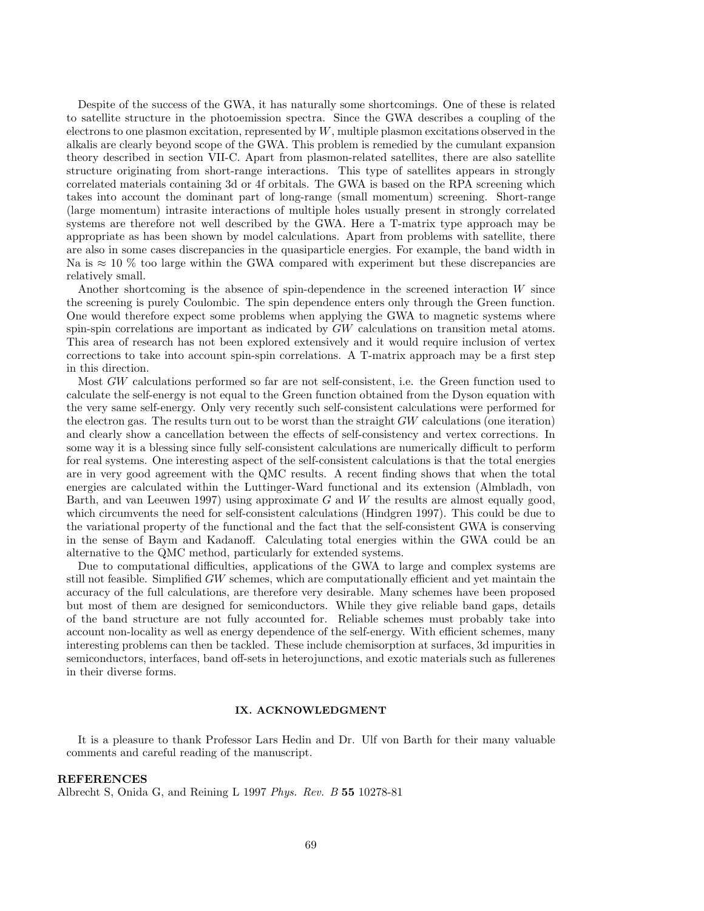Despite of the success of the GWA, it has naturally some shortcomings. One of these is related to satellite structure in the photoemission spectra. Since the GWA describes a coupling of the electrons to one plasmon excitation, represented by $W$, multiple plasmon excitations observed in the alkalis are clearly beyond scope of the GWA. This problem is remedied by the cumulant expansion theory described in section VII-C. Apart from plasmon-related satellites, there are also satellite structure originating from short-range interactions. This type of satellites appears in strongly correlated materials containing 3d or 4f orbitals. The GWA is based on the RPA screening which takes into account the dominant part of long-range (small momentum) screening. Short-range (large momentum) intrasite interactions of multiple holes usually present in strongly correlated systems are therefore not well described by the GWA. Here a T-matrix type approach may be appropriate as has been shown by model calculations. Apart from problems with satellite, there are also in some cases discrepancies in the quasiparticle energies. For example, the band width in Na is $\approx 10$ % too large within the GWA compared with experiment but these discrepancies are relatively small.

Another shortcoming is the absence of spin-dependence in the screened interaction $W$ since the screening is purely Coulombic. The spin dependence enters only through the Green function. One would therefore expect some problems when applying the GWA to magnetic systems where spin-spin correlations are important as indicated by *GW* calculations on transition metal atoms. This area of research has not been explored extensively and it would require inclusion of vertex corrections to take into account spin-spin correlations. A T-matrix approach may be a first step in this direction.

Most *GW* calculations performed so far are not self-consistent, i.e. the Green function used to calculate the self-energy is not equal to the Green function obtained from the Dyson equation with the very same self-energy. Only very recently such self-consistent calculations were performed for the electron gas. The results turn out to be worst than the straight *GW* calculations (one iteration) and clearly show a cancellation between the effects of self-consistency and vertex corrections. In some way it is a blessing since fully self-consistent calculations are numerically difficult to perform for real systems. One interesting aspect of the self-consistent calculations is that the total energies are in very good agreement with the QMC results. A recent finding shows that when the total energies are calculated within the Luttinger-Ward functional and its extension (Almbladh, von Barth, and van Leeuwen 1997) using approximate $G$ and $W$ the results are almost equally good, which circumvents the need for self-consistent calculations (Hindgren 1997). This could be due to the variational property of the functional and the fact that the self-consistent GWA is conserving in the sense of Baym and Kadanoff. Calculating total energies within the GWA could be an alternative to the QMC method, particularly for extended systems.

Due to computational difficulties, applications of the GWA to large and complex systems are still not feasible. Simplified *GW* schemes, which are computationally efficient and yet maintain the accuracy of the full calculations, are therefore very desirable. Many schemes have been proposed but most of them are designed for semiconductors. While they give reliable band gaps, details of the band structure are not fully accounted for. Reliable schemes must probably take into account non-locality as well as energy dependence of the self-energy. With efficient schemes, many interesting problems can then be tackled. These include chemisorption at surfaces, 3d impurities in semiconductors, interfaces, band off-sets in heterojunctions, and exotic materials such as fullerenes in their diverse forms.

## IX. ACKNOWLEDGMENT

It is a pleasure to thank Professor Lars Hedin and Dr. Ulf von Barth for their many valuable comments and careful reading of the manuscript.

## REFERENCES

Albrecht S, Onida G, and Reining L 1997 *Phys. Rev. B* **55** 10278-81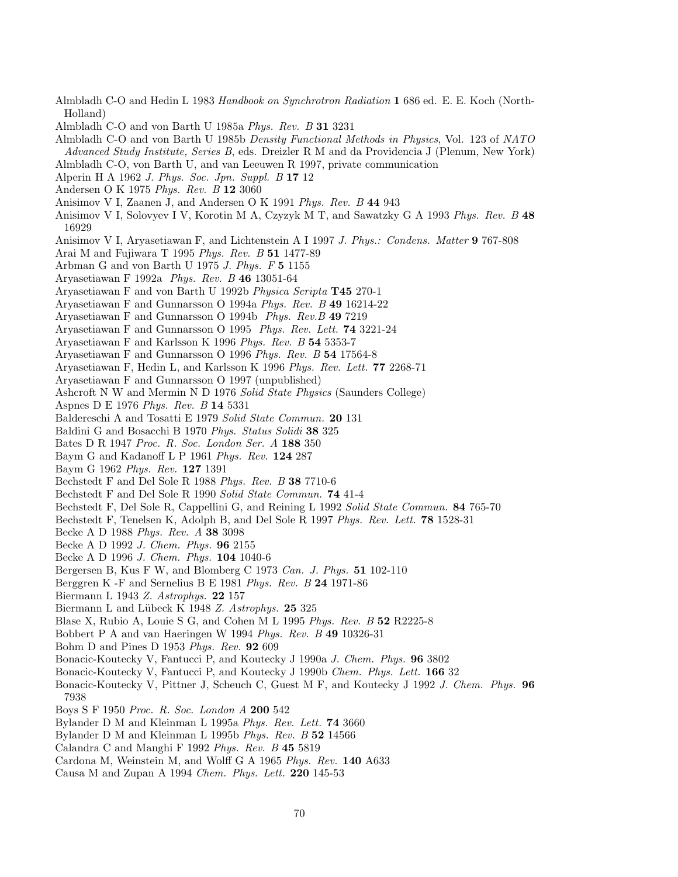Almbladh C-O and Hedin L 1983 *Handbook on Synchrotron Radiation* **1** 686 ed. E. E. Koch (North-Holland)

Almbladh C-O and von Barth U 1985a *Phys. Rev. B* **31** 3231

Almbladh C-O and von Barth U 1985b *Density Functional Methods in Physics*, Vol. 123 of *NATO Advanced Study Institute, Series B*, eds. Dreizler R M and da Providencia J (Plenum, New York)

Almbladh C-O, von Barth U, and van Leeuwen R 1997, private communication

Alperin H A 1962 *J. Phys. Soc. Jpn. Suppl. B* **17** 12

Andersen O K 1975 *Phys. Rev. B* **12** 3060

Anisimov V I, Zaanen J, and Andersen O K 1991 *Phys. Rev. B* **44** 943

Anisimov V I, Solovyev I V, Korotin M A, Czyzyk M T, and Sawatzky G A 1993 *Phys. Rev. B* **48** 16929

Anisimov V I, Aryasetiawan F, and Lichtenstein A I 1997 *J. Phys.: Condens. Matter* **9** 767-808

Arai M and Fujiwara T 1995 *Phys. Rev. B* **51** 1477-89

Arbman G and von Barth U 1975 *J. Phys. F* **5** 1155

Aryasetiawan F 1992a *Phys. Rev. B* **46** 13051-64

Aryasetiawan F and von Barth U 1992b *Physica Scripta* **T45** 270-1

Aryasetiawan F and Gunnarsson O 1994a *Phys. Rev. B* **49** 16214-22

Aryasetiawan F and Gunnarsson O 1994b *Phys. Rev.B* **49** 7219

Aryasetiawan F and Gunnarsson O 1995 *Phys. Rev. Lett.* **74** 3221-24

Aryasetiawan F and Karlsson K 1996 *Phys. Rev. B* **54** 5353-7

Aryasetiawan F and Gunnarsson O 1996 *Phys. Rev. B* **54** 17564-8

Aryasetiawan F, Hedin L, and Karlsson K 1996 *Phys. Rev. Lett.* **77** 2268-71

Aryasetiawan F and Gunnarsson O 1997 (unpublished)

Ashcroft N W and Mermin N D 1976 *Solid State Physics* (Saunders College)

Aspnes D E 1976 *Phys. Rev. B* **14** 5331

Baldereschi A and Tosatti E 1979 *Solid State Commun.* **20** 131

Baldini G and Bosacchi B 1970 *Phys. Status Solidi* **38** 325

Bates D R 1947 *Proc. R. Soc. London Ser. A* **188** 350

Baym G and Kadanoff L P 1961 *Phys. Rev.* **124** 287

Baym G 1962 *Phys. Rev.* **127** 1391

Bechstedt F and Del Sole R 1988 *Phys. Rev. B* **38** 7710-6

Bechstedt F and Del Sole R 1990 *Solid State Commun.* **74** 41-4

Bechstedt F, Del Sole R, Cappellini G, and Reining L 1992 *Solid State Commun.* **84** 765-70

Bechstedt F, Tenelsen K, Adolph B, and Del Sole R 1997 *Phys. Rev. Lett.* **78** 1528-31

Becke A D 1988 *Phys. Rev. A* **38** 3098

Becke A D 1992 *J. Chem. Phys.* **96** 2155

Becke A D 1996 *J. Chem. Phys.* **104** 1040-6

Bergersen B, Kus F W, and Blomberg C 1973 *Can. J. Phys.* **51** 102-110

Berggren K -F and Sernelius B E 1981 *Phys. Rev. B* **24** 1971-86

Biermann L 1943 *Z. Astrophys.* **22** 157

Biermann L and Lübeck K 1948 *Z. Astrophys.* **25** 325

Blase X, Rubio A, Louie S G, and Cohen M L 1995 *Phys. Rev. B* **52** R2225-8

Bobbert P A and van Haeringen W 1994 *Phys. Rev. B* **49** 10326-31

Bohm D and Pines D 1953 *Phys. Rev.* **92** 609

Bonacic-Koutecky V, Fantucci P, and Koutecky J 1990a *J. Chem. Phys.* **96** 3802

Bonacic-Koutecky V, Fantucci P, and Koutecky J 1990b *Chem. Phys. Lett.* **166** 32

Bonacic-Koutecky V, Pittner J, Scheuch C, Guest M F, and Koutecky J 1992 *J. Chem. Phys.* **96** 7938

Boys S F 1950 *Proc. R. Soc. London A* **200** 542

Bylander D M and Kleinman L 1995a *Phys. Rev. Lett.* **74** 3660

Bylander D M and Kleinman L 1995b *Phys. Rev. B* **52** 14566

Calandra C and Manghi F 1992 *Phys. Rev. B* **45** 5819

Cardona M, Weinstein M, and Wolff G A 1965 *Phys. Rev.* **140** A633

Causa M and Zupan A 1994 *Chem. Phys. Lett.* **220** 145-53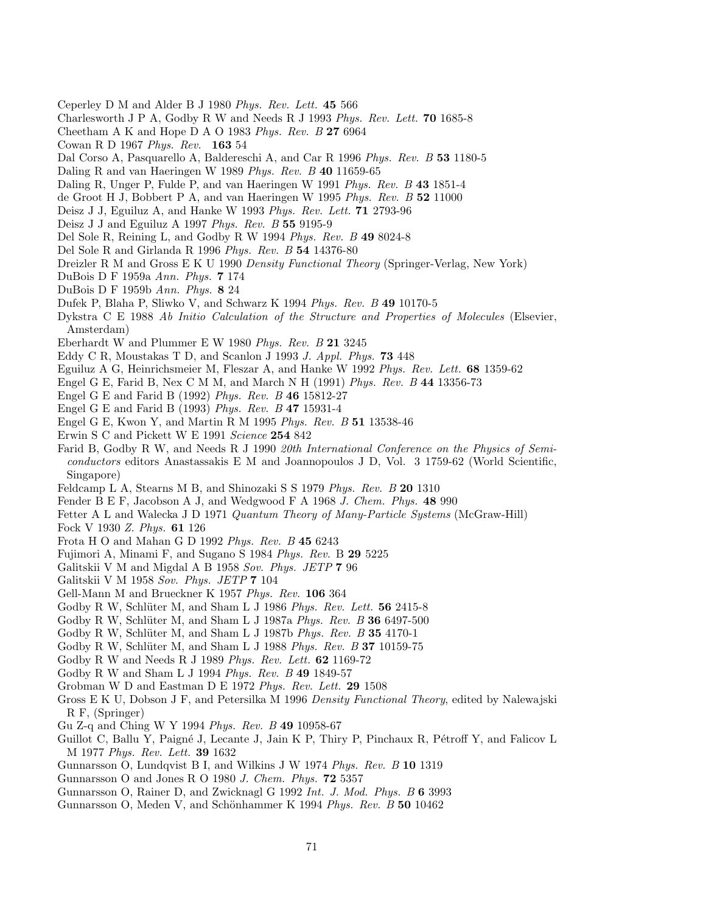Ceperley D M and Alder B J 1980 *Phys. Rev. Lett.* **45** 566

Charlesworth J P A, Godby R W and Needs R J 1993 *Phys. Rev. Lett.* **70** 1685-8

Cheetham A K and Hope D A O 1983 *Phys. Rev. B* **27** 6964

Cowan R D 1967 *Phys. Rev.* **163** 54

Dal Corso A, Pasquarello A, Baldereschi A, and Car R 1996 *Phys. Rev. B* **53** 1180-5

Daling R and van Haeringen W 1989 *Phys. Rev. B* **40** 11659-65

Daling R, Unger P, Fulde P, and van Haeringen W 1991 *Phys. Rev. B* **43** 1851-4

de Groot H J, Bobbert P A, and van Haeringen W 1995 *Phys. Rev. B* **52** 11000

Deisz J J, Eguiluz A, and Hanke W 1993 *Phys. Rev. Lett.* **71** 2793-96

Deisz J J and Eguiluz A 1997 *Phys. Rev. B* **55** 9195-9

Del Sole R, Reining L, and Godby R W 1994 *Phys. Rev. B* **49** 8024-8

Del Sole R and Girlanda R 1996 *Phys. Rev. B* **54** 14376-80

Dreizler R M and Gross E K U 1990 *Density Functional Theory* (Springer-Verlag, New York)

DuBois D F 1959a *Ann. Phys.* **7** 174

DuBois D F 1959b *Ann. Phys.* **8** 24

Dufek P, Blaha P, Sliwko V, and Schwarz K 1994 *Phys. Rev. B* **49** 10170-5

Dykstra C E 1988 *Ab Initio Calculation of the Structure and Properties of Molecules* (Elsevier, Amsterdam)

Eberhardt W and Plummer E W 1980 *Phys. Rev. B* **21** 3245

Eddy C R, Moustakas T D, and Scanlon J 1993 *J. Appl. Phys.* **73** 448

Eguiluz A G, Heinrichsmeier M, Fleszar A, and Hanke W 1992 *Phys. Rev. Lett.* **68** 1359-62

Engel G E, Farid B, Nex C M M, and March N H (1991) *Phys. Rev. B* **44** 13356-73

Engel G E and Farid B (1992) *Phys. Rev. B* **46** 15812-27

Engel G E and Farid B (1993) *Phys. Rev. B* **47** 15931-4

Engel G E, Kwon Y, and Martin R M 1995 *Phys. Rev. B* **51** 13538-46

Erwin S C and Pickett W E 1991 *Science* **254** 842

Farid B, Godby R W, and Needs R J 1990 *20th International Conference on the Physics of Semiconductors* editors Anastassakis E M and Joannopoulos J D, Vol. 3 1759-62 (World Scientific, Singapore)

Feldcamp L A, Stearns M B, and Shinozaki S S 1979 *Phys. Rev. B* **20** 1310

Fender B E F, Jacobson A J, and Wedgwood F A 1968 *J. Chem. Phys.* **48** 990

Fetter A L and Walecka J D 1971 *Quantum Theory of Many-Particle Systems* (McGraw-Hill)

Fock V 1930 *Z. Phys.* **61** 126

Frota H O and Mahan G D 1992 *Phys. Rev. B* **45** 6243

Fujimori A, Minami F, and Sugano S 1984 *Phys. Rev.* B **29** 5225

Galitskii V M and Migdal A B 1958 *Sov. Phys. JETP* **7** 96

Galitskii V M 1958 *Sov. Phys. JETP* **7** 104

Gell-Mann M and Brueckner K 1957 *Phys. Rev.* **106** 364

Godby R W, Schlüter M, and Sham L J 1986 *Phys. Rev. Lett.* **56** 2415-8

Godby R W, Schlüter M, and Sham L J 1987a *Phys. Rev. B* **36** 6497-500

Godby R W, Schlüter M, and Sham L J 1987b *Phys. Rev. B* **35** 4170-1

Godby R W, Schlüter M, and Sham L J 1988 *Phys. Rev. B* **37** 10159-75

Godby R W and Needs R J 1989 *Phys. Rev. Lett.* **62** 1169-72

Godby R W and Sham L J 1994 *Phys. Rev. B* **49** 1849-57

Grobman W D and Eastman D E 1972 *Phys. Rev. Lett.* **29** 1508

Gross E K U, Dobson J F, and Petersilka M 1996 *Density Functional Theory*, edited by Nalewajski R F, (Springer)

Gu Z-q and Ching W Y 1994 *Phys. Rev. B* **49** 10958-67

Guillot C, Ballu Y, Paigné J, Lecante J, Jain K P, Thiry P, Pinchaux R, Pétroff Y, and Falicov L M 1977 *Phys. Rev. Lett.* **39** 1632

Gunnarsson O, Lundqvist B I, and Wilkins J W 1974 *Phys. Rev. B* **10** 1319

Gunnarsson O and Jones R O 1980 *J. Chem. Phys.* **72** 5357

Gunnarsson O, Rainer D, and Zwicknagl G 1992 *Int. J. Mod. Phys. B* **6** 3993

Gunnarsson O, Meden V, and Schönhammer K 1994 *Phys. Rev. B* **50** 10462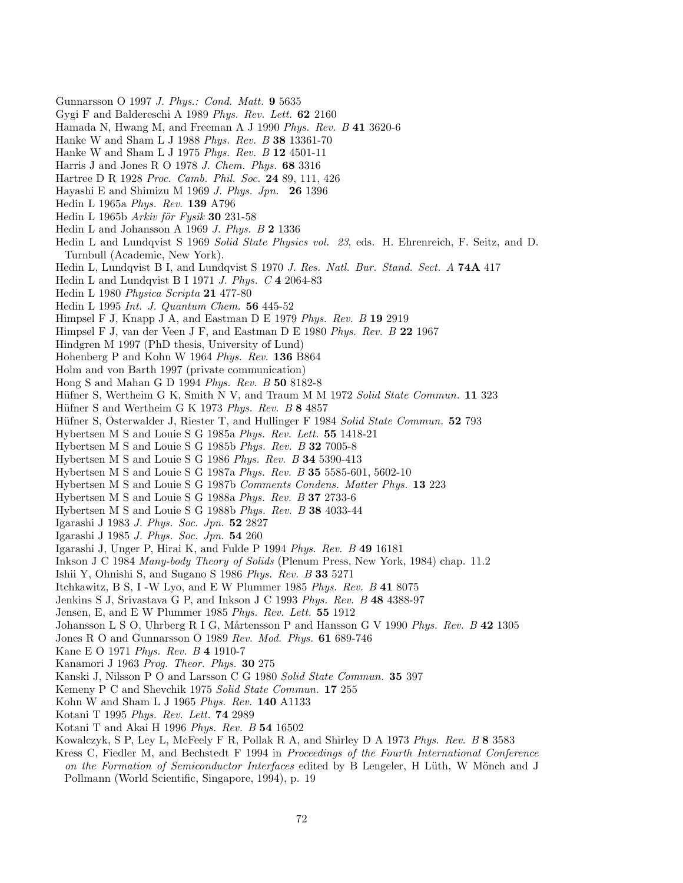Gunnarsson O 1997 *J. Phys.: Cond. Matt.* **9** 5635

Gygi F and Baldereschi A 1989 *Phys. Rev. Lett.* **62** 2160

Hamada N, Hwang M, and Freeman A J 1990 *Phys. Rev. B* **41** 3620-6

Hanke W and Sham L J 1988 *Phys. Rev. B* **38** 13361-70

Hanke W and Sham L J 1975 *Phys. Rev. B* **12** 4501-11

Harris J and Jones R O 1978 *J. Chem. Phys.* **68** 3316

Hartree D R 1928 *Proc. Camb. Phil. Soc.* **24** 89, 111, 426

Hayashi E and Shimizu M 1969 *J. Phys. Jpn.* **26** 1396

Hedin L 1965a *Phys. Rev.* **139** A796

Hedin L 1965b *Arkiv för Fysik* **30** 231-58

Hedin L and Johansson A 1969 *J. Phys. B* **2** 1336

Hedin L and Lundqvist S 1969 *Solid State Physics vol. 23*, eds. H. Ehrenreich, F. Seitz, and D. Turnbull (Academic, New York).

Hedin L, Lundqvist B I, and Lundqvist S 1970 *J. Res. Natl. Bur. Stand. Sect. A* **74A** 417

Hedin L and Lundqvist B I 1971 *J. Phys. C* **4** 2064-83

Hedin L 1980 *Physica Scripta* **21** 477-80

Hedin L 1995 *Int. J. Quantum Chem.* **56** 445-52

Himpsel F J, Knapp J A, and Eastman D E 1979 *Phys. Rev. B* **19** 2919

Himpsel F J, van der Veen J F, and Eastman D E 1980 *Phys. Rev. B* **22** 1967

Hindgren M 1997 (PhD thesis, University of Lund)

Hohenberg P and Kohn W 1964 *Phys. Rev.* **136** B864

Holm and von Barth 1997 (private communication)

Hong S and Mahan G D 1994 *Phys. Rev. B* **50** 8182-8

Hüfner S, Wertheim G K, Smith N V, and Traum M M 1972 *Solid State Commun.* **11** 323

Hüfner S and Wertheim G K 1973 *Phys. Rev. B* **8** 4857

Hüfner S, Osterwalder J, Riester T, and Hullinger F 1984 *Solid State Commun.* **52** 793

Hybertsen M S and Louie S G 1985a *Phys. Rev. Lett.* **55** 1418-21

Hybertsen M S and Louie S G 1985b *Phys. Rev. B* **32** 7005-8

Hybertsen M S and Louie S G 1986 *Phys. Rev. B* **34** 5390-413

Hybertsen M S and Louie S G 1987a *Phys. Rev. B* **35** 5585-601, 5602-10

Hybertsen M S and Louie S G 1987b *Comments Condens. Matter Phys.* **13** 223

Hybertsen M S and Louie S G 1988a *Phys. Rev. B* **37** 2733-6

Hybertsen M S and Louie S G 1988b *Phys. Rev. B* **38** 4033-44

Igarashi J 1983 *J. Phys. Soc. Jpn.* **52** 2827

Igarashi J 1985 *J. Phys. Soc. Jpn.* **54** 260

Igarashi J, Unger P, Hirai K, and Fulde P 1994 *Phys. Rev. B* **49** 16181

Inkson J C 1984 *Many-body Theory of Solids* (Plenum Press, New York, 1984) chap. 11.2

Ishii Y, Ohnishi S, and Sugano S 1986 *Phys. Rev. B* **33** 5271

Itchkawitz, B S, I -W Lyo, and E W Plummer 1985 *Phys. Rev. B* **41** 8075

Jenkins S J, Srivastava G P, and Inkson J C 1993 *Phys. Rev. B* **48** 4388-97

Jensen, E, and E W Plummer 1985 *Phys. Rev. Lett.* **55** 1912

Johansson L S O, Uhrberg R I G, Mårtensson P and Hansson G V 1990 *Phys. Rev. B* **42** 1305

Jones R O and Gunnarsson O 1989 *Rev. Mod. Phys.* **61** 689-746

Kane E O 1971 *Phys. Rev. B* **4** 1910-7

Kanamori J 1963 *Prog. Theor. Phys.* **30** 275

Kanski J, Nilsson P O and Larsson C G 1980 *Solid State Commun.* **35** 397

Kemeny P C and Shevchik 1975 *Solid State Commun.* **17** 255

Kohn W and Sham L J 1965 *Phys. Rev.* **140** A1133

Kotani T 1995 *Phys. Rev. Lett.* **74** 2989

Kotani T and Akai H 1996 *Phys. Rev. B* **54** 16502

Kowalczyk, S P, Ley L, McFeely F R, Pollak R A, and Shirley D A 1973 *Phys. Rev. B* **8** 3583

Kress C, Fiedler M, and Bechstedt F 1994 in *Proceedings of the Fourth International Conference on the Formation of Semiconductor Interfaces* edited by B Lengeler, H Lüth, W Mönch and J Pollmann (World Scientific, Singapore, 1994), p. 19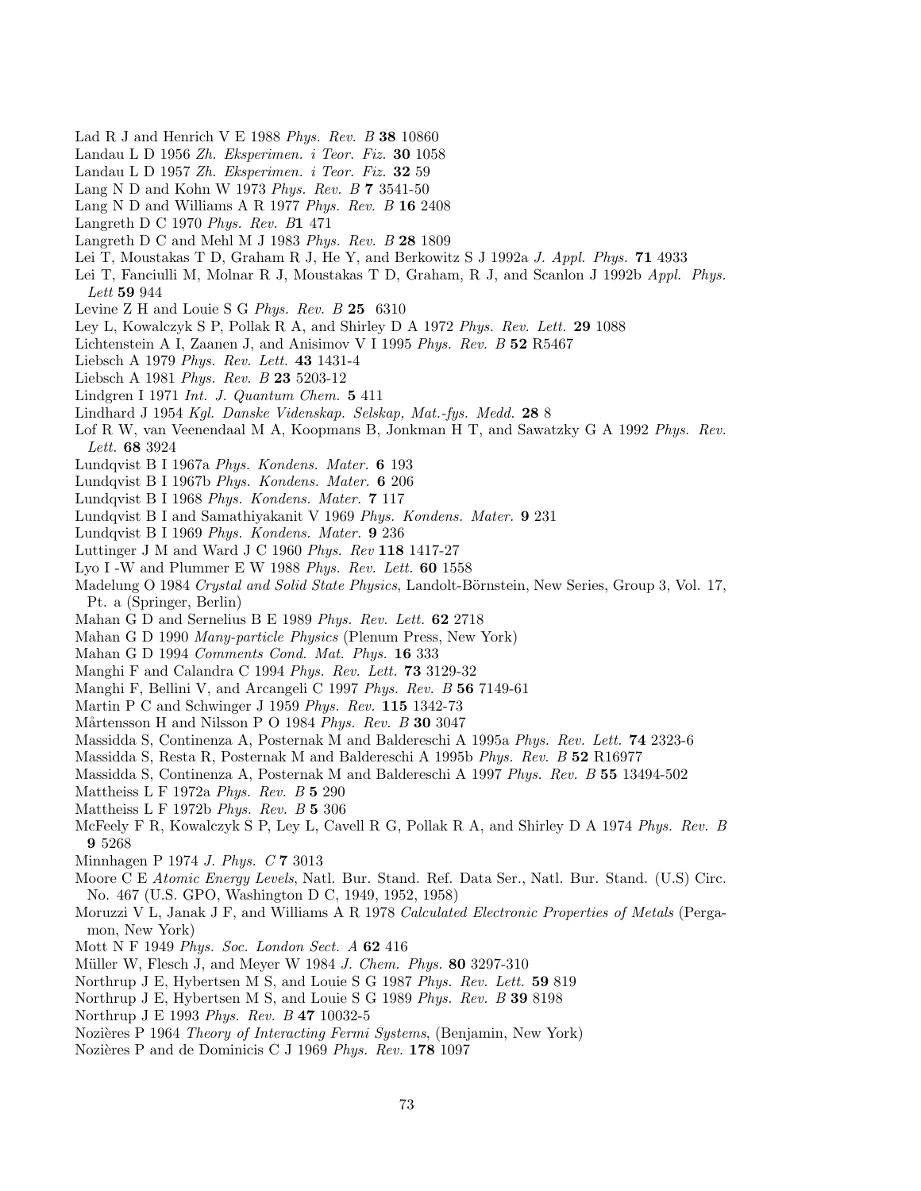Lad R J and Henrich V E 1988 *Phys. Rev. B* **38** 10860

Landau L D 1956 *Zh. Eksperimen. i Teor. Fiz.* **30** 1058

Landau L D 1957 *Zh. Eksperimen. i Teor. Fiz.* **32** 59

Lang N D and Kohn W 1973 *Phys. Rev. B* **7** 3541-50

Lang N D and Williams A R 1977 *Phys. Rev. B* **16** 2408

Langreth D C 1970 *Phys. Rev. B***1** 471

Langreth D C and Mehl M J 1983 *Phys. Rev. B* **28** 1809

Lei T, Moustakas T D, Graham R J, He Y, and Berkowitz S J 1992a *J. Appl. Phys.* **71** 4933

Lei T, Fanciulli M, Molnar R J, Moustakas T D, Graham, R J, and Scanlon J 1992b *Appl. Phys. Lett* **59** 944

Levine Z H and Louie S G *Phys. Rev. B* **25** 6310

Ley L, Kowalczyk S P, Pollak R A, and Shirley D A 1972 *Phys. Rev. Lett.* **29** 1088

Lichtenstein A I, Zaanen J, and Anisimov V I 1995 *Phys. Rev. B* **52** R5467

Liebsch A 1979 *Phys. Rev. Lett.* **43** 1431-4

Liebsch A 1981 *Phys. Rev. B* **23** 5203-12

Lindgren I 1971 *Int. J. Quantum Chem.* **5** 411

Lindhard J 1954 *Kgl. Danske Videnskap. Selskap, Mat.-fys. Medd.* **28** 8

Lof R W, van Veenendaal M A, Koopmans B, Jonkman H T, and Sawatzky G A 1992 *Phys. Rev. Lett.* **68** 3924

Lundqvist B I 1967a *Phys. Kondens. Mater.* **6** 193

Lundqvist B I 1967b *Phys. Kondens. Mater.* **6** 206

Lundqvist B I 1968 *Phys. Kondens. Mater.* **7** 117

Lundqvist B I and Samathiyakanit V 1969 *Phys. Kondens. Mater.* **9** 231

Lundqvist B I 1969 *Phys. Kondens. Mater.* **9** 236

Luttinger J M and Ward J C 1960 *Phys. Rev* **118** 1417-27

Lyo I -W and Plummer E W 1988 *Phys. Rev. Lett.* **60** 1558

Madelung O 1984 *Crystal and Solid State Physics*, Landolt-Börnstein, New Series, Group 3, Vol. 17, Pt. a (Springer, Berlin)

Mahan G D and Sernelius B E 1989 *Phys. Rev. Lett.* **62** 2718

Mahan G D 1990 *Many-particle Physics* (Plenum Press, New York)

Mahan G D 1994 *Comments Cond. Mat. Phys.* **16** 333

Manghi F and Calandra C 1994 *Phys. Rev. Lett.* **73** 3129-32

Manghi F, Bellini V, and Arcangeli C 1997 *Phys. Rev. B* **56** 7149-61

Martin P C and Schwinger J 1959 *Phys. Rev.* **115** 1342-73

Mårtensson H and Nilsson P O 1984 *Phys. Rev. B* **30** 3047

Massidda S, Continenza A, Posternak M and Baldereschi A 1995a *Phys. Rev. Lett.* **74** 2323-6

Massidda S, Resta R, Posternak M and Baldereschi A 1995b *Phys. Rev. B* **52** R16977

Massidda S, Continenza A, Posternak M and Baldereschi A 1997 *Phys. Rev. B* **55** 13494-502

Mattheiss L F 1972a *Phys. Rev. B* **5** 290

Mattheiss L F 1972b *Phys. Rev. B* **5** 306

McFeely F R, Kowalczyk S P, Ley L, Cavell R G, Pollak R A, and Shirley D A 1974 *Phys. Rev. B* **9** 5268

Minnhagen P 1974 *J. Phys. C* **7** 3013

Moore C E *Atomic Energy Levels*, Natl. Bur. Stand. Ref. Data Ser., Natl. Bur. Stand. (U.S) Circ. No. 467 (U.S. GPO, Washington D C, 1949, 1952, 1958)

Moruzzi V L, Janak J F, and Williams A R 1978 *Calculated Electronic Properties of Metals* (Pergamon, New York)

Mott N F 1949 *Phys. Soc. London Sect. A* **62** 416

Müller W, Flesch J, and Meyer W 1984 *J. Chem. Phys.* **80** 3297-310

Northrup J E, Hybertsen M S, and Louie S G 1987 *Phys. Rev. Lett.* **59** 819

Northrup J E, Hybertsen M S, and Louie S G 1989 *Phys. Rev. B* **39** 8198

Northrup J E 1993 *Phys. Rev. B* **47** 10032-5

Nozières P 1964 *Theory of Interacting Fermi Systems*, (Benjamin, New York)

Nozières P and de Dominicis C J 1969 *Phys. Rev.* **178** 1097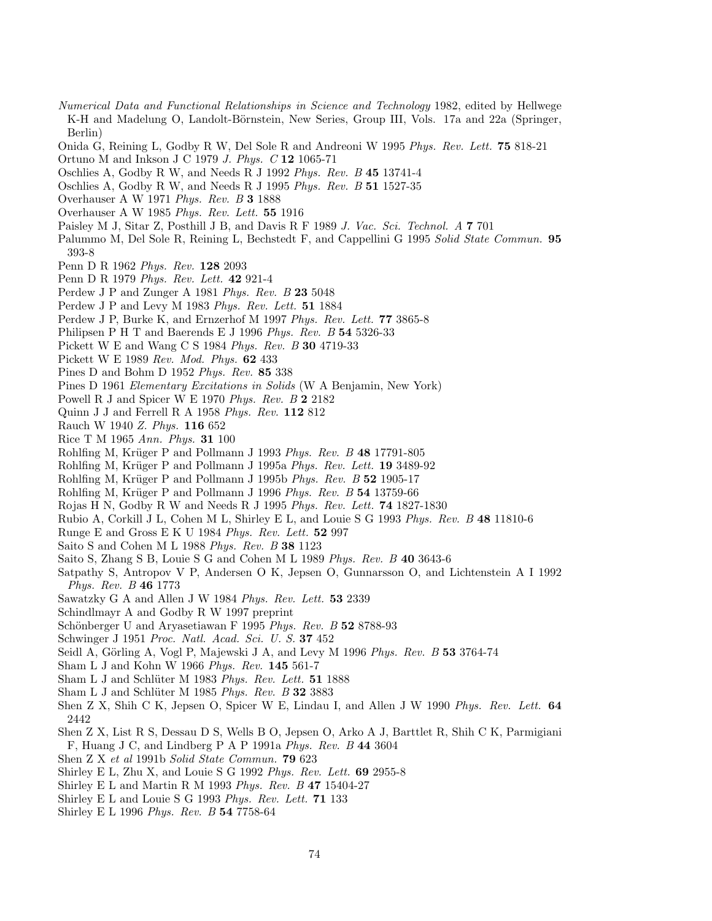*Numerical Data and Functional Relationships in Science and Technology* 1982, edited by Hellwege K-H and Madelung O, Landolt-Börnstein, New Series, Group III, Vols. 17a and 22a (Springer, Berlin)

Onida G, Reining L, Godby R W, Del Sole R and Andreoni W 1995 *Phys. Rev. Lett.* **75** 818-21

Ortuno M and Inkson J C 1979 *J. Phys. C* **12** 1065-71

Oschlies A, Godby R W, and Needs R J 1992 *Phys. Rev. B* **45** 13741-4

Oschlies A, Godby R W, and Needs R J 1995 *Phys. Rev. B* **51** 1527-35

Overhauser A W 1971 *Phys. Rev. B* **3** 1888

Overhauser A W 1985 *Phys. Rev. Lett.* **55** 1916

Paisley M J, Sitar Z, Posthill J B, and Davis R F 1989 *J. Vac. Sci. Technol. A* **7** 701

Palummo M, Del Sole R, Reining L, Bechstedt F, and Cappellini G 1995 *Solid State Commun.* **95** 393-8

Penn D R 1962 *Phys. Rev.* **128** 2093

Penn D R 1979 *Phys. Rev. Lett.* **42** 921-4

Perdew J P and Zunger A 1981 *Phys. Rev. B* **23** 5048

Perdew J P and Levy M 1983 *Phys. Rev. Lett.* **51** 1884

Perdew J P, Burke K, and Ernzerhof M 1997 *Phys. Rev. Lett.* **77** 3865-8

Philipsen P H T and Baerends E J 1996 *Phys. Rev. B* **54** 5326-33

Pickett W E and Wang C S 1984 *Phys. Rev. B* **30** 4719-33

Pickett W E 1989 *Rev. Mod. Phys.* **62** 433

Pines D and Bohm D 1952 *Phys. Rev.* **85** 338

Pines D 1961 *Elementary Excitations in Solids* (W A Benjamin, New York)

Powell R J and Spicer W E 1970 *Phys. Rev. B* **2** 2182

Quinn J J and Ferrell R A 1958 *Phys. Rev.* **112** 812

Rauch W 1940 *Z. Phys.* **116** 652

Rice T M 1965 *Ann. Phys.* **31** 100

Rohlfing M, Krüger P and Pollmann J 1993 *Phys. Rev. B* **48** 17791-805

Rohlfing M, Krüger P and Pollmann J 1995a *Phys. Rev. Lett.* **19** 3489-92

Rohlfing M, Krüger P and Pollmann J 1995b *Phys. Rev. B* **52** 1905-17

Rohlfing M, Krüger P and Pollmann J 1996 *Phys. Rev. B* **54** 13759-66

Rojas H N, Godby R W and Needs R J 1995 *Phys. Rev. Lett.* **74** 1827-1830

Rubio A, Corkill J L, Cohen M L, Shirley E L, and Louie S G 1993 *Phys. Rev. B* **48** 11810-6

Runge E and Gross E K U 1984 *Phys. Rev. Lett.* **52** 997

Saito S and Cohen M L 1988 *Phys. Rev. B* **38** 1123

Saito S, Zhang S B, Louie S G and Cohen M L 1989 *Phys. Rev. B* **40** 3643-6

Satpathy S, Antropov V P, Andersen O K, Jepsen O, Gunnarsson O, and Lichtenstein A I 1992 *Phys. Rev. B* **46** 1773

Sawatzky G A and Allen J W 1984 *Phys. Rev. Lett.* **53** 2339

Schindlmayr A and Godby R W 1997 preprint

Schönberger U and Aryasetiawan F 1995 *Phys. Rev. B* **52** 8788-93

Schwinger J 1951 *Proc. Natl. Acad. Sci. U. S.* **37** 452

Seidl A, Görling A, Vogl P, Majewski J A, and Levy M 1996 *Phys. Rev. B* **53** 3764-74

Sham L J and Kohn W 1966 *Phys. Rev.* **145** 561-7

Sham L J and Schlüter M 1983 *Phys. Rev. Lett.* **51** 1888

Sham L J and Schlüter M 1985 *Phys. Rev. B* **32** 3883

Shen Z X, Shih C K, Jepsen O, Spicer W E, Lindau I, and Allen J W 1990 *Phys. Rev. Lett.* **64** 2442

Shen Z X, List R S, Dessau D S, Wells B O, Jepsen O, Arko A J, Barttlet R, Shih C K, Parmigiani F, Huang J C, and Lindberg P A P 1991a *Phys. Rev. B* **44** 3604

Shen Z X *et al* 1991b *Solid State Commun.* **79** 623

Shirley E L, Zhu X, and Louie S G 1992 *Phys. Rev. Lett.* **69** 2955-8

Shirley E L and Martin R M 1993 *Phys. Rev. B* **47** 15404-27

Shirley E L and Louie S G 1993 *Phys. Rev. Lett.* **71** 133

Shirley E L 1996 *Phys. Rev. B* **54** 7758-64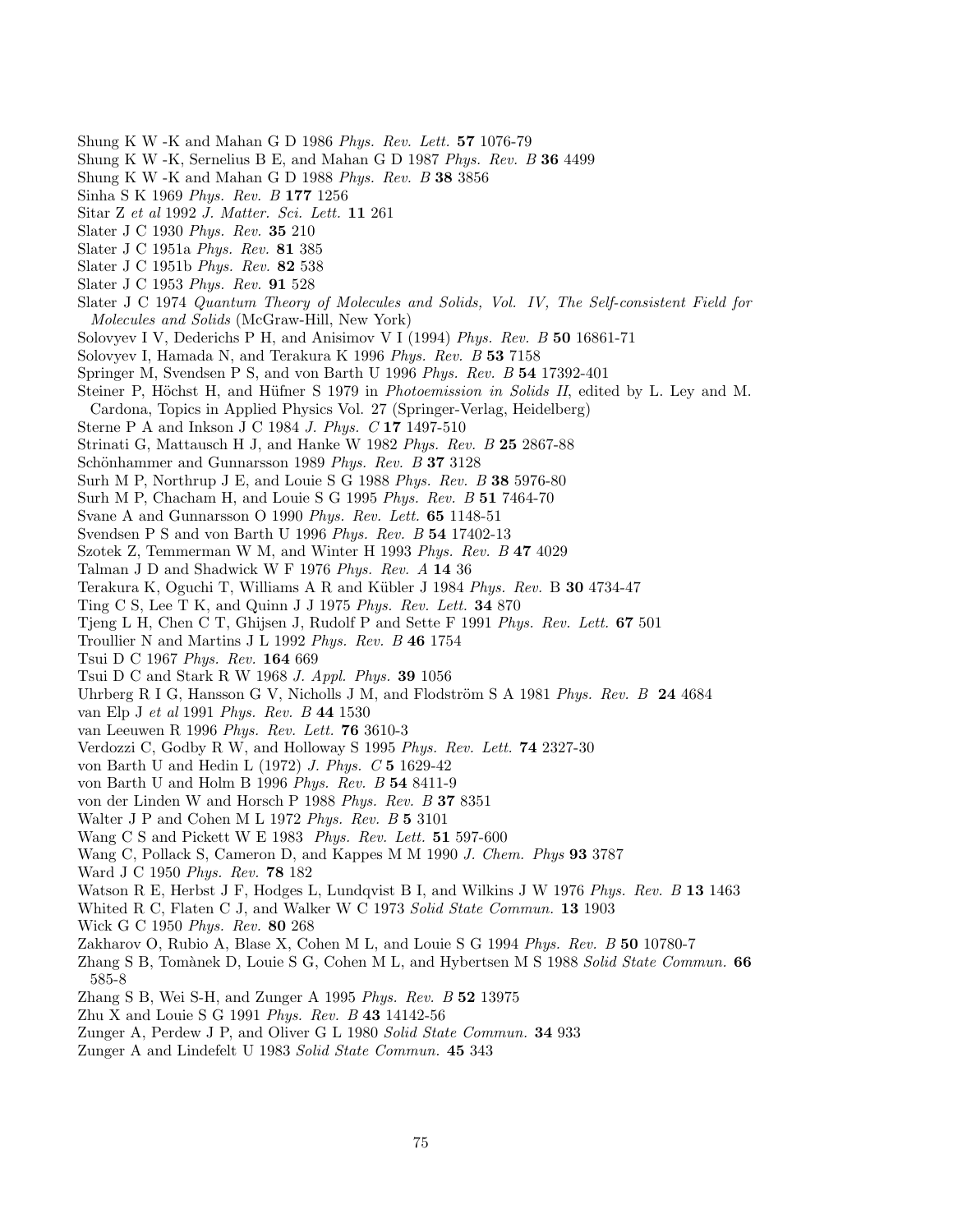Shung K W -K and Mahan G D 1986 *Phys. Rev. Lett.* **57** 1076-79

Shung K W -K, Sernelius B E, and Mahan G D 1987 *Phys. Rev. B* **36** 4499

Shung K W -K and Mahan G D 1988 *Phys. Rev. B* **38** 3856

Sinha S K 1969 *Phys. Rev. B* **177** 1256

Sitar Z *et al* 1992 *J. Matter. Sci. Lett.* **11** 261

Slater J C 1930 *Phys. Rev.* **35** 210

Slater J C 1951a *Phys. Rev.* **81** 385

Slater J C 1951b *Phys. Rev.* **82** 538

Slater J C 1953 *Phys. Rev.* **91** 528

Slater J C 1974 *Quantum Theory of Molecules and Solids, Vol. IV, The Self-consistent Field for Molecules and Solids* (McGraw-Hill, New York)

Solovyev I V, Dederichs P H, and Anisimov V I (1994) *Phys. Rev. B* **50** 16861-71

Solovyev I, Hamada N, and Terakura K 1996 *Phys. Rev. B* **53** 7158

Springer M, Svendsen P S, and von Barth U 1996 *Phys. Rev. B* **54** 17392-401

Steiner P, Höchst H, and Hüfner S 1979 in *Photoemission in Solids II*, edited by L. Ley and M. Cardona, Topics in Applied Physics Vol. 27 (Springer-Verlag, Heidelberg)

Sterne P A and Inkson J C 1984 *J. Phys. C* **17** 1497-510

Strinati G, Mattausch H J, and Hanke W 1982 *Phys. Rev. B* **25** 2867-88

Schönhammer and Gunnarsson 1989 *Phys. Rev. B* **37** 3128

Surh M P, Northrup J E, and Louie S G 1988 *Phys. Rev. B* **38** 5976-80

Surh M P, Chacham H, and Louie S G 1995 *Phys. Rev. B* **51** 7464-70

Svane A and Gunnarsson O 1990 *Phys. Rev. Lett.* **65** 1148-51

Svendsen P S and von Barth U 1996 *Phys. Rev. B* **54** 17402-13

Szotek Z, Temmerman W M, and Winter H 1993 *Phys. Rev. B* **47** 4029

Talman J D and Shadwick W F 1976 *Phys. Rev. A* **14** 36

Terakura K, Oguchi T, Williams A R and Kübler J 1984 *Phys. Rev.* B **30** 4734-47

Ting C S, Lee T K, and Quinn J J 1975 *Phys. Rev. Lett.* **34** 870

Tjeng L H, Chen C T, Ghijsen J, Rudolf P and Sette F 1991 *Phys. Rev. Lett.* **67** 501

Troullier N and Martins J L 1992 *Phys. Rev. B* **46** 1754

Tsui D C 1967 *Phys. Rev.* **164** 669

Tsui D C and Stark R W 1968 *J. Appl. Phys.* **39** 1056

Uhrberg R I G, Hansson G V, Nicholls J M, and Flodström S A 1981 *Phys. Rev. B* **24** 4684

van Elp J *et al* 1991 *Phys. Rev. B* **44** 1530

van Leeuwen R 1996 *Phys. Rev. Lett.* **76** 3610-3

Verdozzi C, Godby R W, and Holloway S 1995 *Phys. Rev. Lett.* **74** 2327-30

von Barth U and Hedin L (1972) *J. Phys. C* **5** 1629-42

von Barth U and Holm B 1996 *Phys. Rev. B* **54** 8411-9

von der Linden W and Horsch P 1988 *Phys. Rev. B* **37** 8351

Walter J P and Cohen M L 1972 *Phys. Rev. B* **5** 3101

Wang C S and Pickett W E 1983 *Phys. Rev. Lett.* **51** 597-600

Wang C, Pollack S, Cameron D, and Kappes M M 1990 *J. Chem. Phys* **93** 3787

Ward J C 1950 *Phys. Rev.* **78** 182

Watson R E, Herbst J F, Hodges L, Lundqvist B I, and Wilkins J W 1976 *Phys. Rev. B* **13** 1463

Whited R C, Flaten C J, and Walker W C 1973 *Solid State Commun.* **13** 1903

Wick G C 1950 *Phys. Rev.* **80** 268

Zakharov O, Rubio A, Blase X, Cohen M L, and Louie S G 1994 *Phys. Rev. B* **50** 10780-7

Zhang S B, Tomànek D, Louie S G, Cohen M L, and Hybertsen M S 1988 *Solid State Commun.* **66** 585-8

Zhang S B, Wei S-H, and Zunger A 1995 *Phys. Rev. B* **52** 13975

Zhu X and Louie S G 1991 *Phys. Rev. B* **43** 14142-56

Zunger A, Perdew J P, and Oliver G L 1980 *Solid State Commun.* **34** 933

Zunger A and Lindefelt U 1983 *Solid State Commun.* **45** 343